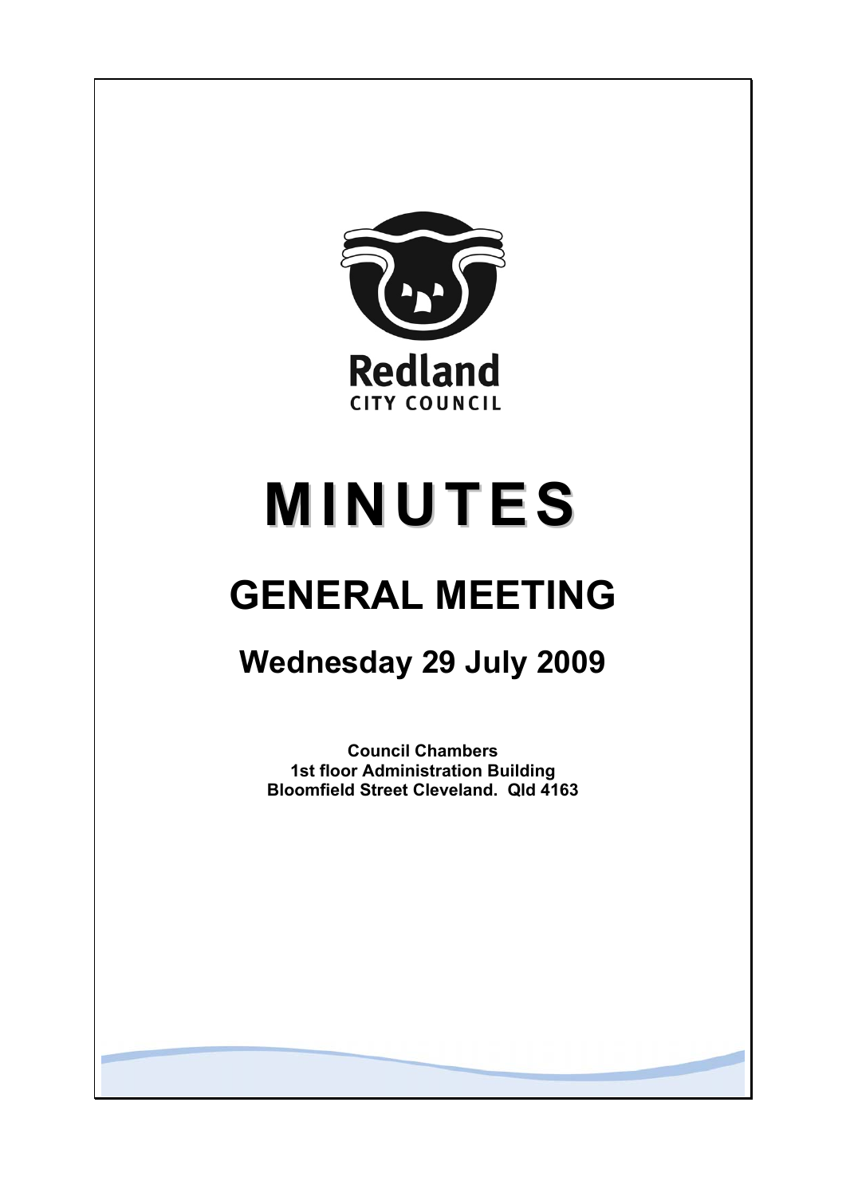Redland

CITY COUNCIL

# MINUTES

## GENERAL MEETING

### Wednesday 29 July 2009

**Council Chambers**
**1st floor Administration Building**
**Bloomfield Street Cleveland. Qld 4163**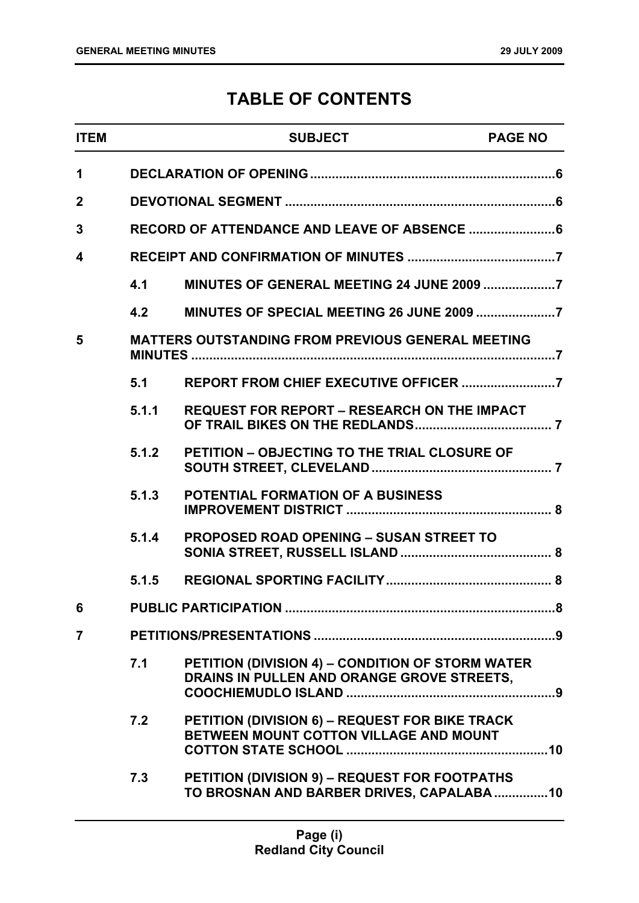# TABLE OF CONTENTS

| ITEM | | SUBJECT | PAGE NO |
|---|---|---|---|
| 1 | | DECLARATION OF OPENING | 6 |
| 2 | | DEVOTIONAL SEGMENT | 6 |
| 3 | | RECORD OF ATTENDANCE AND LEAVE OF ABSENCE | 6 |
| 4 | | RECEIPT AND CONFIRMATION OF MINUTES | 7 |
| | 4.1 | MINUTES OF GENERAL MEETING 24 JUNE 2009 | 7 |
| | 4.2 | MINUTES OF SPECIAL MEETING 26 JUNE 2009 | 7 |
| 5 | | MATTERS OUTSTANDING FROM PREVIOUS GENERAL MEETING MINUTES | 7 |
| | 5.1 | REPORT FROM CHIEF EXECUTIVE OFFICER | 7 |
| | 5.1.1 | REQUEST FOR REPORT – RESEARCH ON THE IMPACT OF TRAIL BIKES ON THE REDLANDS | 7 |
| | 5.1.2 | PETITION – OBJECTING TO THE TRIAL CLOSURE OF SOUTH STREET, CLEVELAND | 7 |
| | 5.1.3 | POTENTIAL FORMATION OF A BUSINESS IMPROVEMENT DISTRICT | 8 |
| | 5.1.4 | PROPOSED ROAD OPENING – SUSAN STREET TO SONIA STREET, RUSSELL ISLAND | 8 |
| | 5.1.5 | REGIONAL SPORTING FACILITY | 8 |
| 6 | | PUBLIC PARTICIPATION | 8 |
| 7 | | PETITIONS/PRESENTATIONS | 9 |
| | 7.1 | PETITION (DIVISION 4) – CONDITION OF STORM WATER DRAINS IN PULLEN AND ORANGE GROVE STREETS, COOCHIEMUDLO ISLAND | 9 |
| | 7.2 | PETITION (DIVISION 6) – REQUEST FOR BIKE TRACK BETWEEN MOUNT COTTON VILLAGE AND MOUNT COTTON STATE SCHOOL | 10 |
| | 7.3 | PETITION (DIVISION 9) – REQUEST FOR FOOTPATHS TO BROSNAN AND BARBER DRIVES, CAPALABA | 10 |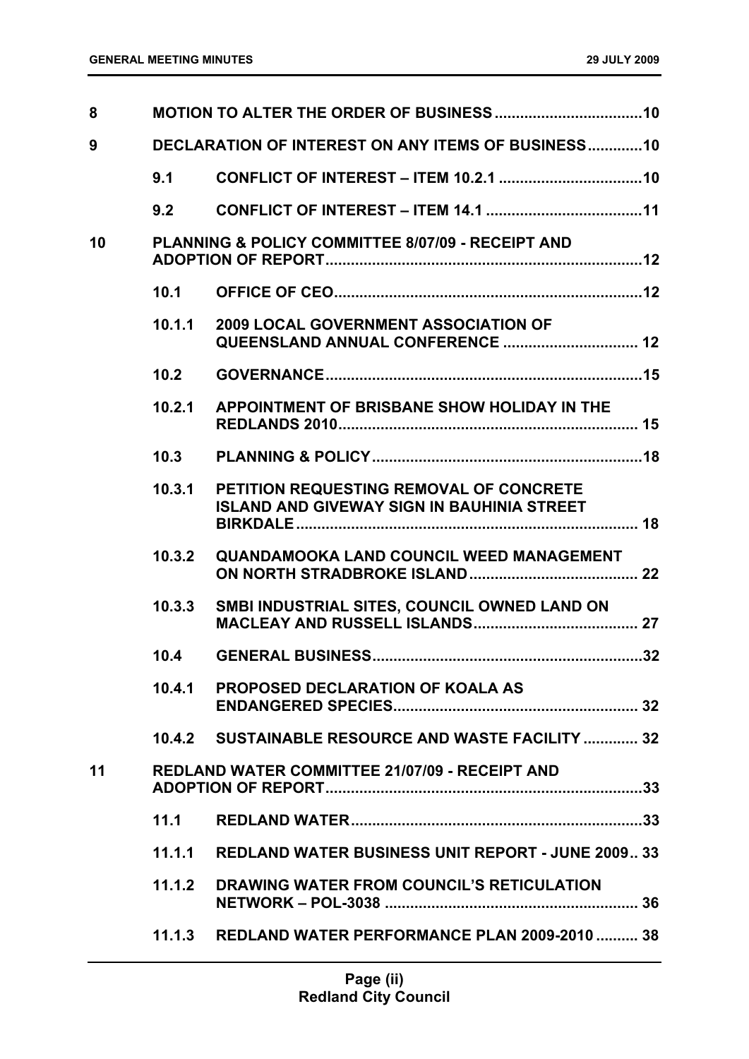| | | | |
|---|---|---|---|
| **8** | **MOTION TO ALTER THE ORDER OF BUSINESS** | | **10** |
| **9** | **DECLARATION OF INTEREST ON ANY ITEMS OF BUSINESS** | | **10** |
| | **9.1** | **CONFLICT OF INTEREST – ITEM 10.2.1** | **10** |
| | **9.2** | **CONFLICT OF INTEREST – ITEM 14.1** | **11** |
| **10** | **PLANNING & POLICY COMMITTEE 8/07/09 - RECEIPT AND ADOPTION OF REPORT** | | **12** |
| | **10.1** | **OFFICE OF CEO** | **12** |
| | **10.1.1** | **2009 LOCAL GOVERNMENT ASSOCIATION OF QUEENSLAND ANNUAL CONFERENCE** | **12** |
| | **10.2** | **GOVERNANCE** | **15** |
| | **10.2.1** | **APPOINTMENT OF BRISBANE SHOW HOLIDAY IN THE REDLANDS 2010** | **15** |
| | **10.3** | **PLANNING & POLICY** | **18** |
| | **10.3.1** | **PETITION REQUESTING REMOVAL OF CONCRETE ISLAND AND GIVEWAY SIGN IN BAUHINIA STREET BIRKDALE** | **18** |
| | **10.3.2** | **QUANDAMOOKA LAND COUNCIL WEED MANAGEMENT ON NORTH STRADBROKE ISLAND** | **22** |
| | **10.3.3** | **SMBI INDUSTRIAL SITES, COUNCIL OWNED LAND ON MACLEAY AND RUSSELL ISLANDS** | **27** |
| | **10.4** | **GENERAL BUSINESS** | **32** |
| | **10.4.1** | **PROPOSED DECLARATION OF KOALA AS ENDANGERED SPECIES** | **32** |
| | **10.4.2** | **SUSTAINABLE RESOURCE AND WASTE FACILITY** | **32** |
| **11** | **REDLAND WATER COMMITTEE 21/07/09 - RECEIPT AND ADOPTION OF REPORT** | | **33** |
| | **11.1** | **REDLAND WATER** | **33** |
| | **11.1.1** | **REDLAND WATER BUSINESS UNIT REPORT - JUNE 2009** | **33** |
| | **11.1.2** | **DRAWING WATER FROM COUNCIL'S RETICULATION NETWORK – POL-3038** | **36** |
| | **11.1.3** | **REDLAND WATER PERFORMANCE PLAN 2009-2010** | **38** |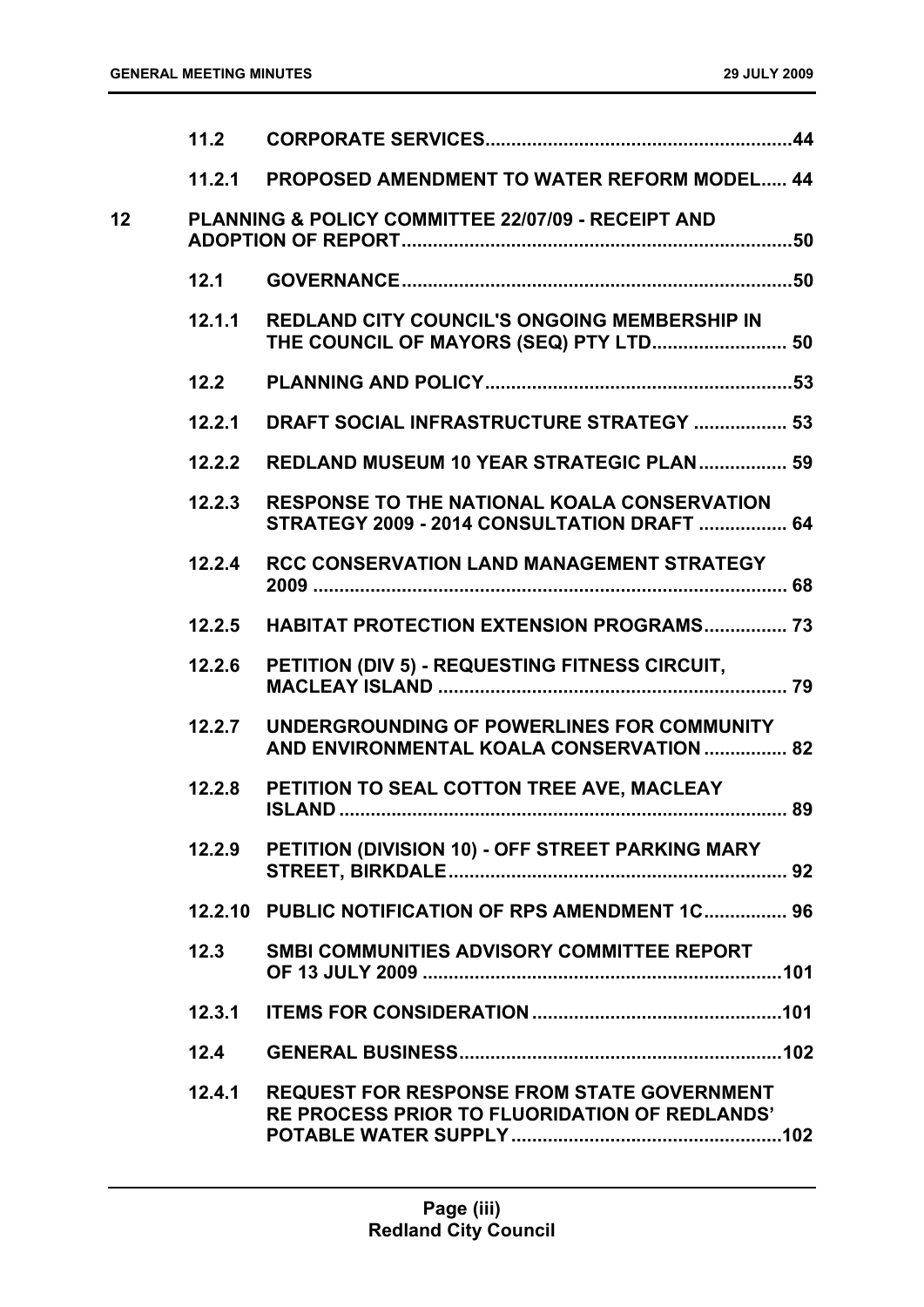| | | | |
|---|---|---|---|
| | **11.2** | **CORPORATE SERVICES** | **44** |
| | **11.2.1** | **PROPOSED AMENDMENT TO WATER REFORM MODEL** | **44** |
| **12** | | **PLANNING & POLICY COMMITTEE 22/07/09 - RECEIPT AND ADOPTION OF REPORT** | **50** |
| | **12.1** | **GOVERNANCE** | **50** |
| | **12.1.1** | **REDLAND CITY COUNCIL'S ONGOING MEMBERSHIP IN THE COUNCIL OF MAYORS (SEQ) PTY LTD** | **50** |
| | **12.2** | **PLANNING AND POLICY** | **53** |
| | **12.2.1** | **DRAFT SOCIAL INFRASTRUCTURE STRATEGY** | **53** |
| | **12.2.2** | **REDLAND MUSEUM 10 YEAR STRATEGIC PLAN** | **59** |
| | **12.2.3** | **RESPONSE TO THE NATIONAL KOALA CONSERVATION STRATEGY 2009 - 2014 CONSULTATION DRAFT** | **64** |
| | **12.2.4** | **RCC CONSERVATION LAND MANAGEMENT STRATEGY 2009** | **68** |
| | **12.2.5** | **HABITAT PROTECTION EXTENSION PROGRAMS** | **73** |
| | **12.2.6** | **PETITION (DIV 5) - REQUESTING FITNESS CIRCUIT, MACLEAY ISLAND** | **79** |
| | **12.2.7** | **UNDERGROUNDING OF POWERLINES FOR COMMUNITY AND ENVIRONMENTAL KOALA CONSERVATION** | **82** |
| | **12.2.8** | **PETITION TO SEAL COTTON TREE AVE, MACLEAY ISLAND** | **89** |
| | **12.2.9** | **PETITION (DIVISION 10) - OFF STREET PARKING MARY STREET, BIRKDALE** | **92** |
| | **12.2.10** | **PUBLIC NOTIFICATION OF RPS AMENDMENT 1C** | **96** |
| | **12.3** | **SMBI COMMUNITIES ADVISORY COMMITTEE REPORT OF 13 JULY 2009** | **101** |
| | **12.3.1** | **ITEMS FOR CONSIDERATION** | **101** |
| | **12.4** | **GENERAL BUSINESS** | **102** |
| | **12.4.1** | **REQUEST FOR RESPONSE FROM STATE GOVERNMENT RE PROCESS PRIOR TO FLUORIDATION OF REDLANDS' POTABLE WATER SUPPLY** | **102** |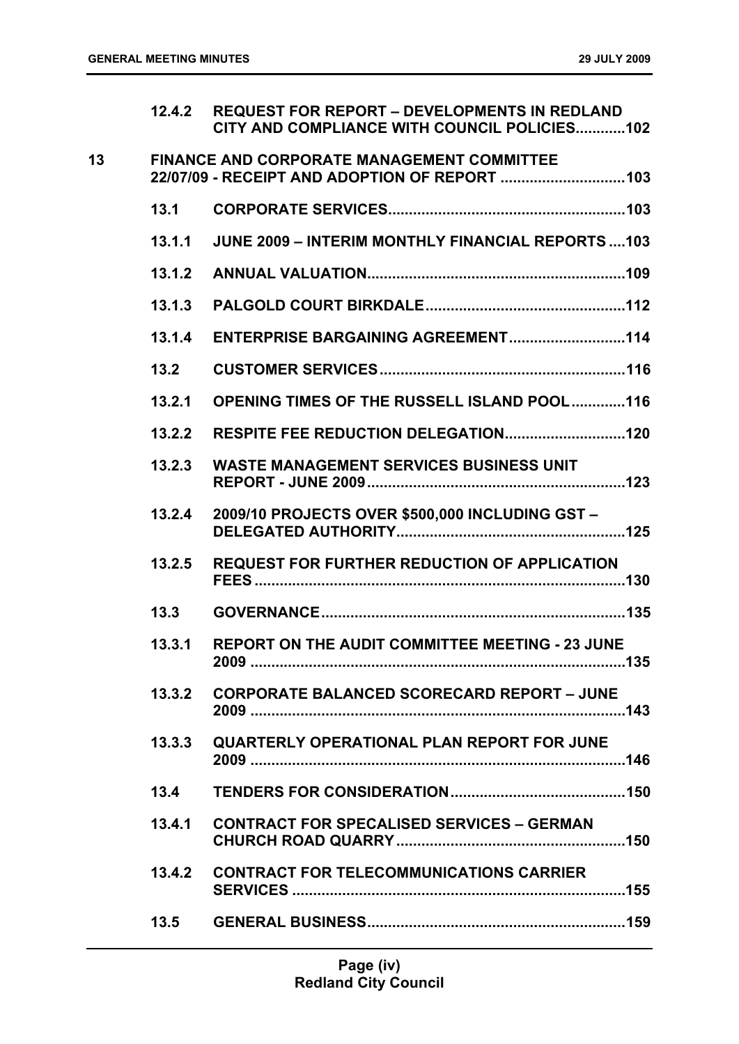12.4.2 REQUEST FOR REPORT – DEVELOPMENTS IN REDLAND CITY AND COMPLIANCE WITH COUNCIL POLICIES............102

13 FINANCE AND CORPORATE MANAGEMENT COMMITTEE 22/07/09 - RECEIPT AND ADOPTION OF REPORT .............................103

13.1 CORPORATE SERVICES........................................................103

13.1.1 JUNE 2009 – INTERIM MONTHLY FINANCIAL REPORTS ....103

13.1.2 ANNUAL VALUATION............................................................109

13.1.3 PALGOLD COURT BIRKDALE................................................112

13.1.4 ENTERPRISE BARGAINING AGREEMENT...........................114

13.2 CUSTOMER SERVICES..........................................................116

13.2.1 OPENING TIMES OF THE RUSSELL ISLAND POOL.............116

13.2.2 RESPITE FEE REDUCTION DELEGATION.............................120

13.2.3 WASTE MANAGEMENT SERVICES BUSINESS UNIT REPORT - JUNE 2009.............................................................123

13.2.4 2009/10 PROJECTS OVER $500,000 INCLUDING GST – DELEGATED AUTHORITY......................................................125

13.2.5 REQUEST FOR FURTHER REDUCTION OF APPLICATION FEES ........................................................................................130

13.3 GOVERNANCE........................................................................135

13.3.1 REPORT ON THE AUDIT COMMITTEE MEETING - 23 JUNE 2009 ........................................................................................135

13.3.2 CORPORATE BALANCED SCORECARD REPORT – JUNE 2009 ........................................................................................143

13.3.3 QUARTERLY OPERATIONAL PLAN REPORT FOR JUNE 2009 ........................................................................................146

13.4 TENDERS FOR CONSIDERATION..........................................150

13.4.1 CONTRACT FOR SPECALISED SERVICES – GERMAN CHURCH ROAD QUARRY......................................................150

13.4.2 CONTRACT FOR TELECOMMUNICATIONS CARRIER SERVICES ...............................................................................155

13.5 GENERAL BUSINESS.............................................................159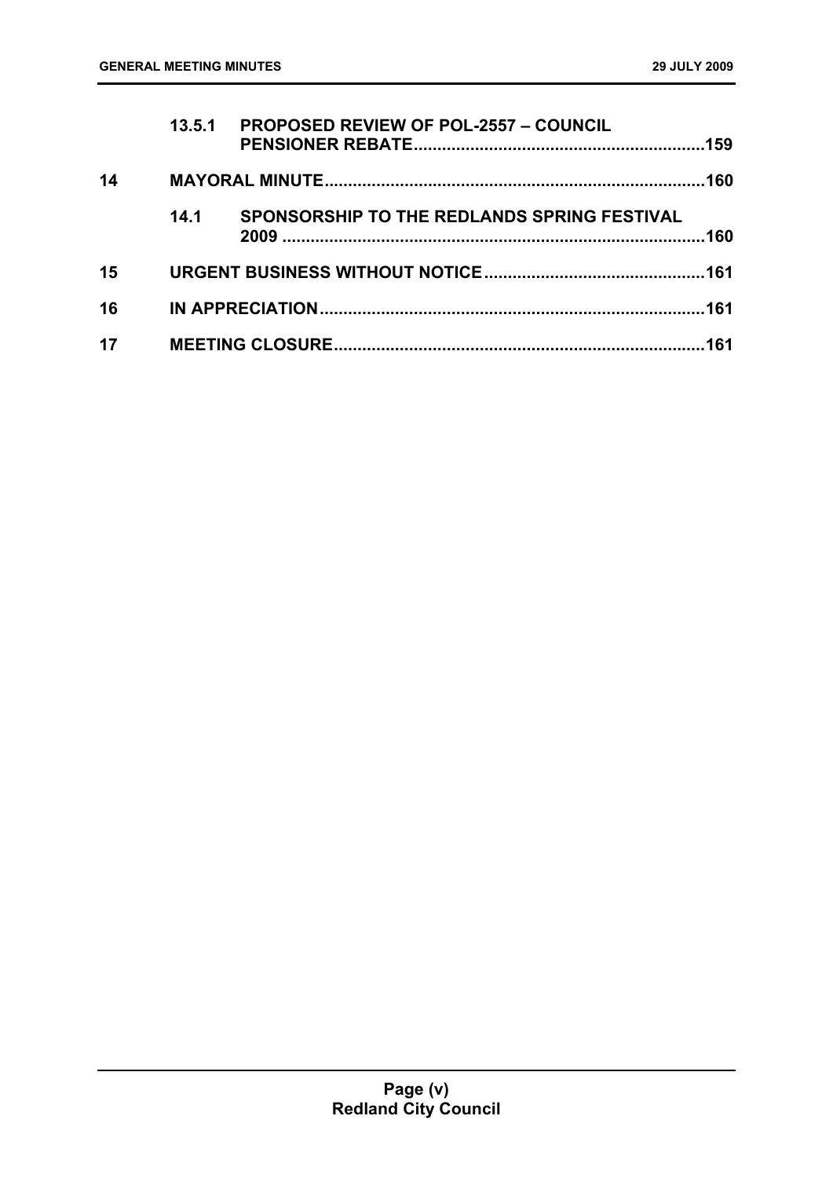| | | | |
|---|---|---|---|
| | 13.5.1 | PROPOSED REVIEW OF POL-2557 – COUNCIL PENSIONER REBATE | 159 |
| 14 | | MAYORAL MINUTE | 160 |
| | 14.1 | SPONSORSHIP TO THE REDLANDS SPRING FESTIVAL 2009 | 160 |
| 15 | | URGENT BUSINESS WITHOUT NOTICE | 161 |
| 16 | | IN APPRECIATION | 161 |
| 17 | | MEETING CLOSURE | 161 |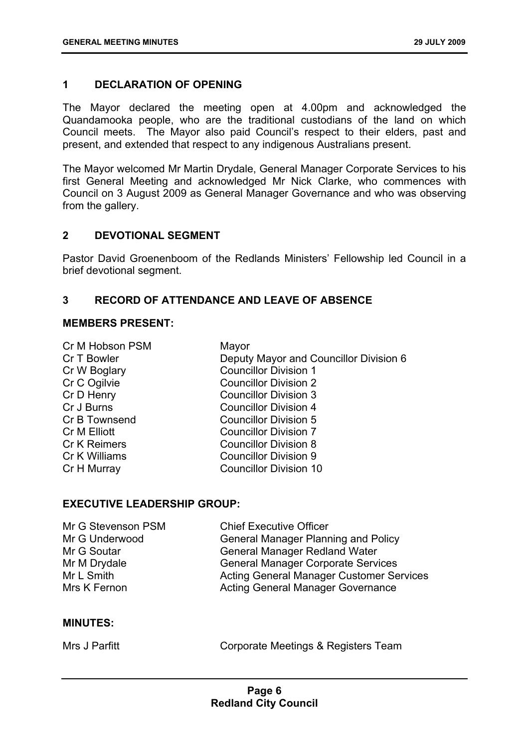## 1 DECLARATION OF OPENING

The Mayor declared the meeting open at 4.00pm and acknowledged the Quandamooka people, who are the traditional custodians of the land on which Council meets. The Mayor also paid Council's respect to their elders, past and present, and extended that respect to any indigenous Australians present.

The Mayor welcomed Mr Martin Drydale, General Manager Corporate Services to his first General Meeting and acknowledged Mr Nick Clarke, who commences with Council on 3 August 2009 as General Manager Governance and who was observing from the gallery.

## 2 DEVOTIONAL SEGMENT

Pastor David Groenenboom of the Redlands Ministers' Fellowship led Council in a brief devotional segment.

## 3 RECORD OF ATTENDANCE AND LEAVE OF ABSENCE

### MEMBERS PRESENT:

| | |
|---|---|
| Cr M Hobson PSM | Mayor |
| Cr T Bowler | Deputy Mayor and Councillor Division 6 |
| Cr W Boglary | Councillor Division 1 |
| Cr C Ogilvie | Councillor Division 2 |
| Cr D Henry | Councillor Division 3 |
| Cr J Burns | Councillor Division 4 |
| Cr B Townsend | Councillor Division 5 |
| Cr M Elliott | Councillor Division 7 |
| Cr K Reimers | Councillor Division 8 |
| Cr K Williams | Councillor Division 9 |
| Cr H Murray | Councillor Division 10 |

### EXECUTIVE LEADERSHIP GROUP:

| | |
|---|---|
| Mr G Stevenson PSM | Chief Executive Officer |
| Mr G Underwood | General Manager Planning and Policy |
| Mr G Soutar | General Manager Redland Water |
| Mr M Drydale | General Manager Corporate Services |
| Mr L Smith | Acting General Manager Customer Services |
| Mrs K Fernon | Acting General Manager Governance |

### MINUTES:

| | |
|---|---|
| Mrs J Parfitt | Corporate Meetings & Registers Team |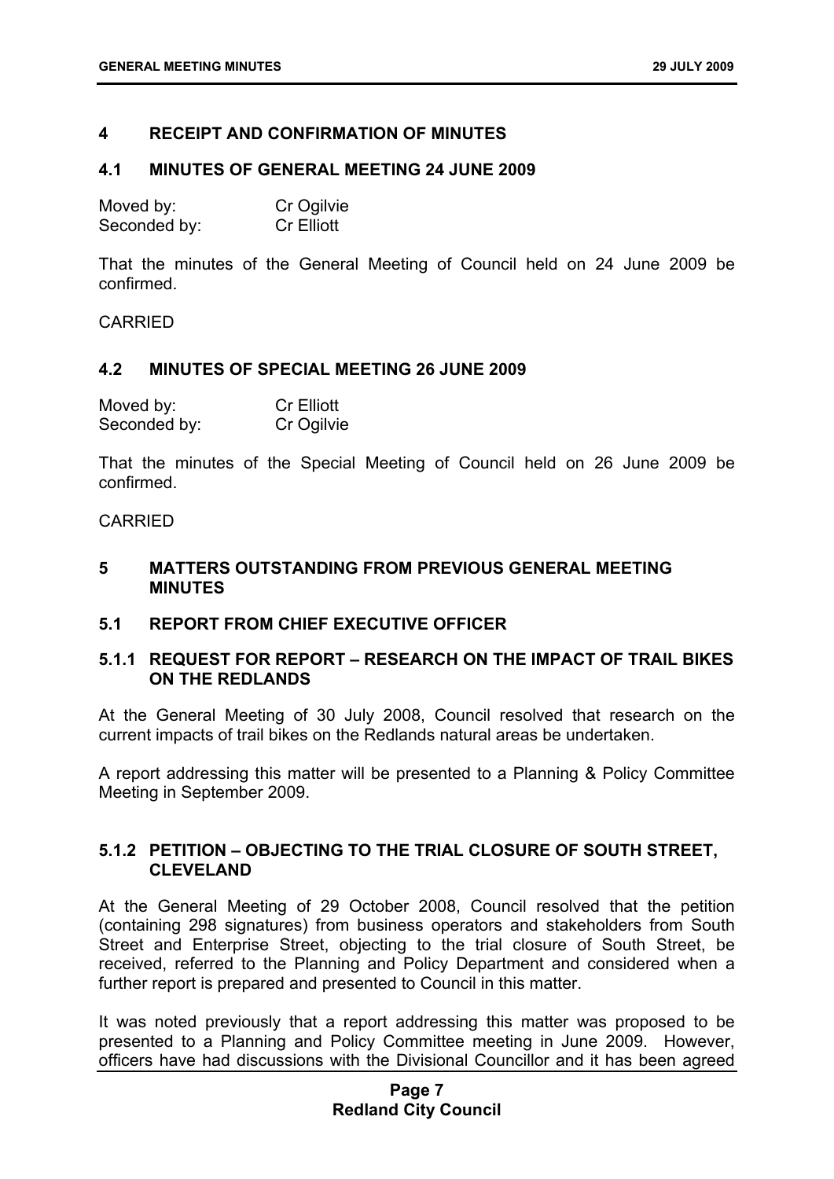## 4 RECEIPT AND CONFIRMATION OF MINUTES

### 4.1 MINUTES OF GENERAL MEETING 24 JUNE 2009

Moved by: Cr Ogilvie
Seconded by: Cr Elliott

That the minutes of the General Meeting of Council held on 24 June 2009 be confirmed.

CARRIED

### 4.2 MINUTES OF SPECIAL MEETING 26 JUNE 2009

Moved by: Cr Elliott
Seconded by: Cr Ogilvie

That the minutes of the Special Meeting of Council held on 26 June 2009 be confirmed.

CARRIED

## 5 MATTERS OUTSTANDING FROM PREVIOUS GENERAL MEETING MINUTES

### 5.1 REPORT FROM CHIEF EXECUTIVE OFFICER

#### 5.1.1 REQUEST FOR REPORT – RESEARCH ON THE IMPACT OF TRAIL BIKES ON THE REDLANDS

At the General Meeting of 30 July 2008, Council resolved that research on the current impacts of trail bikes on the Redlands natural areas be undertaken.

A report addressing this matter will be presented to a Planning & Policy Committee Meeting in September 2009.

#### 5.1.2 PETITION – OBJECTING TO THE TRIAL CLOSURE OF SOUTH STREET, CLEVELAND

At the General Meeting of 29 October 2008, Council resolved that the petition (containing 298 signatures) from business operators and stakeholders from South Street and Enterprise Street, objecting to the trial closure of South Street, be received, referred to the Planning and Policy Department and considered when a further report is prepared and presented to Council in this matter.

It was noted previously that a report addressing this matter was proposed to be presented to a Planning and Policy Committee meeting in June 2009. However, officers have had discussions with the Divisional Councillor and it has been agreed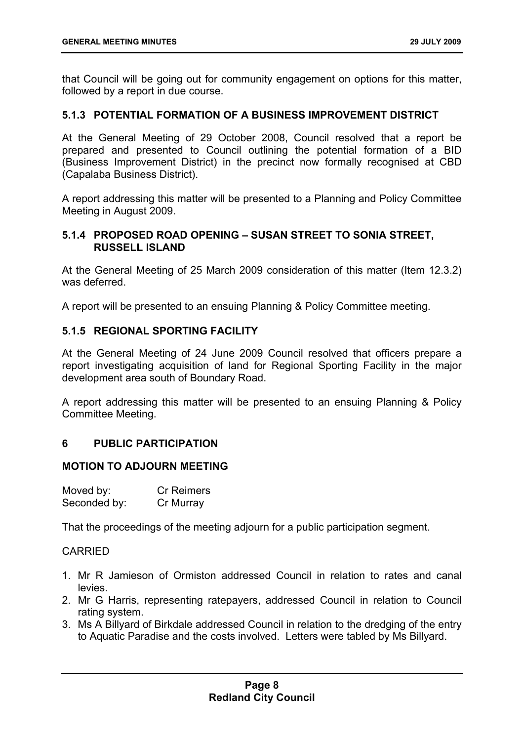that Council will be going out for community engagement on options for this matter, followed by a report in due course.

### 5.1.3 POTENTIAL FORMATION OF A BUSINESS IMPROVEMENT DISTRICT

At the General Meeting of 29 October 2008, Council resolved that a report be prepared and presented to Council outlining the potential formation of a BID (Business Improvement District) in the precinct now formally recognised at CBD (Capalaba Business District).

A report addressing this matter will be presented to a Planning and Policy Committee Meeting in August 2009.

### 5.1.4 PROPOSED ROAD OPENING – SUSAN STREET TO SONIA STREET, RUSSELL ISLAND

At the General Meeting of 25 March 2009 consideration of this matter (Item 12.3.2) was deferred.

A report will be presented to an ensuing Planning & Policy Committee meeting.

### 5.1.5 REGIONAL SPORTING FACILITY

At the General Meeting of 24 June 2009 Council resolved that officers prepare a report investigating acquisition of land for Regional Sporting Facility in the major development area south of Boundary Road.

A report addressing this matter will be presented to an ensuing Planning & Policy Committee Meeting.

## 6 PUBLIC PARTICIPATION

### MOTION TO ADJOURN MEETING

Moved by: Cr Reimers
Seconded by: Cr Murray

That the proceedings of the meeting adjourn for a public participation segment.

CARRIED

1. Mr R Jamieson of Ormiston addressed Council in relation to rates and canal levies.
2. Mr G Harris, representing ratepayers, addressed Council in relation to Council rating system.
3. Ms A Billyard of Birkdale addressed Council in relation to the dredging of the entry to Aquatic Paradise and the costs involved. Letters were tabled by Ms Billyard.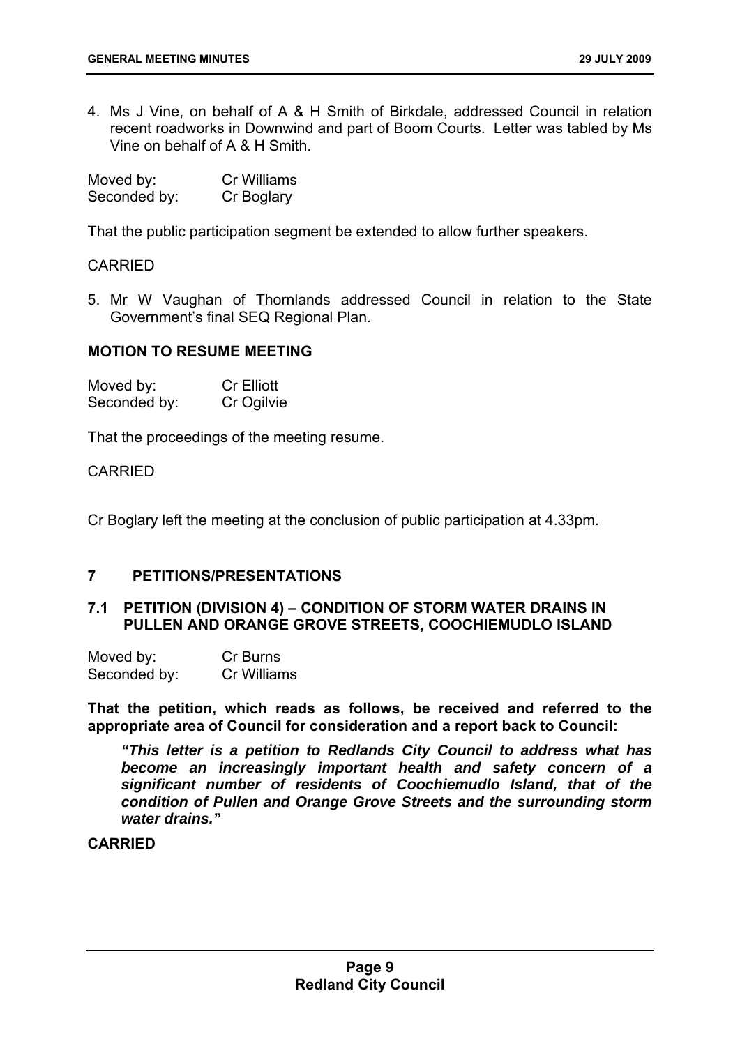4. Ms J Vine, on behalf of A & H Smith of Birkdale, addressed Council in relation recent roadworks in Downwind and part of Boom Courts. Letter was tabled by Ms Vine on behalf of A & H Smith.

Moved by: Cr Williams
Seconded by: Cr Boglary

That the public participation segment be extended to allow further speakers.

CARRIED

5. Mr W Vaughan of Thornlands addressed Council in relation to the State Government's final SEQ Regional Plan.

**MOTION TO RESUME MEETING**

Moved by: Cr Elliott
Seconded by: Cr Ogilvie

That the proceedings of the meeting resume.

CARRIED

Cr Boglary left the meeting at the conclusion of public participation at 4.33pm.

## 7 PETITIONS/PRESENTATIONS

### 7.1 PETITION (DIVISION 4) – CONDITION OF STORM WATER DRAINS IN PULLEN AND ORANGE GROVE STREETS, COOCHIEMUDLO ISLAND

Moved by: Cr Burns
Seconded by: Cr Williams

**That the petition, which reads as follows, be received and referred to the appropriate area of Council for consideration and a report back to Council:**

> ***"This letter is a petition to Redlands City Council to address what has become an increasingly important health and safety concern of a significant number of residents of Coochiemudlo Island, that of the condition of Pullen and Orange Grove Streets and the surrounding storm water drains."***

**CARRIED**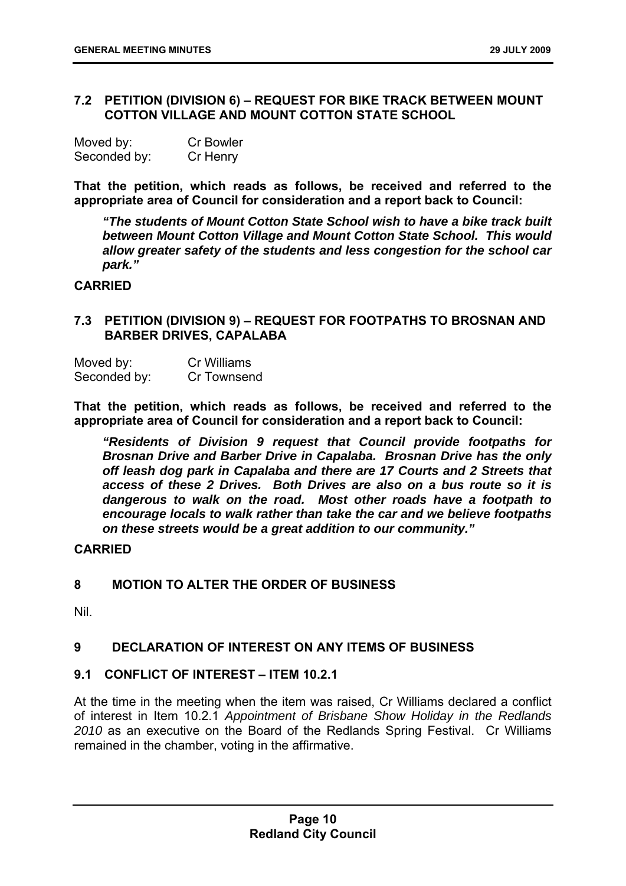## 7.2 PETITION (DIVISION 6) – REQUEST FOR BIKE TRACK BETWEEN MOUNT COTTON VILLAGE AND MOUNT COTTON STATE SCHOOL

Moved by: Cr Bowler
Seconded by: Cr Henry

**That the petition, which reads as follows, be received and referred to the appropriate area of Council for consideration and a report back to Council:**

> ***"The students of Mount Cotton State School wish to have a bike track built between Mount Cotton Village and Mount Cotton State School. This would allow greater safety of the students and less congestion for the school car park."***

**CARRIED**

## 7.3 PETITION (DIVISION 9) – REQUEST FOR FOOTPATHS TO BROSNAN AND BARBER DRIVES, CAPALABA

Moved by: Cr Williams
Seconded by: Cr Townsend

**That the petition, which reads as follows, be received and referred to the appropriate area of Council for consideration and a report back to Council:**

> ***"Residents of Division 9 request that Council provide footpaths for Brosnan Drive and Barber Drive in Capalaba. Brosnan Drive has the only off leash dog park in Capalaba and there are 17 Courts and 2 Streets that access of these 2 Drives. Both Drives are also on a bus route so it is dangerous to walk on the road. Most other roads have a footpath to encourage locals to walk rather than take the car and we believe footpaths on these streets would be a great addition to our community."***

**CARRIED**

# 8 MOTION TO ALTER THE ORDER OF BUSINESS

Nil.

# 9 DECLARATION OF INTEREST ON ANY ITEMS OF BUSINESS

## 9.1 CONFLICT OF INTEREST – ITEM 10.2.1

At the time in the meeting when the item was raised, Cr Williams declared a conflict of interest in Item 10.2.1 *Appointment of Brisbane Show Holiday in the Redlands 2010* as an executive on the Board of the Redlands Spring Festival. Cr Williams remained in the chamber, voting in the affirmative.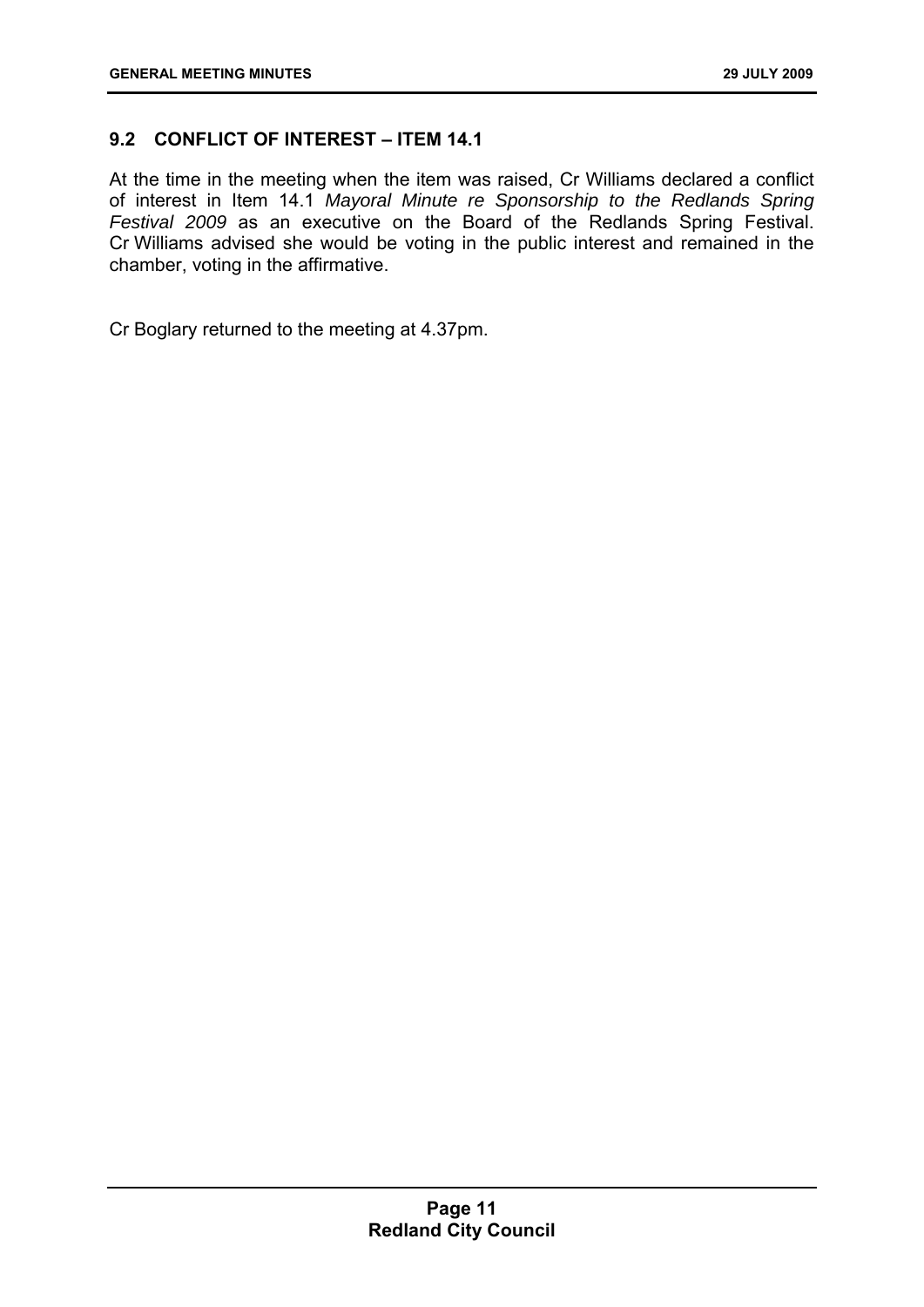## 9.2 CONFLICT OF INTEREST – ITEM 14.1

At the time in the meeting when the item was raised, Cr Williams declared a conflict of interest in Item 14.1 *Mayoral Minute re Sponsorship to the Redlands Spring Festival 2009* as an executive on the Board of the Redlands Spring Festival. Cr Williams advised she would be voting in the public interest and remained in the chamber, voting in the affirmative.

Cr Boglary returned to the meeting at 4.37pm.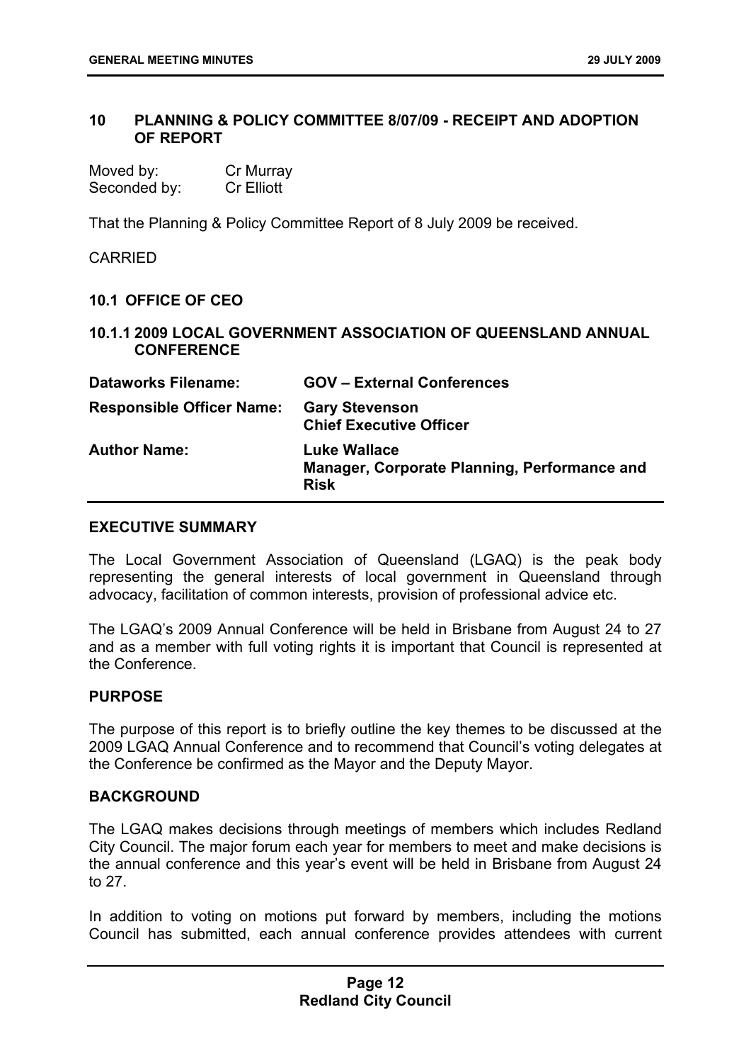## 10 PLANNING & POLICY COMMITTEE 8/07/09 - RECEIPT AND ADOPTION OF REPORT

Moved by: Cr Murray
Seconded by: Cr Elliott

That the Planning & Policy Committee Report of 8 July 2009 be received.

CARRIED

### 10.1 OFFICE OF CEO

### 10.1.1 2009 LOCAL GOVERNMENT ASSOCIATION OF QUEENSLAND ANNUAL CONFERENCE

| | |
|---|---|
| **Dataworks Filename:** | **GOV – External Conferences** |
| **Responsible Officer Name:** | **Gary Stevenson**<br>**Chief Executive Officer** |
| **Author Name:** | **Luke Wallace**<br>**Manager, Corporate Planning, Performance and Risk** |

**EXECUTIVE SUMMARY**

The Local Government Association of Queensland (LGAQ) is the peak body representing the general interests of local government in Queensland through advocacy, facilitation of common interests, provision of professional advice etc.

The LGAQ's 2009 Annual Conference will be held in Brisbane from August 24 to 27 and as a member with full voting rights it is important that Council is represented at the Conference.

**PURPOSE**

The purpose of this report is to briefly outline the key themes to be discussed at the 2009 LGAQ Annual Conference and to recommend that Council's voting delegates at the Conference be confirmed as the Mayor and the Deputy Mayor.

**BACKGROUND**

The LGAQ makes decisions through meetings of members which includes Redland City Council. The major forum each year for members to meet and make decisions is the annual conference and this year's event will be held in Brisbane from August 24 to 27.

In addition to voting on motions put forward by members, including the motions Council has submitted, each annual conference provides attendees with current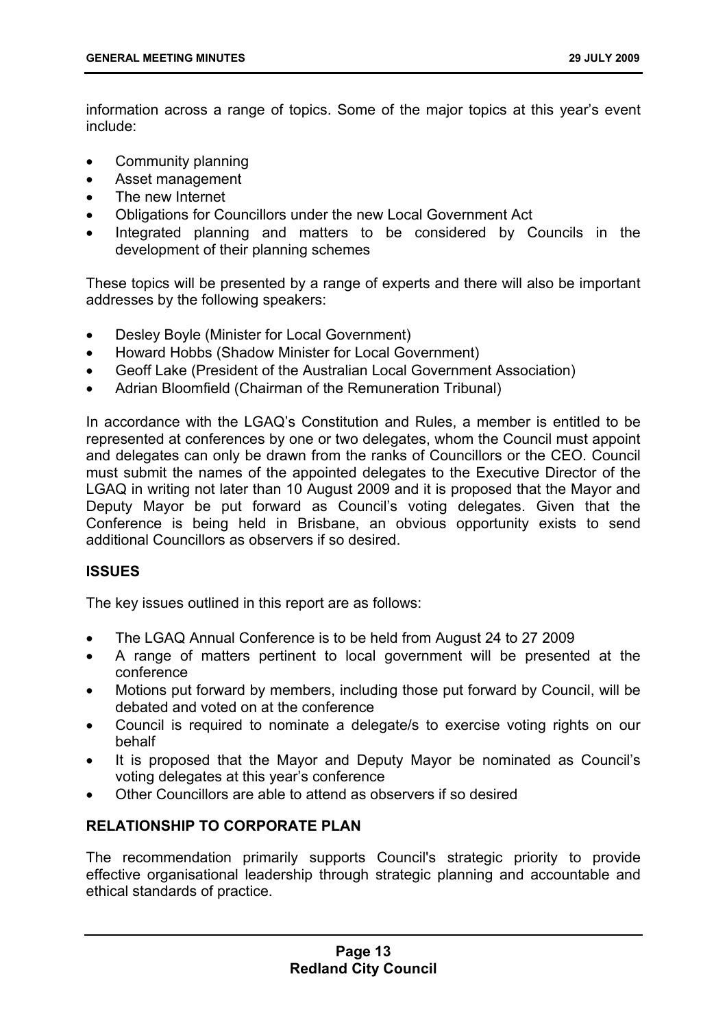information across a range of topics. Some of the major topics at this year's event include:

- Community planning
- Asset management
- The new Internet
- Obligations for Councillors under the new Local Government Act
- Integrated planning and matters to be considered by Councils in the development of their planning schemes

These topics will be presented by a range of experts and there will also be important addresses by the following speakers:

- Desley Boyle (Minister for Local Government)
- Howard Hobbs (Shadow Minister for Local Government)
- Geoff Lake (President of the Australian Local Government Association)
- Adrian Bloomfield (Chairman of the Remuneration Tribunal)

In accordance with the LGAQ's Constitution and Rules, a member is entitled to be represented at conferences by one or two delegates, whom the Council must appoint and delegates can only be drawn from the ranks of Councillors or the CEO. Council must submit the names of the appointed delegates to the Executive Director of the LGAQ in writing not later than 10 August 2009 and it is proposed that the Mayor and Deputy Mayor be put forward as Council's voting delegates. Given that the Conference is being held in Brisbane, an obvious opportunity exists to send additional Councillors as observers if so desired.

## ISSUES

The key issues outlined in this report are as follows:

- The LGAQ Annual Conference is to be held from August 24 to 27 2009
- A range of matters pertinent to local government will be presented at the conference
- Motions put forward by members, including those put forward by Council, will be debated and voted on at the conference
- Council is required to nominate a delegate/s to exercise voting rights on our behalf
- It is proposed that the Mayor and Deputy Mayor be nominated as Council's voting delegates at this year's conference
- Other Councillors are able to attend as observers if so desired

## RELATIONSHIP TO CORPORATE PLAN

The recommendation primarily supports Council's strategic priority to provide effective organisational leadership through strategic planning and accountable and ethical standards of practice.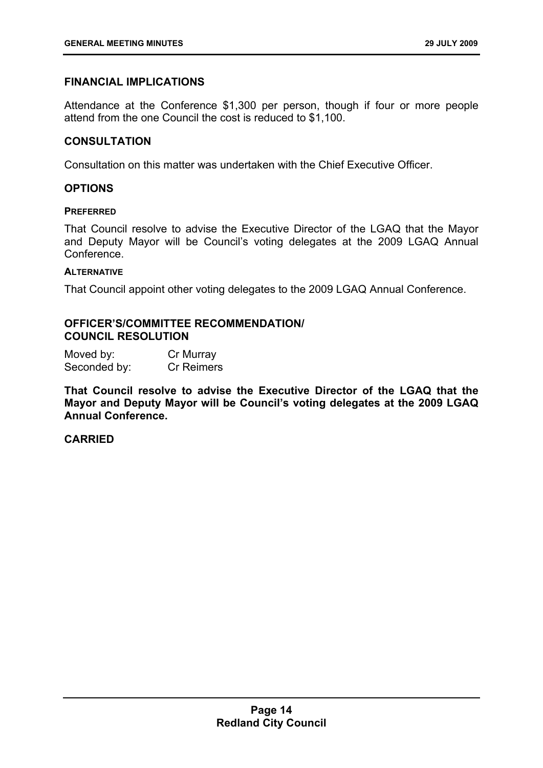## FINANCIAL IMPLICATIONS

Attendance at the Conference $1,300 per person, though if four or more people attend from the one Council the cost is reduced to $1,100.

## CONSULTATION

Consultation on this matter was undertaken with the Chief Executive Officer.

## OPTIONS

#### PREFERRED

That Council resolve to advise the Executive Director of the LGAQ that the Mayor and Deputy Mayor will be Council's voting delegates at the 2009 LGAQ Annual Conference.

#### ALTERNATIVE

That Council appoint other voting delegates to the 2009 LGAQ Annual Conference.

## OFFICER'S/COMMITTEE RECOMMENDATION/ COUNCIL RESOLUTION

Moved by: Cr Murray
Seconded by: Cr Reimers

**That Council resolve to advise the Executive Director of the LGAQ that the Mayor and Deputy Mayor will be Council's voting delegates at the 2009 LGAQ Annual Conference.**

**CARRIED**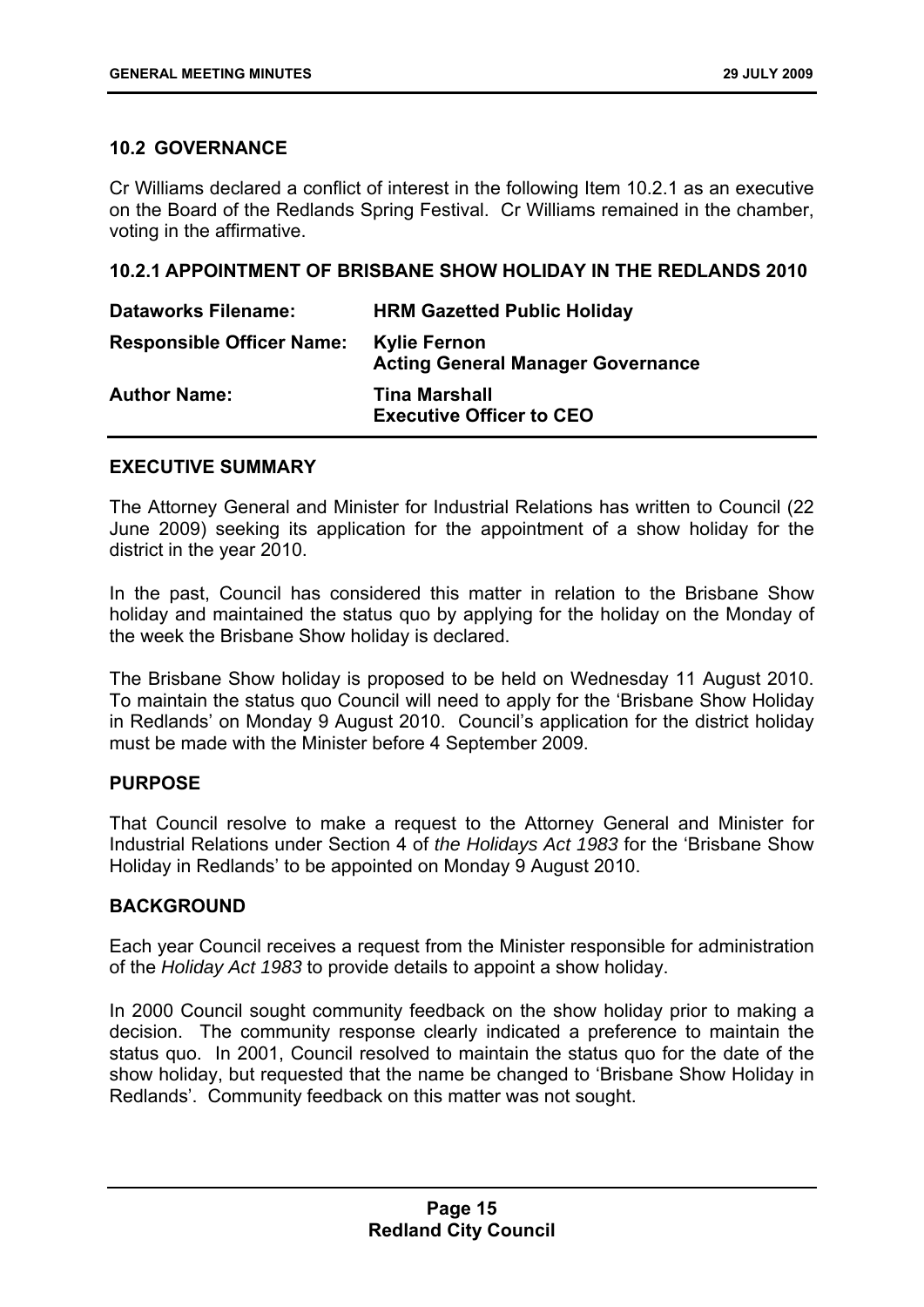## 10.2 GOVERNANCE

Cr Williams declared a conflict of interest in the following Item 10.2.1 as an executive on the Board of the Redlands Spring Festival. Cr Williams remained in the chamber, voting in the affirmative.

### 10.2.1 APPOINTMENT OF BRISBANE SHOW HOLIDAY IN THE REDLANDS 2010

| | |
|---|---|
| **Dataworks Filename:** | **HRM Gazetted Public Holiday** |
| **Responsible Officer Name:** | **Kylie Fernon**<br>**Acting General Manager Governance** |
| **Author Name:** | **Tina Marshall**<br>**Executive Officer to CEO** |

#### EXECUTIVE SUMMARY

The Attorney General and Minister for Industrial Relations has written to Council (22 June 2009) seeking its application for the appointment of a show holiday for the district in the year 2010.

In the past, Council has considered this matter in relation to the Brisbane Show holiday and maintained the status quo by applying for the holiday on the Monday of the week the Brisbane Show holiday is declared.

The Brisbane Show holiday is proposed to be held on Wednesday 11 August 2010. To maintain the status quo Council will need to apply for the 'Brisbane Show Holiday in Redlands' on Monday 9 August 2010. Council's application for the district holiday must be made with the Minister before 4 September 2009.

#### PURPOSE

That Council resolve to make a request to the Attorney General and Minister for Industrial Relations under Section 4 of *the Holidays Act 1983* for the 'Brisbane Show Holiday in Redlands' to be appointed on Monday 9 August 2010.

#### BACKGROUND

Each year Council receives a request from the Minister responsible for administration of the *Holiday Act 1983* to provide details to appoint a show holiday.

In 2000 Council sought community feedback on the show holiday prior to making a decision. The community response clearly indicated a preference to maintain the status quo. In 2001, Council resolved to maintain the status quo for the date of the show holiday, but requested that the name be changed to 'Brisbane Show Holiday in Redlands'. Community feedback on this matter was not sought.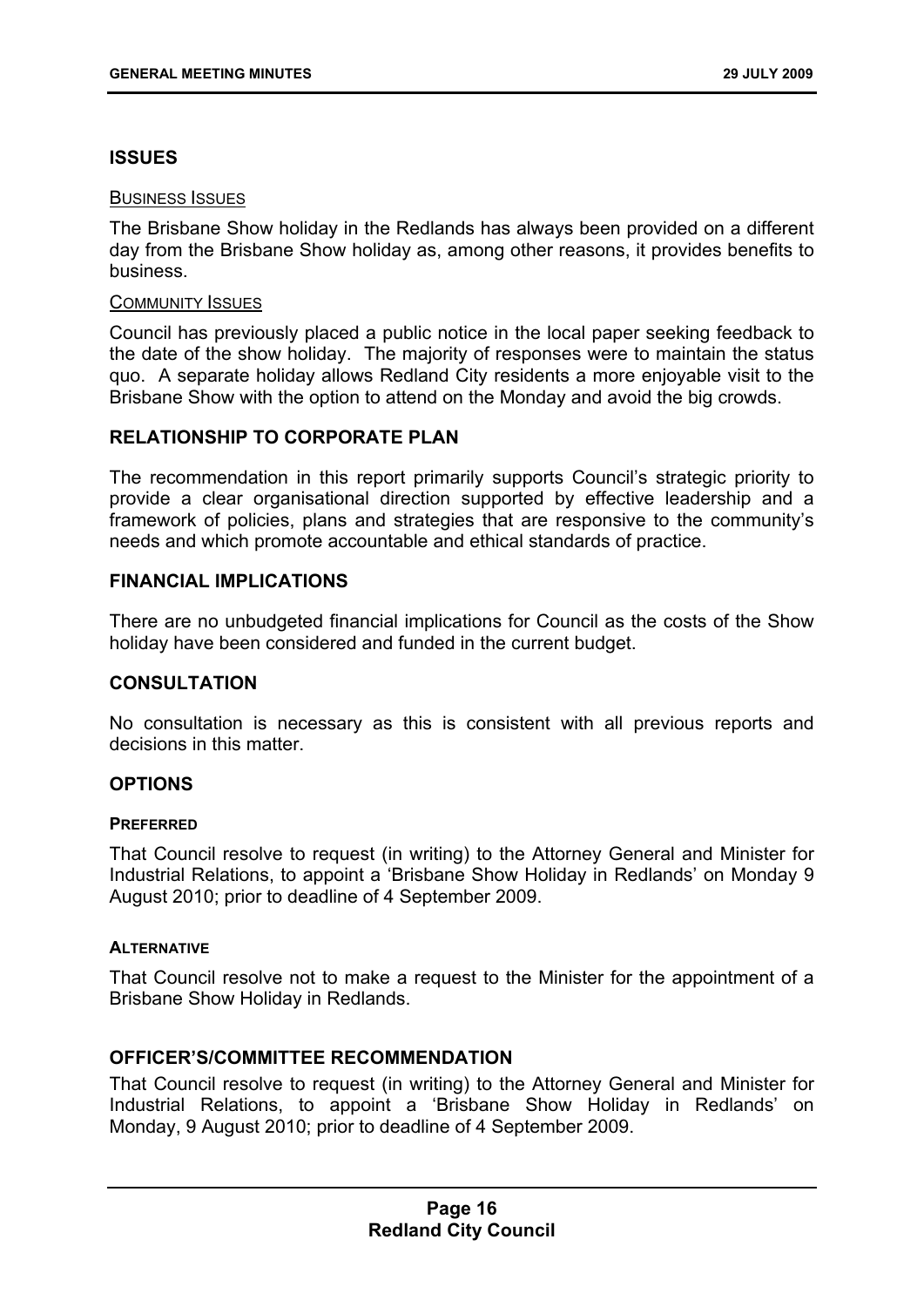## ISSUES

### BUSINESS ISSUES

The Brisbane Show holiday in the Redlands has always been provided on a different day from the Brisbane Show holiday as, among other reasons, it provides benefits to business.

### COMMUNITY ISSUES

Council has previously placed a public notice in the local paper seeking feedback to the date of the show holiday. The majority of responses were to maintain the status quo. A separate holiday allows Redland City residents a more enjoyable visit to the Brisbane Show with the option to attend on the Monday and avoid the big crowds.

## RELATIONSHIP TO CORPORATE PLAN

The recommendation in this report primarily supports Council's strategic priority to provide a clear organisational direction supported by effective leadership and a framework of policies, plans and strategies that are responsive to the community's needs and which promote accountable and ethical standards of practice.

## FINANCIAL IMPLICATIONS

There are no unbudgeted financial implications for Council as the costs of the Show holiday have been considered and funded in the current budget.

## CONSULTATION

No consultation is necessary as this is consistent with all previous reports and decisions in this matter.

## OPTIONS

### PREFERRED

That Council resolve to request (in writing) to the Attorney General and Minister for Industrial Relations, to appoint a 'Brisbane Show Holiday in Redlands' on Monday 9 August 2010; prior to deadline of 4 September 2009.

### ALTERNATIVE

That Council resolve not to make a request to the Minister for the appointment of a Brisbane Show Holiday in Redlands.

## OFFICER'S/COMMITTEE RECOMMENDATION

That Council resolve to request (in writing) to the Attorney General and Minister for Industrial Relations, to appoint a 'Brisbane Show Holiday in Redlands' on Monday, 9 August 2010; prior to deadline of 4 September 2009.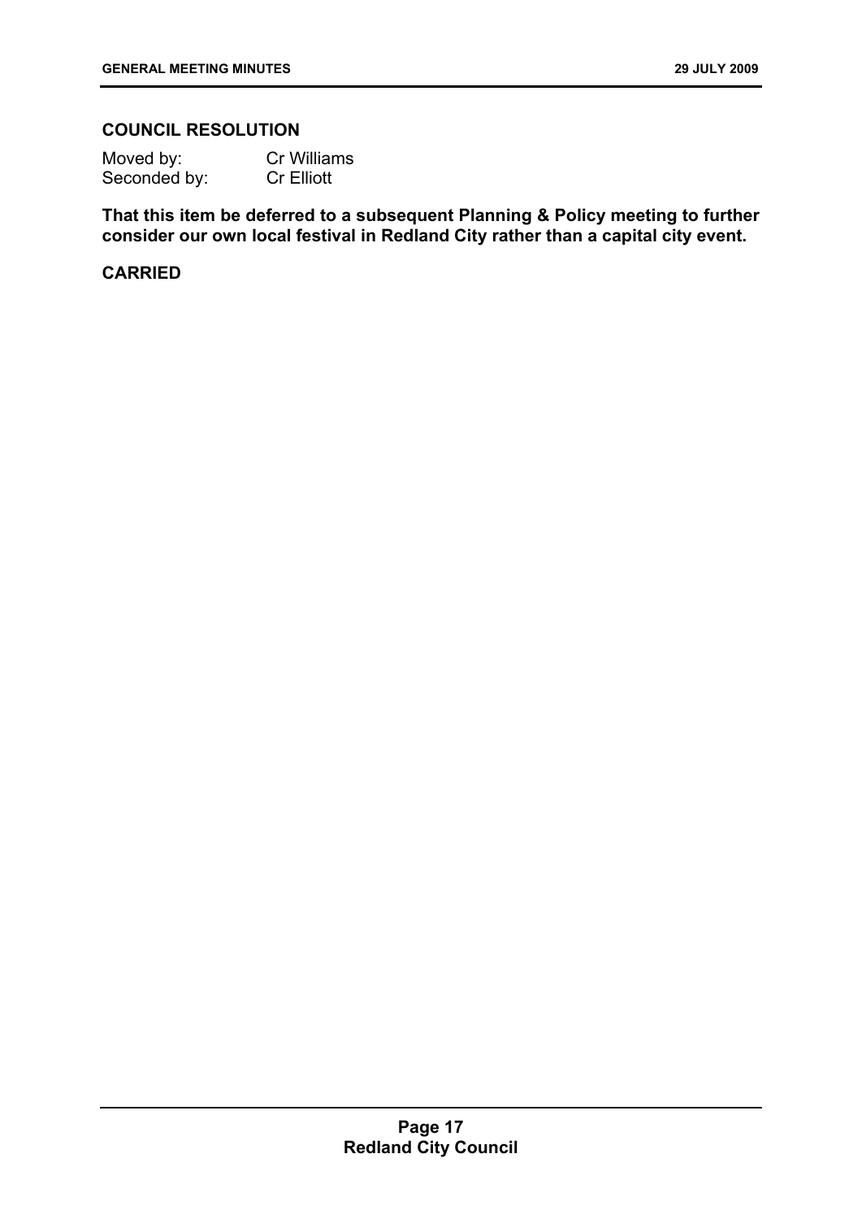### COUNCIL RESOLUTION

Moved by: Cr Williams
Seconded by: Cr Elliott

**That this item be deferred to a subsequent Planning & Policy meeting to further consider our own local festival in Redland City rather than a capital city event.**

**CARRIED**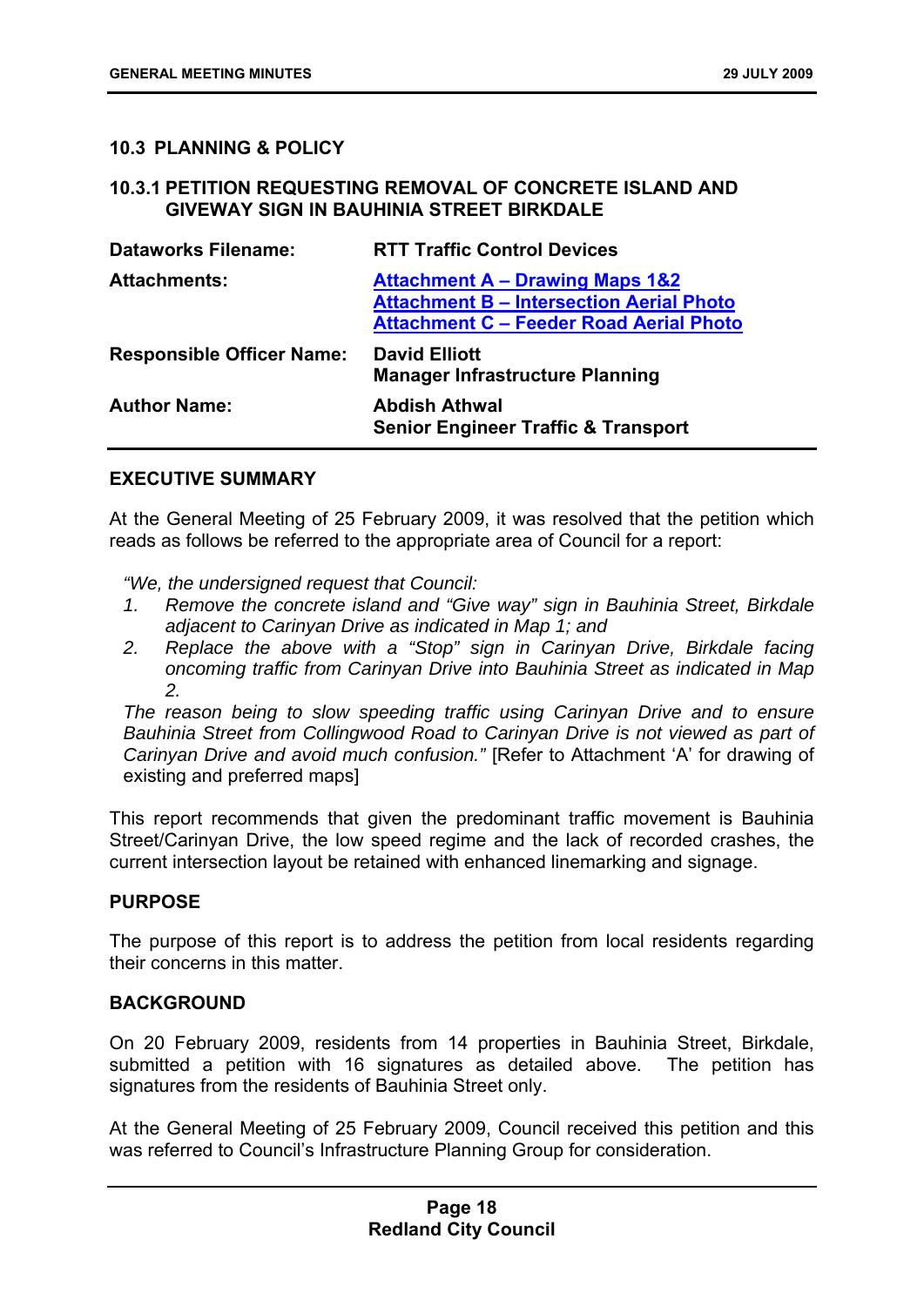### 10.3 PLANNING & POLICY

#### 10.3.1 PETITION REQUESTING REMOVAL OF CONCRETE ISLAND AND GIVEWAY SIGN IN BAUHINIA STREET BIRKDALE

| | |
|---|---|
| **Dataworks Filename:** | **RTT Traffic Control Devices** |
| **Attachments:** | **Attachment A – Drawing Maps 1&2**<br>**Attachment B – Intersection Aerial Photo**<br>**Attachment C – Feeder Road Aerial Photo** |
| **Responsible Officer Name:** | **David Elliott**<br>**Manager Infrastructure Planning** |
| **Author Name:** | **Abdish Athwal**<br>**Senior Engineer Traffic & Transport** |

**EXECUTIVE SUMMARY**

At the General Meeting of 25 February 2009, it was resolved that the petition which reads as follows be referred to the appropriate area of Council for a report:

*"We, the undersigned request that Council:*

1. *Remove the concrete island and "Give way" sign in Bauhinia Street, Birkdale adjacent to Carinyan Drive as indicated in Map 1; and*
2. *Replace the above with a "Stop" sign in Carinyan Drive, Birkdale facing oncoming traffic from Carinyan Drive into Bauhinia Street as indicated in Map 2.*

*The reason being to slow speeding traffic using Carinyan Drive and to ensure Bauhinia Street from Collingwood Road to Carinyan Drive is not viewed as part of Carinyan Drive and avoid much confusion."* [Refer to Attachment 'A' for drawing of existing and preferred maps]

This report recommends that given the predominant traffic movement is Bauhinia Street/Carinyan Drive, the low speed regime and the lack of recorded crashes, the current intersection layout be retained with enhanced linemarking and signage.

**PURPOSE**

The purpose of this report is to address the petition from local residents regarding their concerns in this matter.

**BACKGROUND**

On 20 February 2009, residents from 14 properties in Bauhinia Street, Birkdale, submitted a petition with 16 signatures as detailed above. The petition has signatures from the residents of Bauhinia Street only.

At the General Meeting of 25 February 2009, Council received this petition and this was referred to Council's Infrastructure Planning Group for consideration.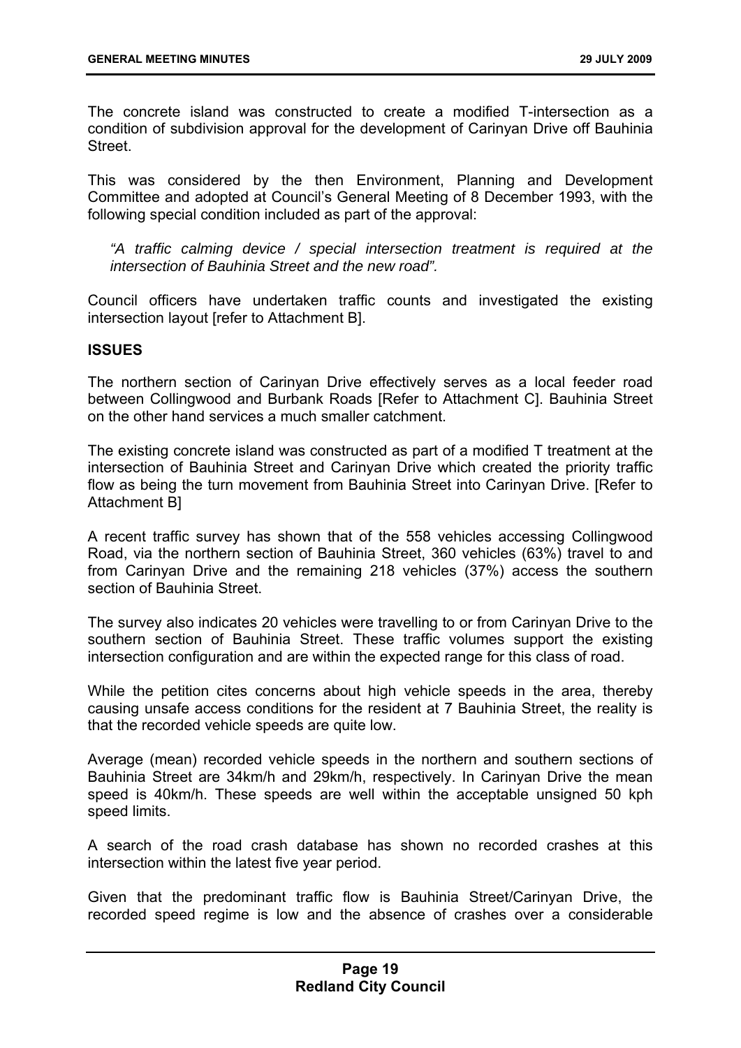The concrete island was constructed to create a modified T-intersection as a condition of subdivision approval for the development of Carinyan Drive off Bauhinia Street.

This was considered by the then Environment, Planning and Development Committee and adopted at Council's General Meeting of 8 December 1993, with the following special condition included as part of the approval:

*"A traffic calming device / special intersection treatment is required at the intersection of Bauhinia Street and the new road".*

Council officers have undertaken traffic counts and investigated the existing intersection layout [refer to Attachment B].

**ISSUES**

The northern section of Carinyan Drive effectively serves as a local feeder road between Collingwood and Burbank Roads [Refer to Attachment C]. Bauhinia Street on the other hand services a much smaller catchment.

The existing concrete island was constructed as part of a modified T treatment at the intersection of Bauhinia Street and Carinyan Drive which created the priority traffic flow as being the turn movement from Bauhinia Street into Carinyan Drive. [Refer to Attachment B]

A recent traffic survey has shown that of the 558 vehicles accessing Collingwood Road, via the northern section of Bauhinia Street, 360 vehicles (63%) travel to and from Carinyan Drive and the remaining 218 vehicles (37%) access the southern section of Bauhinia Street.

The survey also indicates 20 vehicles were travelling to or from Carinyan Drive to the southern section of Bauhinia Street. These traffic volumes support the existing intersection configuration and are within the expected range for this class of road.

While the petition cites concerns about high vehicle speeds in the area, thereby causing unsafe access conditions for the resident at 7 Bauhinia Street, the reality is that the recorded vehicle speeds are quite low.

Average (mean) recorded vehicle speeds in the northern and southern sections of Bauhinia Street are 34km/h and 29km/h, respectively. In Carinyan Drive the mean speed is 40km/h. These speeds are well within the acceptable unsigned 50 kph speed limits.

A search of the road crash database has shown no recorded crashes at this intersection within the latest five year period.

Given that the predominant traffic flow is Bauhinia Street/Carinyan Drive, the recorded speed regime is low and the absence of crashes over a considerable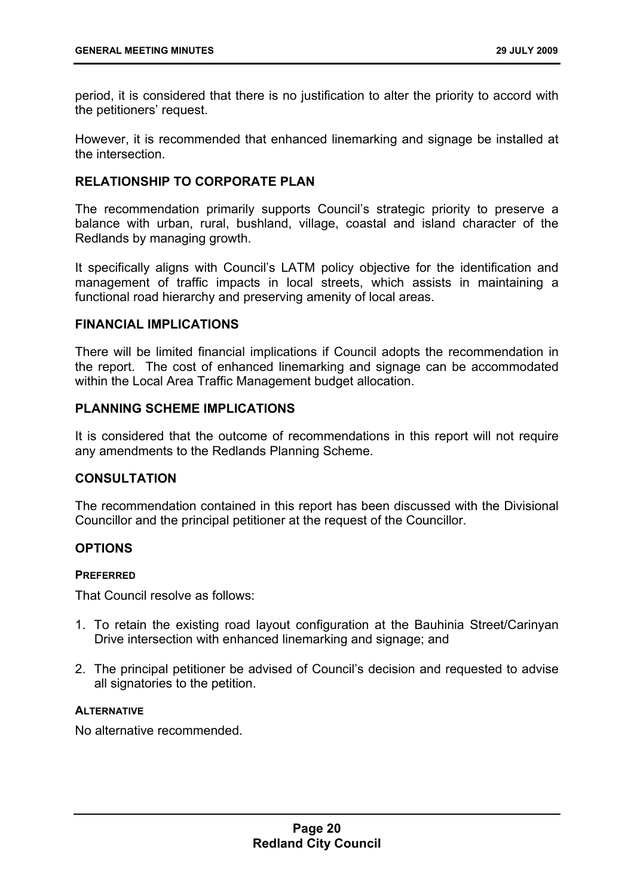period, it is considered that there is no justification to alter the priority to accord with the petitioners' request.

However, it is recommended that enhanced linemarking and signage be installed at the intersection.

## RELATIONSHIP TO CORPORATE PLAN

The recommendation primarily supports Council's strategic priority to preserve a balance with urban, rural, bushland, village, coastal and island character of the Redlands by managing growth.

It specifically aligns with Council's LATM policy objective for the identification and management of traffic impacts in local streets, which assists in maintaining a functional road hierarchy and preserving amenity of local areas.

## FINANCIAL IMPLICATIONS

There will be limited financial implications if Council adopts the recommendation in the report. The cost of enhanced linemarking and signage can be accommodated within the Local Area Traffic Management budget allocation.

## PLANNING SCHEME IMPLICATIONS

It is considered that the outcome of recommendations in this report will not require any amendments to the Redlands Planning Scheme.

## CONSULTATION

The recommendation contained in this report has been discussed with the Divisional Councillor and the principal petitioner at the request of the Councillor.

## OPTIONS

### PREFERRED

That Council resolve as follows:

1. To retain the existing road layout configuration at the Bauhinia Street/Carinyan Drive intersection with enhanced linemarking and signage; and

2. The principal petitioner be advised of Council's decision and requested to advise all signatories to the petition.

### ALTERNATIVE

No alternative recommended.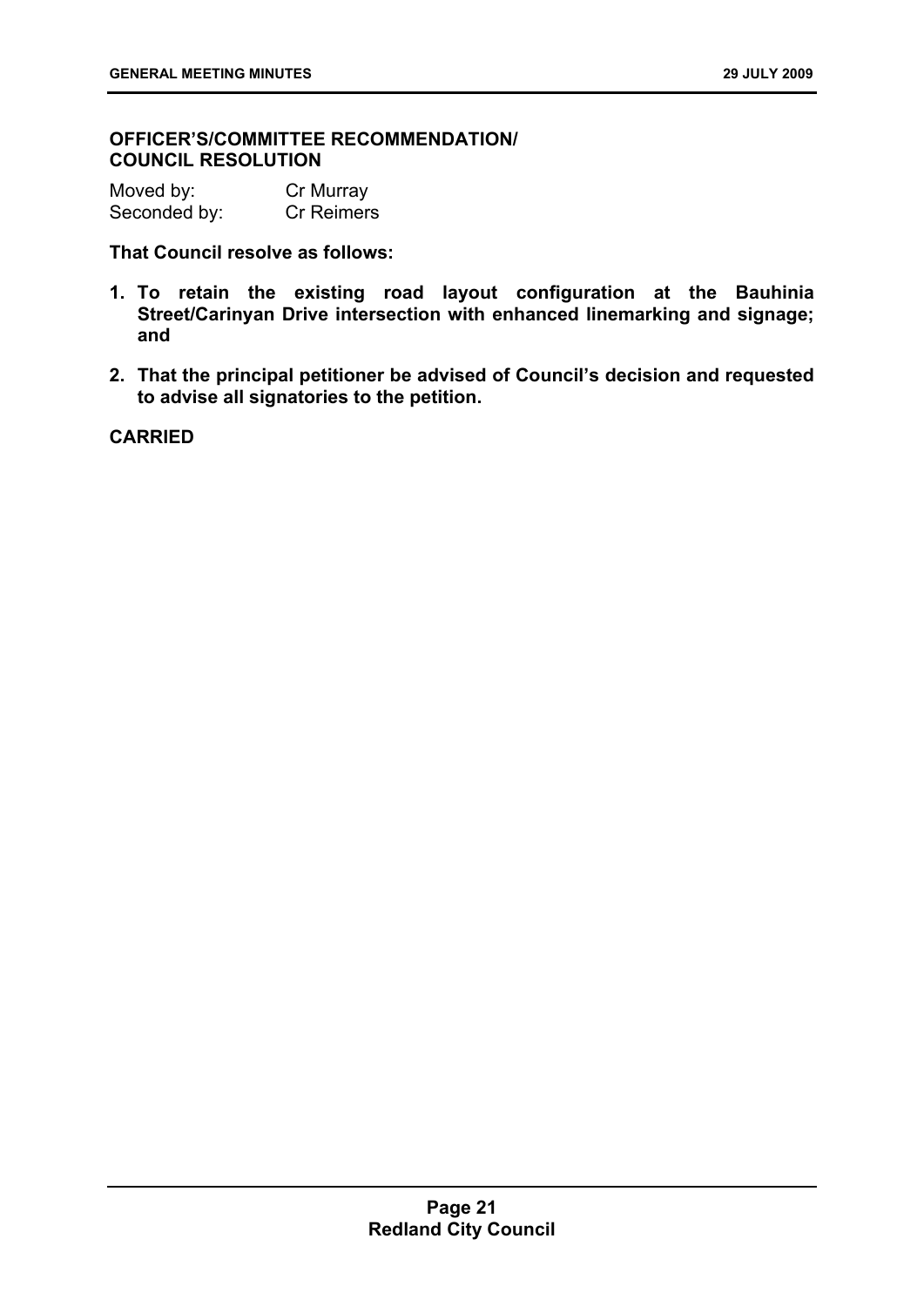**OFFICER'S/COMMITTEE RECOMMENDATION/ COUNCIL RESOLUTION**

Moved by: Cr Murray
Seconded by: Cr Reimers

**That Council resolve as follows:**

1. **To retain the existing road layout configuration at the Bauhinia Street/Carinyan Drive intersection with enhanced linemarking and signage; and**
2. **That the principal petitioner be advised of Council's decision and requested to advise all signatories to the petition.**

**CARRIED**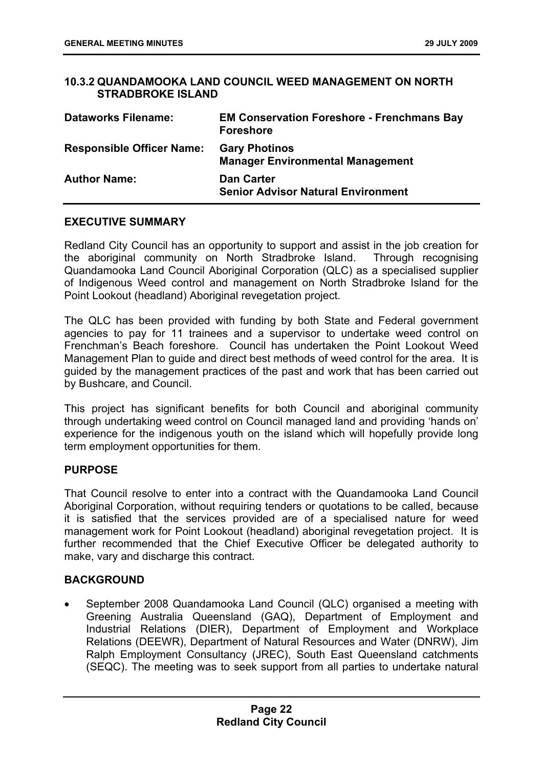### 10.3.2 QUANDAMOOKA LAND COUNCIL WEED MANAGEMENT ON NORTH STRADBROKE ISLAND

| | |
|---|---|
| **Dataworks Filename:** | **EM Conservation Foreshore - Frenchmans Bay Foreshore** |
| **Responsible Officer Name:** | **Gary Photinos**<br>**Manager Environmental Management** |
| **Author Name:** | **Dan Carter**<br>**Senior Advisor Natural Environment** |

#### EXECUTIVE SUMMARY

Redland City Council has an opportunity to support and assist in the job creation for the aboriginal community on North Stradbroke Island. Through recognising Quandamooka Land Council Aboriginal Corporation (QLC) as a specialised supplier of Indigenous Weed control and management on North Stradbroke Island for the Point Lookout (headland) Aboriginal revegetation project.

The QLC has been provided with funding by both State and Federal government agencies to pay for 11 trainees and a supervisor to undertake weed control on Frenchman's Beach foreshore. Council has undertaken the Point Lookout Weed Management Plan to guide and direct best methods of weed control for the area. It is guided by the management practices of the past and work that has been carried out by Bushcare, and Council.

This project has significant benefits for both Council and aboriginal community through undertaking weed control on Council managed land and providing 'hands on' experience for the indigenous youth on the island which will hopefully provide long term employment opportunities for them.

#### PURPOSE

That Council resolve to enter into a contract with the Quandamooka Land Council Aboriginal Corporation, without requiring tenders or quotations to be called, because it is satisfied that the services provided are of a specialised nature for weed management work for Point Lookout (headland) aboriginal revegetation project. It is further recommended that the Chief Executive Officer be delegated authority to make, vary and discharge this contract.

#### BACKGROUND

- September 2008 Quandamooka Land Council (QLC) organised a meeting with Greening Australia Queensland (GAQ), Department of Employment and Industrial Relations (DIER), Department of Employment and Workplace Relations (DEEWR), Department of Natural Resources and Water (DNRW), Jim Ralph Employment Consultancy (JREC), South East Queensland catchments (SEQC). The meeting was to seek support from all parties to undertake natural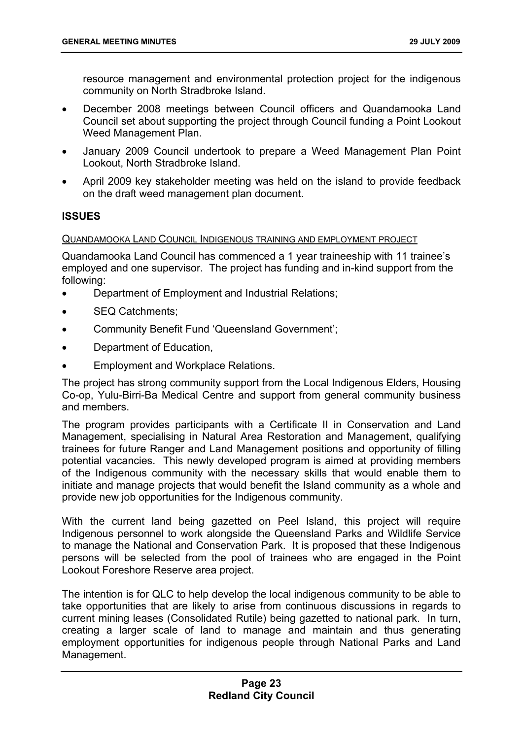resource management and environmental protection project for the indigenous community on North Stradbroke Island.

- December 2008 meetings between Council officers and Quandamooka Land Council set about supporting the project through Council funding a Point Lookout Weed Management Plan.
- January 2009 Council undertook to prepare a Weed Management Plan Point Lookout, North Stradbroke Island.
- April 2009 key stakeholder meeting was held on the island to provide feedback on the draft weed management plan document.

## ISSUES

QUANDAMOOKA LAND COUNCIL INDIGENOUS TRAINING AND EMPLOYMENT PROJECT

Quandamooka Land Council has commenced a 1 year traineeship with 11 trainee's employed and one supervisor. The project has funding and in-kind support from the following:

- Department of Employment and Industrial Relations;
- SEQ Catchments;
- Community Benefit Fund 'Queensland Government';
- Department of Education,
- Employment and Workplace Relations.

The project has strong community support from the Local Indigenous Elders, Housing Co-op, Yulu-Birri-Ba Medical Centre and support from general community business and members.

The program provides participants with a Certificate II in Conservation and Land Management, specialising in Natural Area Restoration and Management, qualifying trainees for future Ranger and Land Management positions and opportunity of filling potential vacancies. This newly developed program is aimed at providing members of the Indigenous community with the necessary skills that would enable them to initiate and manage projects that would benefit the Island community as a whole and provide new job opportunities for the Indigenous community.

With the current land being gazetted on Peel Island, this project will require Indigenous personnel to work alongside the Queensland Parks and Wildlife Service to manage the National and Conservation Park. It is proposed that these Indigenous persons will be selected from the pool of trainees who are engaged in the Point Lookout Foreshore Reserve area project.

The intention is for QLC to help develop the local indigenous community to be able to take opportunities that are likely to arise from continuous discussions in regards to current mining leases (Consolidated Rutile) being gazetted to national park. In turn, creating a larger scale of land to manage and maintain and thus generating employment opportunities for indigenous people through National Parks and Land Management.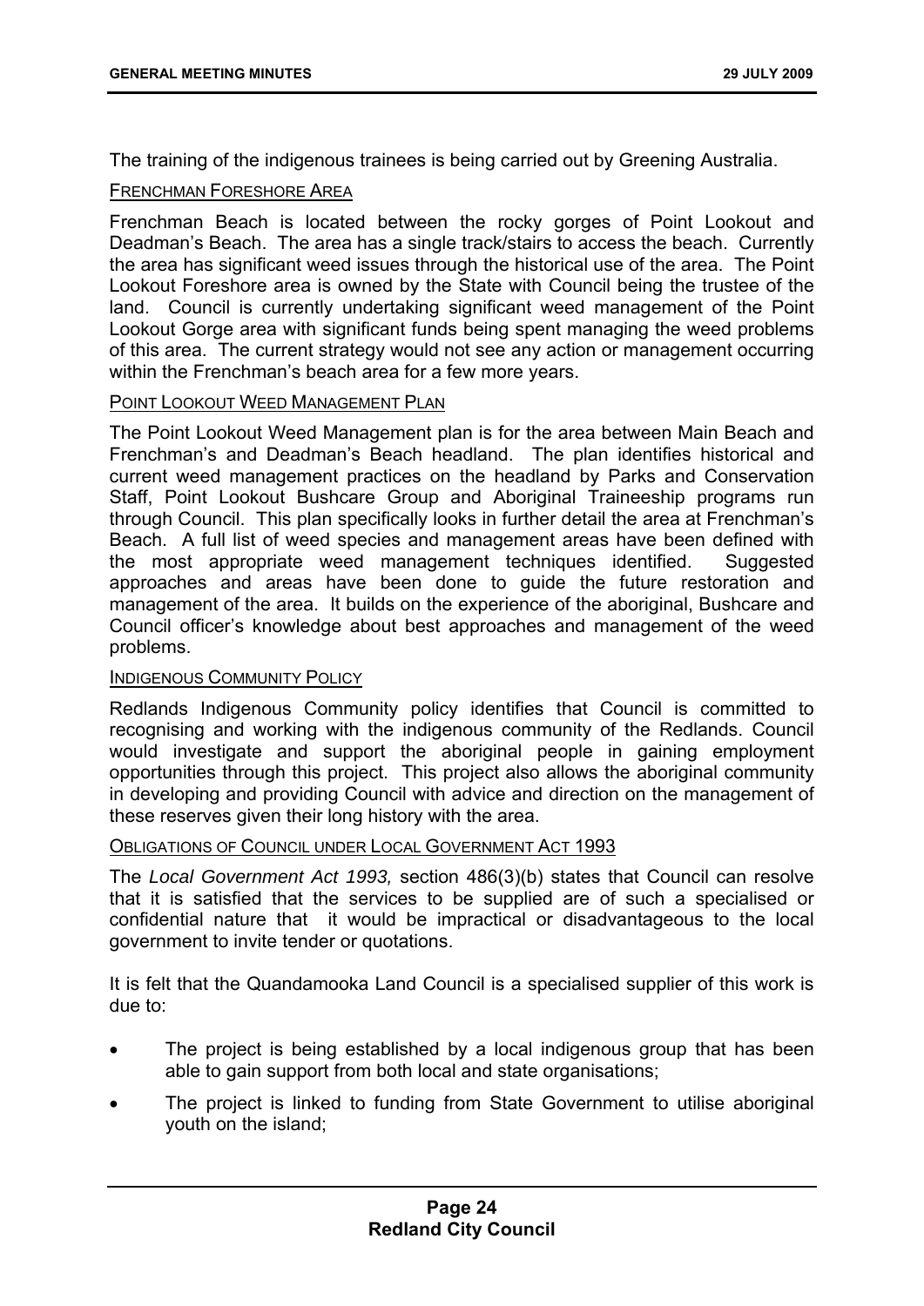The training of the indigenous trainees is being carried out by Greening Australia.

FRENCHMAN FORESHORE AREA

Frenchman Beach is located between the rocky gorges of Point Lookout and Deadman's Beach. The area has a single track/stairs to access the beach. Currently the area has significant weed issues through the historical use of the area. The Point Lookout Foreshore area is owned by the State with Council being the trustee of the land. Council is currently undertaking significant weed management of the Point Lookout Gorge area with significant funds being spent managing the weed problems of this area. The current strategy would not see any action or management occurring within the Frenchman's beach area for a few more years.

POINT LOOKOUT WEED MANAGEMENT PLAN

The Point Lookout Weed Management plan is for the area between Main Beach and Frenchman's and Deadman's Beach headland. The plan identifies historical and current weed management practices on the headland by Parks and Conservation Staff, Point Lookout Bushcare Group and Aboriginal Traineeship programs run through Council. This plan specifically looks in further detail the area at Frenchman's Beach. A full list of weed species and management areas have been defined with the most appropriate weed management techniques identified. Suggested approaches and areas have been done to guide the future restoration and management of the area. It builds on the experience of the aboriginal, Bushcare and Council officer's knowledge about best approaches and management of the weed problems.

INDIGENOUS COMMUNITY POLICY

Redlands Indigenous Community policy identifies that Council is committed to recognising and working with the indigenous community of the Redlands. Council would investigate and support the aboriginal people in gaining employment opportunities through this project. This project also allows the aboriginal community in developing and providing Council with advice and direction on the management of these reserves given their long history with the area.

OBLIGATIONS OF COUNCIL UNDER LOCAL GOVERNMENT ACT 1993

The *Local Government Act 1993,* section 486(3)(b) states that Council can resolve that it is satisfied that the services to be supplied are of such a specialised or confidential nature that it would be impractical or disadvantageous to the local government to invite tender or quotations.

It is felt that the Quandamooka Land Council is a specialised supplier of this work is due to:

- The project is being established by a local indigenous group that has been able to gain support from both local and state organisations;
- The project is linked to funding from State Government to utilise aboriginal youth on the island;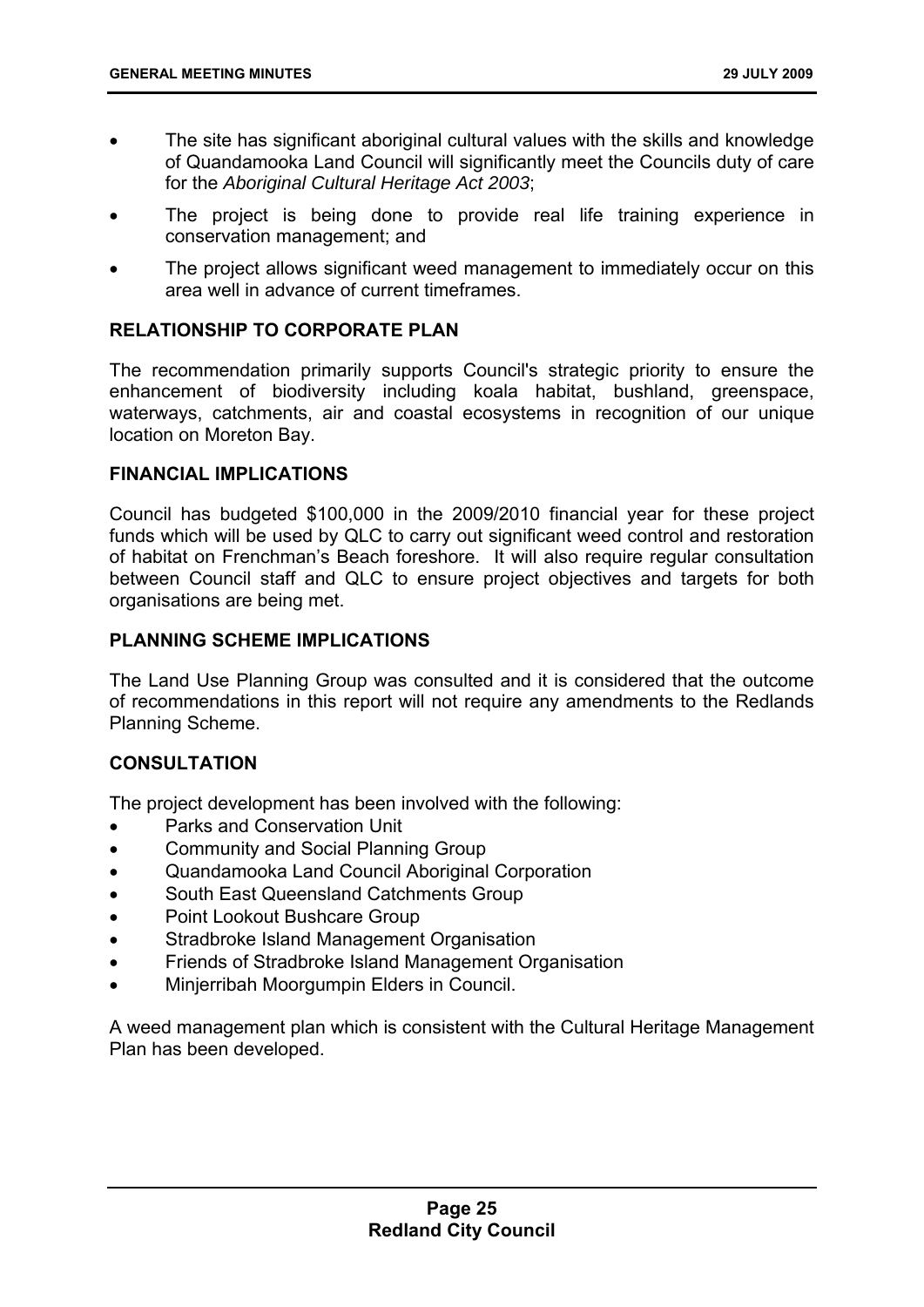- The site has significant aboriginal cultural values with the skills and knowledge of Quandamooka Land Council will significantly meet the Councils duty of care for the *Aboriginal Cultural Heritage Act 2003*;
- The project is being done to provide real life training experience in conservation management; and
- The project allows significant weed management to immediately occur on this area well in advance of current timeframes.

## RELATIONSHIP TO CORPORATE PLAN

The recommendation primarily supports Council's strategic priority to ensure the enhancement of biodiversity including koala habitat, bushland, greenspace, waterways, catchments, air and coastal ecosystems in recognition of our unique location on Moreton Bay.

## FINANCIAL IMPLICATIONS

Council has budgeted $100,000 in the 2009/2010 financial year for these project funds which will be used by QLC to carry out significant weed control and restoration of habitat on Frenchman's Beach foreshore. It will also require regular consultation between Council staff and QLC to ensure project objectives and targets for both organisations are being met.

## PLANNING SCHEME IMPLICATIONS

The Land Use Planning Group was consulted and it is considered that the outcome of recommendations in this report will not require any amendments to the Redlands Planning Scheme.

## CONSULTATION

The project development has been involved with the following:

- Parks and Conservation Unit
- Community and Social Planning Group
- Quandamooka Land Council Aboriginal Corporation
- South East Queensland Catchments Group
- Point Lookout Bushcare Group
- Stradbroke Island Management Organisation
- Friends of Stradbroke Island Management Organisation
- Minjerribah Moorgumpin Elders in Council.

A weed management plan which is consistent with the Cultural Heritage Management Plan has been developed.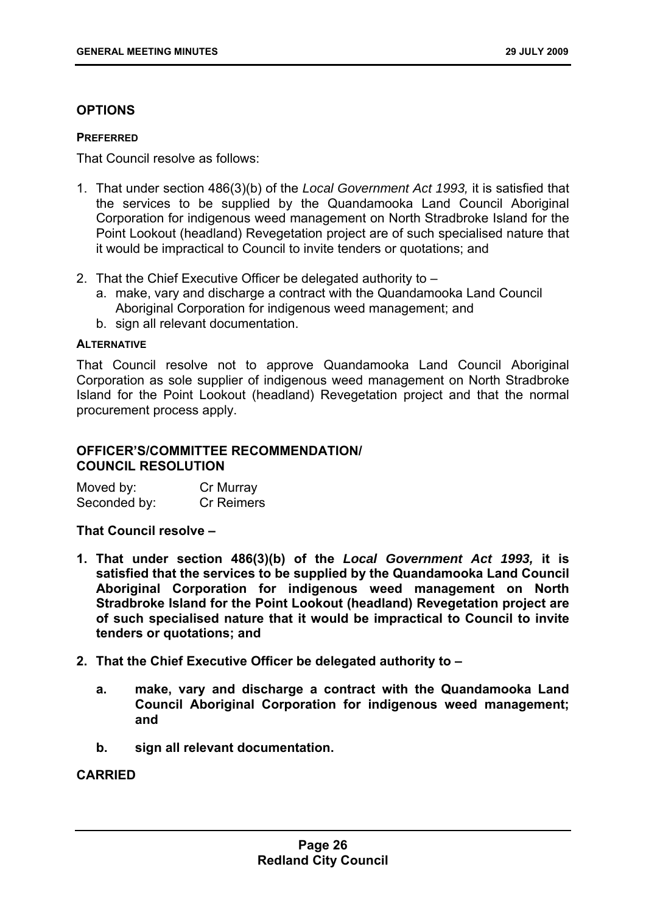## OPTIONS

#### PREFERRED

That Council resolve as follows:

1. That under section 486(3)(b) of the *Local Government Act 1993,* it is satisfied that the services to be supplied by the Quandamooka Land Council Aboriginal Corporation for indigenous weed management on North Stradbroke Island for the Point Lookout (headland) Revegetation project are of such specialised nature that it would be impractical to Council to invite tenders or quotations; and

2. That the Chief Executive Officer be delegated authority to –
   a. make, vary and discharge a contract with the Quandamooka Land Council Aboriginal Corporation for indigenous weed management; and
   b. sign all relevant documentation.

#### ALTERNATIVE

That Council resolve not to approve Quandamooka Land Council Aboriginal Corporation as sole supplier of indigenous weed management on North Stradbroke Island for the Point Lookout (headland) Revegetation project and that the normal procurement process apply.

## OFFICER'S/COMMITTEE RECOMMENDATION/ COUNCIL RESOLUTION

Moved by: Cr Murray
Seconded by: Cr Reimers

**That Council resolve –**

1. **That under section 486(3)(b) of the *Local Government Act 1993,* it is satisfied that the services to be supplied by the Quandamooka Land Council Aboriginal Corporation for indigenous weed management on North Stradbroke Island for the Point Lookout (headland) Revegetation project are of such specialised nature that it would be impractical to Council to invite tenders or quotations; and**

2. **That the Chief Executive Officer be delegated authority to –**

   a. **make, vary and discharge a contract with the Quandamooka Land Council Aboriginal Corporation for indigenous weed management; and**

   b. **sign all relevant documentation.**

**CARRIED**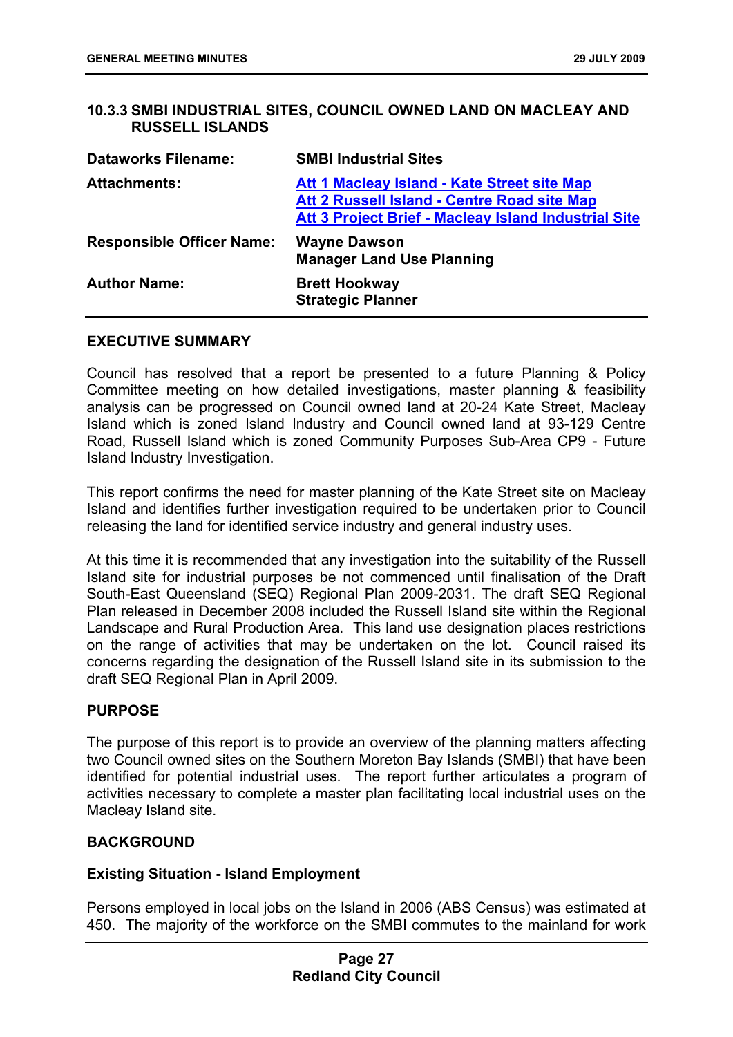## 10.3.3 SMBI INDUSTRIAL SITES, COUNCIL OWNED LAND ON MACLEAY AND RUSSELL ISLANDS

| | |
|---|---|
| **Dataworks Filename:** | **SMBI Industrial Sites** |
| **Attachments:** | **Att 1 Macleay Island - Kate Street site Map**<br>**Att 2 Russell Island - Centre Road site Map**<br>**Att 3 Project Brief - Macleay Island Industrial Site** |
| **Responsible Officer Name:** | **Wayne Dawson**<br>**Manager Land Use Planning** |
| **Author Name:** | **Brett Hookway**<br>**Strategic Planner** |

### EXECUTIVE SUMMARY

Council has resolved that a report be presented to a future Planning & Policy Committee meeting on how detailed investigations, master planning & feasibility analysis can be progressed on Council owned land at 20-24 Kate Street, Macleay Island which is zoned Island Industry and Council owned land at 93-129 Centre Road, Russell Island which is zoned Community Purposes Sub-Area CP9 - Future Island Industry Investigation.

This report confirms the need for master planning of the Kate Street site on Macleay Island and identifies further investigation required to be undertaken prior to Council releasing the land for identified service industry and general industry uses.

At this time it is recommended that any investigation into the suitability of the Russell Island site for industrial purposes be not commenced until finalisation of the Draft South-East Queensland (SEQ) Regional Plan 2009-2031. The draft SEQ Regional Plan released in December 2008 included the Russell Island site within the Regional Landscape and Rural Production Area. This land use designation places restrictions on the range of activities that may be undertaken on the lot. Council raised its concerns regarding the designation of the Russell Island site in its submission to the draft SEQ Regional Plan in April 2009.

### PURPOSE

The purpose of this report is to provide an overview of the planning matters affecting two Council owned sites on the Southern Moreton Bay Islands (SMBI) that have been identified for potential industrial uses. The report further articulates a program of activities necessary to complete a master plan facilitating local industrial uses on the Macleay Island site.

### BACKGROUND

#### Existing Situation - Island Employment

Persons employed in local jobs on the Island in 2006 (ABS Census) was estimated at 450. The majority of the workforce on the SMBI commutes to the mainland for work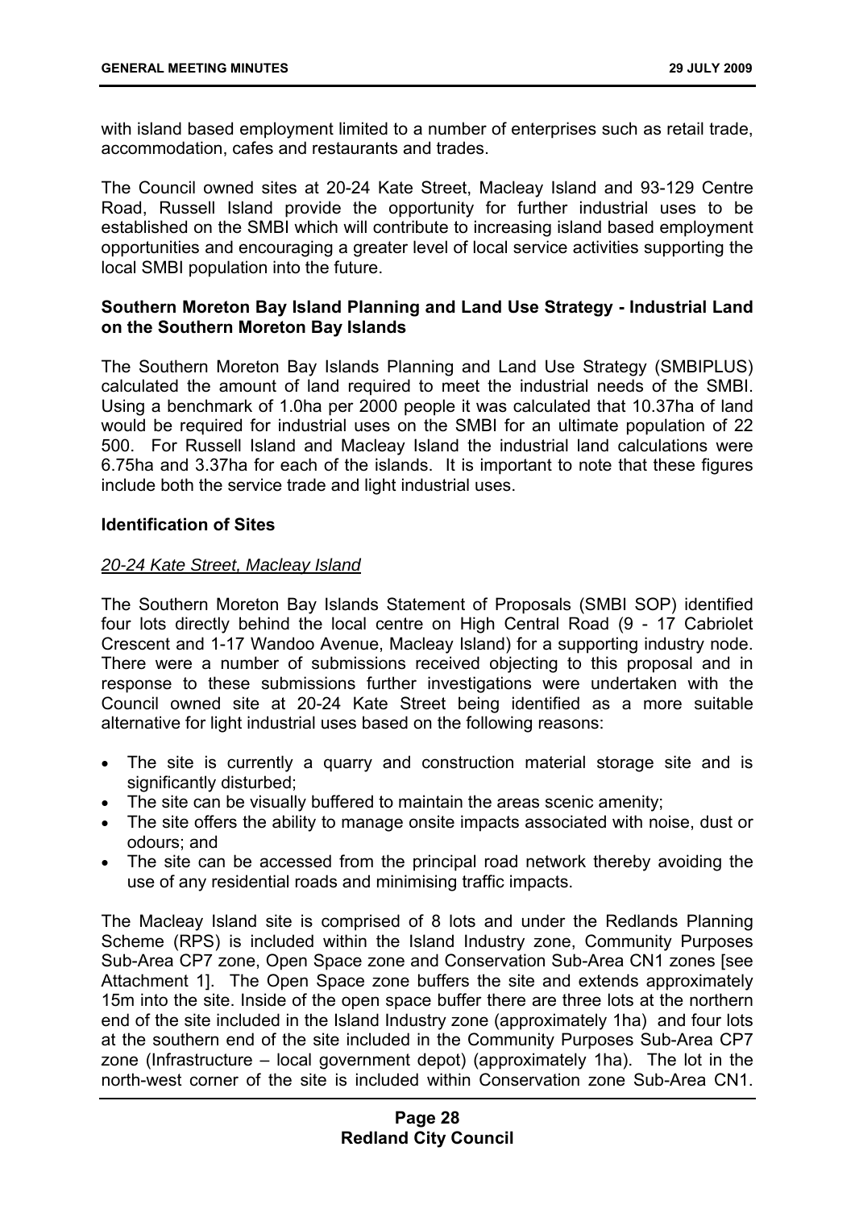with island based employment limited to a number of enterprises such as retail trade, accommodation, cafes and restaurants and trades.

The Council owned sites at 20-24 Kate Street, Macleay Island and 93-129 Centre Road, Russell Island provide the opportunity for further industrial uses to be established on the SMBI which will contribute to increasing island based employment opportunities and encouraging a greater level of local service activities supporting the local SMBI population into the future.

**Southern Moreton Bay Island Planning and Land Use Strategy - Industrial Land on the Southern Moreton Bay Islands**

The Southern Moreton Bay Islands Planning and Land Use Strategy (SMBIPLUS) calculated the amount of land required to meet the industrial needs of the SMBI. Using a benchmark of 1.0ha per 2000 people it was calculated that 10.37ha of land would be required for industrial uses on the SMBI for an ultimate population of 22 500. For Russell Island and Macleay Island the industrial land calculations were 6.75ha and 3.37ha for each of the islands. It is important to note that these figures include both the service trade and light industrial uses.

**Identification of Sites**

*20-24 Kate Street, Macleay Island*

The Southern Moreton Bay Islands Statement of Proposals (SMBI SOP) identified four lots directly behind the local centre on High Central Road (9 - 17 Cabriolet Crescent and 1-17 Wandoo Avenue, Macleay Island) for a supporting industry node. There were a number of submissions received objecting to this proposal and in response to these submissions further investigations were undertaken with the Council owned site at 20-24 Kate Street being identified as a more suitable alternative for light industrial uses based on the following reasons:

- The site is currently a quarry and construction material storage site and is significantly disturbed;
- The site can be visually buffered to maintain the areas scenic amenity;
- The site offers the ability to manage onsite impacts associated with noise, dust or odours; and
- The site can be accessed from the principal road network thereby avoiding the use of any residential roads and minimising traffic impacts.

The Macleay Island site is comprised of 8 lots and under the Redlands Planning Scheme (RPS) is included within the Island Industry zone, Community Purposes Sub-Area CP7 zone, Open Space zone and Conservation Sub-Area CN1 zones [see Attachment 1]. The Open Space zone buffers the site and extends approximately 15m into the site. Inside of the open space buffer there are three lots at the northern end of the site included in the Island Industry zone (approximately 1ha) and four lots at the southern end of the site included in the Community Purposes Sub-Area CP7 zone (Infrastructure – local government depot) (approximately 1ha). The lot in the north-west corner of the site is included within Conservation zone Sub-Area CN1.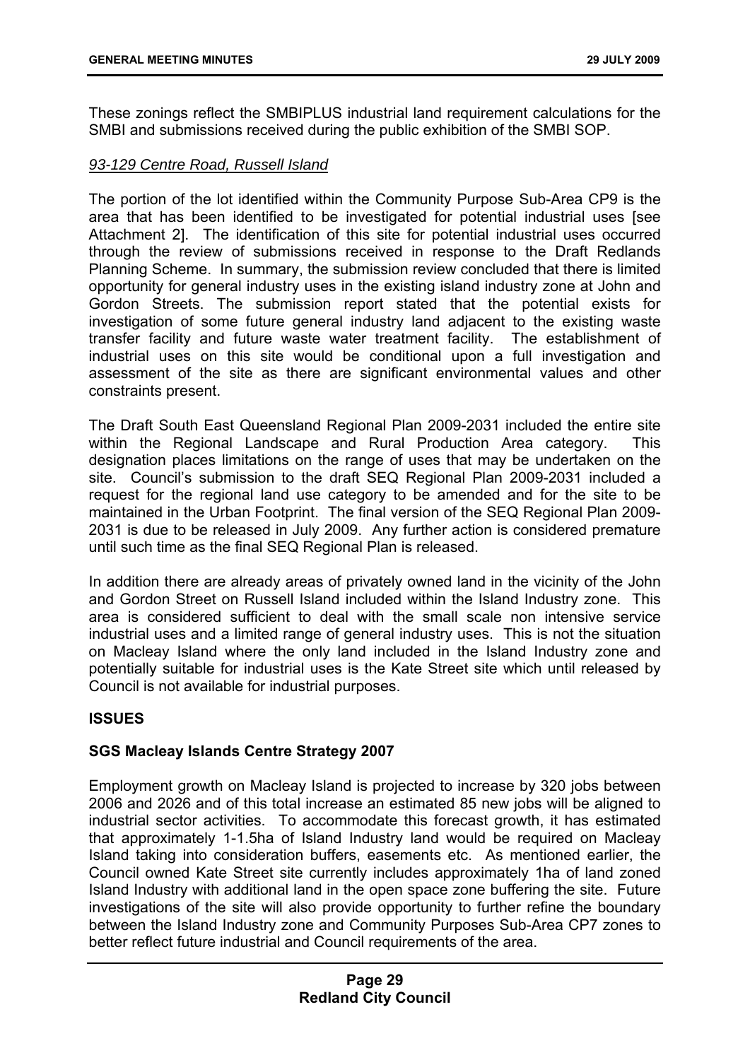These zonings reflect the SMBIPLUS industrial land requirement calculations for the SMBI and submissions received during the public exhibition of the SMBI SOP.

*93-129 Centre Road, Russell Island*

The portion of the lot identified within the Community Purpose Sub-Area CP9 is the area that has been identified to be investigated for potential industrial uses [see Attachment 2]. The identification of this site for potential industrial uses occurred through the review of submissions received in response to the Draft Redlands Planning Scheme. In summary, the submission review concluded that there is limited opportunity for general industry uses in the existing island industry zone at John and Gordon Streets. The submission report stated that the potential exists for investigation of some future general industry land adjacent to the existing waste transfer facility and future waste water treatment facility. The establishment of industrial uses on this site would be conditional upon a full investigation and assessment of the site as there are significant environmental values and other constraints present.

The Draft South East Queensland Regional Plan 2009-2031 included the entire site within the Regional Landscape and Rural Production Area category. This designation places limitations on the range of uses that may be undertaken on the site. Council's submission to the draft SEQ Regional Plan 2009-2031 included a request for the regional land use category to be amended and for the site to be maintained in the Urban Footprint. The final version of the SEQ Regional Plan 2009-2031 is due to be released in July 2009. Any further action is considered premature until such time as the final SEQ Regional Plan is released.

In addition there are already areas of privately owned land in the vicinity of the John and Gordon Street on Russell Island included within the Island Industry zone. This area is considered sufficient to deal with the small scale non intensive service industrial uses and a limited range of general industry uses. This is not the situation on Macleay Island where the only land included in the Island Industry zone and potentially suitable for industrial uses is the Kate Street site which until released by Council is not available for industrial purposes.

## ISSUES

### SGS Macleay Islands Centre Strategy 2007

Employment growth on Macleay Island is projected to increase by 320 jobs between 2006 and 2026 and of this total increase an estimated 85 new jobs will be aligned to industrial sector activities. To accommodate this forecast growth, it has estimated that approximately 1-1.5ha of Island Industry land would be required on Macleay Island taking into consideration buffers, easements etc. As mentioned earlier, the Council owned Kate Street site currently includes approximately 1ha of land zoned Island Industry with additional land in the open space zone buffering the site. Future investigations of the site will also provide opportunity to further refine the boundary between the Island Industry zone and Community Purposes Sub-Area CP7 zones to better reflect future industrial and Council requirements of the area.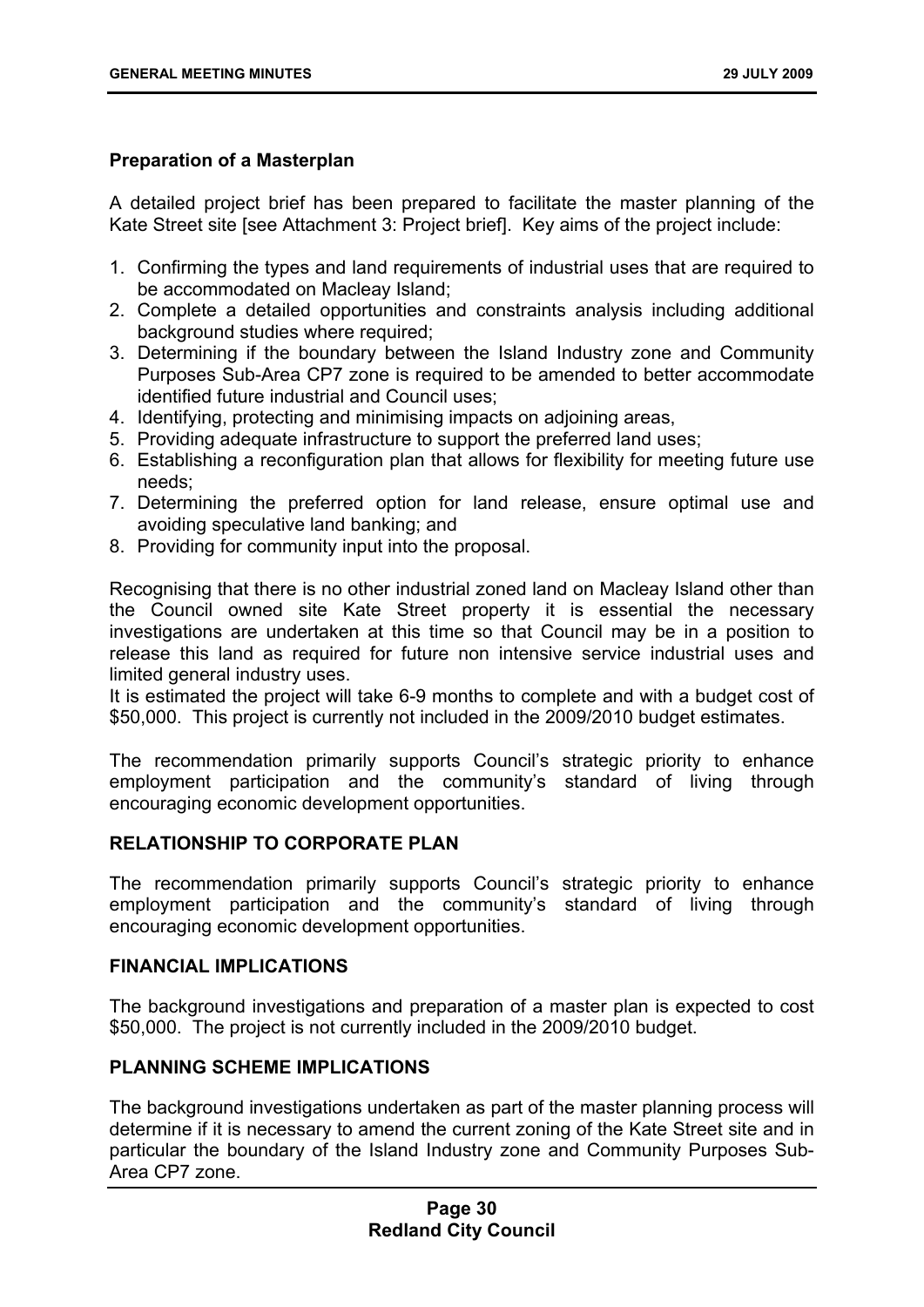**Preparation of a Masterplan**

A detailed project brief has been prepared to facilitate the master planning of the Kate Street site [see Attachment 3: Project brief]. Key aims of the project include:

1. Confirming the types and land requirements of industrial uses that are required to be accommodated on Macleay Island;
2. Complete a detailed opportunities and constraints analysis including additional background studies where required;
3. Determining if the boundary between the Island Industry zone and Community Purposes Sub-Area CP7 zone is required to be amended to better accommodate identified future industrial and Council uses;
4. Identifying, protecting and minimising impacts on adjoining areas,
5. Providing adequate infrastructure to support the preferred land uses;
6. Establishing a reconfiguration plan that allows for flexibility for meeting future use needs;
7. Determining the preferred option for land release, ensure optimal use and avoiding speculative land banking; and
8. Providing for community input into the proposal.

Recognising that there is no other industrial zoned land on Macleay Island other than the Council owned site Kate Street property it is essential the necessary investigations are undertaken at this time so that Council may be in a position to release this land as required for future non intensive service industrial uses and limited general industry uses.
It is estimated the project will take 6-9 months to complete and with a budget cost of $50,000. This project is currently not included in the 2009/2010 budget estimates.

The recommendation primarily supports Council's strategic priority to enhance employment participation and the community's standard of living through encouraging economic development opportunities.

## RELATIONSHIP TO CORPORATE PLAN

The recommendation primarily supports Council's strategic priority to enhance employment participation and the community's standard of living through encouraging economic development opportunities.

## FINANCIAL IMPLICATIONS

The background investigations and preparation of a master plan is expected to cost $50,000. The project is not currently included in the 2009/2010 budget.

## PLANNING SCHEME IMPLICATIONS

The background investigations undertaken as part of the master planning process will determine if it is necessary to amend the current zoning of the Kate Street site and in particular the boundary of the Island Industry zone and Community Purposes Sub-Area CP7 zone.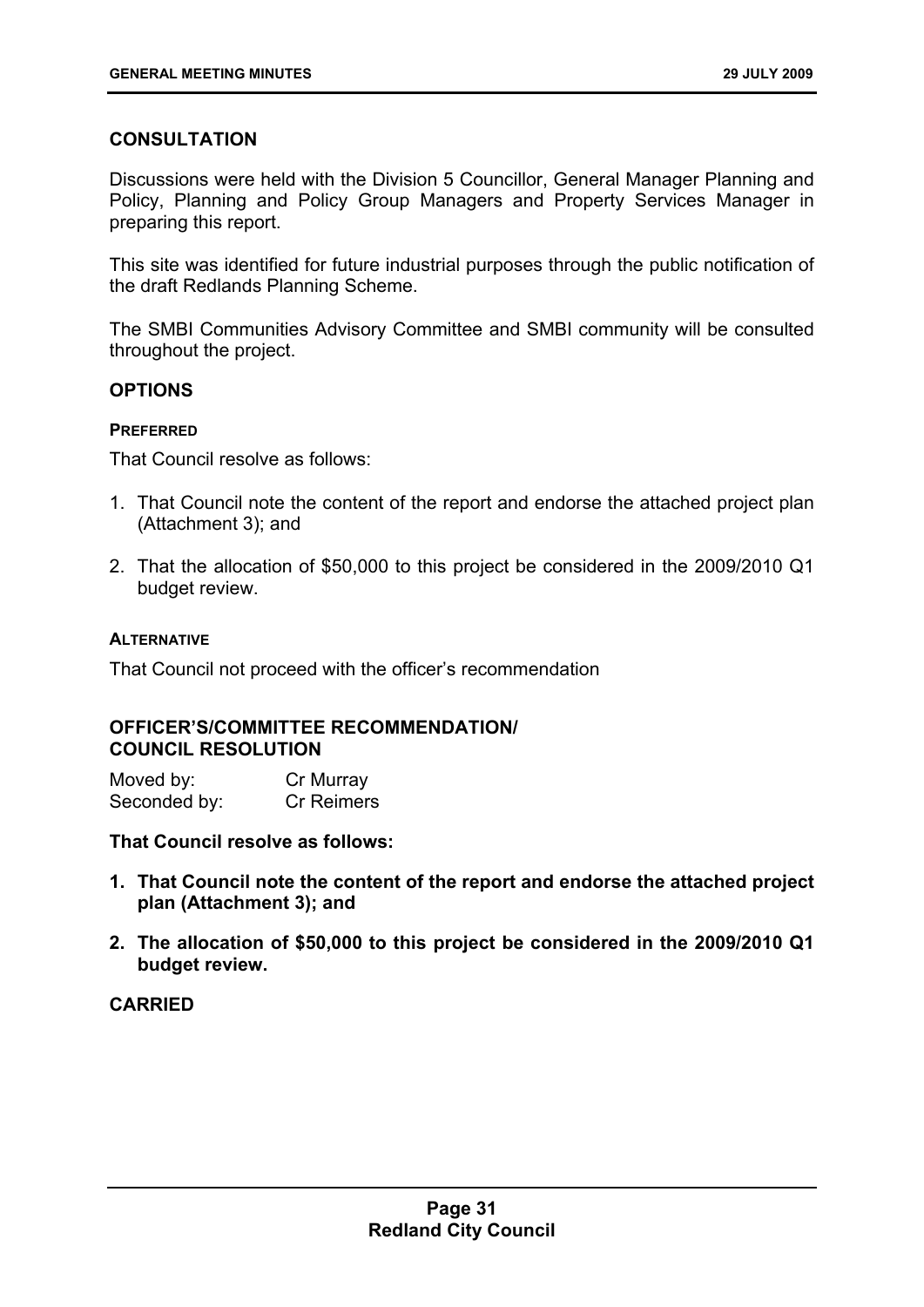## CONSULTATION

Discussions were held with the Division 5 Councillor, General Manager Planning and Policy, Planning and Policy Group Managers and Property Services Manager in preparing this report.

This site was identified for future industrial purposes through the public notification of the draft Redlands Planning Scheme.

The SMBI Communities Advisory Committee and SMBI community will be consulted throughout the project.

## OPTIONS

### PREFERRED

That Council resolve as follows:

1. That Council note the content of the report and endorse the attached project plan (Attachment 3); and
2. That the allocation of $50,000 to this project be considered in the 2009/2010 Q1 budget review.

### ALTERNATIVE

That Council not proceed with the officer's recommendation

## OFFICER'S/COMMITTEE RECOMMENDATION/ COUNCIL RESOLUTION

Moved by: Cr Murray
Seconded by: Cr Reimers

**That Council resolve as follows:**

1. **That Council note the content of the report and endorse the attached project plan (Attachment 3); and**
2. **The allocation of $50,000 to this project be considered in the 2009/2010 Q1 budget review.**

**CARRIED**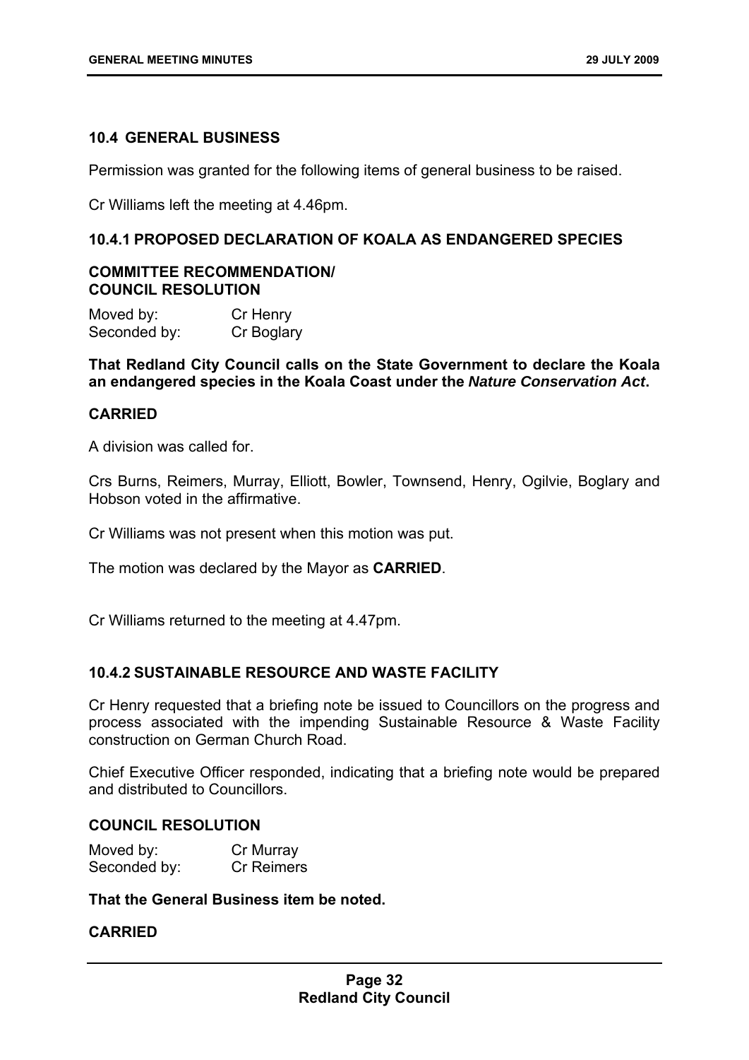## 10.4 GENERAL BUSINESS

Permission was granted for the following items of general business to be raised.

Cr Williams left the meeting at 4.46pm.

### 10.4.1 PROPOSED DECLARATION OF KOALA AS ENDANGERED SPECIES

**COMMITTEE RECOMMENDATION/**
**COUNCIL RESOLUTION**

Moved by: Cr Henry
Seconded by: Cr Boglary

**That Redland City Council calls on the State Government to declare the Koala an endangered species in the Koala Coast under the *Nature Conservation Act*.**

**CARRIED**

A division was called for.

Crs Burns, Reimers, Murray, Elliott, Bowler, Townsend, Henry, Ogilvie, Boglary and Hobson voted in the affirmative.

Cr Williams was not present when this motion was put.

The motion was declared by the Mayor as **CARRIED**.

Cr Williams returned to the meeting at 4.47pm.

### 10.4.2 SUSTAINABLE RESOURCE AND WASTE FACILITY

Cr Henry requested that a briefing note be issued to Councillors on the progress and process associated with the impending Sustainable Resource & Waste Facility construction on German Church Road.

Chief Executive Officer responded, indicating that a briefing note would be prepared and distributed to Councillors.

**COUNCIL RESOLUTION**

Moved by: Cr Murray
Seconded by: Cr Reimers

**That the General Business item be noted.**

**CARRIED**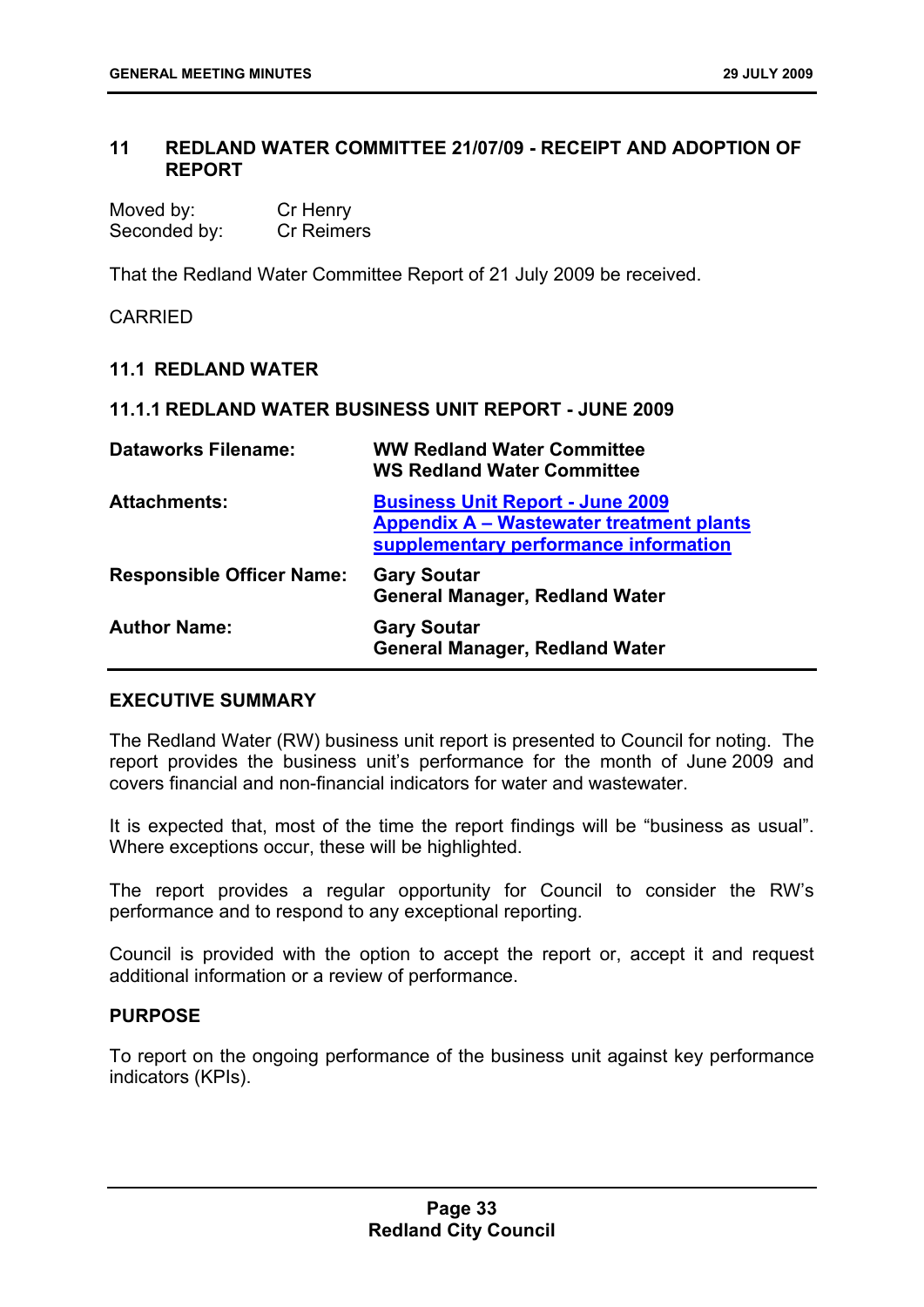## 11 REDLAND WATER COMMITTEE 21/07/09 - RECEIPT AND ADOPTION OF REPORT

Moved by: Cr Henry
Seconded by: Cr Reimers

That the Redland Water Committee Report of 21 July 2009 be received.

CARRIED

### 11.1 REDLAND WATER

#### 11.1.1 REDLAND WATER BUSINESS UNIT REPORT - JUNE 2009

| | |
|---|---|
| **Dataworks Filename:** | **WW Redland Water Committee**<br>**WS Redland Water Committee** |
| **Attachments:** | **Business Unit Report - June 2009**<br>**Appendix A – Wastewater treatment plants supplementary performance information** |
| **Responsible Officer Name:** | **Gary Soutar**<br>**General Manager, Redland Water** |
| **Author Name:** | **Gary Soutar**<br>**General Manager, Redland Water** |

**EXECUTIVE SUMMARY**

The Redland Water (RW) business unit report is presented to Council for noting. The report provides the business unit's performance for the month of June 2009 and covers financial and non-financial indicators for water and wastewater.

It is expected that, most of the time the report findings will be "business as usual". Where exceptions occur, these will be highlighted.

The report provides a regular opportunity for Council to consider the RW's performance and to respond to any exceptional reporting.

Council is provided with the option to accept the report or, accept it and request additional information or a review of performance.

**PURPOSE**

To report on the ongoing performance of the business unit against key performance indicators (KPIs).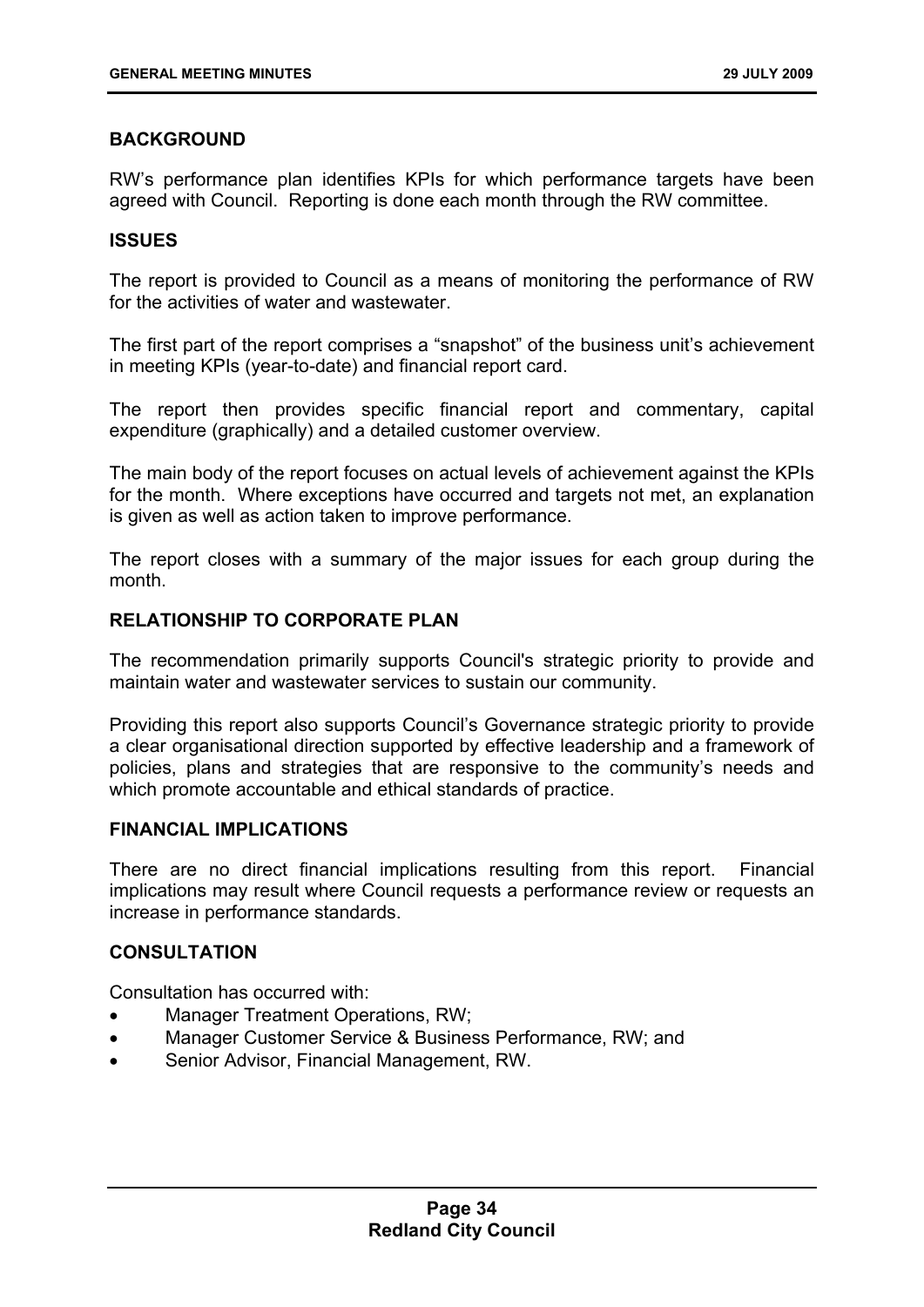## BACKGROUND

RW's performance plan identifies KPIs for which performance targets have been agreed with Council. Reporting is done each month through the RW committee.

## ISSUES

The report is provided to Council as a means of monitoring the performance of RW for the activities of water and wastewater.

The first part of the report comprises a "snapshot" of the business unit's achievement in meeting KPIs (year-to-date) and financial report card.

The report then provides specific financial report and commentary, capital expenditure (graphically) and a detailed customer overview.

The main body of the report focuses on actual levels of achievement against the KPIs for the month. Where exceptions have occurred and targets not met, an explanation is given as well as action taken to improve performance.

The report closes with a summary of the major issues for each group during the month.

## RELATIONSHIP TO CORPORATE PLAN

The recommendation primarily supports Council's strategic priority to provide and maintain water and wastewater services to sustain our community.

Providing this report also supports Council's Governance strategic priority to provide a clear organisational direction supported by effective leadership and a framework of policies, plans and strategies that are responsive to the community's needs and which promote accountable and ethical standards of practice.

## FINANCIAL IMPLICATIONS

There are no direct financial implications resulting from this report. Financial implications may result where Council requests a performance review or requests an increase in performance standards.

## CONSULTATION

Consultation has occurred with:

- Manager Treatment Operations, RW;
- Manager Customer Service & Business Performance, RW; and
- Senior Advisor, Financial Management, RW.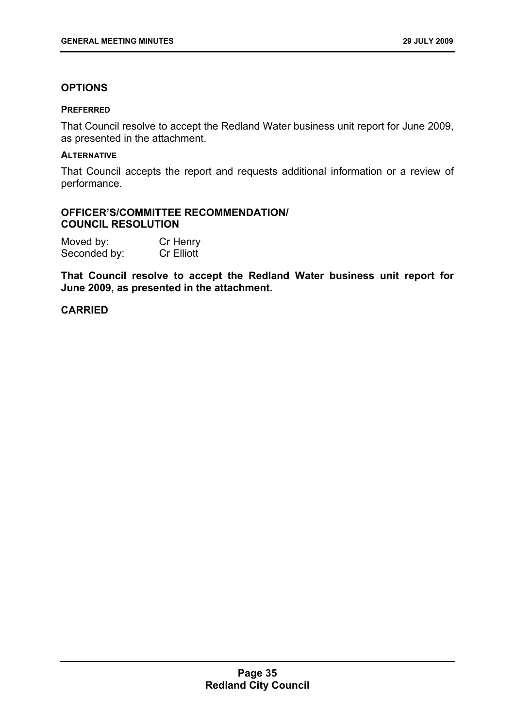## OPTIONS

### PREFERRED

That Council resolve to accept the Redland Water business unit report for June 2009, as presented in the attachment.

### ALTERNATIVE

That Council accepts the report and requests additional information or a review of performance.

## OFFICER'S/COMMITTEE RECOMMENDATION/ COUNCIL RESOLUTION

Moved by: Cr Henry
Seconded by: Cr Elliott

**That Council resolve to accept the Redland Water business unit report for June 2009, as presented in the attachment.**

**CARRIED**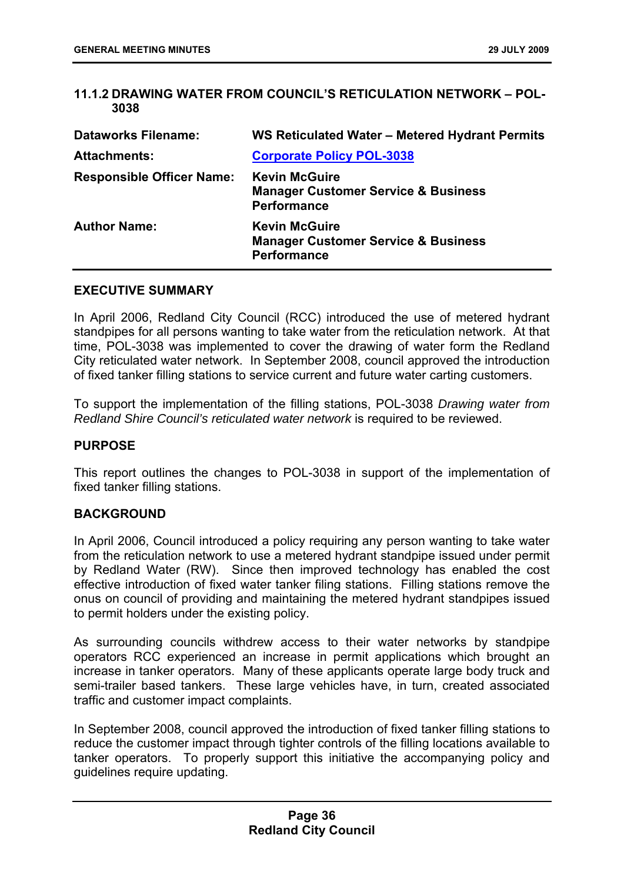### 11.1.2 DRAWING WATER FROM COUNCIL'S RETICULATION NETWORK – POL-3038

| | |
|---|---|
| **Dataworks Filename:** | **WS Reticulated Water – Metered Hydrant Permits** |
| **Attachments:** | **Corporate Policy POL-3038** |
| **Responsible Officer Name:** | **Kevin McGuire**<br>**Manager Customer Service & Business Performance** |
| **Author Name:** | **Kevin McGuire**<br>**Manager Customer Service & Business Performance** |

**EXECUTIVE SUMMARY**

In April 2006, Redland City Council (RCC) introduced the use of metered hydrant standpipes for all persons wanting to take water from the reticulation network. At that time, POL-3038 was implemented to cover the drawing of water form the Redland City reticulated water network. In September 2008, council approved the introduction of fixed tanker filling stations to service current and future water carting customers.

To support the implementation of the filling stations, POL-3038 *Drawing water from Redland Shire Council's reticulated water network* is required to be reviewed.

**PURPOSE**

This report outlines the changes to POL-3038 in support of the implementation of fixed tanker filling stations.

**BACKGROUND**

In April 2006, Council introduced a policy requiring any person wanting to take water from the reticulation network to use a metered hydrant standpipe issued under permit by Redland Water (RW). Since then improved technology has enabled the cost effective introduction of fixed water tanker filing stations. Filling stations remove the onus on council of providing and maintaining the metered hydrant standpipes issued to permit holders under the existing policy.

As surrounding councils withdrew access to their water networks by standpipe operators RCC experienced an increase in permit applications which brought an increase in tanker operators. Many of these applicants operate large body truck and semi-trailer based tankers. These large vehicles have, in turn, created associated traffic and customer impact complaints.

In September 2008, council approved the introduction of fixed tanker filling stations to reduce the customer impact through tighter controls of the filling locations available to tanker operators. To properly support this initiative the accompanying policy and guidelines require updating.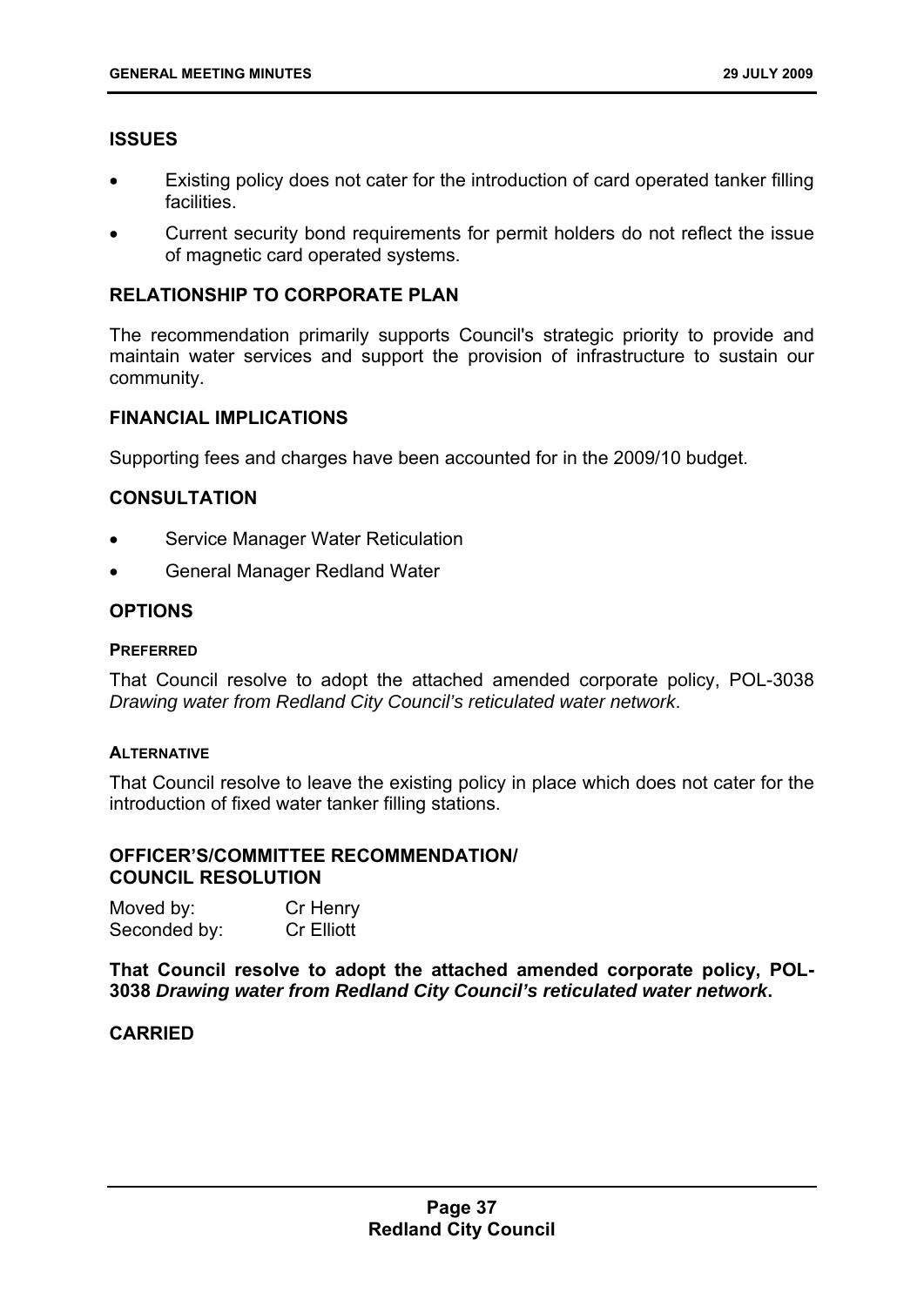## ISSUES

- Existing policy does not cater for the introduction of card operated tanker filling facilities.
- Current security bond requirements for permit holders do not reflect the issue of magnetic card operated systems.

## RELATIONSHIP TO CORPORATE PLAN

The recommendation primarily supports Council's strategic priority to provide and maintain water services and support the provision of infrastructure to sustain our community.

## FINANCIAL IMPLICATIONS

Supporting fees and charges have been accounted for in the 2009/10 budget.

## CONSULTATION

- Service Manager Water Reticulation
- General Manager Redland Water

## OPTIONS

### PREFERRED

That Council resolve to adopt the attached amended corporate policy, POL-3038 *Drawing water from Redland City Council's reticulated water network*.

### ALTERNATIVE

That Council resolve to leave the existing policy in place which does not cater for the introduction of fixed water tanker filling stations.

## OFFICER'S/COMMITTEE RECOMMENDATION/ COUNCIL RESOLUTION

Moved by: Cr Henry
Seconded by: Cr Elliott

**That Council resolve to adopt the attached amended corporate policy, POL-3038 *Drawing water from Redland City Council's reticulated water network*.**

**CARRIED**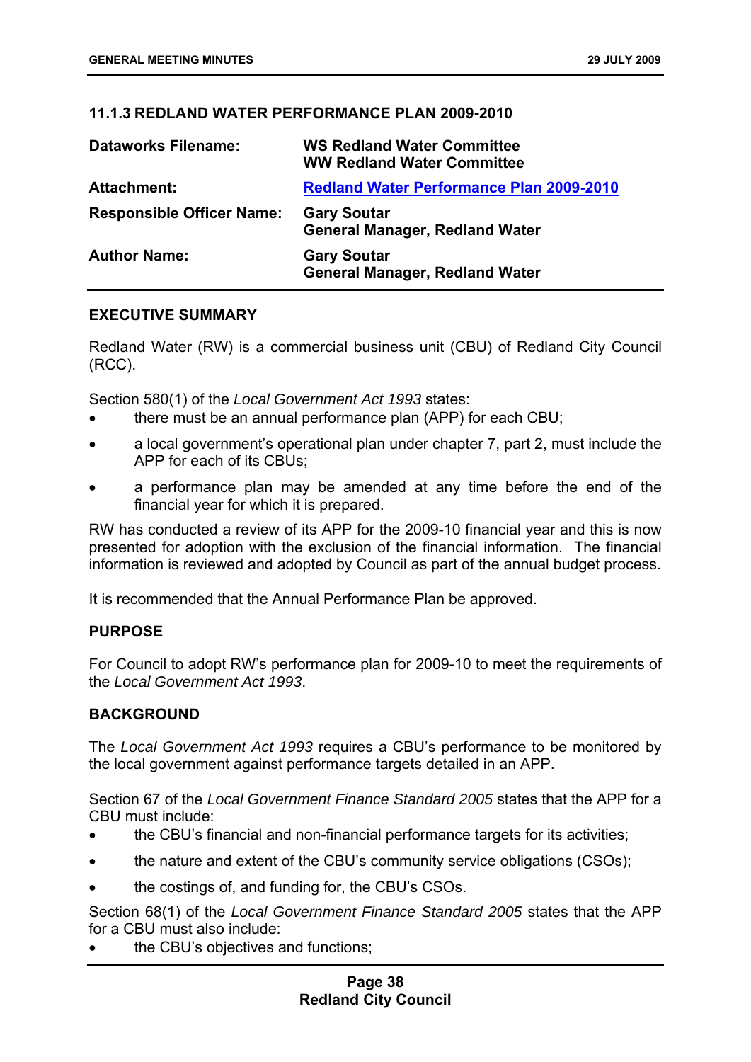### 11.1.3 REDLAND WATER PERFORMANCE PLAN 2009-2010

| | |
|---|---|
| **Dataworks Filename:** | **WS Redland Water Committee**<br>**WW Redland Water Committee** |
| **Attachment:** | **Redland Water Performance Plan 2009-2010** |
| **Responsible Officer Name:** | **Gary Soutar**<br>**General Manager, Redland Water** |
| **Author Name:** | **Gary Soutar**<br>**General Manager, Redland Water** |

#### EXECUTIVE SUMMARY

Redland Water (RW) is a commercial business unit (CBU) of Redland City Council (RCC).

Section 580(1) of the *Local Government Act 1993* states:

- there must be an annual performance plan (APP) for each CBU;
- a local government's operational plan under chapter 7, part 2, must include the APP for each of its CBUs;
- a performance plan may be amended at any time before the end of the financial year for which it is prepared.

RW has conducted a review of its APP for the 2009-10 financial year and this is now presented for adoption with the exclusion of the financial information. The financial information is reviewed and adopted by Council as part of the annual budget process.

It is recommended that the Annual Performance Plan be approved.

#### PURPOSE

For Council to adopt RW's performance plan for 2009-10 to meet the requirements of the *Local Government Act 1993*.

#### BACKGROUND

The *Local Government Act 1993* requires a CBU's performance to be monitored by the local government against performance targets detailed in an APP.

Section 67 of the *Local Government Finance Standard 2005* states that the APP for a CBU must include:

- the CBU's financial and non-financial performance targets for its activities;
- the nature and extent of the CBU's community service obligations (CSOs);
- the costings of, and funding for, the CBU's CSOs.

Section 68(1) of the *Local Government Finance Standard 2005* states that the APP for a CBU must also include:

- the CBU's objectives and functions;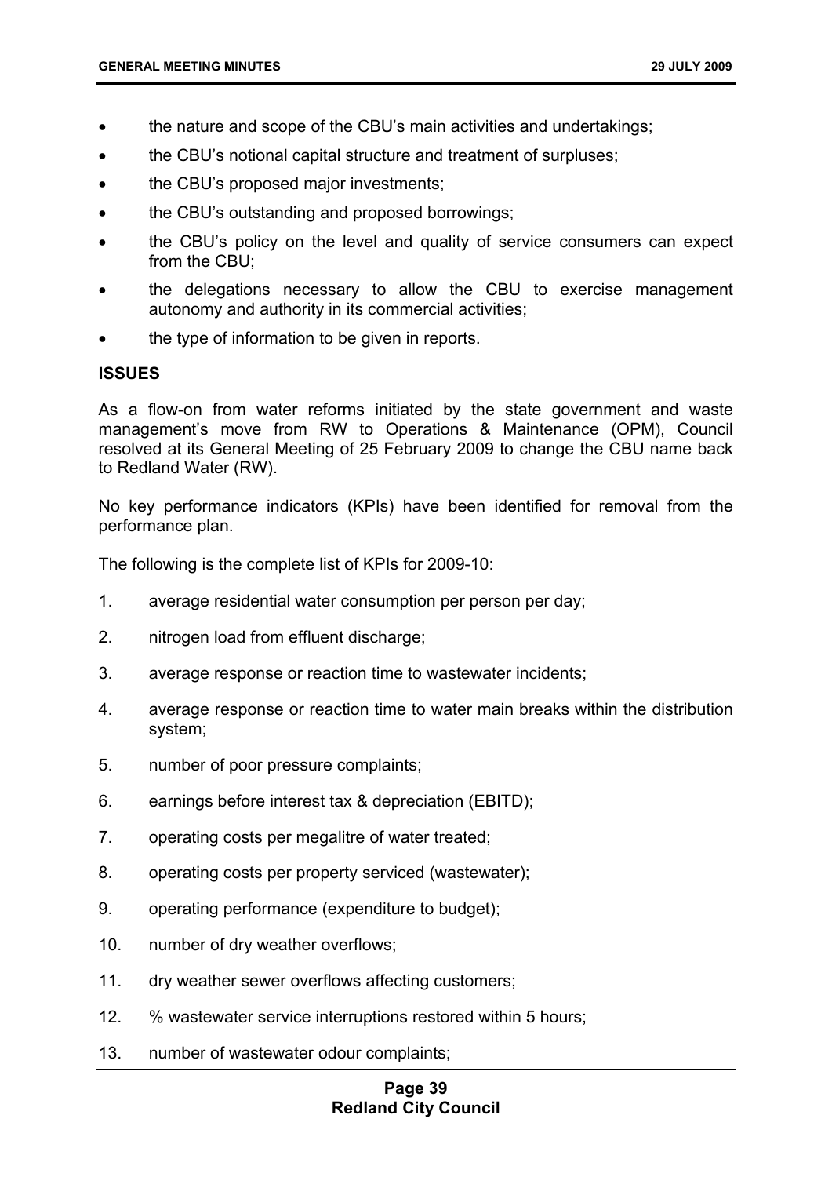- the nature and scope of the CBU's main activities and undertakings;
- the CBU's notional capital structure and treatment of surpluses;
- the CBU's proposed major investments;
- the CBU's outstanding and proposed borrowings;
- the CBU's policy on the level and quality of service consumers can expect from the CBU;
- the delegations necessary to allow the CBU to exercise management autonomy and authority in its commercial activities;
- the type of information to be given in reports.

**ISSUES**

As a flow-on from water reforms initiated by the state government and waste management's move from RW to Operations & Maintenance (OPM), Council resolved at its General Meeting of 25 February 2009 to change the CBU name back to Redland Water (RW).

No key performance indicators (KPIs) have been identified for removal from the performance plan.

The following is the complete list of KPIs for 2009-10:

1. average residential water consumption per person per day;
2. nitrogen load from effluent discharge;
3. average response or reaction time to wastewater incidents;
4. average response or reaction time to water main breaks within the distribution system;
5. number of poor pressure complaints;
6. earnings before interest tax & depreciation (EBITD);
7. operating costs per megalitre of water treated;
8. operating costs per property serviced (wastewater);
9. operating performance (expenditure to budget);
10. number of dry weather overflows;
11. dry weather sewer overflows affecting customers;
12. % wastewater service interruptions restored within 5 hours;
13. number of wastewater odour complaints;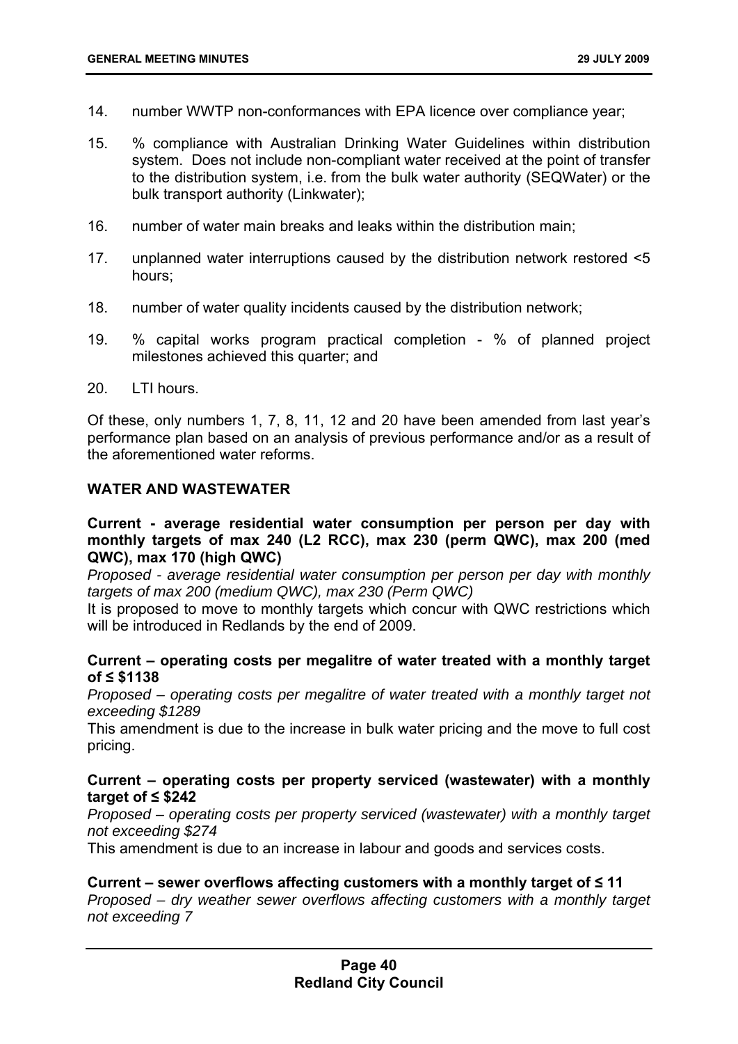14. number WWTP non-conformances with EPA licence over compliance year;

15. % compliance with Australian Drinking Water Guidelines within distribution system. Does not include non-compliant water received at the point of transfer to the distribution system, i.e. from the bulk water authority (SEQWater) or the bulk transport authority (Linkwater);

16. number of water main breaks and leaks within the distribution main;

17. unplanned water interruptions caused by the distribution network restored <5 hours;

18. number of water quality incidents caused by the distribution network;

19. % capital works program practical completion - % of planned project milestones achieved this quarter; and

20. LTI hours.

Of these, only numbers 1, 7, 8, 11, 12 and 20 have been amended from last year's performance plan based on an analysis of previous performance and/or as a result of the aforementioned water reforms.

**WATER AND WASTEWATER**

**Current - average residential water consumption per person per day with monthly targets of max 240 (L2 RCC), max 230 (perm QWC), max 200 (med QWC), max 170 (high QWC)**

*Proposed - average residential water consumption per person per day with monthly targets of max 200 (medium QWC), max 230 (Perm QWC)*

It is proposed to move to monthly targets which concur with QWC restrictions which will be introduced in Redlands by the end of 2009.

**Current – operating costs per megalitre of water treated with a monthly target of ≤ $1138**

*Proposed – operating costs per megalitre of water treated with a monthly target not exceeding $1289*

This amendment is due to the increase in bulk water pricing and the move to full cost pricing.

**Current – operating costs per property serviced (wastewater) with a monthly target of ≤ $242**

*Proposed – operating costs per property serviced (wastewater) with a monthly target not exceeding $274*

This amendment is due to an increase in labour and goods and services costs.

**Current – sewer overflows affecting customers with a monthly target of ≤ 11**

*Proposed – dry weather sewer overflows affecting customers with a monthly target not exceeding 7*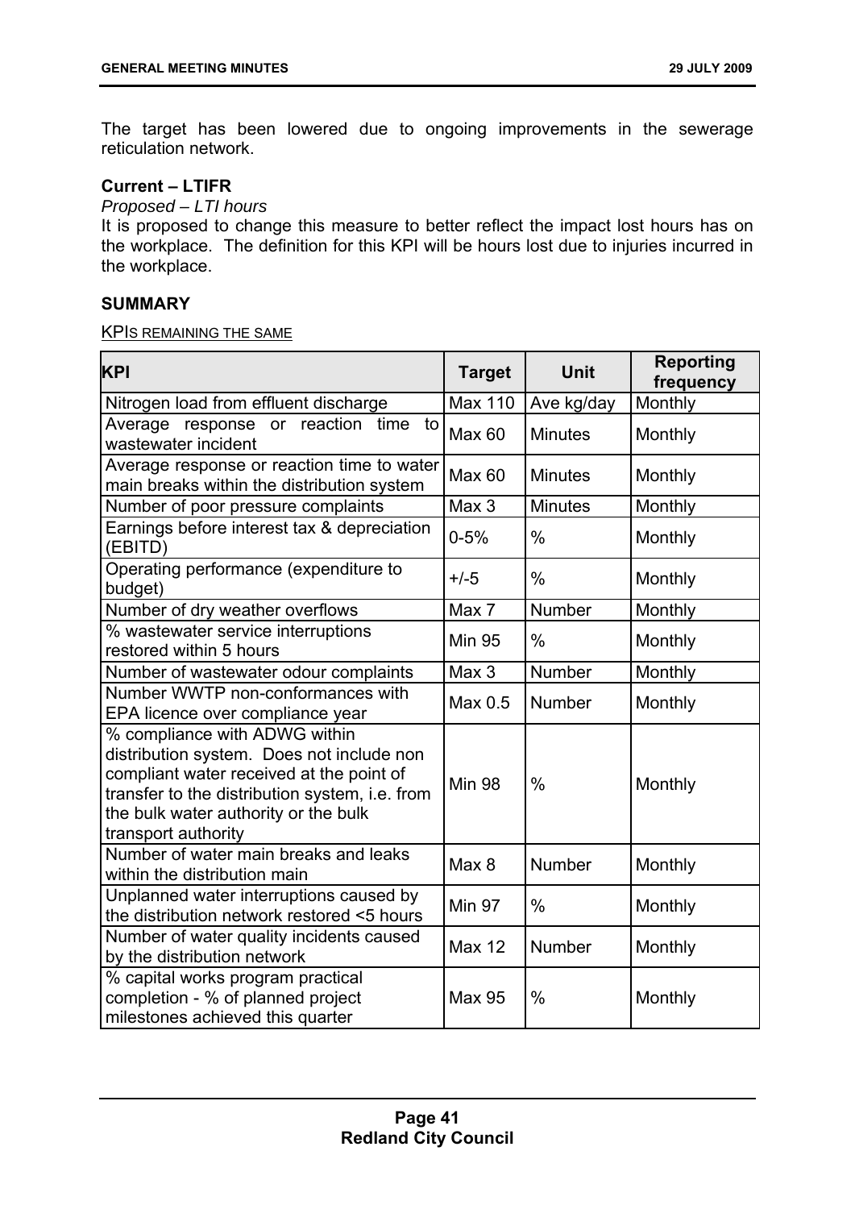The target has been lowered due to ongoing improvements in the sewerage reticulation network.

**Current – LTIFR**

*Proposed – LTI hours*

It is proposed to change this measure to better reflect the impact lost hours has on the workplace. The definition for this KPI will be hours lost due to injuries incurred in the workplace.

**SUMMARY**

KPIS REMAINING THE SAME

| KPI | Target | Unit | Reporting frequency |
|---|---|---|---|
| Nitrogen load from effluent discharge | Max 110 | Ave kg/day | Monthly |
| Average response or reaction time to wastewater incident | Max 60 | Minutes | Monthly |
| Average response or reaction time to water main breaks within the distribution system | Max 60 | Minutes | Monthly |
| Number of poor pressure complaints | Max 3 | Minutes | Monthly |
| Earnings before interest tax & depreciation (EBITD) | 0-5% | % | Monthly |
| Operating performance (expenditure to budget) | +/-5 | % | Monthly |
| Number of dry weather overflows | Max 7 | Number | Monthly |
| % wastewater service interruptions restored within 5 hours | Min 95 | % | Monthly |
| Number of wastewater odour complaints | Max 3 | Number | Monthly |
| Number WWTP non-conformances with EPA licence over compliance year | Max 0.5 | Number | Monthly |
| % compliance with ADWG within distribution system. Does not include non compliant water received at the point of transfer to the distribution system, i.e. from the bulk water authority or the bulk transport authority | Min 98 | % | Monthly |
| Number of water main breaks and leaks within the distribution main | Max 8 | Number | Monthly |
| Unplanned water interruptions caused by the distribution network restored <5 hours | Min 97 | % | Monthly |
| Number of water quality incidents caused by the distribution network | Max 12 | Number | Monthly |
| % capital works program practical completion - % of planned project milestones achieved this quarter | Max 95 | % | Monthly |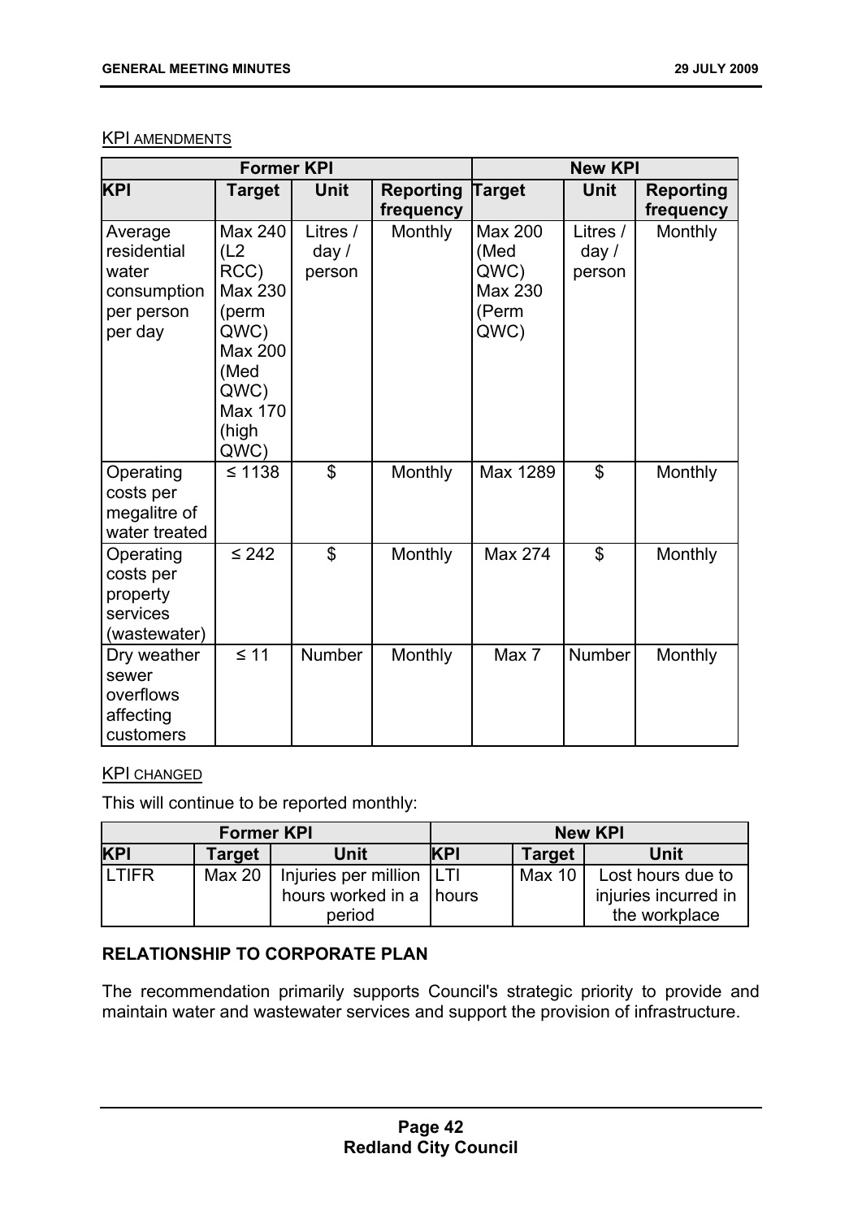KPI AMENDMENTS

| Former KPI | | | | New KPI | | |
|---|---|---|---|---|---|---|
| **KPI** | **Target** | **Unit** | **Reporting frequency** | **Target** | **Unit** | **Reporting frequency** |
| Average residential water consumption per person per day | Max 240 (L2 RCC) Max 230 (perm QWC) Max 200 (Med QWC) Max 170 (high QWC) | Litres / day / person | Monthly | Max 200 (Med QWC) Max 230 (Perm QWC) | Litres / day / person | Monthly |
| Operating costs per megalitre of water treated | ≤ 1138 | $ | Monthly | Max 1289 | $ | Monthly |
| Operating costs per property services (wastewater) | ≤ 242 | $ | Monthly | Max 274 | $ | Monthly |
| Dry weather sewer overflows affecting customers | ≤ 11 | Number | Monthly | Max 7 | Number | Monthly |

KPI CHANGED

This will continue to be reported monthly:

| Former KPI | | | New KPI | | |
|---|---|---|---|---|---|
| **KPI** | **Target** | **Unit** | **KPI** | **Target** | **Unit** |
| LTIFR | Max 20 | Injuries per million hours worked in a period | LTI hours | Max 10 | Lost hours due to injuries incurred in the workplace |

**RELATIONSHIP TO CORPORATE PLAN**

The recommendation primarily supports Council's strategic priority to provide and maintain water and wastewater services and support the provision of infrastructure.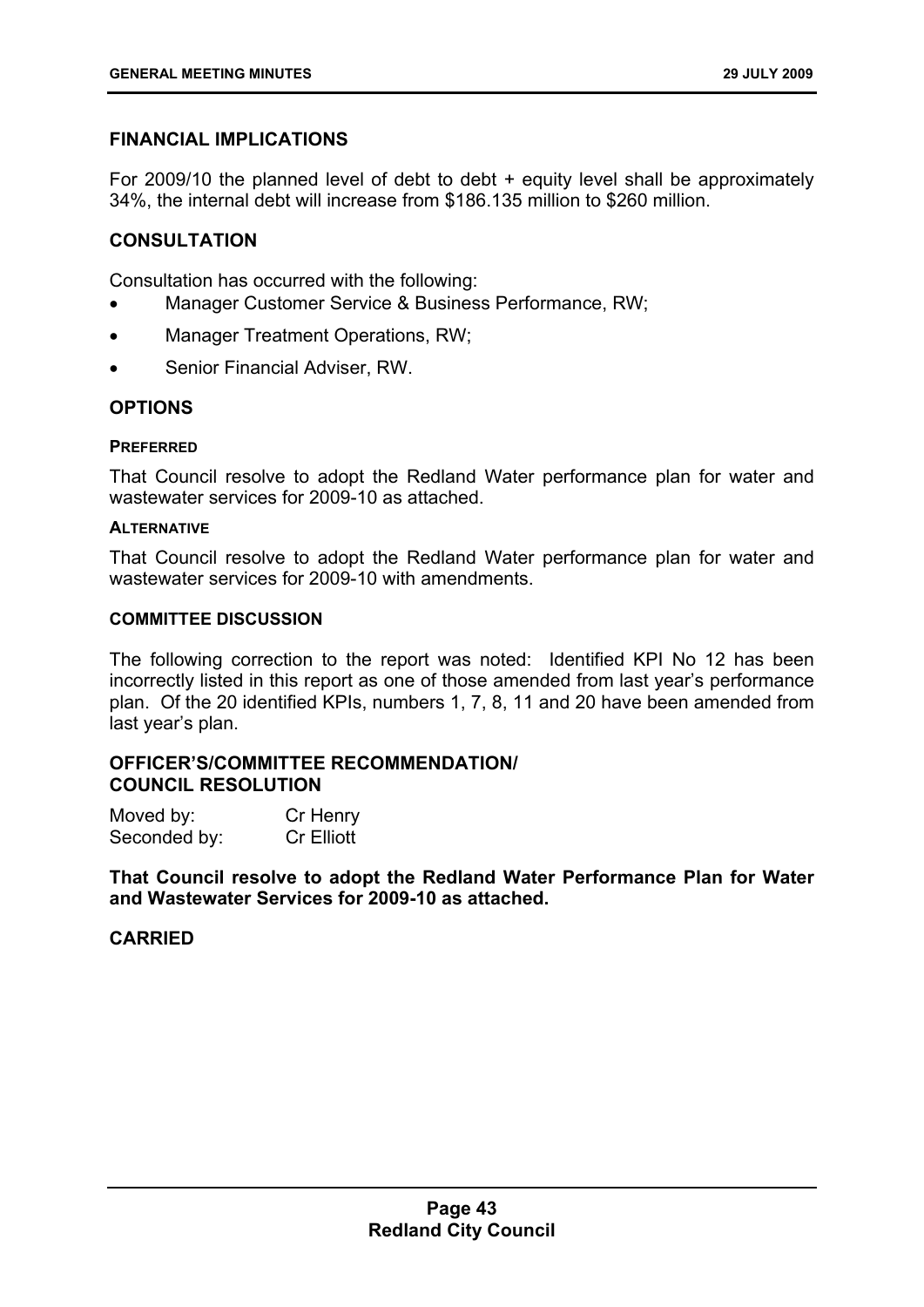## FINANCIAL IMPLICATIONS

For 2009/10 the planned level of debt to debt + equity level shall be approximately 34%, the internal debt will increase from $186.135 million to $260 million.

## CONSULTATION

Consultation has occurred with the following:

- Manager Customer Service & Business Performance, RW;
- Manager Treatment Operations, RW;
- Senior Financial Adviser, RW.

## OPTIONS

#### PREFERRED

That Council resolve to adopt the Redland Water performance plan for water and wastewater services for 2009-10 as attached.

#### ALTERNATIVE

That Council resolve to adopt the Redland Water performance plan for water and wastewater services for 2009-10 with amendments.

#### COMMITTEE DISCUSSION

The following correction to the report was noted: Identified KPI No 12 has been incorrectly listed in this report as one of those amended from last year's performance plan. Of the 20 identified KPIs, numbers 1, 7, 8, 11 and 20 have been amended from last year's plan.

## OFFICER'S/COMMITTEE RECOMMENDATION/ COUNCIL RESOLUTION

Moved by: Cr Henry
Seconded by: Cr Elliott

**That Council resolve to adopt the Redland Water Performance Plan for Water and Wastewater Services for 2009-10 as attached.**

## CARRIED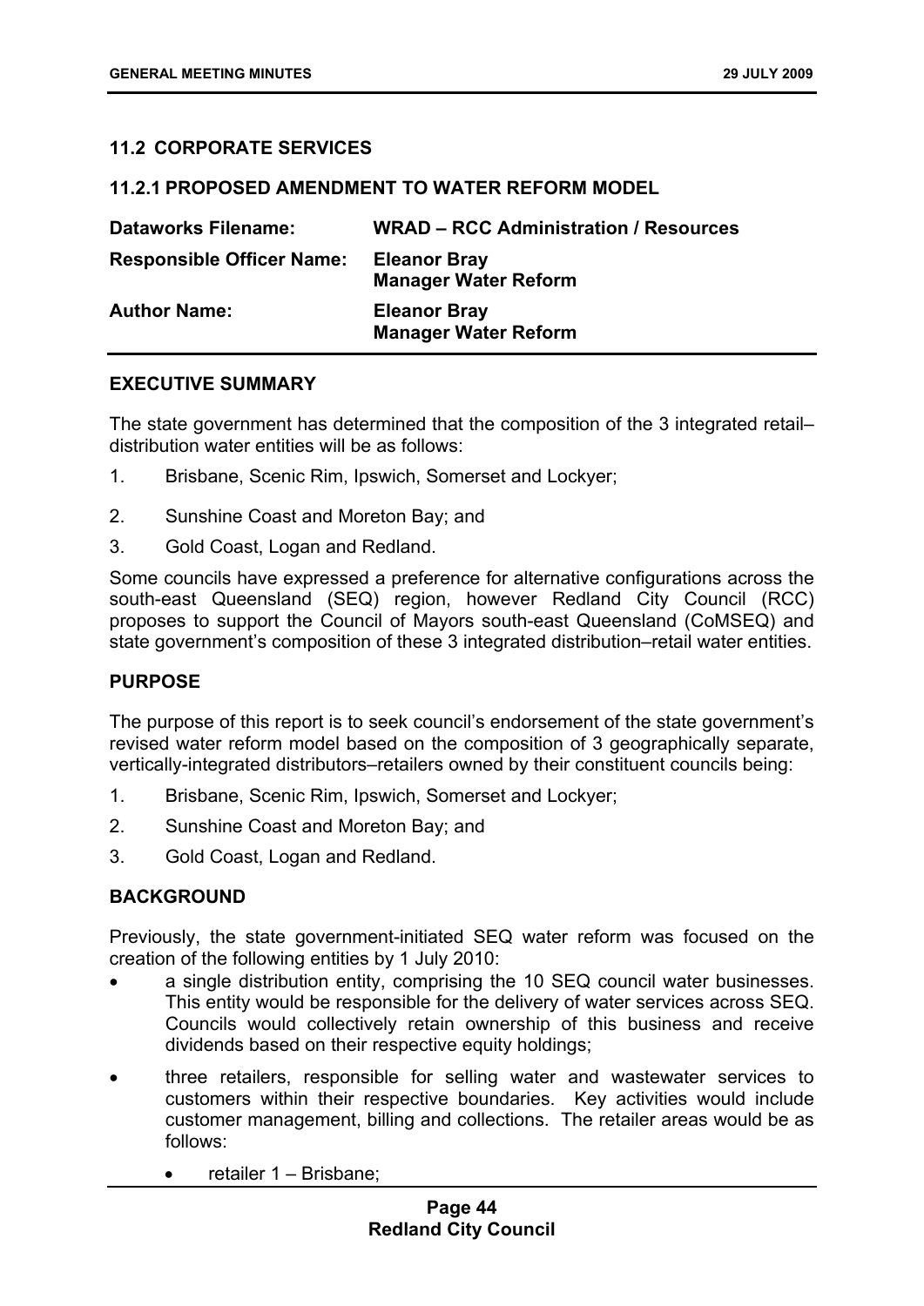## 11.2 CORPORATE SERVICES

### 11.2.1 PROPOSED AMENDMENT TO WATER REFORM MODEL

| **Dataworks Filename:** | **WRAD – RCC Administration / Resources** |
|---|---|
| **Responsible Officer Name:** | **Eleanor Bray**<br>**Manager Water Reform** |
| **Author Name:** | **Eleanor Bray**<br>**Manager Water Reform** |

#### EXECUTIVE SUMMARY

The state government has determined that the composition of the 3 integrated retail–distribution water entities will be as follows:

1. Brisbane, Scenic Rim, Ipswich, Somerset and Lockyer;
2. Sunshine Coast and Moreton Bay; and
3. Gold Coast, Logan and Redland.

Some councils have expressed a preference for alternative configurations across the south-east Queensland (SEQ) region, however Redland City Council (RCC) proposes to support the Council of Mayors south-east Queensland (CoMSEQ) and state government's composition of these 3 integrated distribution–retail water entities.

#### PURPOSE

The purpose of this report is to seek council's endorsement of the state government's revised water reform model based on the composition of 3 geographically separate, vertically-integrated distributors–retailers owned by their constituent councils being:

1. Brisbane, Scenic Rim, Ipswich, Somerset and Lockyer;
2. Sunshine Coast and Moreton Bay; and
3. Gold Coast, Logan and Redland.

#### BACKGROUND

Previously, the state government-initiated SEQ water reform was focused on the creation of the following entities by 1 July 2010:

- a single distribution entity, comprising the 10 SEQ council water businesses. This entity would be responsible for the delivery of water services across SEQ. Councils would collectively retain ownership of this business and receive dividends based on their respective equity holdings;
- three retailers, responsible for selling water and wastewater services to customers within their respective boundaries. Key activities would include customer management, billing and collections. The retailer areas would be as follows:
  - retailer 1 – Brisbane;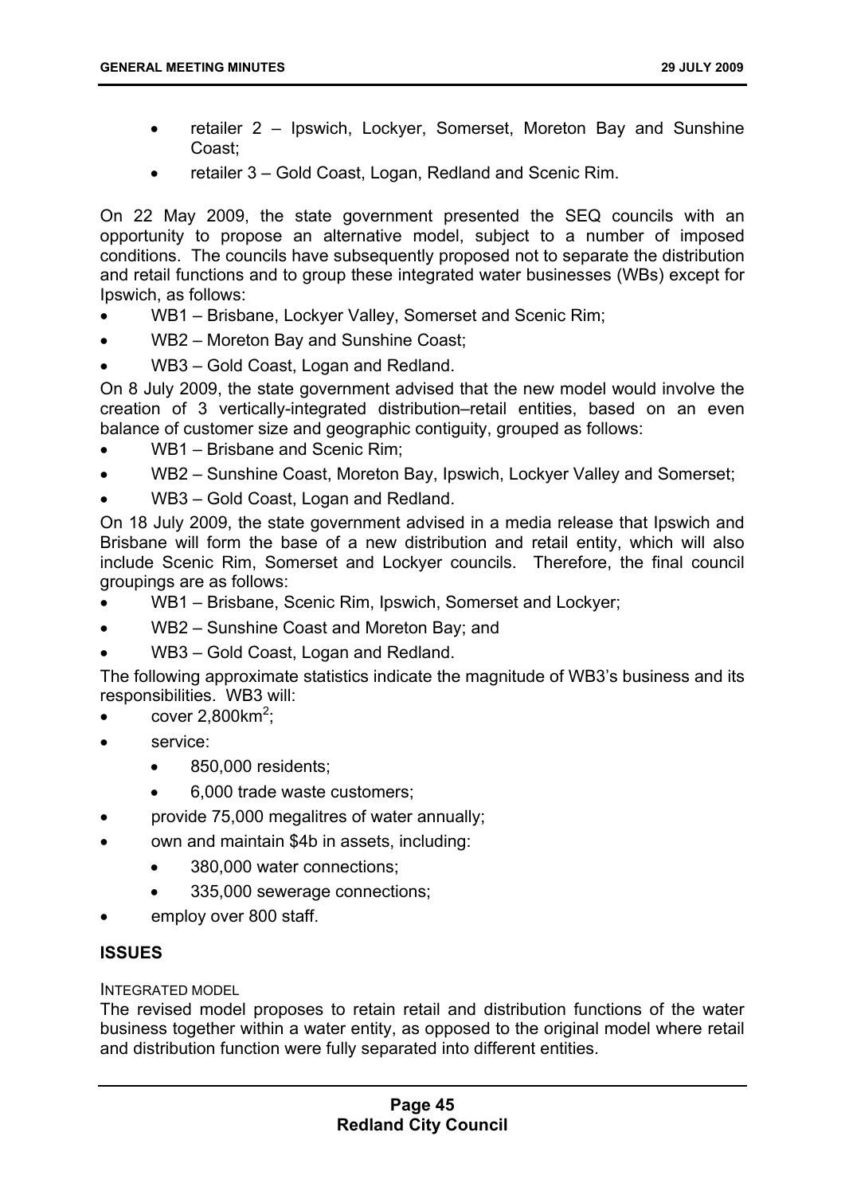- retailer 2 – Ipswich, Lockyer, Somerset, Moreton Bay and Sunshine Coast;
- retailer 3 – Gold Coast, Logan, Redland and Scenic Rim.

On 22 May 2009, the state government presented the SEQ councils with an opportunity to propose an alternative model, subject to a number of imposed conditions. The councils have subsequently proposed not to separate the distribution and retail functions and to group these integrated water businesses (WBs) except for Ipswich, as follows:

- WB1 – Brisbane, Lockyer Valley, Somerset and Scenic Rim;
- WB2 – Moreton Bay and Sunshine Coast;
- WB3 – Gold Coast, Logan and Redland.

On 8 July 2009, the state government advised that the new model would involve the creation of 3 vertically-integrated distribution–retail entities, based on an even balance of customer size and geographic contiguity, grouped as follows:

- WB1 – Brisbane and Scenic Rim;
- WB2 – Sunshine Coast, Moreton Bay, Ipswich, Lockyer Valley and Somerset;
- WB3 – Gold Coast, Logan and Redland.

On 18 July 2009, the state government advised in a media release that Ipswich and Brisbane will form the base of a new distribution and retail entity, which will also include Scenic Rim, Somerset and Lockyer councils. Therefore, the final council groupings are as follows:

- WB1 – Brisbane, Scenic Rim, Ipswich, Somerset and Lockyer;
- WB2 – Sunshine Coast and Moreton Bay; and
- WB3 – Gold Coast, Logan and Redland.

The following approximate statistics indicate the magnitude of WB3's business and its responsibilities. WB3 will:

- cover 2,800km$^2$;
- service:
  - 850,000 residents;
  - 6,000 trade waste customers;
- provide 75,000 megalitres of water annually;
- own and maintain $4b in assets, including:
  - 380,000 water connections;
  - 335,000 sewerage connections;
- employ over 800 staff.

## ISSUES

INTEGRATED MODEL

The revised model proposes to retain retail and distribution functions of the water business together within a water entity, as opposed to the original model where retail and distribution function were fully separated into different entities.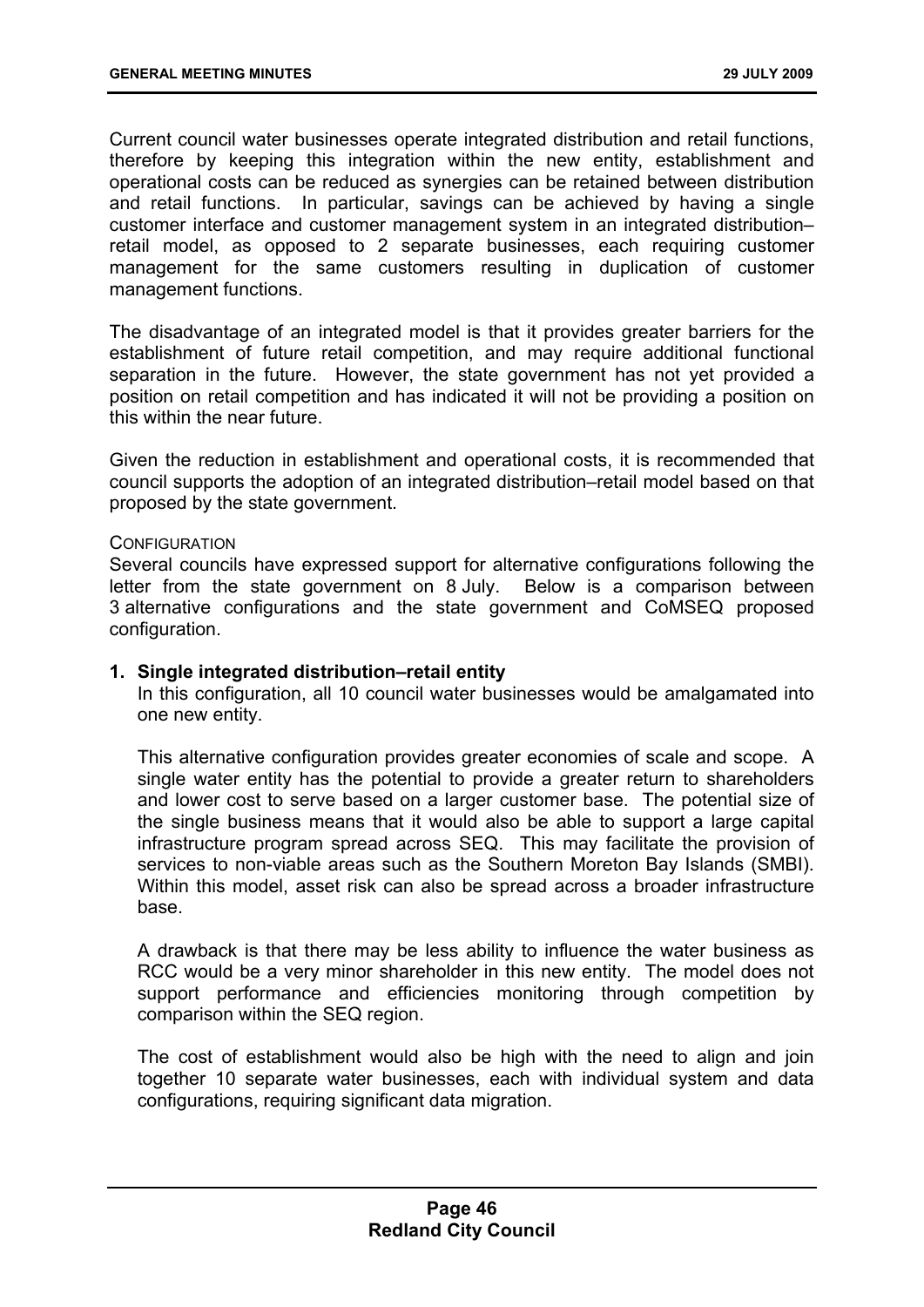Current council water businesses operate integrated distribution and retail functions, therefore by keeping this integration within the new entity, establishment and operational costs can be reduced as synergies can be retained between distribution and retail functions. In particular, savings can be achieved by having a single customer interface and customer management system in an integrated distribution–retail model, as opposed to 2 separate businesses, each requiring customer management for the same customers resulting in duplication of customer management functions.

The disadvantage of an integrated model is that it provides greater barriers for the establishment of future retail competition, and may require additional functional separation in the future. However, the state government has not yet provided a position on retail competition and has indicated it will not be providing a position on this within the near future.

Given the reduction in establishment and operational costs, it is recommended that council supports the adoption of an integrated distribution–retail model based on that proposed by the state government.

CONFIGURATION

Several councils have expressed support for alternative configurations following the letter from the state government on 8 July. Below is a comparison between 3 alternative configurations and the state government and CoMSEQ proposed configuration.

**1. Single integrated distribution–retail entity**

In this configuration, all 10 council water businesses would be amalgamated into one new entity.

This alternative configuration provides greater economies of scale and scope. A single water entity has the potential to provide a greater return to shareholders and lower cost to serve based on a larger customer base. The potential size of the single business means that it would also be able to support a large capital infrastructure program spread across SEQ. This may facilitate the provision of services to non-viable areas such as the Southern Moreton Bay Islands (SMBI). Within this model, asset risk can also be spread across a broader infrastructure base.

A drawback is that there may be less ability to influence the water business as RCC would be a very minor shareholder in this new entity. The model does not support performance and efficiencies monitoring through competition by comparison within the SEQ region.

The cost of establishment would also be high with the need to align and join together 10 separate water businesses, each with individual system and data configurations, requiring significant data migration.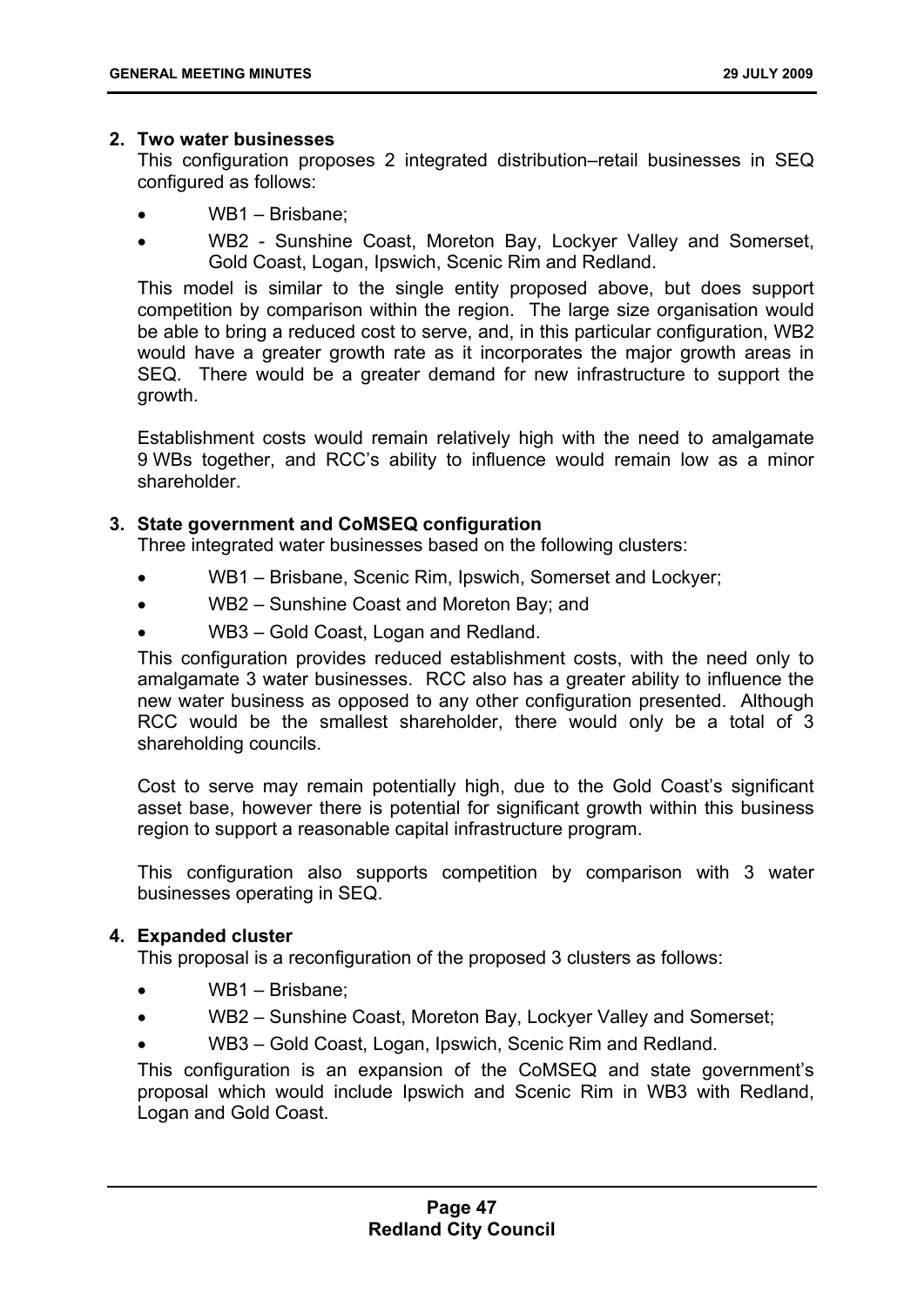**2. Two water businesses**

This configuration proposes 2 integrated distribution–retail businesses in SEQ configured as follows:

- WB1 – Brisbane;
- WB2 - Sunshine Coast, Moreton Bay, Lockyer Valley and Somerset, Gold Coast, Logan, Ipswich, Scenic Rim and Redland.

This model is similar to the single entity proposed above, but does support competition by comparison within the region. The large size organisation would be able to bring a reduced cost to serve, and, in this particular configuration, WB2 would have a greater growth rate as it incorporates the major growth areas in SEQ. There would be a greater demand for new infrastructure to support the growth.

Establishment costs would remain relatively high with the need to amalgamate 9 WBs together, and RCC's ability to influence would remain low as a minor shareholder.

**3. State government and CoMSEQ configuration**

Three integrated water businesses based on the following clusters:

- WB1 – Brisbane, Scenic Rim, Ipswich, Somerset and Lockyer;
- WB2 – Sunshine Coast and Moreton Bay; and
- WB3 – Gold Coast, Logan and Redland.

This configuration provides reduced establishment costs, with the need only to amalgamate 3 water businesses. RCC also has a greater ability to influence the new water business as opposed to any other configuration presented. Although RCC would be the smallest shareholder, there would only be a total of 3 shareholding councils.

Cost to serve may remain potentially high, due to the Gold Coast's significant asset base, however there is potential for significant growth within this business region to support a reasonable capital infrastructure program.

This configuration also supports competition by comparison with 3 water businesses operating in SEQ.

**4. Expanded cluster**

This proposal is a reconfiguration of the proposed 3 clusters as follows:

- WB1 – Brisbane;
- WB2 – Sunshine Coast, Moreton Bay, Lockyer Valley and Somerset;
- WB3 – Gold Coast, Logan, Ipswich, Scenic Rim and Redland.

This configuration is an expansion of the CoMSEQ and state government's proposal which would include Ipswich and Scenic Rim in WB3 with Redland, Logan and Gold Coast.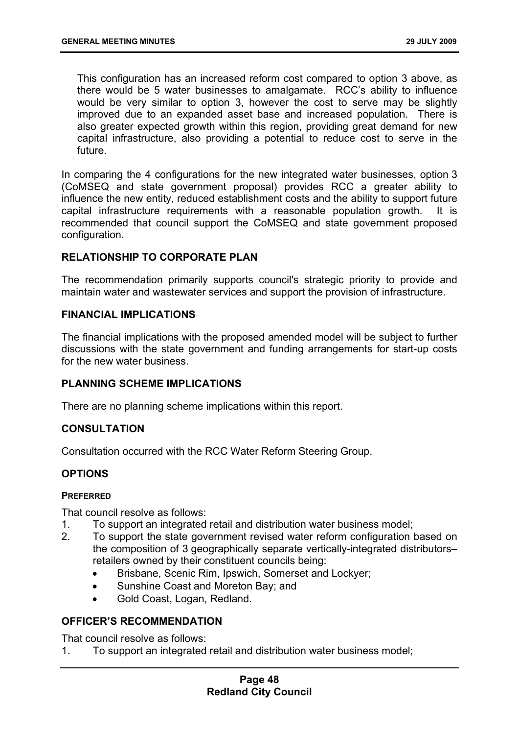This configuration has an increased reform cost compared to option 3 above, as there would be 5 water businesses to amalgamate. RCC's ability to influence would be very similar to option 3, however the cost to serve may be slightly improved due to an expanded asset base and increased population. There is also greater expected growth within this region, providing great demand for new capital infrastructure, also providing a potential to reduce cost to serve in the future.

In comparing the 4 configurations for the new integrated water businesses, option 3 (CoMSEQ and state government proposal) provides RCC a greater ability to influence the new entity, reduced establishment costs and the ability to support future capital infrastructure requirements with a reasonable population growth. It is recommended that council support the CoMSEQ and state government proposed configuration.

## RELATIONSHIP TO CORPORATE PLAN

The recommendation primarily supports council's strategic priority to provide and maintain water and wastewater services and support the provision of infrastructure.

## FINANCIAL IMPLICATIONS

The financial implications with the proposed amended model will be subject to further discussions with the state government and funding arrangements for start-up costs for the new water business.

## PLANNING SCHEME IMPLICATIONS

There are no planning scheme implications within this report.

## CONSULTATION

Consultation occurred with the RCC Water Reform Steering Group.

## OPTIONS

### PREFERRED

That council resolve as follows:

1. To support an integrated retail and distribution water business model;
2. To support the state government revised water reform configuration based on the composition of 3 geographically separate vertically-integrated distributors–retailers owned by their constituent councils being:
   - Brisbane, Scenic Rim, Ipswich, Somerset and Lockyer;
   - Sunshine Coast and Moreton Bay; and
   - Gold Coast, Logan, Redland.

## OFFICER'S RECOMMENDATION

That council resolve as follows:

1. To support an integrated retail and distribution water business model;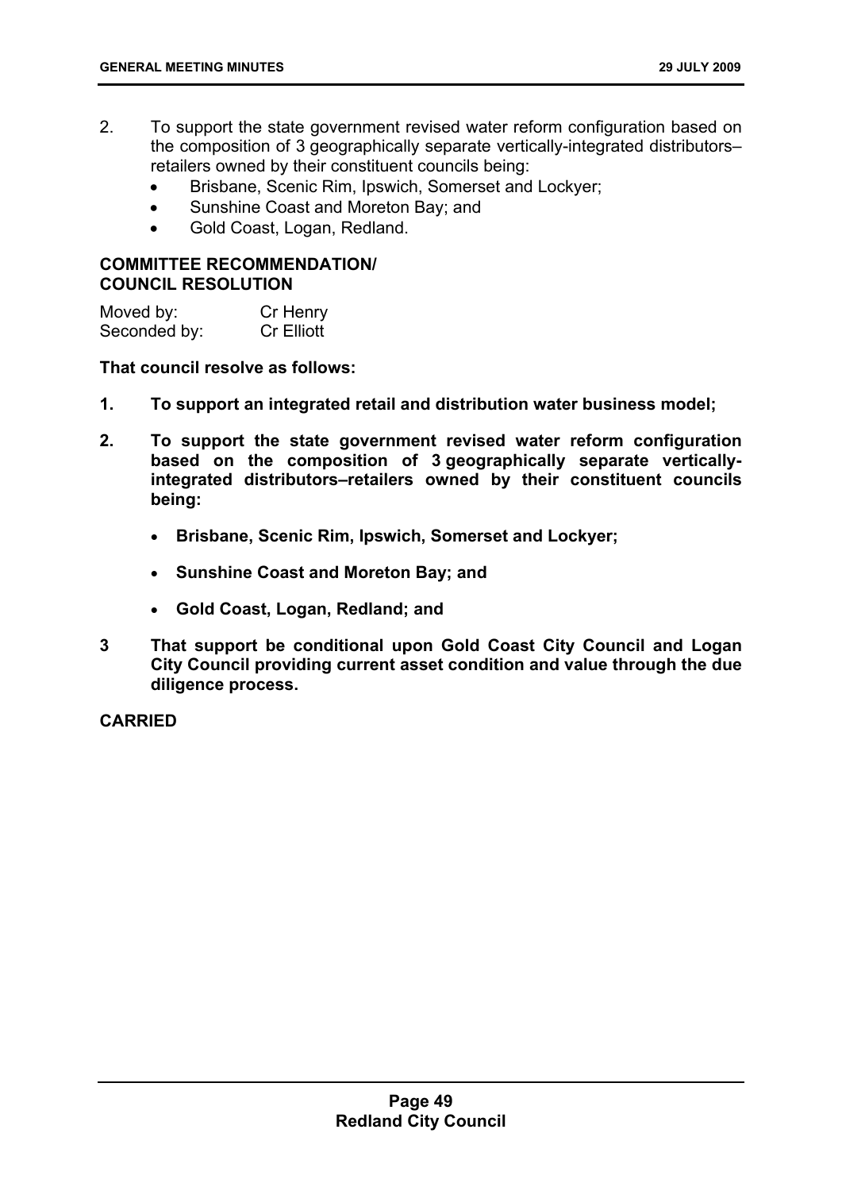2. To support the state government revised water reform configuration based on the composition of 3 geographically separate vertically-integrated distributors–retailers owned by their constituent councils being:
    - Brisbane, Scenic Rim, Ipswich, Somerset and Lockyer;
    - Sunshine Coast and Moreton Bay; and
    - Gold Coast, Logan, Redland.

**COMMITTEE RECOMMENDATION/**
**COUNCIL RESOLUTION**

Moved by: Cr Henry
Seconded by: Cr Elliott

**That council resolve as follows:**

**1. To support an integrated retail and distribution water business model;**

**2. To support the state government revised water reform configuration based on the composition of 3 geographically separate vertically-integrated distributors–retailers owned by their constituent councils being:**

- **Brisbane, Scenic Rim, Ipswich, Somerset and Lockyer;**
- **Sunshine Coast and Moreton Bay; and**
- **Gold Coast, Logan, Redland; and**

**3 That support be conditional upon Gold Coast City Council and Logan City Council providing current asset condition and value through the due diligence process.**

**CARRIED**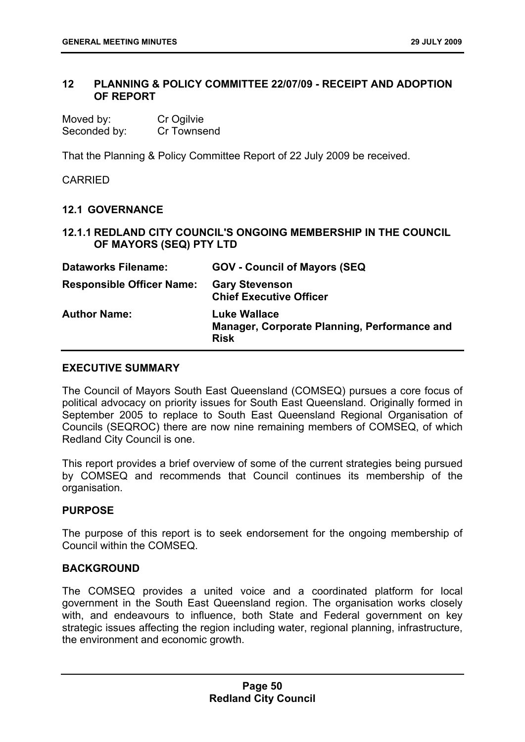## 12 PLANNING & POLICY COMMITTEE 22/07/09 - RECEIPT AND ADOPTION OF REPORT

Moved by: Cr Ogilvie
Seconded by: Cr Townsend

That the Planning & Policy Committee Report of 22 July 2009 be received.

CARRIED

### 12.1 GOVERNANCE

### 12.1.1 REDLAND CITY COUNCIL'S ONGOING MEMBERSHIP IN THE COUNCIL OF MAYORS (SEQ) PTY LTD

| | |
|---|---|
| **Dataworks Filename:** | **GOV - Council of Mayors (SEQ** |
| **Responsible Officer Name:** | **Gary Stevenson**<br>**Chief Executive Officer** |
| **Author Name:** | **Luke Wallace**<br>**Manager, Corporate Planning, Performance and Risk** |

**EXECUTIVE SUMMARY**

The Council of Mayors South East Queensland (COMSEQ) pursues a core focus of political advocacy on priority issues for South East Queensland. Originally formed in September 2005 to replace to South East Queensland Regional Organisation of Councils (SEQROC) there are now nine remaining members of COMSEQ, of which Redland City Council is one.

This report provides a brief overview of some of the current strategies being pursued by COMSEQ and recommends that Council continues its membership of the organisation.

**PURPOSE**

The purpose of this report is to seek endorsement for the ongoing membership of Council within the COMSEQ.

**BACKGROUND**

The COMSEQ provides a united voice and a coordinated platform for local government in the South East Queensland region. The organisation works closely with, and endeavours to influence, both State and Federal government on key strategic issues affecting the region including water, regional planning, infrastructure, the environment and economic growth.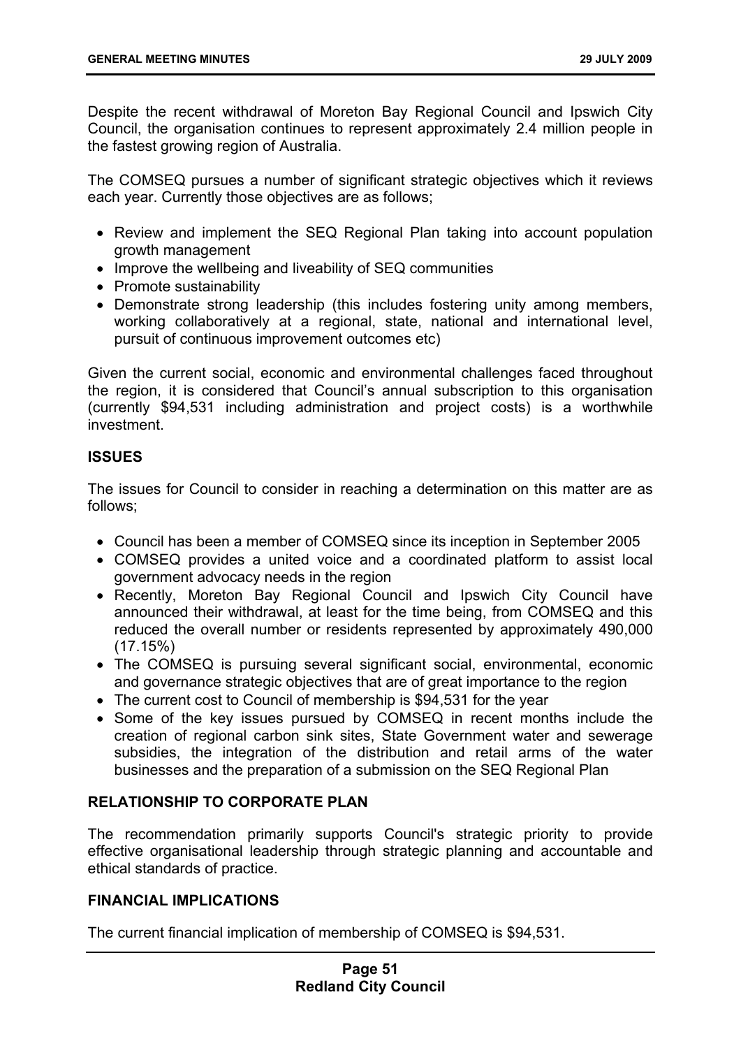Despite the recent withdrawal of Moreton Bay Regional Council and Ipswich City Council, the organisation continues to represent approximately 2.4 million people in the fastest growing region of Australia.

The COMSEQ pursues a number of significant strategic objectives which it reviews each year. Currently those objectives are as follows;

- Review and implement the SEQ Regional Plan taking into account population growth management
- Improve the wellbeing and liveability of SEQ communities
- Promote sustainability
- Demonstrate strong leadership (this includes fostering unity among members, working collaboratively at a regional, state, national and international level, pursuit of continuous improvement outcomes etc)

Given the current social, economic and environmental challenges faced throughout the region, it is considered that Council's annual subscription to this organisation (currently $94,531 including administration and project costs) is a worthwhile investment.

## ISSUES

The issues for Council to consider in reaching a determination on this matter are as follows;

- Council has been a member of COMSEQ since its inception in September 2005
- COMSEQ provides a united voice and a coordinated platform to assist local government advocacy needs in the region
- Recently, Moreton Bay Regional Council and Ipswich City Council have announced their withdrawal, at least for the time being, from COMSEQ and this reduced the overall number or residents represented by approximately 490,000 (17.15%)
- The COMSEQ is pursuing several significant social, environmental, economic and governance strategic objectives that are of great importance to the region
- The current cost to Council of membership is $94,531 for the year
- Some of the key issues pursued by COMSEQ in recent months include the creation of regional carbon sink sites, State Government water and sewerage subsidies, the integration of the distribution and retail arms of the water businesses and the preparation of a submission on the SEQ Regional Plan

## RELATIONSHIP TO CORPORATE PLAN

The recommendation primarily supports Council's strategic priority to provide effective organisational leadership through strategic planning and accountable and ethical standards of practice.

## FINANCIAL IMPLICATIONS

The current financial implication of membership of COMSEQ is $94,531.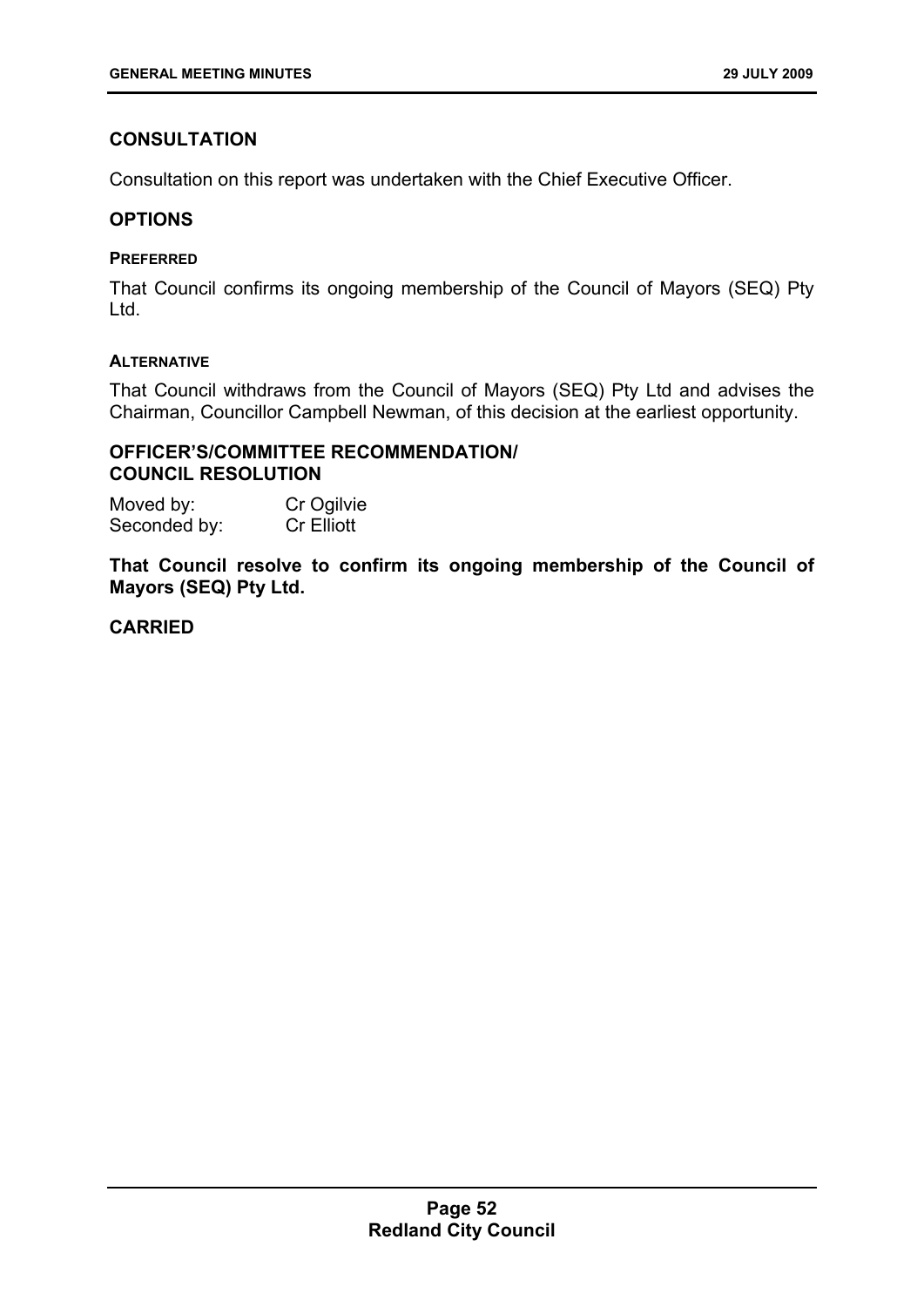## CONSULTATION

Consultation on this report was undertaken with the Chief Executive Officer.

## OPTIONS

### PREFERRED

That Council confirms its ongoing membership of the Council of Mayors (SEQ) Pty Ltd.

### ALTERNATIVE

That Council withdraws from the Council of Mayors (SEQ) Pty Ltd and advises the Chairman, Councillor Campbell Newman, of this decision at the earliest opportunity.

## OFFICER'S/COMMITTEE RECOMMENDATION/ COUNCIL RESOLUTION

Moved by: Cr Ogilvie
Seconded by: Cr Elliott

**That Council resolve to confirm its ongoing membership of the Council of Mayors (SEQ) Pty Ltd.**

**CARRIED**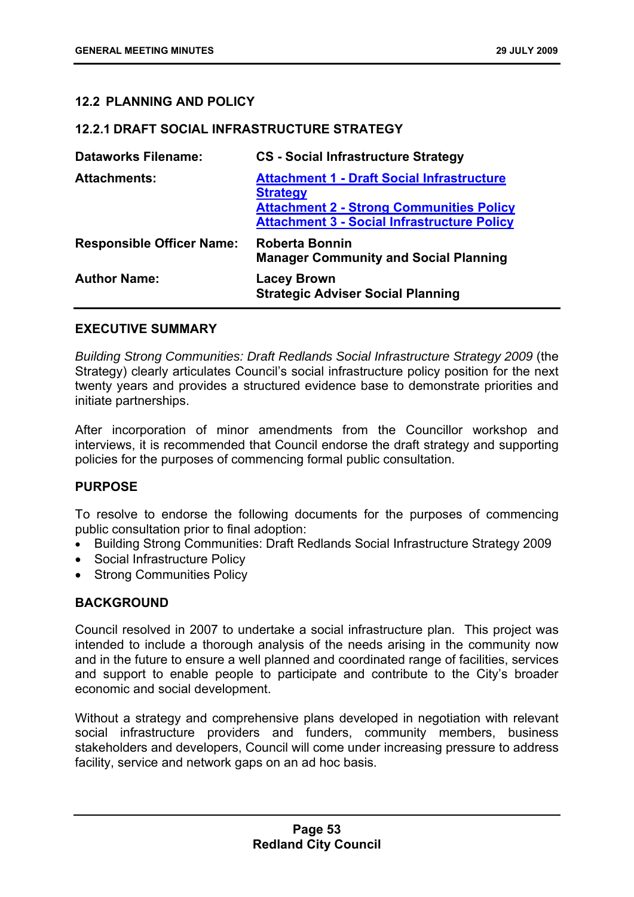## 12.2 PLANNING AND POLICY

### 12.2.1 DRAFT SOCIAL INFRASTRUCTURE STRATEGY

| | |
|---|---|
| **Dataworks Filename:** | **CS - Social Infrastructure Strategy** |
| **Attachments:** | **Attachment 1 - Draft Social Infrastructure Strategy**<br>**Attachment 2 - Strong Communities Policy**<br>**Attachment 3 - Social Infrastructure Policy** |
| **Responsible Officer Name:** | **Roberta Bonnin**<br>**Manager Community and Social Planning** |
| **Author Name:** | **Lacey Brown**<br>**Strategic Adviser Social Planning** |

**EXECUTIVE SUMMARY**

*Building Strong Communities: Draft Redlands Social Infrastructure Strategy 2009* (the Strategy) clearly articulates Council's social infrastructure policy position for the next twenty years and provides a structured evidence base to demonstrate priorities and initiate partnerships.

After incorporation of minor amendments from the Councillor workshop and interviews, it is recommended that Council endorse the draft strategy and supporting policies for the purposes of commencing formal public consultation.

**PURPOSE**

To resolve to endorse the following documents for the purposes of commencing public consultation prior to final adoption:

- Building Strong Communities: Draft Redlands Social Infrastructure Strategy 2009
- Social Infrastructure Policy
- Strong Communities Policy

**BACKGROUND**

Council resolved in 2007 to undertake a social infrastructure plan. This project was intended to include a thorough analysis of the needs arising in the community now and in the future to ensure a well planned and coordinated range of facilities, services and support to enable people to participate and contribute to the City's broader economic and social development.

Without a strategy and comprehensive plans developed in negotiation with relevant social infrastructure providers and funders, community members, business stakeholders and developers, Council will come under increasing pressure to address facility, service and network gaps on an ad hoc basis.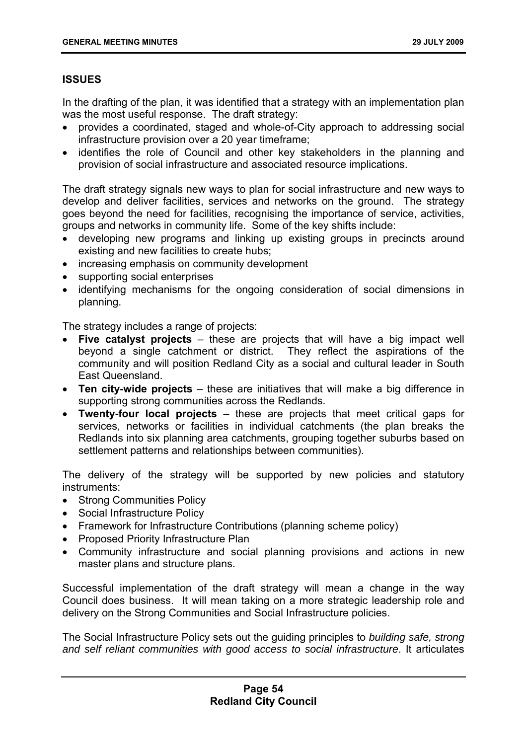## ISSUES

In the drafting of the plan, it was identified that a strategy with an implementation plan was the most useful response. The draft strategy:

- provides a coordinated, staged and whole-of-City approach to addressing social infrastructure provision over a 20 year timeframe;
- identifies the role of Council and other key stakeholders in the planning and provision of social infrastructure and associated resource implications.

The draft strategy signals new ways to plan for social infrastructure and new ways to develop and deliver facilities, services and networks on the ground. The strategy goes beyond the need for facilities, recognising the importance of service, activities, groups and networks in community life. Some of the key shifts include:

- developing new programs and linking up existing groups in precincts around existing and new facilities to create hubs;
- increasing emphasis on community development
- supporting social enterprises
- identifying mechanisms for the ongoing consideration of social dimensions in planning.

The strategy includes a range of projects:

- **Five catalyst projects** – these are projects that will have a big impact well beyond a single catchment or district. They reflect the aspirations of the community and will position Redland City as a social and cultural leader in South East Queensland.
- **Ten city-wide projects** – these are initiatives that will make a big difference in supporting strong communities across the Redlands.
- **Twenty-four local projects** – these are projects that meet critical gaps for services, networks or facilities in individual catchments (the plan breaks the Redlands into six planning area catchments, grouping together suburbs based on settlement patterns and relationships between communities).

The delivery of the strategy will be supported by new policies and statutory instruments:

- Strong Communities Policy
- Social Infrastructure Policy
- Framework for Infrastructure Contributions (planning scheme policy)
- Proposed Priority Infrastructure Plan
- Community infrastructure and social planning provisions and actions in new master plans and structure plans.

Successful implementation of the draft strategy will mean a change in the way Council does business. It will mean taking on a more strategic leadership role and delivery on the Strong Communities and Social Infrastructure policies.

The Social Infrastructure Policy sets out the guiding principles to *building safe, strong and self reliant communities with good access to social infrastructure*. It articulates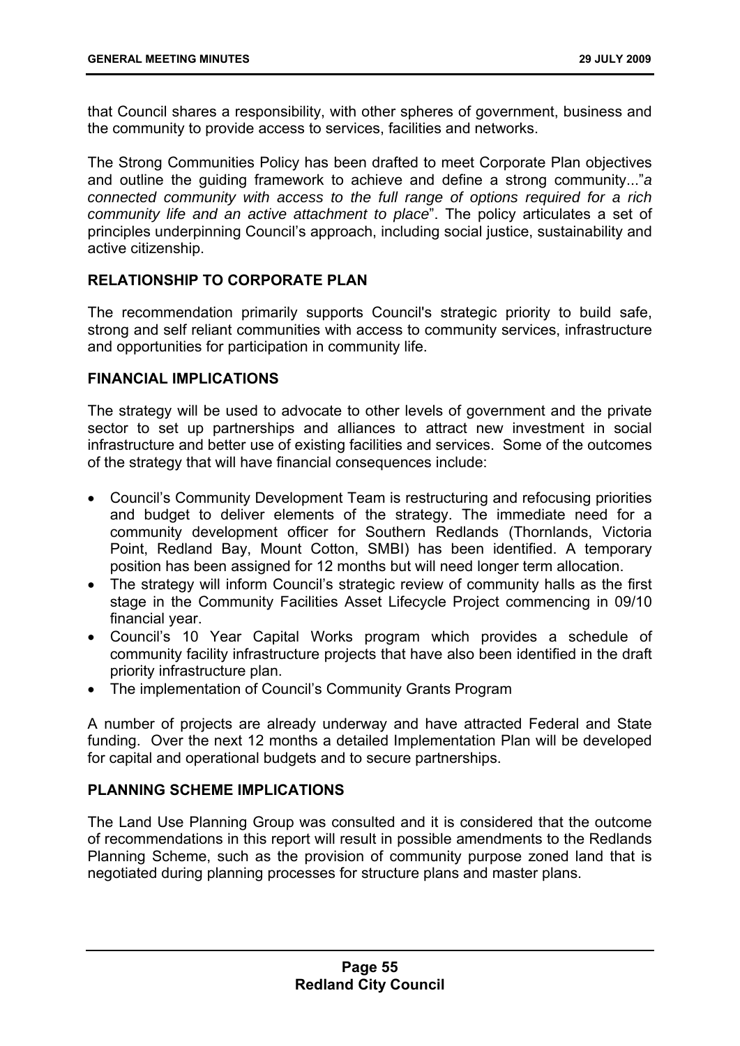that Council shares a responsibility, with other spheres of government, business and the community to provide access to services, facilities and networks.

The Strong Communities Policy has been drafted to meet Corporate Plan objectives and outline the guiding framework to achieve and define a strong community..."*a connected community with access to the full range of options required for a rich community life and an active attachment to place*". The policy articulates a set of principles underpinning Council's approach, including social justice, sustainability and active citizenship.

## RELATIONSHIP TO CORPORATE PLAN

The recommendation primarily supports Council's strategic priority to build safe, strong and self reliant communities with access to community services, infrastructure and opportunities for participation in community life.

## FINANCIAL IMPLICATIONS

The strategy will be used to advocate to other levels of government and the private sector to set up partnerships and alliances to attract new investment in social infrastructure and better use of existing facilities and services. Some of the outcomes of the strategy that will have financial consequences include:

- Council's Community Development Team is restructuring and refocusing priorities and budget to deliver elements of the strategy. The immediate need for a community development officer for Southern Redlands (Thornlands, Victoria Point, Redland Bay, Mount Cotton, SMBI) has been identified. A temporary position has been assigned for 12 months but will need longer term allocation.
- The strategy will inform Council's strategic review of community halls as the first stage in the Community Facilities Asset Lifecycle Project commencing in 09/10 financial year.
- Council's 10 Year Capital Works program which provides a schedule of community facility infrastructure projects that have also been identified in the draft priority infrastructure plan.
- The implementation of Council's Community Grants Program

A number of projects are already underway and have attracted Federal and State funding. Over the next 12 months a detailed Implementation Plan will be developed for capital and operational budgets and to secure partnerships.

## PLANNING SCHEME IMPLICATIONS

The Land Use Planning Group was consulted and it is considered that the outcome of recommendations in this report will result in possible amendments to the Redlands Planning Scheme, such as the provision of community purpose zoned land that is negotiated during planning processes for structure plans and master plans.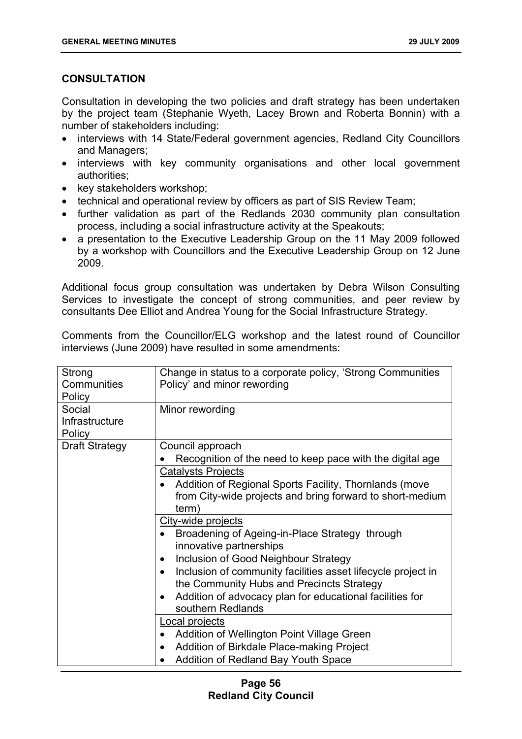## CONSULTATION

Consultation in developing the two policies and draft strategy has been undertaken by the project team (Stephanie Wyeth, Lacey Brown and Roberta Bonnin) with a number of stakeholders including:

- interviews with 14 State/Federal government agencies, Redland City Councillors and Managers;
- interviews with key community organisations and other local government authorities;
- key stakeholders workshop;
- technical and operational review by officers as part of SIS Review Team;
- further validation as part of the Redlands 2030 community plan consultation process, including a social infrastructure activity at the Speakouts;
- a presentation to the Executive Leadership Group on the 11 May 2009 followed by a workshop with Councillors and the Executive Leadership Group on 12 June 2009.

Additional focus group consultation was undertaken by Debra Wilson Consulting Services to investigate the concept of strong communities, and peer review by consultants Dee Elliot and Andrea Young for the Social Infrastructure Strategy.

Comments from the Councillor/ELG workshop and the latest round of Councillor interviews (June 2009) have resulted in some amendments:

| | |
|---|---|
| Strong Communities Policy | Change in status to a corporate policy, 'Strong Communities Policy' and minor rewording |
| Social Infrastructure Policy | Minor rewording |
| Draft Strategy | <u>Council approach</u><br>• Recognition of the need to keep pace with the digital age |
| | <u>Catalysts Projects</u><br>• Addition of Regional Sports Facility, Thornlands (move from City-wide projects and bring forward to short-medium term) |
| | <u>City-wide projects</u><br>• Broadening of Ageing-in-Place Strategy through innovative partnerships<br>• Inclusion of Good Neighbour Strategy<br>• Inclusion of community facilities asset lifecycle project in the Community Hubs and Precincts Strategy<br>• Addition of advocacy plan for educational facilities for southern Redlands |
| | <u>Local projects</u><br>• Addition of Wellington Point Village Green<br>• Addition of Birkdale Place-making Project<br>• Addition of Redland Bay Youth Space |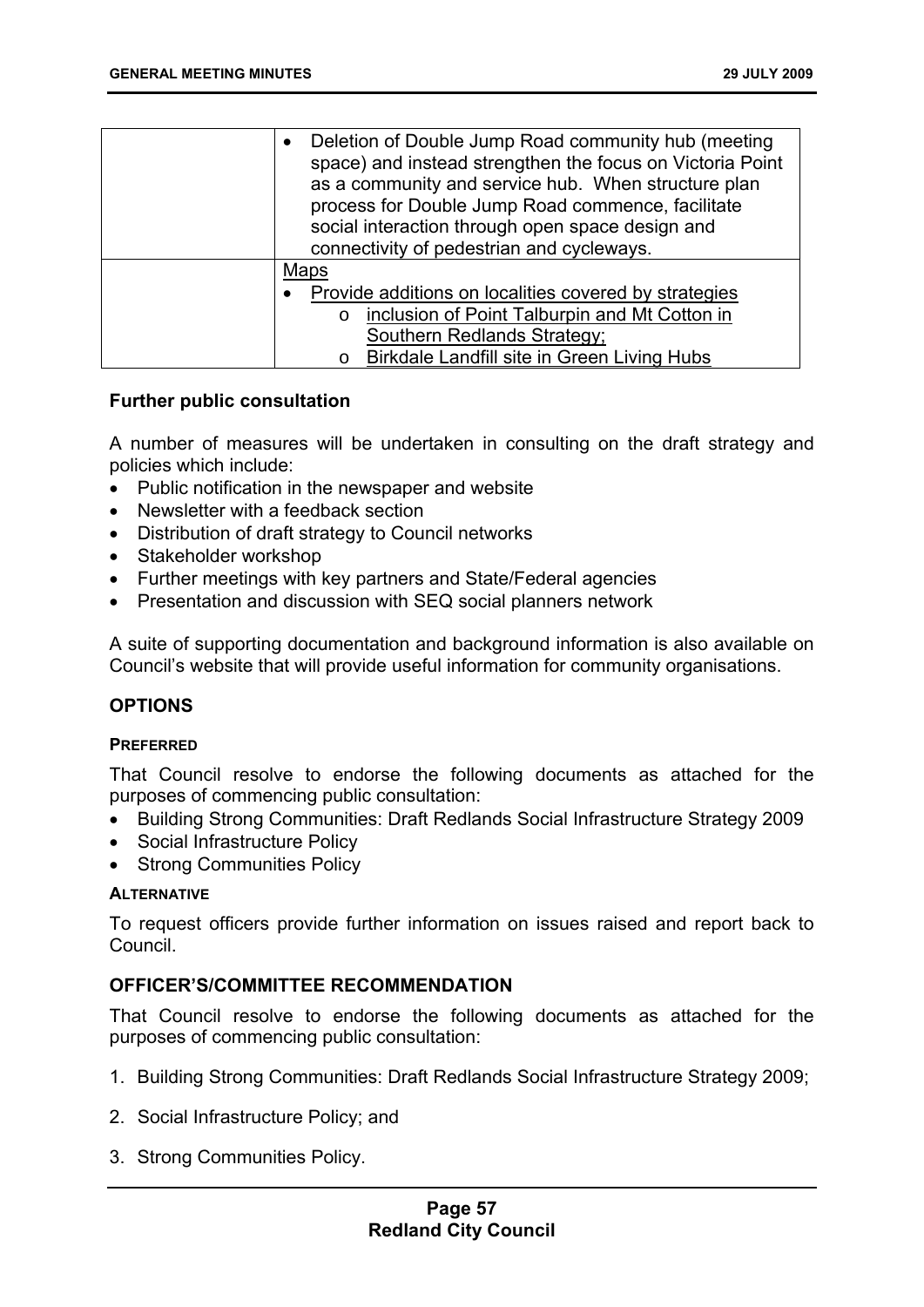| | |
|---|---|
| | • Deletion of Double Jump Road community hub (meeting space) and instead strengthen the focus on Victoria Point as a community and service hub. When structure plan process for Double Jump Road commence, facilitate social interaction through open space design and connectivity of pedestrian and cycleways. |
| | <u>Maps</u><br>• <u>Provide additions on localities covered by strategies</u><br>  o <u>inclusion of Point Talburpin and Mt Cotton in Southern Redlands Strategy;</u><br>  o <u>Birkdale Landfill site in Green Living Hubs</u> |

**Further public consultation**

A number of measures will be undertaken in consulting on the draft strategy and policies which include:

- Public notification in the newspaper and website
- Newsletter with a feedback section
- Distribution of draft strategy to Council networks
- Stakeholder workshop
- Further meetings with key partners and State/Federal agencies
- Presentation and discussion with SEQ social planners network

A suite of supporting documentation and background information is also available on Council's website that will provide useful information for community organisations.

## OPTIONS

#### PREFERRED

That Council resolve to endorse the following documents as attached for the purposes of commencing public consultation:

- Building Strong Communities: Draft Redlands Social Infrastructure Strategy 2009
- Social Infrastructure Policy
- Strong Communities Policy

#### ALTERNATIVE

To request officers provide further information on issues raised and report back to Council.

## OFFICER'S/COMMITTEE RECOMMENDATION

That Council resolve to endorse the following documents as attached for the purposes of commencing public consultation:

1. Building Strong Communities: Draft Redlands Social Infrastructure Strategy 2009;

2. Social Infrastructure Policy; and

3. Strong Communities Policy.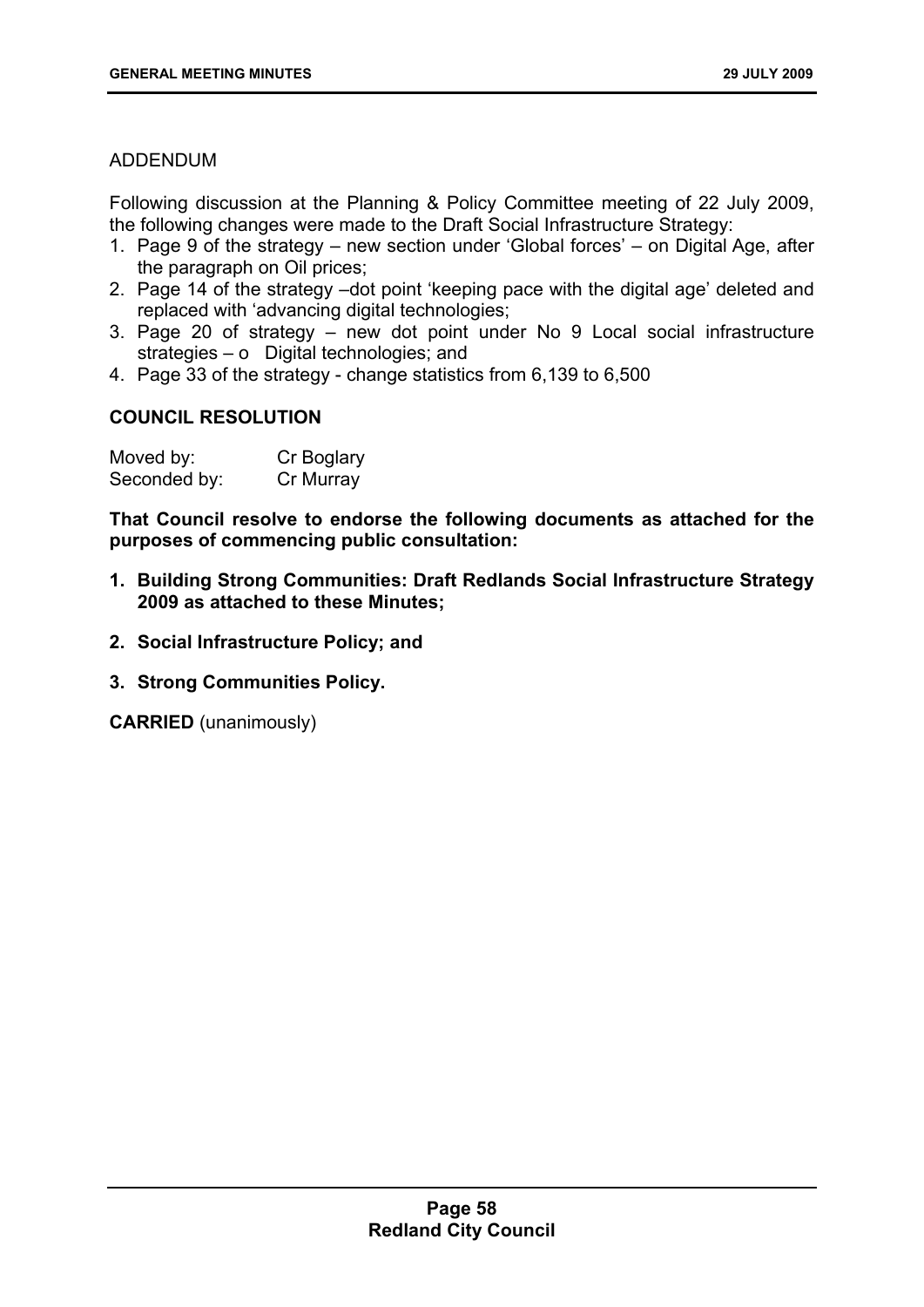ADDENDUM

Following discussion at the Planning & Policy Committee meeting of 22 July 2009, the following changes were made to the Draft Social Infrastructure Strategy:

1. Page 9 of the strategy – new section under 'Global forces' – on Digital Age, after the paragraph on Oil prices;
2. Page 14 of the strategy –dot point 'keeping pace with the digital age' deleted and replaced with 'advancing digital technologies;
3. Page 20 of strategy – new dot point under No 9 Local social infrastructure strategies – o Digital technologies; and
4. Page 33 of the strategy - change statistics from 6,139 to 6,500

**COUNCIL RESOLUTION**

| Moved by: | Cr Boglary |
|---|---|
| Seconded by: | Cr Murray |

**That Council resolve to endorse the following documents as attached for the purposes of commencing public consultation:**

1. **Building Strong Communities: Draft Redlands Social Infrastructure Strategy 2009 as attached to these Minutes;**
2. **Social Infrastructure Policy; and**
3. **Strong Communities Policy.**

**CARRIED** (unanimously)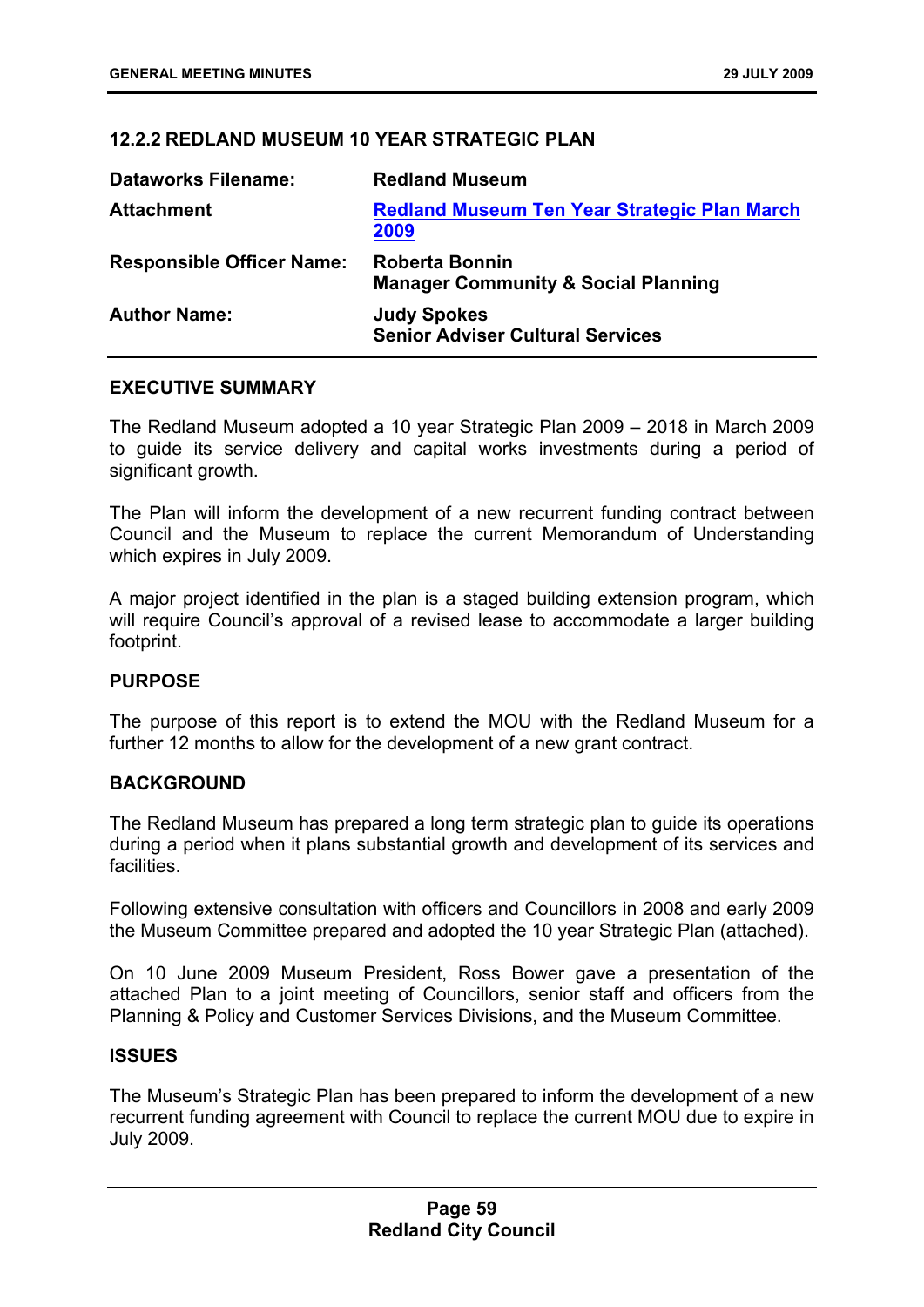### 12.2.2 REDLAND MUSEUM 10 YEAR STRATEGIC PLAN

| | |
|---|---|
| **Dataworks Filename:** | **Redland Museum** |
| **Attachment** | **Redland Museum Ten Year Strategic Plan March 2009** |
| **Responsible Officer Name:** | **Roberta Bonnin**<br>**Manager Community & Social Planning** |
| **Author Name:** | **Judy Spokes**<br>**Senior Adviser Cultural Services** |

#### EXECUTIVE SUMMARY

The Redland Museum adopted a 10 year Strategic Plan 2009 – 2018 in March 2009 to guide its service delivery and capital works investments during a period of significant growth.

The Plan will inform the development of a new recurrent funding contract between Council and the Museum to replace the current Memorandum of Understanding which expires in July 2009.

A major project identified in the plan is a staged building extension program, which will require Council's approval of a revised lease to accommodate a larger building footprint.

#### PURPOSE

The purpose of this report is to extend the MOU with the Redland Museum for a further 12 months to allow for the development of a new grant contract.

#### BACKGROUND

The Redland Museum has prepared a long term strategic plan to guide its operations during a period when it plans substantial growth and development of its services and facilities.

Following extensive consultation with officers and Councillors in 2008 and early 2009 the Museum Committee prepared and adopted the 10 year Strategic Plan (attached).

On 10 June 2009 Museum President, Ross Bower gave a presentation of the attached Plan to a joint meeting of Councillors, senior staff and officers from the Planning & Policy and Customer Services Divisions, and the Museum Committee.

#### ISSUES

The Museum's Strategic Plan has been prepared to inform the development of a new recurrent funding agreement with Council to replace the current MOU due to expire in July 2009.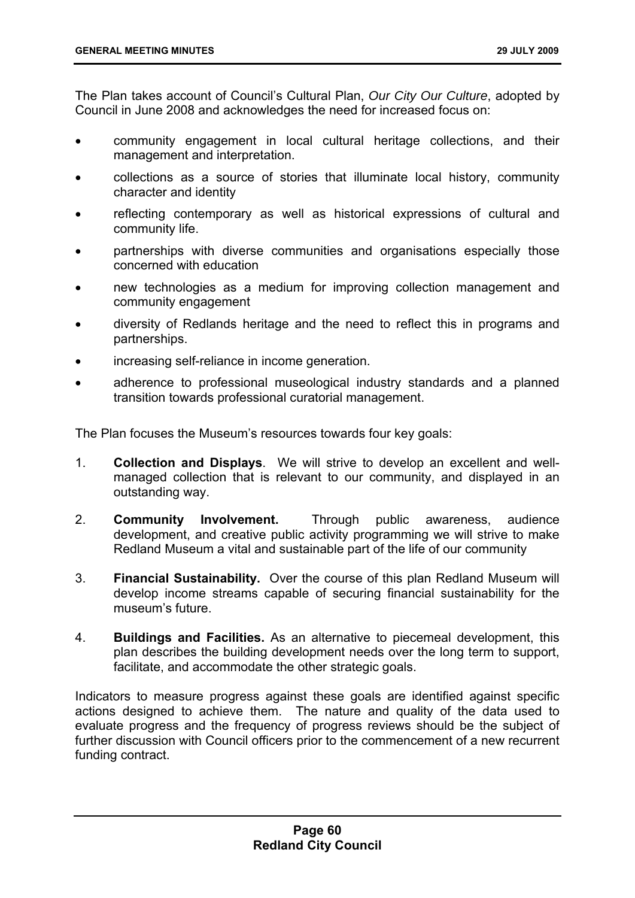The Plan takes account of Council's Cultural Plan, *Our City Our Culture*, adopted by Council in June 2008 and acknowledges the need for increased focus on:

- community engagement in local cultural heritage collections, and their management and interpretation.
- collections as a source of stories that illuminate local history, community character and identity
- reflecting contemporary as well as historical expressions of cultural and community life.
- partnerships with diverse communities and organisations especially those concerned with education
- new technologies as a medium for improving collection management and community engagement
- diversity of Redlands heritage and the need to reflect this in programs and partnerships.
- increasing self-reliance in income generation.
- adherence to professional museological industry standards and a planned transition towards professional curatorial management.

The Plan focuses the Museum's resources towards four key goals:

1. **Collection and Displays**. We will strive to develop an excellent and well-managed collection that is relevant to our community, and displayed in an outstanding way.
2. **Community Involvement.** Through public awareness, audience development, and creative public activity programming we will strive to make Redland Museum a vital and sustainable part of the life of our community
3. **Financial Sustainability.** Over the course of this plan Redland Museum will develop income streams capable of securing financial sustainability for the museum's future.
4. **Buildings and Facilities.** As an alternative to piecemeal development, this plan describes the building development needs over the long term to support, facilitate, and accommodate the other strategic goals.

Indicators to measure progress against these goals are identified against specific actions designed to achieve them. The nature and quality of the data used to evaluate progress and the frequency of progress reviews should be the subject of further discussion with Council officers prior to the commencement of a new recurrent funding contract.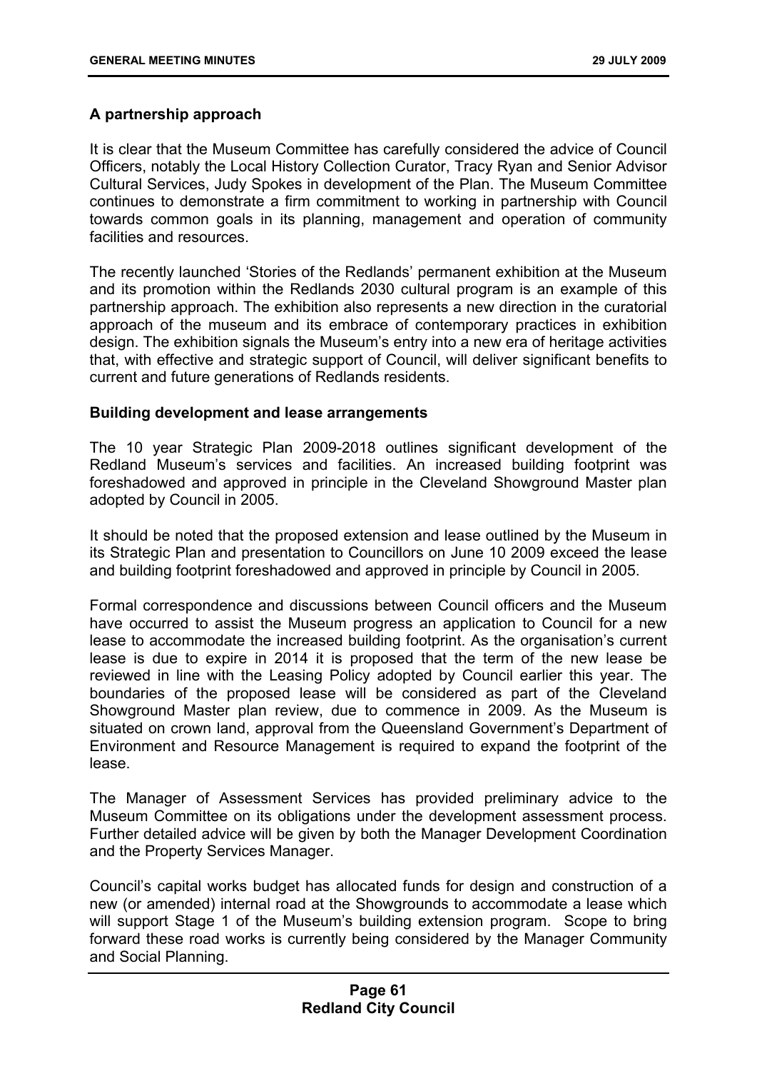**A partnership approach**

It is clear that the Museum Committee has carefully considered the advice of Council Officers, notably the Local History Collection Curator, Tracy Ryan and Senior Advisor Cultural Services, Judy Spokes in development of the Plan. The Museum Committee continues to demonstrate a firm commitment to working in partnership with Council towards common goals in its planning, management and operation of community facilities and resources.

The recently launched 'Stories of the Redlands' permanent exhibition at the Museum and its promotion within the Redlands 2030 cultural program is an example of this partnership approach. The exhibition also represents a new direction in the curatorial approach of the museum and its embrace of contemporary practices in exhibition design. The exhibition signals the Museum's entry into a new era of heritage activities that, with effective and strategic support of Council, will deliver significant benefits to current and future generations of Redlands residents.

**Building development and lease arrangements**

The 10 year Strategic Plan 2009-2018 outlines significant development of the Redland Museum's services and facilities. An increased building footprint was foreshadowed and approved in principle in the Cleveland Showground Master plan adopted by Council in 2005.

It should be noted that the proposed extension and lease outlined by the Museum in its Strategic Plan and presentation to Councillors on June 10 2009 exceed the lease and building footprint foreshadowed and approved in principle by Council in 2005.

Formal correspondence and discussions between Council officers and the Museum have occurred to assist the Museum progress an application to Council for a new lease to accommodate the increased building footprint. As the organisation's current lease is due to expire in 2014 it is proposed that the term of the new lease be reviewed in line with the Leasing Policy adopted by Council earlier this year. The boundaries of the proposed lease will be considered as part of the Cleveland Showground Master plan review, due to commence in 2009. As the Museum is situated on crown land, approval from the Queensland Government's Department of Environment and Resource Management is required to expand the footprint of the lease.

The Manager of Assessment Services has provided preliminary advice to the Museum Committee on its obligations under the development assessment process. Further detailed advice will be given by both the Manager Development Coordination and the Property Services Manager.

Council's capital works budget has allocated funds for design and construction of a new (or amended) internal road at the Showgrounds to accommodate a lease which will support Stage 1 of the Museum's building extension program. Scope to bring forward these road works is currently being considered by the Manager Community and Social Planning.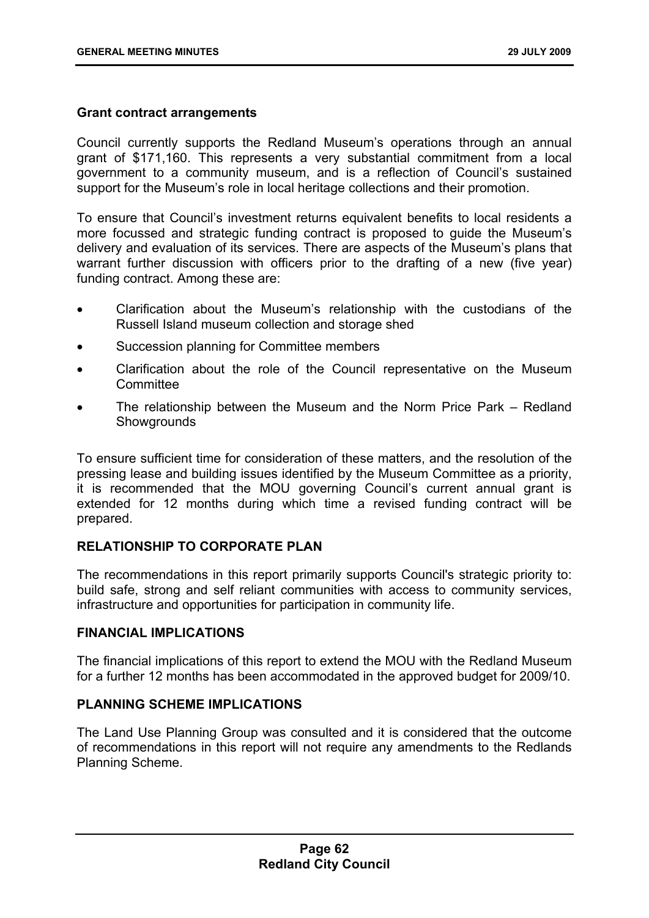**Grant contract arrangements**

Council currently supports the Redland Museum's operations through an annual grant of $171,160. This represents a very substantial commitment from a local government to a community museum, and is a reflection of Council's sustained support for the Museum's role in local heritage collections and their promotion.

To ensure that Council's investment returns equivalent benefits to local residents a more focussed and strategic funding contract is proposed to guide the Museum's delivery and evaluation of its services. There are aspects of the Museum's plans that warrant further discussion with officers prior to the drafting of a new (five year) funding contract. Among these are:

- Clarification about the Museum's relationship with the custodians of the Russell Island museum collection and storage shed
- Succession planning for Committee members
- Clarification about the role of the Council representative on the Museum Committee
- The relationship between the Museum and the Norm Price Park – Redland Showgrounds

To ensure sufficient time for consideration of these matters, and the resolution of the pressing lease and building issues identified by the Museum Committee as a priority, it is recommended that the MOU governing Council's current annual grant is extended for 12 months during which time a revised funding contract will be prepared.

## RELATIONSHIP TO CORPORATE PLAN

The recommendations in this report primarily supports Council's strategic priority to: build safe, strong and self reliant communities with access to community services, infrastructure and opportunities for participation in community life.

## FINANCIAL IMPLICATIONS

The financial implications of this report to extend the MOU with the Redland Museum for a further 12 months has been accommodated in the approved budget for 2009/10.

## PLANNING SCHEME IMPLICATIONS

The Land Use Planning Group was consulted and it is considered that the outcome of recommendations in this report will not require any amendments to the Redlands Planning Scheme.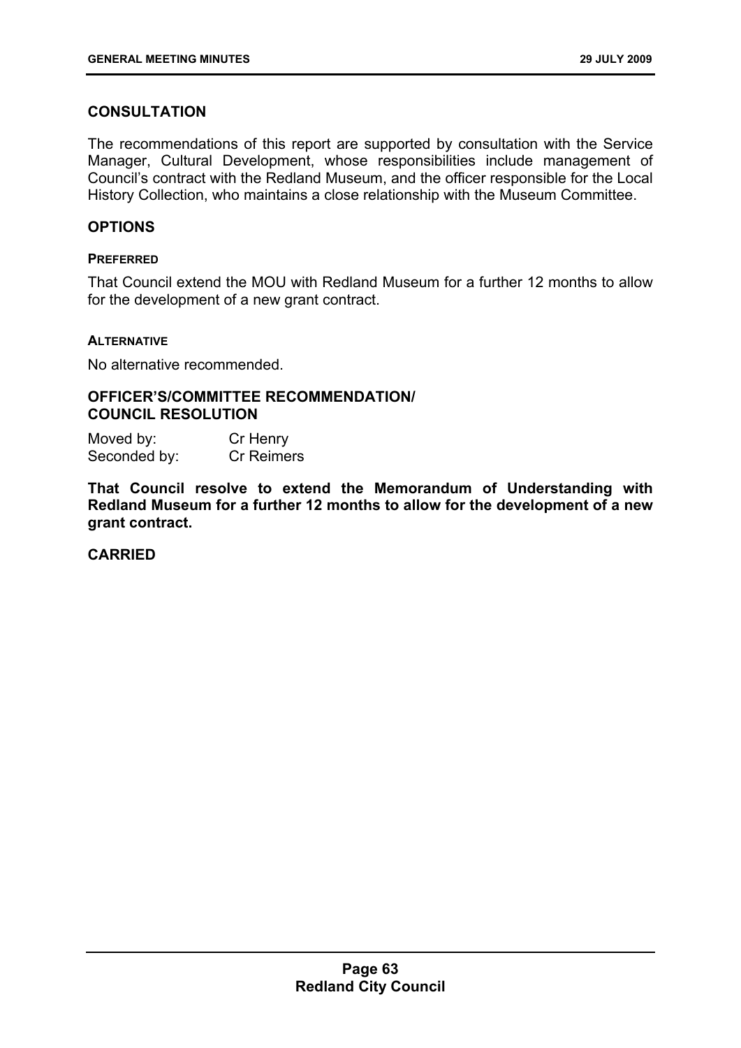## CONSULTATION

The recommendations of this report are supported by consultation with the Service Manager, Cultural Development, whose responsibilities include management of Council's contract with the Redland Museum, and the officer responsible for the Local History Collection, who maintains a close relationship with the Museum Committee.

## OPTIONS

### PREFERRED

That Council extend the MOU with Redland Museum for a further 12 months to allow for the development of a new grant contract.

### ALTERNATIVE

No alternative recommended.

## OFFICER'S/COMMITTEE RECOMMENDATION/ COUNCIL RESOLUTION

Moved by: Cr Henry
Seconded by: Cr Reimers

**That Council resolve to extend the Memorandum of Understanding with Redland Museum for a further 12 months to allow for the development of a new grant contract.**

**CARRIED**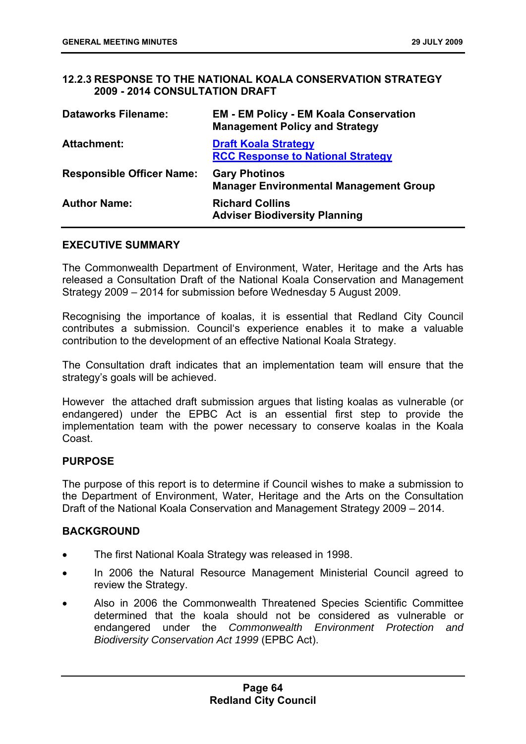### 12.2.3 RESPONSE TO THE NATIONAL KOALA CONSERVATION STRATEGY 2009 - 2014 CONSULTATION DRAFT

| | |
|---|---|
| **Dataworks Filename:** | **EM - EM Policy - EM Koala Conservation Management Policy and Strategy** |
| **Attachment:** | **Draft Koala Strategy**<br>**RCC Response to National Strategy** |
| **Responsible Officer Name:** | **Gary Photinos**<br>**Manager Environmental Management Group** |
| **Author Name:** | **Richard Collins**<br>**Adviser Biodiversity Planning** |

#### EXECUTIVE SUMMARY

The Commonwealth Department of Environment, Water, Heritage and the Arts has released a Consultation Draft of the National Koala Conservation and Management Strategy 2009 – 2014 for submission before Wednesday 5 August 2009.

Recognising the importance of koalas, it is essential that Redland City Council contributes a submission. Council's experience enables it to make a valuable contribution to the development of an effective National Koala Strategy.

The Consultation draft indicates that an implementation team will ensure that the strategy's goals will be achieved.

However the attached draft submission argues that listing koalas as vulnerable (or endangered) under the EPBC Act is an essential first step to provide the implementation team with the power necessary to conserve koalas in the Koala Coast.

#### PURPOSE

The purpose of this report is to determine if Council wishes to make a submission to the Department of Environment, Water, Heritage and the Arts on the Consultation Draft of the National Koala Conservation and Management Strategy 2009 – 2014.

#### BACKGROUND

- The first National Koala Strategy was released in 1998.
- In 2006 the Natural Resource Management Ministerial Council agreed to review the Strategy.
- Also in 2006 the Commonwealth Threatened Species Scientific Committee determined that the koala should not be considered as vulnerable or endangered under the *Commonwealth Environment Protection and Biodiversity Conservation Act 1999* (EPBC Act).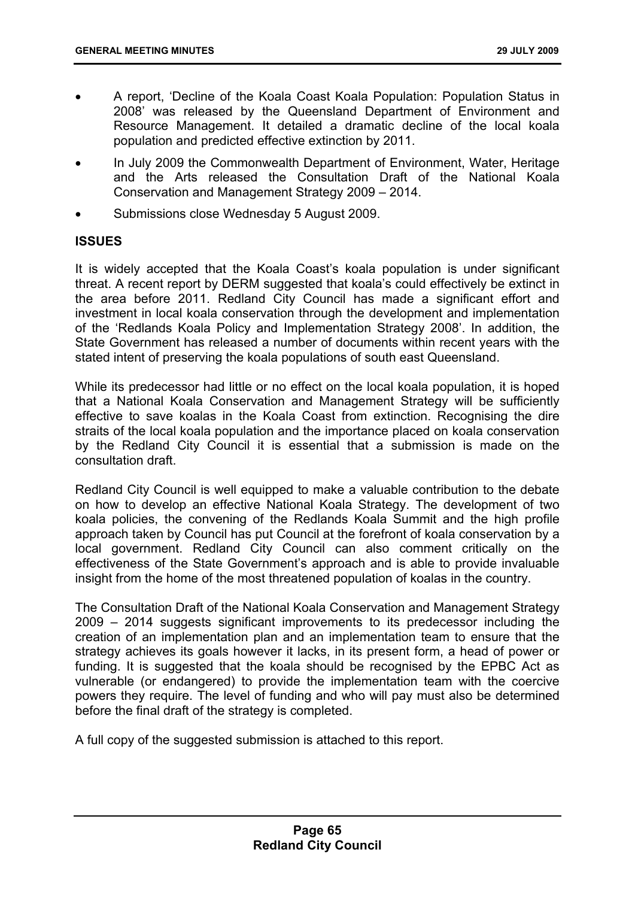- A report, 'Decline of the Koala Coast Koala Population: Population Status in 2008' was released by the Queensland Department of Environment and Resource Management. It detailed a dramatic decline of the local koala population and predicted effective extinction by 2011.
- In July 2009 the Commonwealth Department of Environment, Water, Heritage and the Arts released the Consultation Draft of the National Koala Conservation and Management Strategy 2009 – 2014.
- Submissions close Wednesday 5 August 2009.

**ISSUES**

It is widely accepted that the Koala Coast's koala population is under significant threat. A recent report by DERM suggested that koala's could effectively be extinct in the area before 2011. Redland City Council has made a significant effort and investment in local koala conservation through the development and implementation of the 'Redlands Koala Policy and Implementation Strategy 2008'. In addition, the State Government has released a number of documents within recent years with the stated intent of preserving the koala populations of south east Queensland.

While its predecessor had little or no effect on the local koala population, it is hoped that a National Koala Conservation and Management Strategy will be sufficiently effective to save koalas in the Koala Coast from extinction. Recognising the dire straits of the local koala population and the importance placed on koala conservation by the Redland City Council it is essential that a submission is made on the consultation draft.

Redland City Council is well equipped to make a valuable contribution to the debate on how to develop an effective National Koala Strategy. The development of two koala policies, the convening of the Redlands Koala Summit and the high profile approach taken by Council has put Council at the forefront of koala conservation by a local government. Redland City Council can also comment critically on the effectiveness of the State Government's approach and is able to provide invaluable insight from the home of the most threatened population of koalas in the country.

The Consultation Draft of the National Koala Conservation and Management Strategy 2009 – 2014 suggests significant improvements to its predecessor including the creation of an implementation plan and an implementation team to ensure that the strategy achieves its goals however it lacks, in its present form, a head of power or funding. It is suggested that the koala should be recognised by the EPBC Act as vulnerable (or endangered) to provide the implementation team with the coercive powers they require. The level of funding and who will pay must also be determined before the final draft of the strategy is completed.

A full copy of the suggested submission is attached to this report.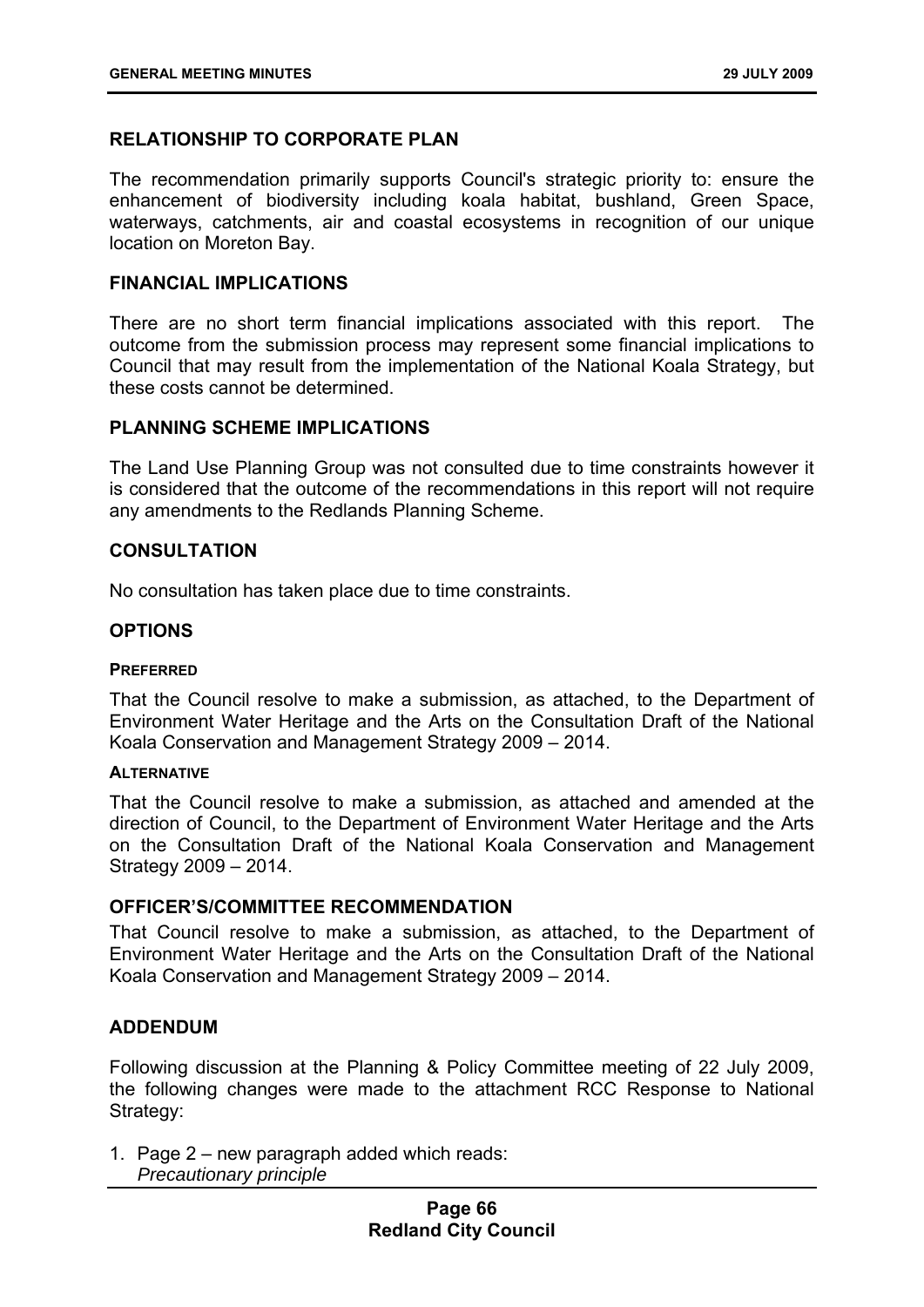## RELATIONSHIP TO CORPORATE PLAN

The recommendation primarily supports Council's strategic priority to: ensure the enhancement of biodiversity including koala habitat, bushland, Green Space, waterways, catchments, air and coastal ecosystems in recognition of our unique location on Moreton Bay.

## FINANCIAL IMPLICATIONS

There are no short term financial implications associated with this report. The outcome from the submission process may represent some financial implications to Council that may result from the implementation of the National Koala Strategy, but these costs cannot be determined.

## PLANNING SCHEME IMPLICATIONS

The Land Use Planning Group was not consulted due to time constraints however it is considered that the outcome of the recommendations in this report will not require any amendments to the Redlands Planning Scheme.

## CONSULTATION

No consultation has taken place due to time constraints.

## OPTIONS

### PREFERRED

That the Council resolve to make a submission, as attached, to the Department of Environment Water Heritage and the Arts on the Consultation Draft of the National Koala Conservation and Management Strategy 2009 – 2014.

### ALTERNATIVE

That the Council resolve to make a submission, as attached and amended at the direction of Council, to the Department of Environment Water Heritage and the Arts on the Consultation Draft of the National Koala Conservation and Management Strategy 2009 – 2014.

## OFFICER'S/COMMITTEE RECOMMENDATION

That Council resolve to make a submission, as attached, to the Department of Environment Water Heritage and the Arts on the Consultation Draft of the National Koala Conservation and Management Strategy 2009 – 2014.

## ADDENDUM

Following discussion at the Planning & Policy Committee meeting of 22 July 2009, the following changes were made to the attachment RCC Response to National Strategy:

1. Page 2 – new paragraph added which reads:
   *Precautionary principle*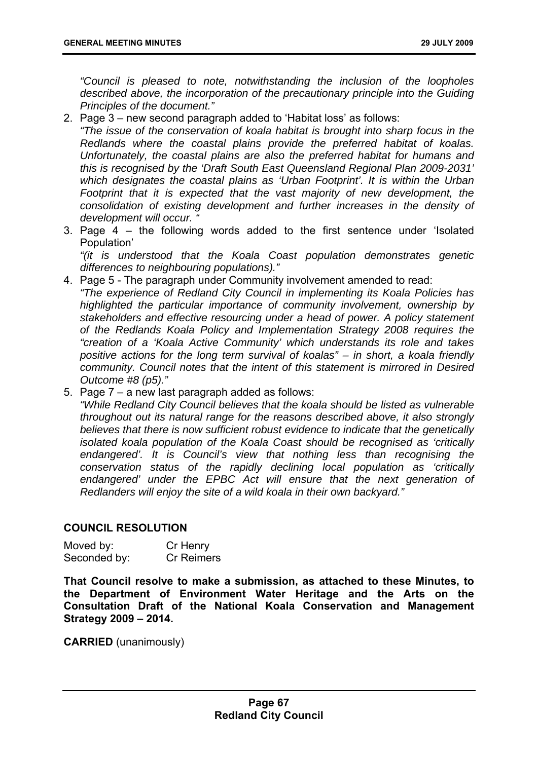*"Council is pleased to note, notwithstanding the inclusion of the loopholes described above, the incorporation of the precautionary principle into the Guiding Principles of the document."*

2. Page 3 – new second paragraph added to 'Habitat loss' as follows:
   *"The issue of the conservation of koala habitat is brought into sharp focus in the Redlands where the coastal plains provide the preferred habitat of koalas. Unfortunately, the coastal plains are also the preferred habitat for humans and this is recognised by the 'Draft South East Queensland Regional Plan 2009-2031' which designates the coastal plains as 'Urban Footprint'. It is within the Urban Footprint that it is expected that the vast majority of new development, the consolidation of existing development and further increases in the density of development will occur. "*
3. Page 4 – the following words added to the first sentence under 'Isolated Population'
   *"(it is understood that the Koala Coast population demonstrates genetic differences to neighbouring populations)."*
4. Page 5 - The paragraph under Community involvement amended to read:
   *"The experience of Redland City Council in implementing its Koala Policies has highlighted the particular importance of community involvement, ownership by stakeholders and effective resourcing under a head of power. A policy statement of the Redlands Koala Policy and Implementation Strategy 2008 requires the "creation of a 'Koala Active Community' which understands its role and takes positive actions for the long term survival of koalas" – in short, a koala friendly community. Council notes that the intent of this statement is mirrored in Desired Outcome #8 (p5)."*
5. Page 7 – a new last paragraph added as follows:
   *"While Redland City Council believes that the koala should be listed as vulnerable throughout out its natural range for the reasons described above, it also strongly believes that there is now sufficient robust evidence to indicate that the genetically isolated koala population of the Koala Coast should be recognised as 'critically endangered'. It is Council's view that nothing less than recognising the conservation status of the rapidly declining local population as 'critically endangered' under the EPBC Act will ensure that the next generation of Redlanders will enjoy the site of a wild koala in their own backyard."*

## COUNCIL RESOLUTION

Moved by: Cr Henry
Seconded by: Cr Reimers

**That Council resolve to make a submission, as attached to these Minutes, to the Department of Environment Water Heritage and the Arts on the Consultation Draft of the National Koala Conservation and Management Strategy 2009 – 2014.**

**CARRIED** (unanimously)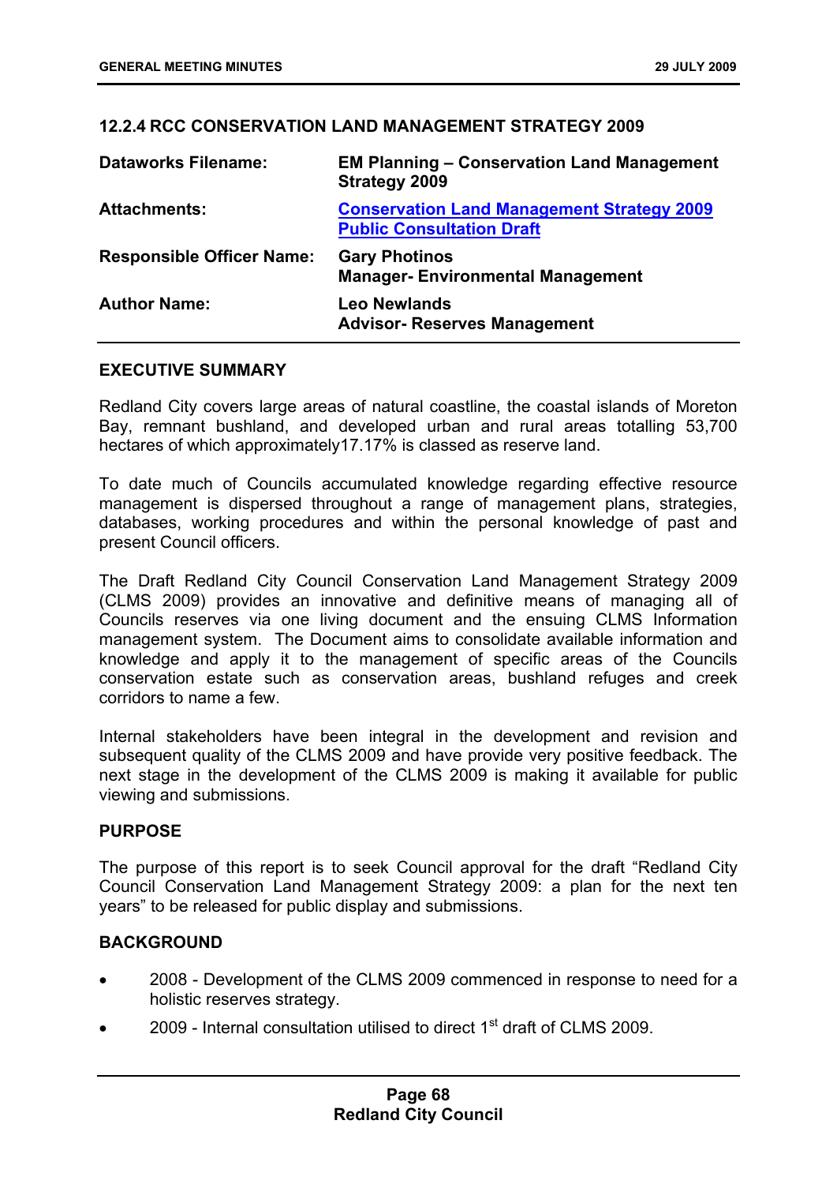## 12.2.4 RCC CONSERVATION LAND MANAGEMENT STRATEGY 2009

| | |
|---|---|
| **Dataworks Filename:** | **EM Planning – Conservation Land Management Strategy 2009** |
| **Attachments:** | **Conservation Land Management Strategy 2009 Public Consultation Draft** |
| **Responsible Officer Name:** | **Gary Photinos**<br>**Manager- Environmental Management** |
| **Author Name:** | **Leo Newlands**<br>**Advisor- Reserves Management** |

### EXECUTIVE SUMMARY

Redland City covers large areas of natural coastline, the coastal islands of Moreton Bay, remnant bushland, and developed urban and rural areas totalling 53,700 hectares of which approximately17.17% is classed as reserve land.

To date much of Councils accumulated knowledge regarding effective resource management is dispersed throughout a range of management plans, strategies, databases, working procedures and within the personal knowledge of past and present Council officers.

The Draft Redland City Council Conservation Land Management Strategy 2009 (CLMS 2009) provides an innovative and definitive means of managing all of Councils reserves via one living document and the ensuing CLMS Information management system. The Document aims to consolidate available information and knowledge and apply it to the management of specific areas of the Councils conservation estate such as conservation areas, bushland refuges and creek corridors to name a few.

Internal stakeholders have been integral in the development and revision and subsequent quality of the CLMS 2009 and have provide very positive feedback. The next stage in the development of the CLMS 2009 is making it available for public viewing and submissions.

### PURPOSE

The purpose of this report is to seek Council approval for the draft "Redland City Council Conservation Land Management Strategy 2009: a plan for the next ten years" to be released for public display and submissions.

### BACKGROUND

- 2008 - Development of the CLMS 2009 commenced in response to need for a holistic reserves strategy.
- 2009 - Internal consultation utilised to direct 1st draft of CLMS 2009.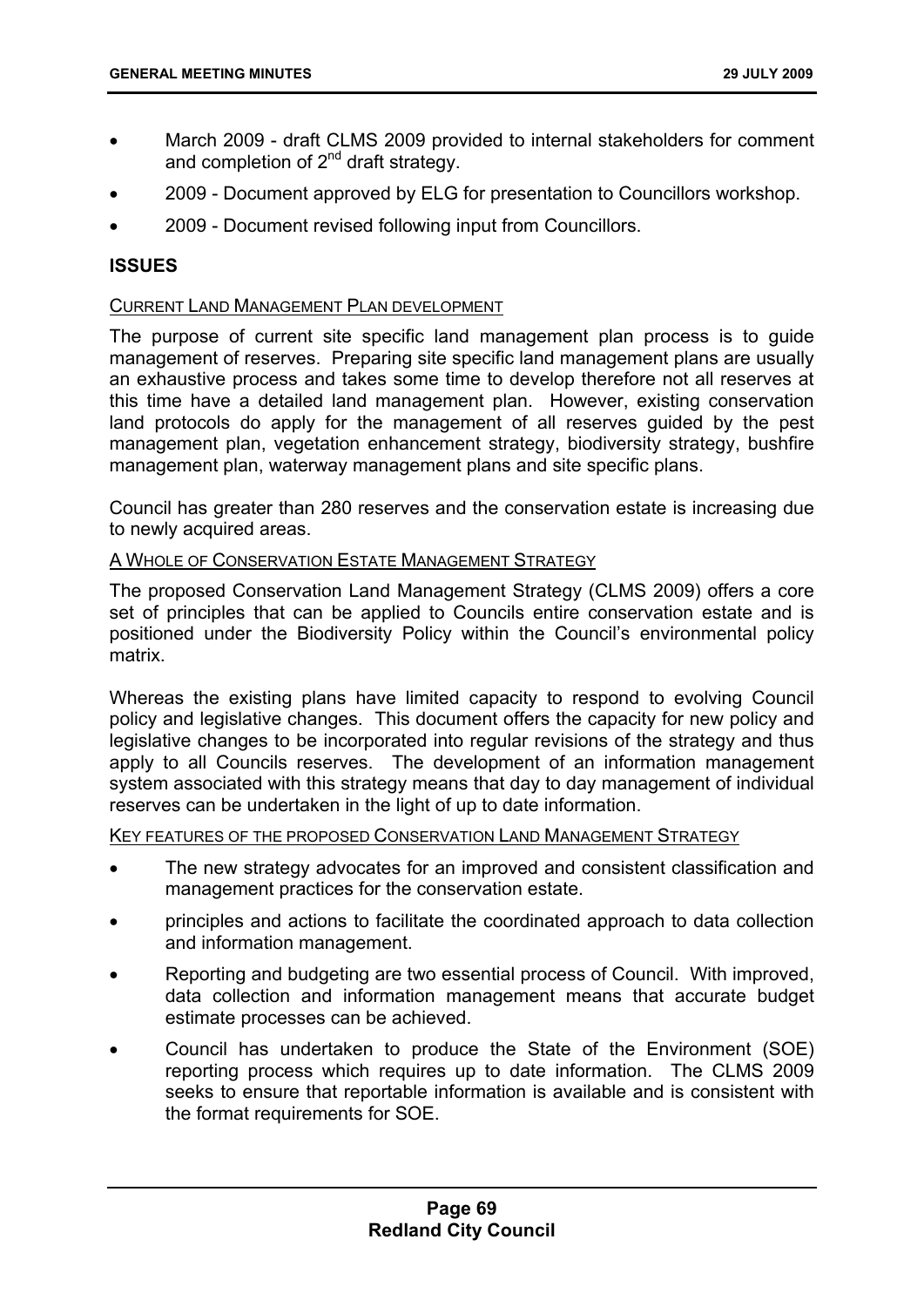- March 2009 - draft CLMS 2009 provided to internal stakeholders for comment and completion of 2nd draft strategy.
- 2009 - Document approved by ELG for presentation to Councillors workshop.
- 2009 - Document revised following input from Councillors.

## ISSUES

CURRENT LAND MANAGEMENT PLAN DEVELOPMENT

The purpose of current site specific land management plan process is to guide management of reserves. Preparing site specific land management plans are usually an exhaustive process and takes some time to develop therefore not all reserves at this time have a detailed land management plan. However, existing conservation land protocols do apply for the management of all reserves guided by the pest management plan, vegetation enhancement strategy, biodiversity strategy, bushfire management plan, waterway management plans and site specific plans.

Council has greater than 280 reserves and the conservation estate is increasing due to newly acquired areas.

A WHOLE OF CONSERVATION ESTATE MANAGEMENT STRATEGY

The proposed Conservation Land Management Strategy (CLMS 2009) offers a core set of principles that can be applied to Councils entire conservation estate and is positioned under the Biodiversity Policy within the Council's environmental policy matrix.

Whereas the existing plans have limited capacity to respond to evolving Council policy and legislative changes. This document offers the capacity for new policy and legislative changes to be incorporated into regular revisions of the strategy and thus apply to all Councils reserves. The development of an information management system associated with this strategy means that day to day management of individual reserves can be undertaken in the light of up to date information.

KEY FEATURES OF THE PROPOSED CONSERVATION LAND MANAGEMENT STRATEGY

- The new strategy advocates for an improved and consistent classification and management practices for the conservation estate.
- principles and actions to facilitate the coordinated approach to data collection and information management.
- Reporting and budgeting are two essential process of Council. With improved, data collection and information management means that accurate budget estimate processes can be achieved.
- Council has undertaken to produce the State of the Environment (SOE) reporting process which requires up to date information. The CLMS 2009 seeks to ensure that reportable information is available and is consistent with the format requirements for SOE.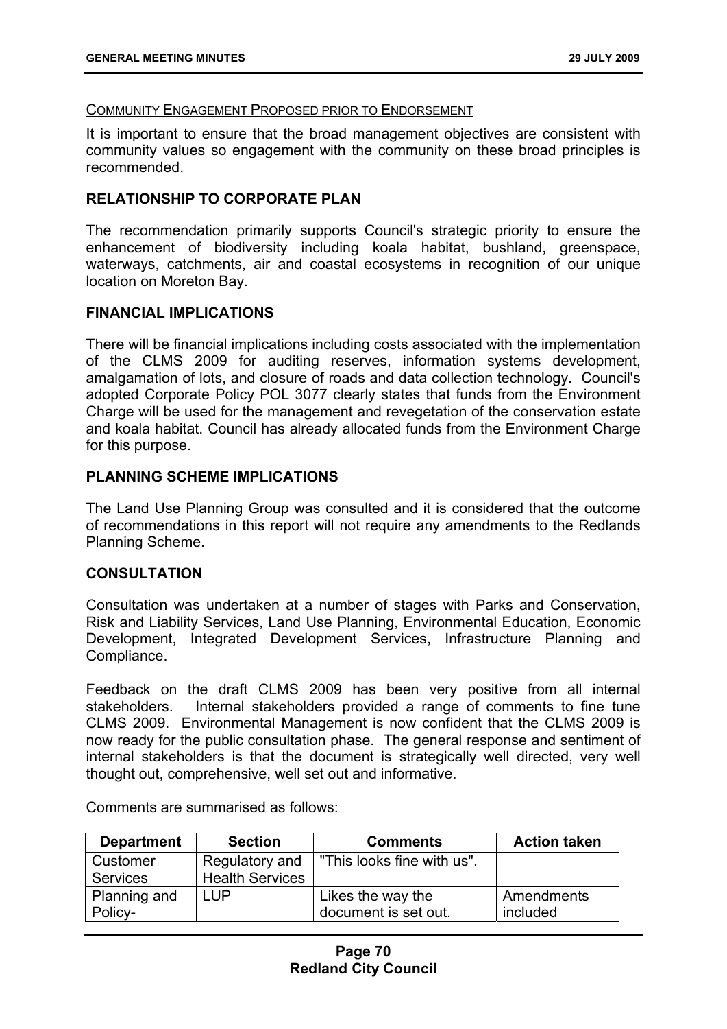<u>COMMUNITY ENGAGEMENT PROPOSED PRIOR TO ENDORSEMENT</u>

It is important to ensure that the broad management objectives are consistent with community values so engagement with the community on these broad principles is recommended.

## RELATIONSHIP TO CORPORATE PLAN

The recommendation primarily supports Council's strategic priority to ensure the enhancement of biodiversity including koala habitat, bushland, greenspace, waterways, catchments, air and coastal ecosystems in recognition of our unique location on Moreton Bay.

## FINANCIAL IMPLICATIONS

There will be financial implications including costs associated with the implementation of the CLMS 2009 for auditing reserves, information systems development, amalgamation of lots, and closure of roads and data collection technology. Council's adopted Corporate Policy POL 3077 clearly states that funds from the Environment Charge will be used for the management and revegetation of the conservation estate and koala habitat. Council has already allocated funds from the Environment Charge for this purpose.

## PLANNING SCHEME IMPLICATIONS

The Land Use Planning Group was consulted and it is considered that the outcome of recommendations in this report will not require any amendments to the Redlands Planning Scheme.

## CONSULTATION

Consultation was undertaken at a number of stages with Parks and Conservation, Risk and Liability Services, Land Use Planning, Environmental Education, Economic Development, Integrated Development Services, Infrastructure Planning and Compliance.

Feedback on the draft CLMS 2009 has been very positive from all internal stakeholders. Internal stakeholders provided a range of comments to fine tune CLMS 2009. Environmental Management is now confident that the CLMS 2009 is now ready for the public consultation phase. The general response and sentiment of internal stakeholders is that the document is strategically well directed, very well thought out, comprehensive, well set out and informative.

Comments are summarised as follows:

| Department | Section | Comments | Action taken |
|---|---|---|---|
| Customer Services | Regulatory and Health Services | "This looks fine with us". | |
| Planning and Policy- | LUP | Likes the way the document is set out. | Amendments included |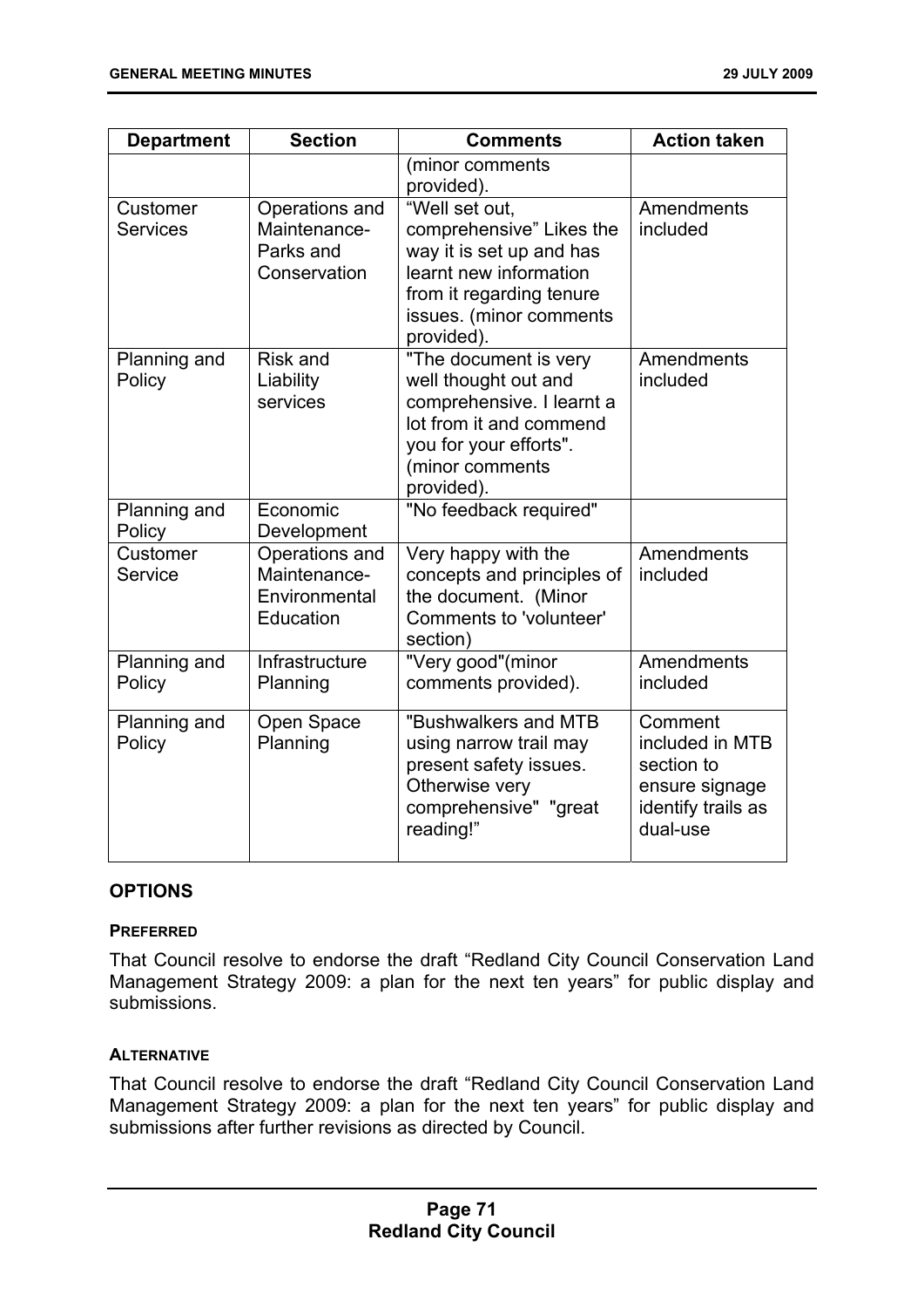| Department | Section | Comments | Action taken |
|---|---|---|---|
| | | (minor comments provided). | |
| Customer Services | Operations and Maintenance-Parks and Conservation | "Well set out, comprehensive" Likes the way it is set up and has learnt new information from it regarding tenure issues. (minor comments provided). | Amendments included |
| Planning and Policy | Risk and Liability services | "The document is very well thought out and comprehensive. I learnt a lot from it and commend you for your efforts". (minor comments provided). | Amendments included |
| Planning and Policy | Economic Development | "No feedback required" | |
| Customer Service | Operations and Maintenance-Environmental Education | Very happy with the concepts and principles of the document. (Minor Comments to 'volunteer' section) | Amendments included |
| Planning and Policy | Infrastructure Planning | "Very good"(minor comments provided). | Amendments included |
| Planning and Policy | Open Space Planning | "Bushwalkers and MTB using narrow trail may present safety issues. Otherwise very comprehensive" "great reading!" | Comment included in MTB section to ensure signage identify trails as dual-use |

## OPTIONS

### PREFERRED

That Council resolve to endorse the draft "Redland City Council Conservation Land Management Strategy 2009: a plan for the next ten years" for public display and submissions.

### ALTERNATIVE

That Council resolve to endorse the draft "Redland City Council Conservation Land Management Strategy 2009: a plan for the next ten years" for public display and submissions after further revisions as directed by Council.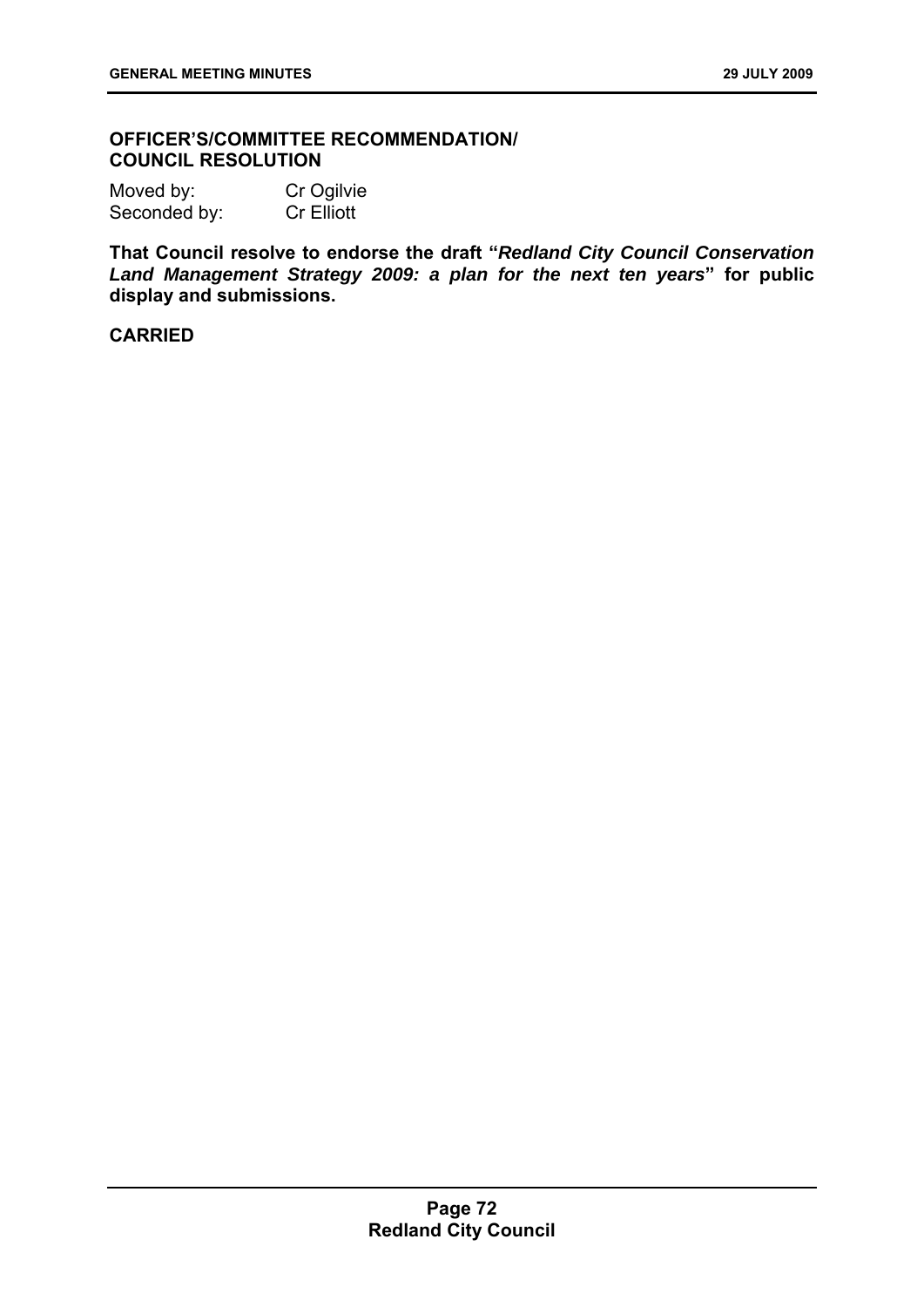**OFFICER'S/COMMITTEE RECOMMENDATION/ COUNCIL RESOLUTION**

Moved by: Cr Ogilvie
Seconded by: Cr Elliott

**That Council resolve to endorse the draft "*Redland City Council Conservation Land Management Strategy 2009: a plan for the next ten years*" for public display and submissions.**

**CARRIED**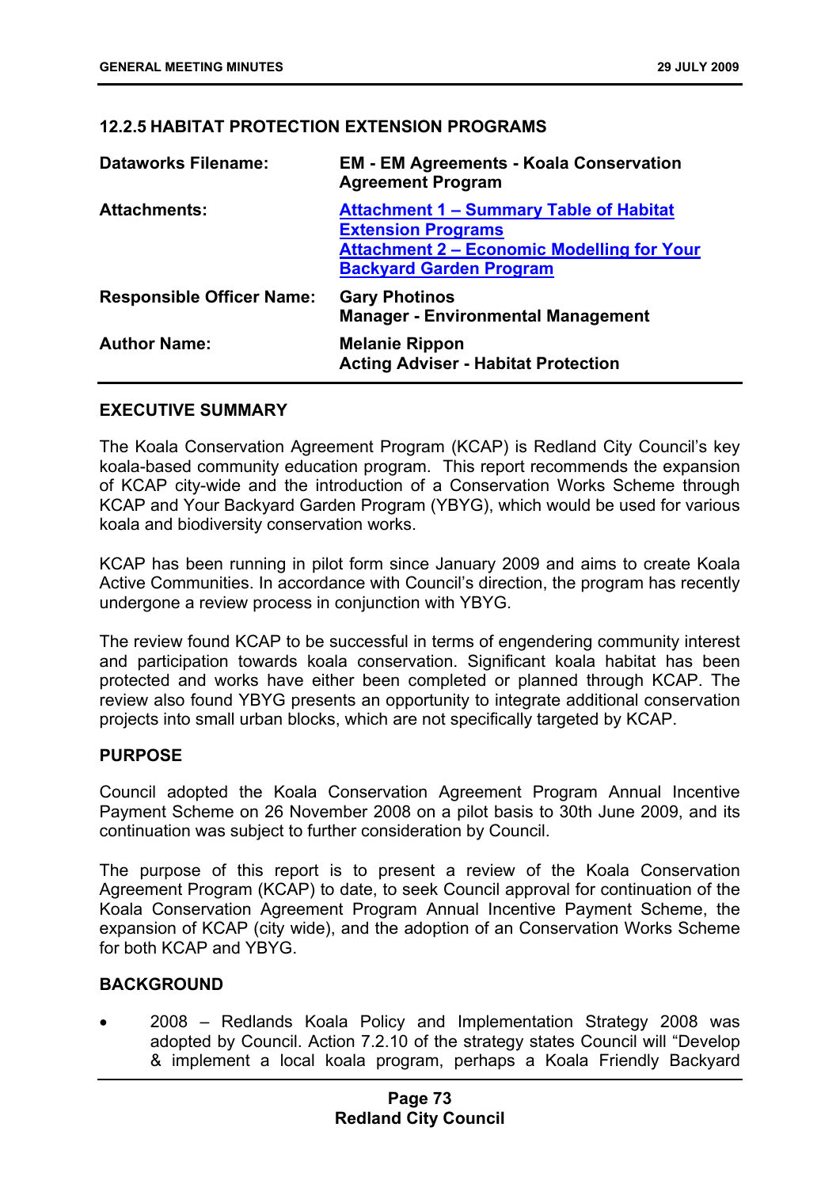### 12.2.5 HABITAT PROTECTION EXTENSION PROGRAMS

| | |
|---|---|
| **Dataworks Filename:** | **EM - EM Agreements - Koala Conservation Agreement Program** |
| **Attachments:** | **Attachment 1 – Summary Table of Habitat Extension Programs**<br>**Attachment 2 – Economic Modelling for Your Backyard Garden Program** |
| **Responsible Officer Name:** | **Gary Photinos**<br>**Manager - Environmental Management** |
| **Author Name:** | **Melanie Rippon**<br>**Acting Adviser - Habitat Protection** |

#### EXECUTIVE SUMMARY

The Koala Conservation Agreement Program (KCAP) is Redland City Council's key koala-based community education program. This report recommends the expansion of KCAP city-wide and the introduction of a Conservation Works Scheme through KCAP and Your Backyard Garden Program (YBYG), which would be used for various koala and biodiversity conservation works.

KCAP has been running in pilot form since January 2009 and aims to create Koala Active Communities. In accordance with Council's direction, the program has recently undergone a review process in conjunction with YBYG.

The review found KCAP to be successful in terms of engendering community interest and participation towards koala conservation. Significant koala habitat has been protected and works have either been completed or planned through KCAP. The review also found YBYG presents an opportunity to integrate additional conservation projects into small urban blocks, which are not specifically targeted by KCAP.

#### PURPOSE

Council adopted the Koala Conservation Agreement Program Annual Incentive Payment Scheme on 26 November 2008 on a pilot basis to 30th June 2009, and its continuation was subject to further consideration by Council.

The purpose of this report is to present a review of the Koala Conservation Agreement Program (KCAP) to date, to seek Council approval for continuation of the Koala Conservation Agreement Program Annual Incentive Payment Scheme, the expansion of KCAP (city wide), and the adoption of an Conservation Works Scheme for both KCAP and YBYG.

#### BACKGROUND

- 2008 – Redlands Koala Policy and Implementation Strategy 2008 was adopted by Council. Action 7.2.10 of the strategy states Council will "Develop & implement a local koala program, perhaps a Koala Friendly Backyard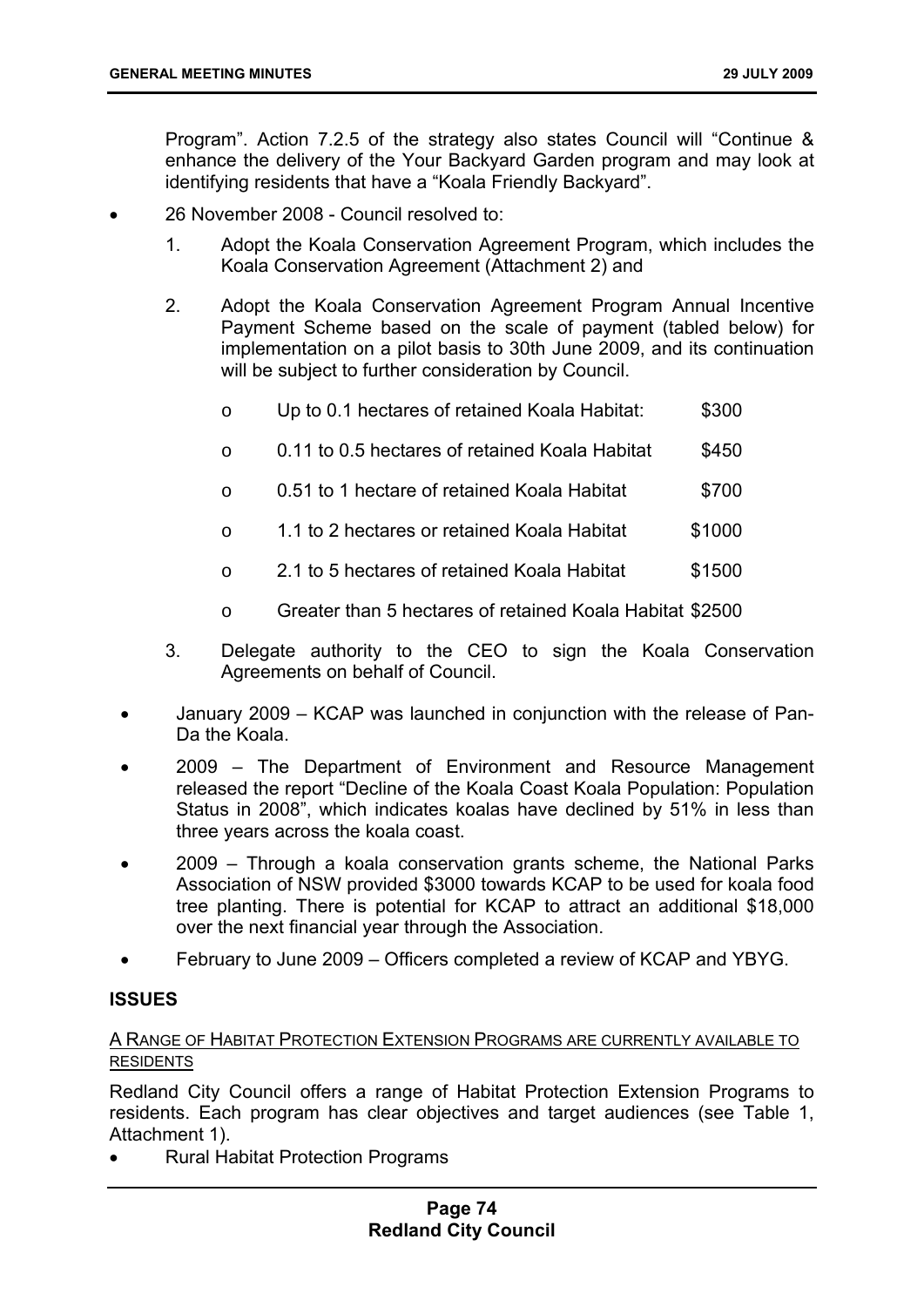Program". Action 7.2.5 of the strategy also states Council will "Continue & enhance the delivery of the Your Backyard Garden program and may look at identifying residents that have a "Koala Friendly Backyard".

- 26 November 2008 - Council resolved to:
  1. Adopt the Koala Conservation Agreement Program, which includes the Koala Conservation Agreement (Attachment 2) and
  2. Adopt the Koala Conservation Agreement Program Annual Incentive Payment Scheme based on the scale of payment (tabled below) for implementation on a pilot basis to 30th June 2009, and its continuation will be subject to further consideration by Council.
     - Up to 0.1 hectares of retained Koala Habitat: $300
     - 0.11 to 0.5 hectares of retained Koala Habitat $450
     - 0.51 to 1 hectare of retained Koala Habitat $700
     - 1.1 to 2 hectares or retained Koala Habitat $1000
     - 2.1 to 5 hectares of retained Koala Habitat $1500
     - Greater than 5 hectares of retained Koala Habitat $2500
  3. Delegate authority to the CEO to sign the Koala Conservation Agreements on behalf of Council.
- January 2009 – KCAP was launched in conjunction with the release of Pan-Da the Koala.
- 2009 – The Department of Environment and Resource Management released the report "Decline of the Koala Coast Koala Population: Population Status in 2008", which indicates koalas have declined by 51% in less than three years across the koala coast.
- 2009 – Through a koala conservation grants scheme, the National Parks Association of NSW provided $3000 towards KCAP to be used for koala food tree planting. There is potential for KCAP to attract an additional $18,000 over the next financial year through the Association.
- February to June 2009 – Officers completed a review of KCAP and YBYG.

## ISSUES

### A RANGE OF HABITAT PROTECTION EXTENSION PROGRAMS ARE CURRENTLY AVAILABLE TO RESIDENTS

Redland City Council offers a range of Habitat Protection Extension Programs to residents. Each program has clear objectives and target audiences (see Table 1, Attachment 1).

- Rural Habitat Protection Programs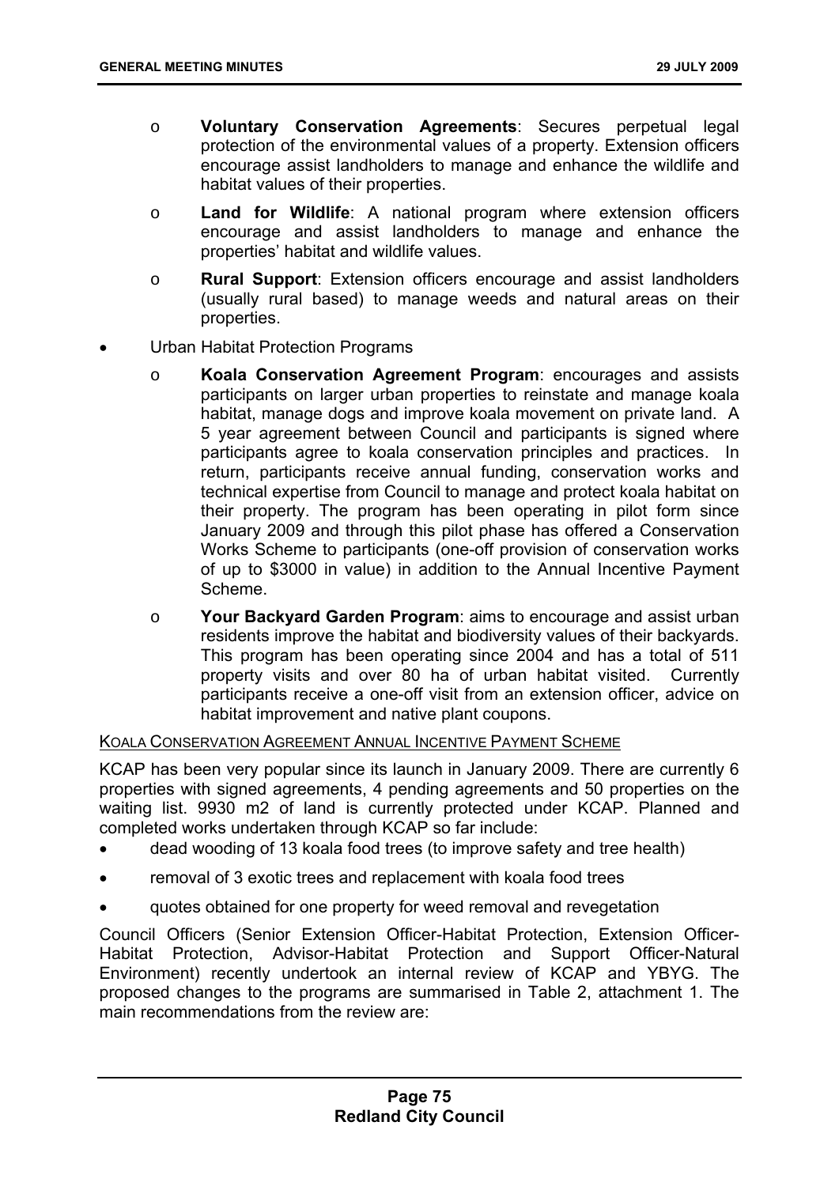- **Voluntary Conservation Agreements**: Secures perpetual legal protection of the environmental values of a property. Extension officers encourage assist landholders to manage and enhance the wildlife and habitat values of their properties.
  - **Land for Wildlife**: A national program where extension officers encourage and assist landholders to manage and enhance the properties' habitat and wildlife values.
  - **Rural Support**: Extension officers encourage and assist landholders (usually rural based) to manage weeds and natural areas on their properties.
- Urban Habitat Protection Programs
  - **Koala Conservation Agreement Program**: encourages and assists participants on larger urban properties to reinstate and manage koala habitat, manage dogs and improve koala movement on private land. A 5 year agreement between Council and participants is signed where participants agree to koala conservation principles and practices. In return, participants receive annual funding, conservation works and technical expertise from Council to manage and protect koala habitat on their property. The program has been operating in pilot form since January 2009 and through this pilot phase has offered a Conservation Works Scheme to participants (one-off provision of conservation works of up to $3000 in value) in addition to the Annual Incentive Payment Scheme.
  - **Your Backyard Garden Program**: aims to encourage and assist urban residents improve the habitat and biodiversity values of their backyards. This program has been operating since 2004 and has a total of 511 property visits and over 80 ha of urban habitat visited. Currently participants receive a one-off visit from an extension officer, advice on habitat improvement and native plant coupons.

KOALA CONSERVATION AGREEMENT ANNUAL INCENTIVE PAYMENT SCHEME

KCAP has been very popular since its launch in January 2009. There are currently 6 properties with signed agreements, 4 pending agreements and 50 properties on the waiting list. 9930 m2 of land is currently protected under KCAP. Planned and completed works undertaken through KCAP so far include:

- dead wooding of 13 koala food trees (to improve safety and tree health)
- removal of 3 exotic trees and replacement with koala food trees
- quotes obtained for one property for weed removal and revegetation

Council Officers (Senior Extension Officer-Habitat Protection, Extension Officer-Habitat Protection, Advisor-Habitat Protection and Support Officer-Natural Environment) recently undertook an internal review of KCAP and YBYG. The proposed changes to the programs are summarised in Table 2, attachment 1. The main recommendations from the review are: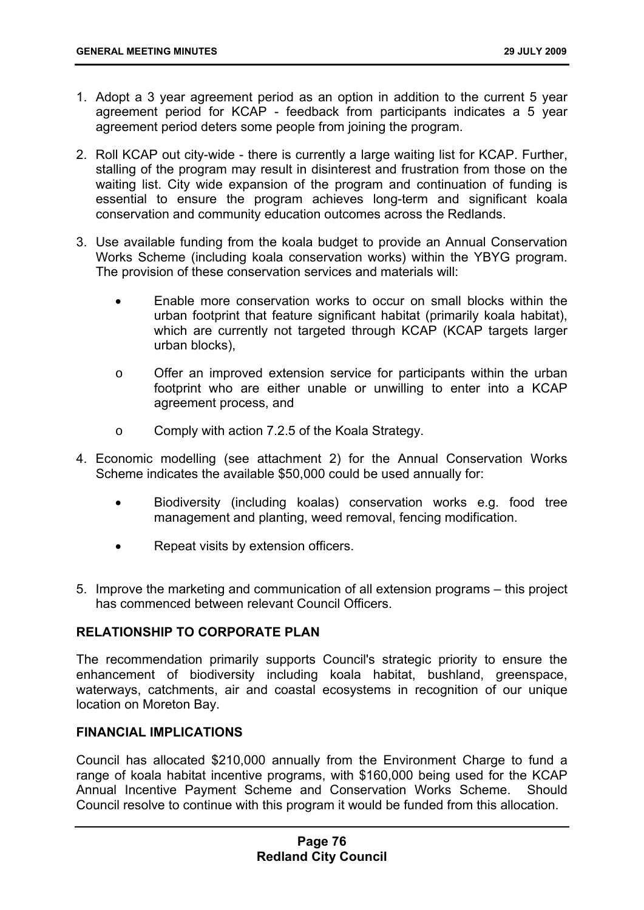1. Adopt a 3 year agreement period as an option in addition to the current 5 year agreement period for KCAP - feedback from participants indicates a 5 year agreement period deters some people from joining the program.

2. Roll KCAP out city-wide - there is currently a large waiting list for KCAP. Further, stalling of the program may result in disinterest and frustration from those on the waiting list. City wide expansion of the program and continuation of funding is essential to ensure the program achieves long-term and significant koala conservation and community education outcomes across the Redlands.

3. Use available funding from the koala budget to provide an Annual Conservation Works Scheme (including koala conservation works) within the YBYG program. The provision of these conservation services and materials will:

   - Enable more conservation works to occur on small blocks within the urban footprint that feature significant habitat (primarily koala habitat), which are currently not targeted through KCAP (KCAP targets larger urban blocks),

   - Offer an improved extension service for participants within the urban footprint who are either unable or unwilling to enter into a KCAP agreement process, and

   - Comply with action 7.2.5 of the Koala Strategy.

4. Economic modelling (see attachment 2) for the Annual Conservation Works Scheme indicates the available $50,000 could be used annually for:

   - Biodiversity (including koalas) conservation works e.g. food tree management and planting, weed removal, fencing modification.

   - Repeat visits by extension officers.

5. Improve the marketing and communication of all extension programs – this project has commenced between relevant Council Officers.

**RELATIONSHIP TO CORPORATE PLAN**

The recommendation primarily supports Council's strategic priority to ensure the enhancement of biodiversity including koala habitat, bushland, greenspace, waterways, catchments, air and coastal ecosystems in recognition of our unique location on Moreton Bay.

**FINANCIAL IMPLICATIONS**

Council has allocated $210,000 annually from the Environment Charge to fund a range of koala habitat incentive programs, with $160,000 being used for the KCAP Annual Incentive Payment Scheme and Conservation Works Scheme. Should Council resolve to continue with this program it would be funded from this allocation.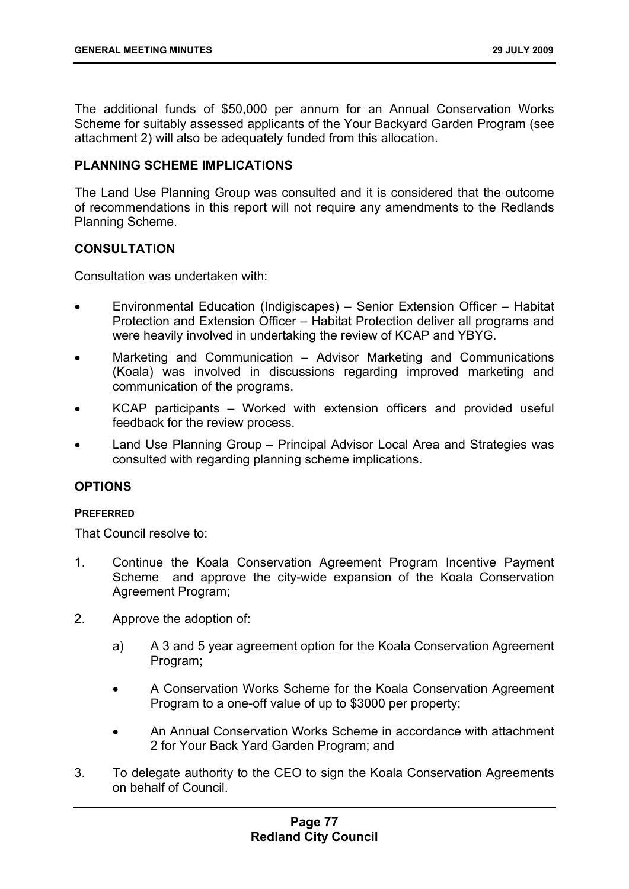The additional funds of $50,000 per annum for an Annual Conservation Works Scheme for suitably assessed applicants of the Your Backyard Garden Program (see attachment 2) will also be adequately funded from this allocation.

## PLANNING SCHEME IMPLICATIONS

The Land Use Planning Group was consulted and it is considered that the outcome of recommendations in this report will not require any amendments to the Redlands Planning Scheme.

## CONSULTATION

Consultation was undertaken with:

- Environmental Education (Indigiscapes) – Senior Extension Officer – Habitat Protection and Extension Officer – Habitat Protection deliver all programs and were heavily involved in undertaking the review of KCAP and YBYG.
- Marketing and Communication – Advisor Marketing and Communications (Koala) was involved in discussions regarding improved marketing and communication of the programs.
- KCAP participants – Worked with extension officers and provided useful feedback for the review process.
- Land Use Planning Group – Principal Advisor Local Area and Strategies was consulted with regarding planning scheme implications.

## OPTIONS

### PREFERRED

That Council resolve to:

1. Continue the Koala Conservation Agreement Program Incentive Payment Scheme and approve the city-wide expansion of the Koala Conservation Agreement Program;

2. Approve the adoption of:

   a) A 3 and 5 year agreement option for the Koala Conservation Agreement Program;

   - A Conservation Works Scheme for the Koala Conservation Agreement Program to a one-off value of up to $3000 per property;

   - An Annual Conservation Works Scheme in accordance with attachment 2 for Your Back Yard Garden Program; and

3. To delegate authority to the CEO to sign the Koala Conservation Agreements on behalf of Council.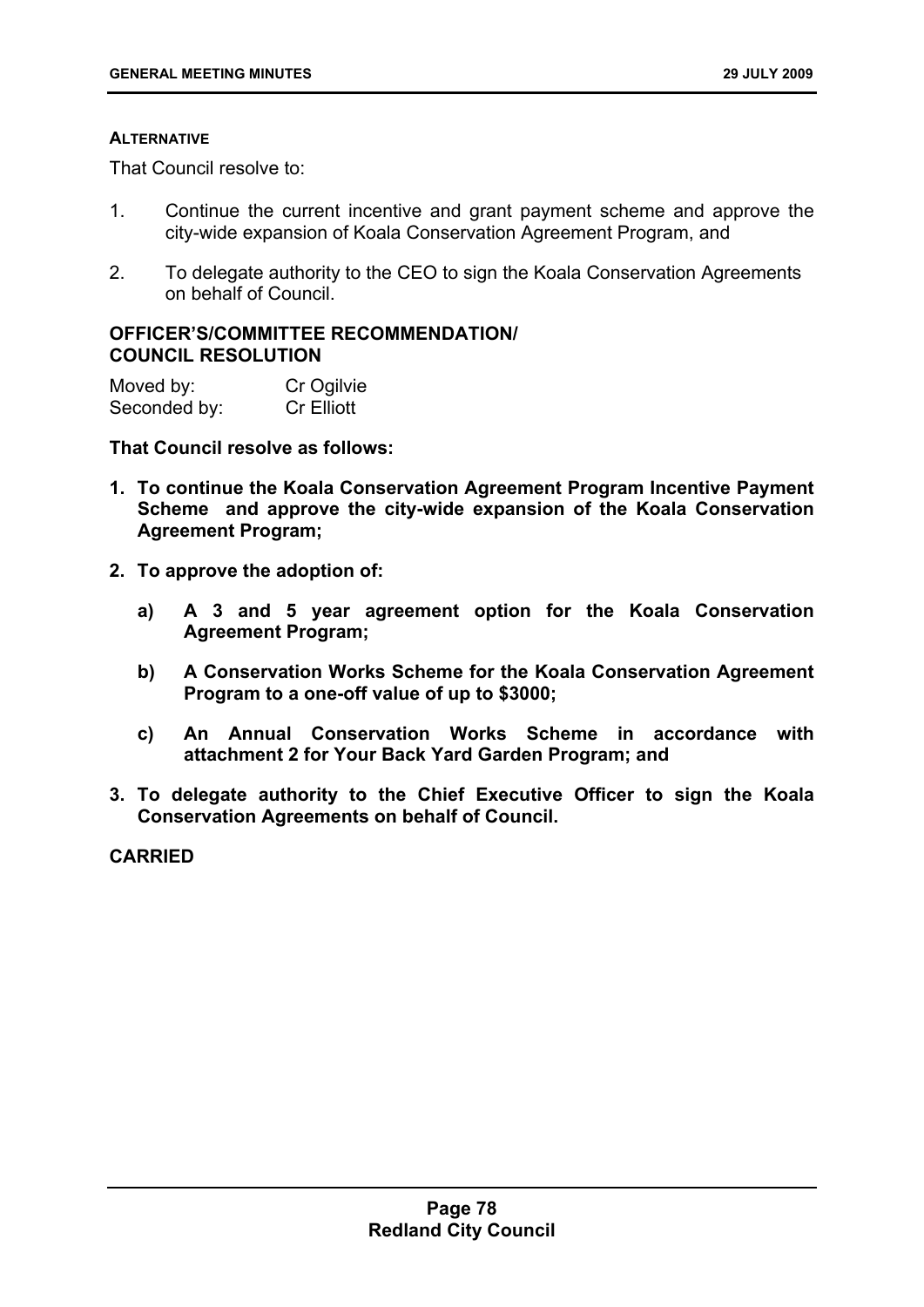**ALTERNATIVE**

That Council resolve to:

1. Continue the current incentive and grant payment scheme and approve the city-wide expansion of Koala Conservation Agreement Program, and

2. To delegate authority to the CEO to sign the Koala Conservation Agreements on behalf of Council.

**OFFICER'S/COMMITTEE RECOMMENDATION/ COUNCIL RESOLUTION**

Moved by: Cr Ogilvie
Seconded by: Cr Elliott

**That Council resolve as follows:**

1. **To continue the Koala Conservation Agreement Program Incentive Payment Scheme and approve the city-wide expansion of the Koala Conservation Agreement Program;**

2. **To approve the adoption of:**

    a) **A 3 and 5 year agreement option for the Koala Conservation Agreement Program;**

    b) **A Conservation Works Scheme for the Koala Conservation Agreement Program to a one-off value of up to $3000;**

    c) **An Annual Conservation Works Scheme in accordance with attachment 2 for Your Back Yard Garden Program; and**

3. **To delegate authority to the Chief Executive Officer to sign the Koala Conservation Agreements on behalf of Council.**

**CARRIED**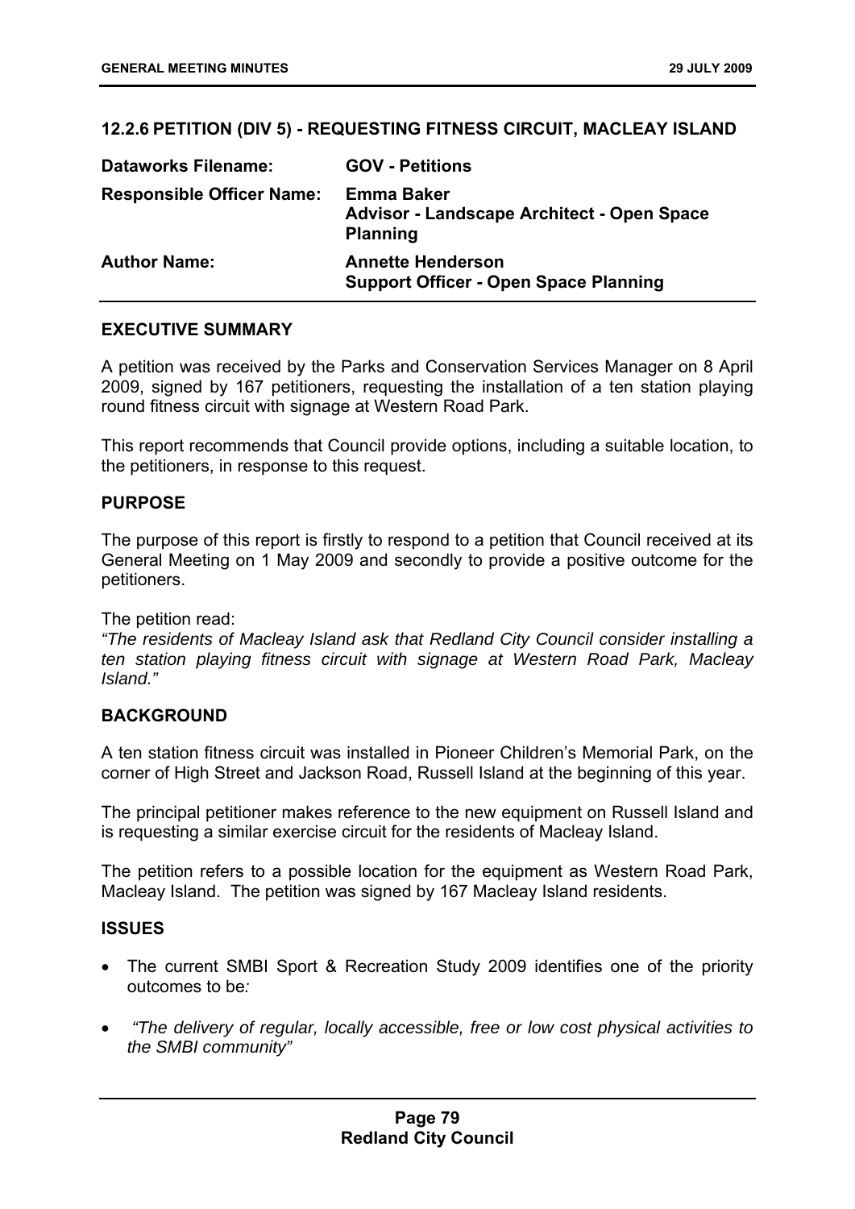## 12.2.6 PETITION (DIV 5) - REQUESTING FITNESS CIRCUIT, MACLEAY ISLAND

| | |
|---|---|
| **Dataworks Filename:** | **GOV - Petitions** |
| **Responsible Officer Name:** | **Emma Baker**<br>**Advisor - Landscape Architect - Open Space Planning** |
| **Author Name:** | **Annette Henderson**<br>**Support Officer - Open Space Planning** |

### EXECUTIVE SUMMARY

A petition was received by the Parks and Conservation Services Manager on 8 April 2009, signed by 167 petitioners, requesting the installation of a ten station playing round fitness circuit with signage at Western Road Park.

This report recommends that Council provide options, including a suitable location, to the petitioners, in response to this request.

### PURPOSE

The purpose of this report is firstly to respond to a petition that Council received at its General Meeting on 1 May 2009 and secondly to provide a positive outcome for the petitioners.

The petition read:
*"The residents of Macleay Island ask that Redland City Council consider installing a ten station playing fitness circuit with signage at Western Road Park, Macleay Island."*

### BACKGROUND

A ten station fitness circuit was installed in Pioneer Children's Memorial Park, on the corner of High Street and Jackson Road, Russell Island at the beginning of this year.

The principal petitioner makes reference to the new equipment on Russell Island and is requesting a similar exercise circuit for the residents of Macleay Island.

The petition refers to a possible location for the equipment as Western Road Park, Macleay Island. The petition was signed by 167 Macleay Island residents.

### ISSUES

- The current SMBI Sport & Recreation Study 2009 identifies one of the priority outcomes to be*:*
- *"The delivery of regular, locally accessible, free or low cost physical activities to the SMBI community"*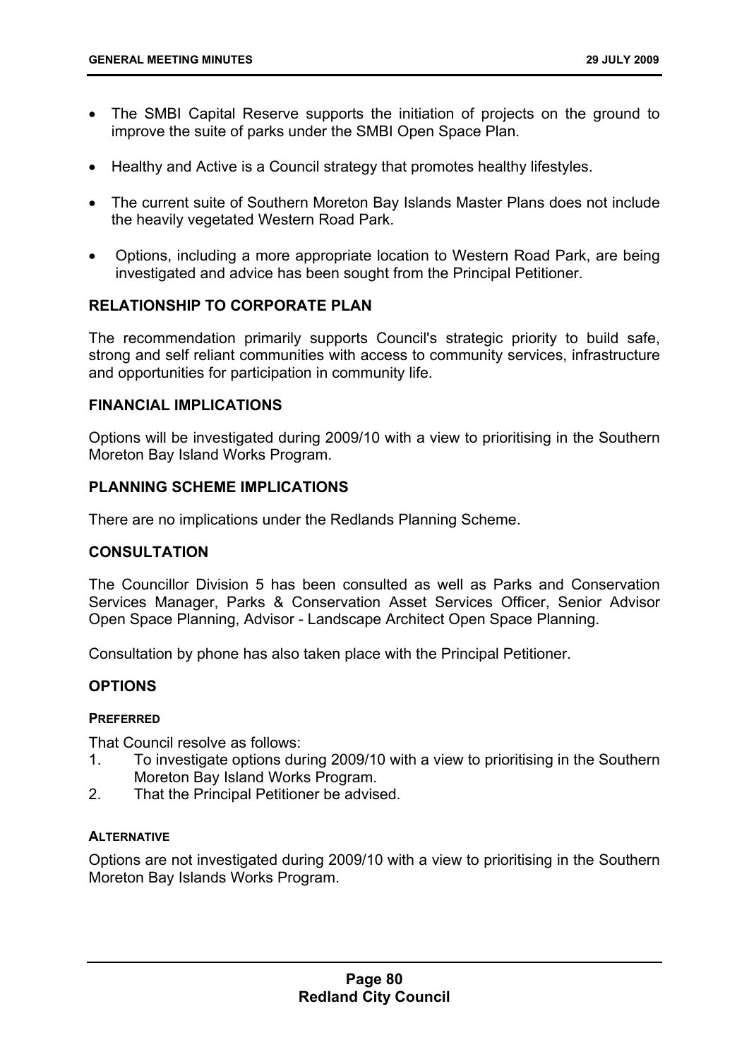- The SMBI Capital Reserve supports the initiation of projects on the ground to improve the suite of parks under the SMBI Open Space Plan.

- Healthy and Active is a Council strategy that promotes healthy lifestyles.

- The current suite of Southern Moreton Bay Islands Master Plans does not include the heavily vegetated Western Road Park.

- Options, including a more appropriate location to Western Road Park, are being investigated and advice has been sought from the Principal Petitioner.

## RELATIONSHIP TO CORPORATE PLAN

The recommendation primarily supports Council's strategic priority to build safe, strong and self reliant communities with access to community services, infrastructure and opportunities for participation in community life.

## FINANCIAL IMPLICATIONS

Options will be investigated during 2009/10 with a view to prioritising in the Southern Moreton Bay Island Works Program.

## PLANNING SCHEME IMPLICATIONS

There are no implications under the Redlands Planning Scheme.

## CONSULTATION

The Councillor Division 5 has been consulted as well as Parks and Conservation Services Manager, Parks & Conservation Asset Services Officer, Senior Advisor Open Space Planning, Advisor - Landscape Architect Open Space Planning.

Consultation by phone has also taken place with the Principal Petitioner.

## OPTIONS

### PREFERRED

That Council resolve as follows:

1. To investigate options during 2009/10 with a view to prioritising in the Southern Moreton Bay Island Works Program.
2. That the Principal Petitioner be advised.

### ALTERNATIVE

Options are not investigated during 2009/10 with a view to prioritising in the Southern Moreton Bay Islands Works Program.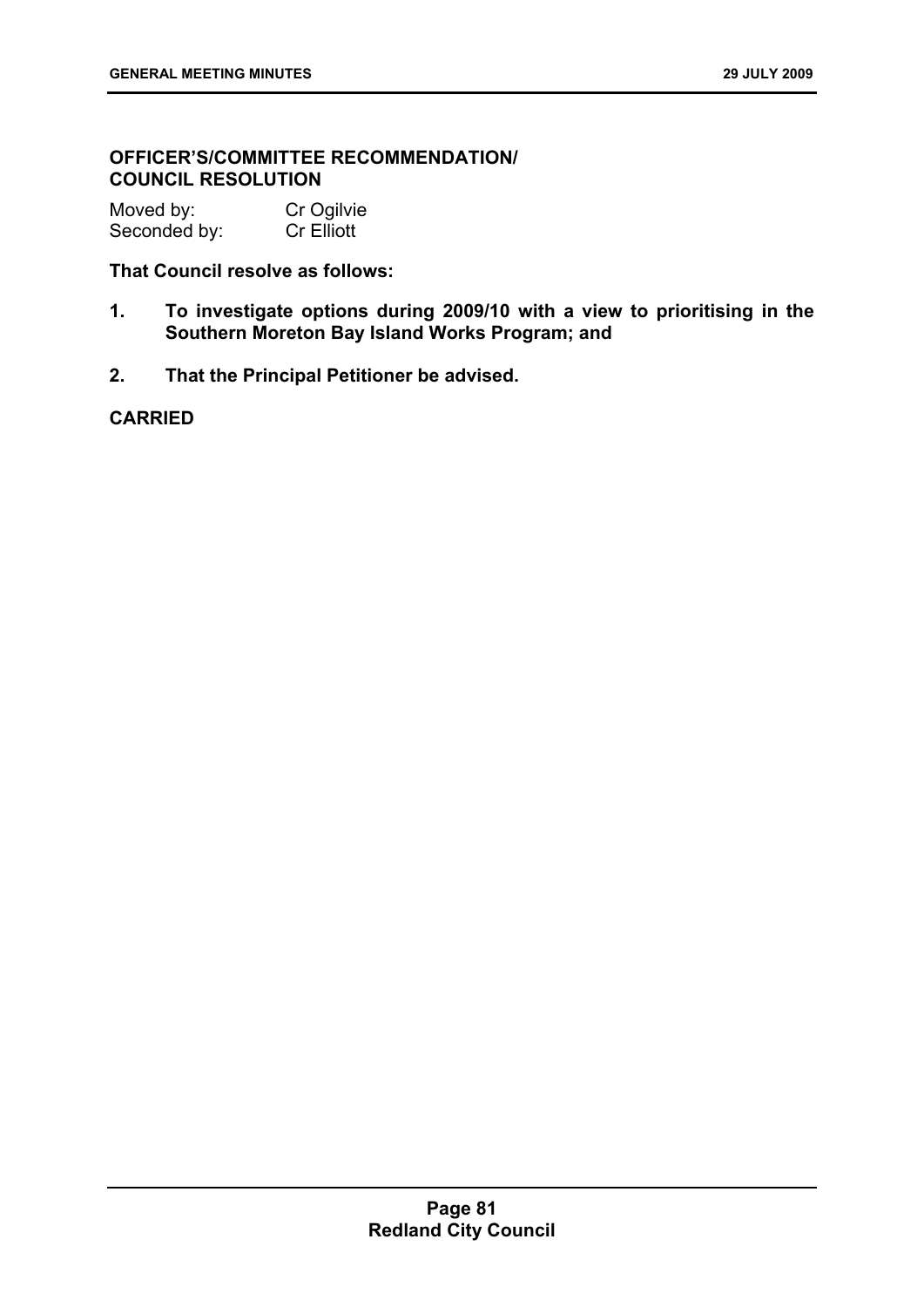**OFFICER'S/COMMITTEE RECOMMENDATION/ COUNCIL RESOLUTION**

Moved by: Cr Ogilvie
Seconded by: Cr Elliott

**That Council resolve as follows:**

1. **To investigate options during 2009/10 with a view to prioritising in the Southern Moreton Bay Island Works Program; and**

2. **That the Principal Petitioner be advised.**

**CARRIED**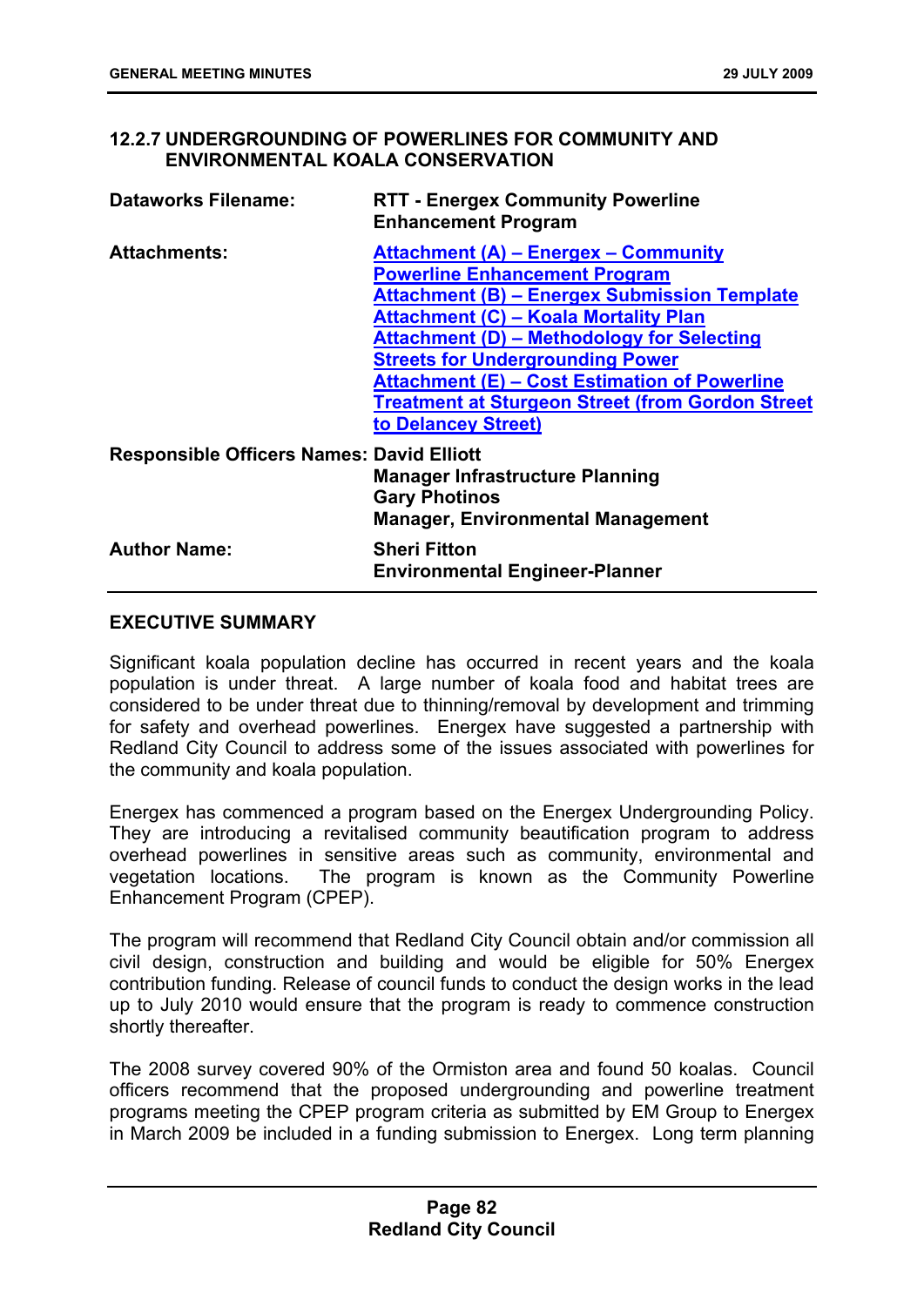## 12.2.7 UNDERGROUNDING OF POWERLINES FOR COMMUNITY AND ENVIRONMENTAL KOALA CONSERVATION

| | |
|---|---|
| **Dataworks Filename:** | **RTT - Energex Community Powerline Enhancement Program** |
| **Attachments:** | **Attachment (A) – Energex – Community Powerline Enhancement Program**<br>**Attachment (B) – Energex Submission Template**<br>**Attachment (C) – Koala Mortality Plan**<br>**Attachment (D) – Methodology for Selecting Streets for Undergrounding Power**<br>**Attachment (E) – Cost Estimation of Powerline Treatment at Sturgeon Street (from Gordon Street to Delancey Street)** |
| **Responsible Officers Names:** | **David Elliott**<br>**Manager Infrastructure Planning**<br>**Gary Photinos**<br>**Manager, Environmental Management** |
| **Author Name:** | **Sheri Fitton**<br>**Environmental Engineer-Planner** |

### EXECUTIVE SUMMARY

Significant koala population decline has occurred in recent years and the koala population is under threat. A large number of koala food and habitat trees are considered to be under threat due to thinning/removal by development and trimming for safety and overhead powerlines. Energex have suggested a partnership with Redland City Council to address some of the issues associated with powerlines for the community and koala population.

Energex has commenced a program based on the Energex Undergrounding Policy. They are introducing a revitalised community beautification program to address overhead powerlines in sensitive areas such as community, environmental and vegetation locations. The program is known as the Community Powerline Enhancement Program (CPEP).

The program will recommend that Redland City Council obtain and/or commission all civil design, construction and building and would be eligible for 50% Energex contribution funding. Release of council funds to conduct the design works in the lead up to July 2010 would ensure that the program is ready to commence construction shortly thereafter.

The 2008 survey covered 90% of the Ormiston area and found 50 koalas. Council officers recommend that the proposed undergrounding and powerline treatment programs meeting the CPEP program criteria as submitted by EM Group to Energex in March 2009 be included in a funding submission to Energex. Long term planning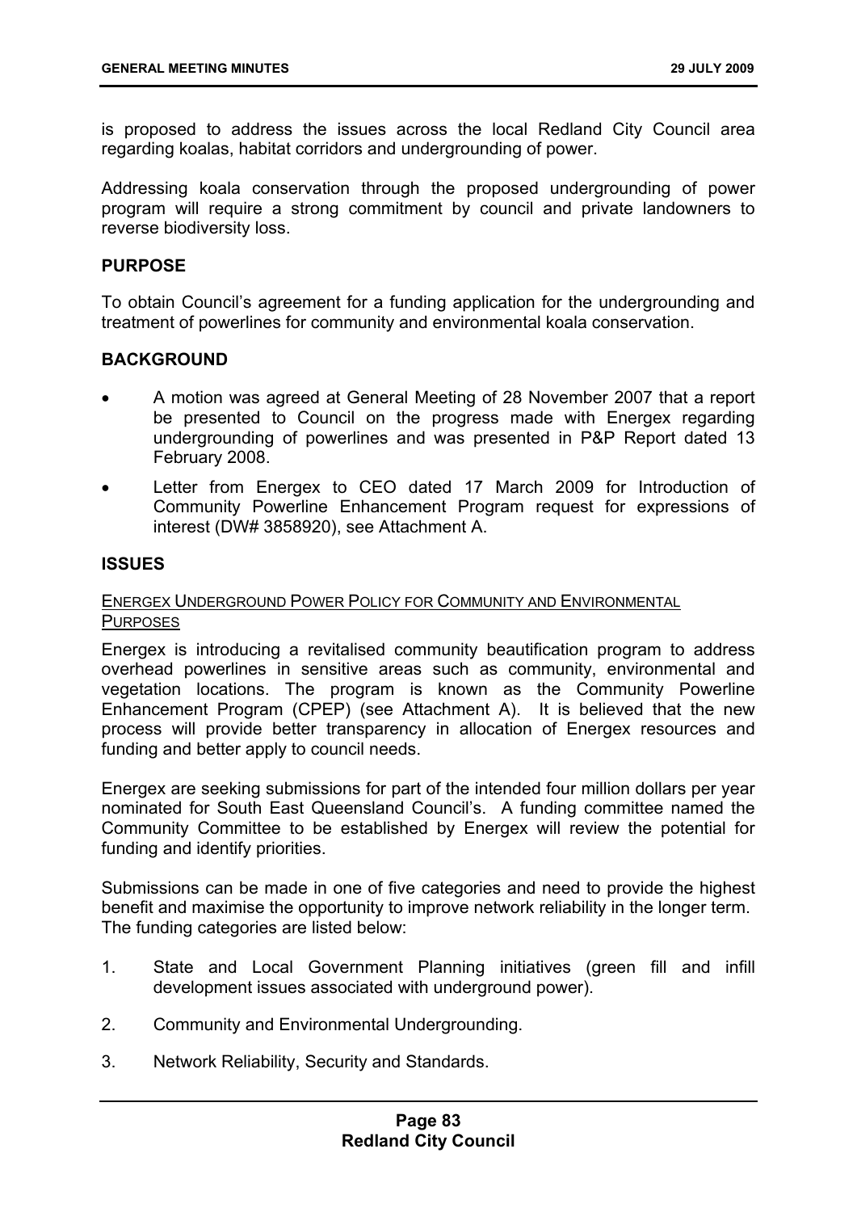is proposed to address the issues across the local Redland City Council area regarding koalas, habitat corridors and undergrounding of power.

Addressing koala conservation through the proposed undergrounding of power program will require a strong commitment by council and private landowners to reverse biodiversity loss.

## PURPOSE

To obtain Council's agreement for a funding application for the undergrounding and treatment of powerlines for community and environmental koala conservation.

## BACKGROUND

- A motion was agreed at General Meeting of 28 November 2007 that a report be presented to Council on the progress made with Energex regarding undergrounding of powerlines and was presented in P&P Report dated 13 February 2008.
- Letter from Energex to CEO dated 17 March 2009 for Introduction of Community Powerline Enhancement Program request for expressions of interest (DW# 3858920), see Attachment A.

## ISSUES

### ENERGEX UNDERGROUND POWER POLICY FOR COMMUNITY AND ENVIRONMENTAL PURPOSES

Energex is introducing a revitalised community beautification program to address overhead powerlines in sensitive areas such as community, environmental and vegetation locations. The program is known as the Community Powerline Enhancement Program (CPEP) (see Attachment A). It is believed that the new process will provide better transparency in allocation of Energex resources and funding and better apply to council needs.

Energex are seeking submissions for part of the intended four million dollars per year nominated for South East Queensland Council's. A funding committee named the Community Committee to be established by Energex will review the potential for funding and identify priorities.

Submissions can be made in one of five categories and need to provide the highest benefit and maximise the opportunity to improve network reliability in the longer term. The funding categories are listed below:

1. State and Local Government Planning initiatives (green fill and infill development issues associated with underground power).
2. Community and Environmental Undergrounding.
3. Network Reliability, Security and Standards.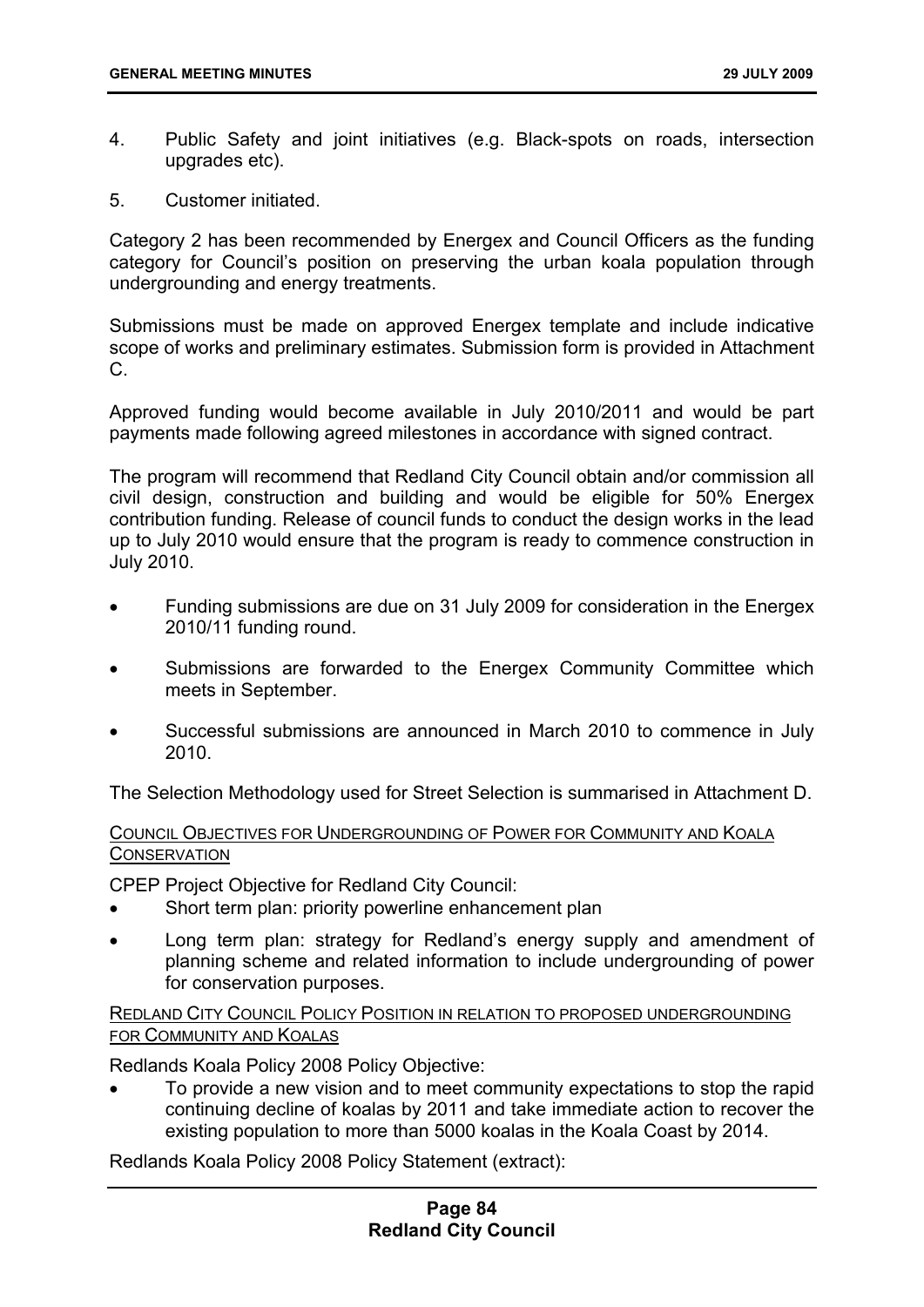4. Public Safety and joint initiatives (e.g. Black-spots on roads, intersection upgrades etc).

5. Customer initiated.

Category 2 has been recommended by Energex and Council Officers as the funding category for Council's position on preserving the urban koala population through undergrounding and energy treatments.

Submissions must be made on approved Energex template and include indicative scope of works and preliminary estimates. Submission form is provided in Attachment C.

Approved funding would become available in July 2010/2011 and would be part payments made following agreed milestones in accordance with signed contract.

The program will recommend that Redland City Council obtain and/or commission all civil design, construction and building and would be eligible for 50% Energex contribution funding. Release of council funds to conduct the design works in the lead up to July 2010 would ensure that the program is ready to commence construction in July 2010.

- Funding submissions are due on 31 July 2009 for consideration in the Energex 2010/11 funding round.
- Submissions are forwarded to the Energex Community Committee which meets in September.
- Successful submissions are announced in March 2010 to commence in July 2010.

The Selection Methodology used for Street Selection is summarised in Attachment D.

COUNCIL OBJECTIVES FOR UNDERGROUNDING OF POWER FOR COMMUNITY AND KOALA CONSERVATION

CPEP Project Objective for Redland City Council:

- Short term plan: priority powerline enhancement plan
- Long term plan: strategy for Redland's energy supply and amendment of planning scheme and related information to include undergrounding of power for conservation purposes.

REDLAND CITY COUNCIL POLICY POSITION IN RELATION TO PROPOSED UNDERGROUNDING FOR COMMUNITY AND KOALAS

Redlands Koala Policy 2008 Policy Objective:

- To provide a new vision and to meet community expectations to stop the rapid continuing decline of koalas by 2011 and take immediate action to recover the existing population to more than 5000 koalas in the Koala Coast by 2014.

Redlands Koala Policy 2008 Policy Statement (extract):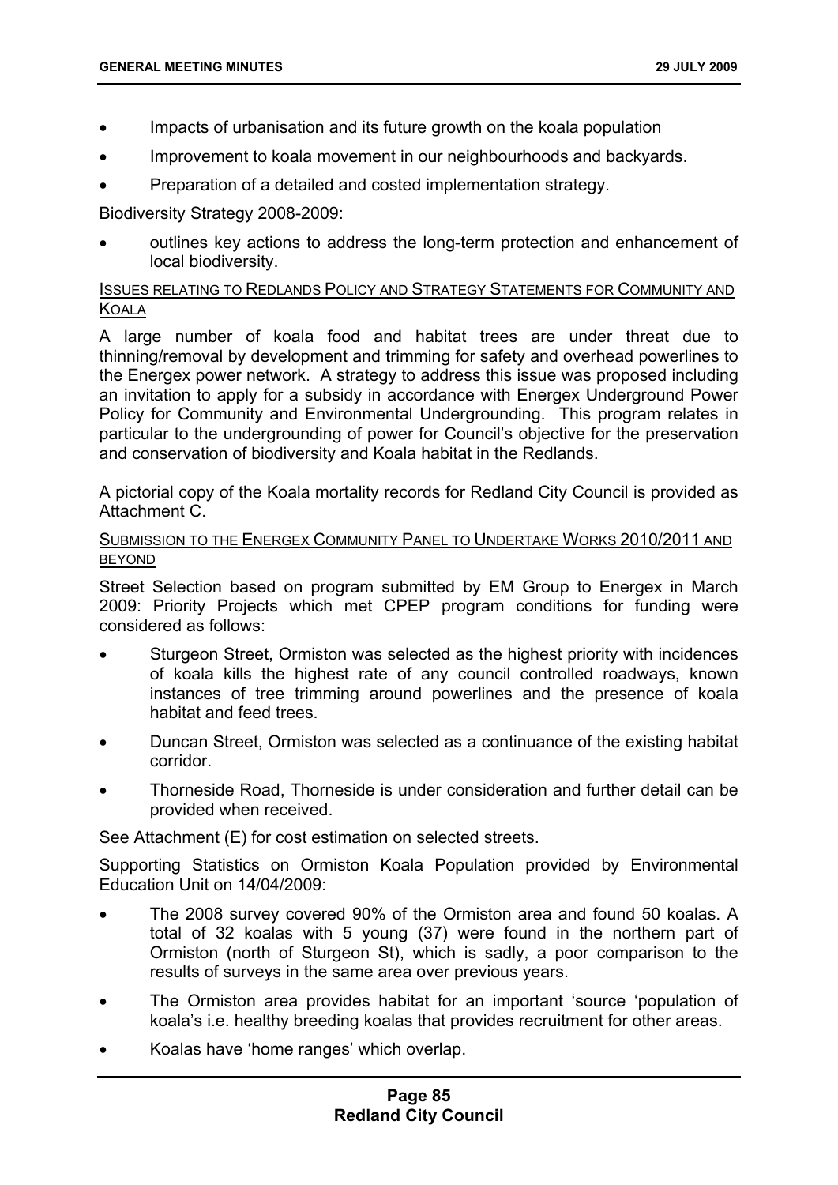- Impacts of urbanisation and its future growth on the koala population
- Improvement to koala movement in our neighbourhoods and backyards.
- Preparation of a detailed and costed implementation strategy.

Biodiversity Strategy 2008-2009:

- outlines key actions to address the long-term protection and enhancement of local biodiversity.

<u>ISSUES RELATING TO REDLANDS POLICY AND STRATEGY STATEMENTS FOR COMMUNITY AND KOALA</u>

A large number of koala food and habitat trees are under threat due to thinning/removal by development and trimming for safety and overhead powerlines to the Energex power network. A strategy to address this issue was proposed including an invitation to apply for a subsidy in accordance with Energex Underground Power Policy for Community and Environmental Undergrounding. This program relates in particular to the undergrounding of power for Council's objective for the preservation and conservation of biodiversity and Koala habitat in the Redlands.

A pictorial copy of the Koala mortality records for Redland City Council is provided as Attachment C.

<u>SUBMISSION TO THE ENERGEX COMMUNITY PANEL TO UNDERTAKE WORKS 2010/2011 AND BEYOND</u>

Street Selection based on program submitted by EM Group to Energex in March 2009: Priority Projects which met CPEP program conditions for funding were considered as follows:

- Sturgeon Street, Ormiston was selected as the highest priority with incidences of koala kills the highest rate of any council controlled roadways, known instances of tree trimming around powerlines and the presence of koala habitat and feed trees.
- Duncan Street, Ormiston was selected as a continuance of the existing habitat corridor.
- Thorneside Road, Thorneside is under consideration and further detail can be provided when received.

See Attachment (E) for cost estimation on selected streets.

Supporting Statistics on Ormiston Koala Population provided by Environmental Education Unit on 14/04/2009:

- The 2008 survey covered 90% of the Ormiston area and found 50 koalas. A total of 32 koalas with 5 young (37) were found in the northern part of Ormiston (north of Sturgeon St), which is sadly, a poor comparison to the results of surveys in the same area over previous years.
- The Ormiston area provides habitat for an important 'source 'population of koala's i.e. healthy breeding koalas that provides recruitment for other areas.
- Koalas have 'home ranges' which overlap.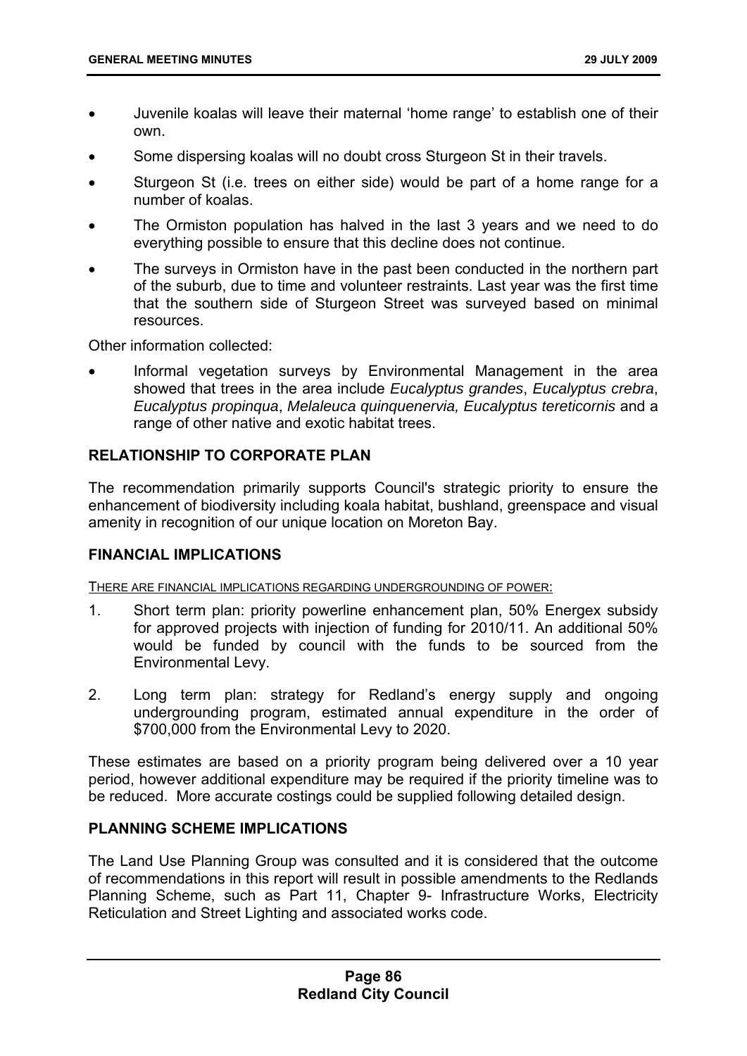- Juvenile koalas will leave their maternal 'home range' to establish one of their own.
- Some dispersing koalas will no doubt cross Sturgeon St in their travels.
- Sturgeon St (i.e. trees on either side) would be part of a home range for a number of koalas.
- The Ormiston population has halved in the last 3 years and we need to do everything possible to ensure that this decline does not continue.
- The surveys in Ormiston have in the past been conducted in the northern part of the suburb, due to time and volunteer restraints. Last year was the first time that the southern side of Sturgeon Street was surveyed based on minimal resources.

Other information collected:

- Informal vegetation surveys by Environmental Management in the area showed that trees in the area include *Eucalyptus grandes*, *Eucalyptus crebra*, *Eucalyptus propinqua*, *Melaleuca quinquenervia, Eucalyptus tereticornis* and a range of other native and exotic habitat trees.

## RELATIONSHIP TO CORPORATE PLAN

The recommendation primarily supports Council's strategic priority to ensure the enhancement of biodiversity including koala habitat, bushland, greenspace and visual amenity in recognition of our unique location on Moreton Bay.

## FINANCIAL IMPLICATIONS

THERE ARE FINANCIAL IMPLICATIONS REGARDING UNDERGROUNDING OF POWER:

1. Short term plan: priority powerline enhancement plan, 50% Energex subsidy for approved projects with injection of funding for 2010/11. An additional 50% would be funded by council with the funds to be sourced from the Environmental Levy.

2. Long term plan: strategy for Redland's energy supply and ongoing undergrounding program, estimated annual expenditure in the order of \$700,000 from the Environmental Levy to 2020.

These estimates are based on a priority program being delivered over a 10 year period, however additional expenditure may be required if the priority timeline was to be reduced. More accurate costings could be supplied following detailed design.

## PLANNING SCHEME IMPLICATIONS

The Land Use Planning Group was consulted and it is considered that the outcome of recommendations in this report will result in possible amendments to the Redlands Planning Scheme, such as Part 11, Chapter 9- Infrastructure Works, Electricity Reticulation and Street Lighting and associated works code.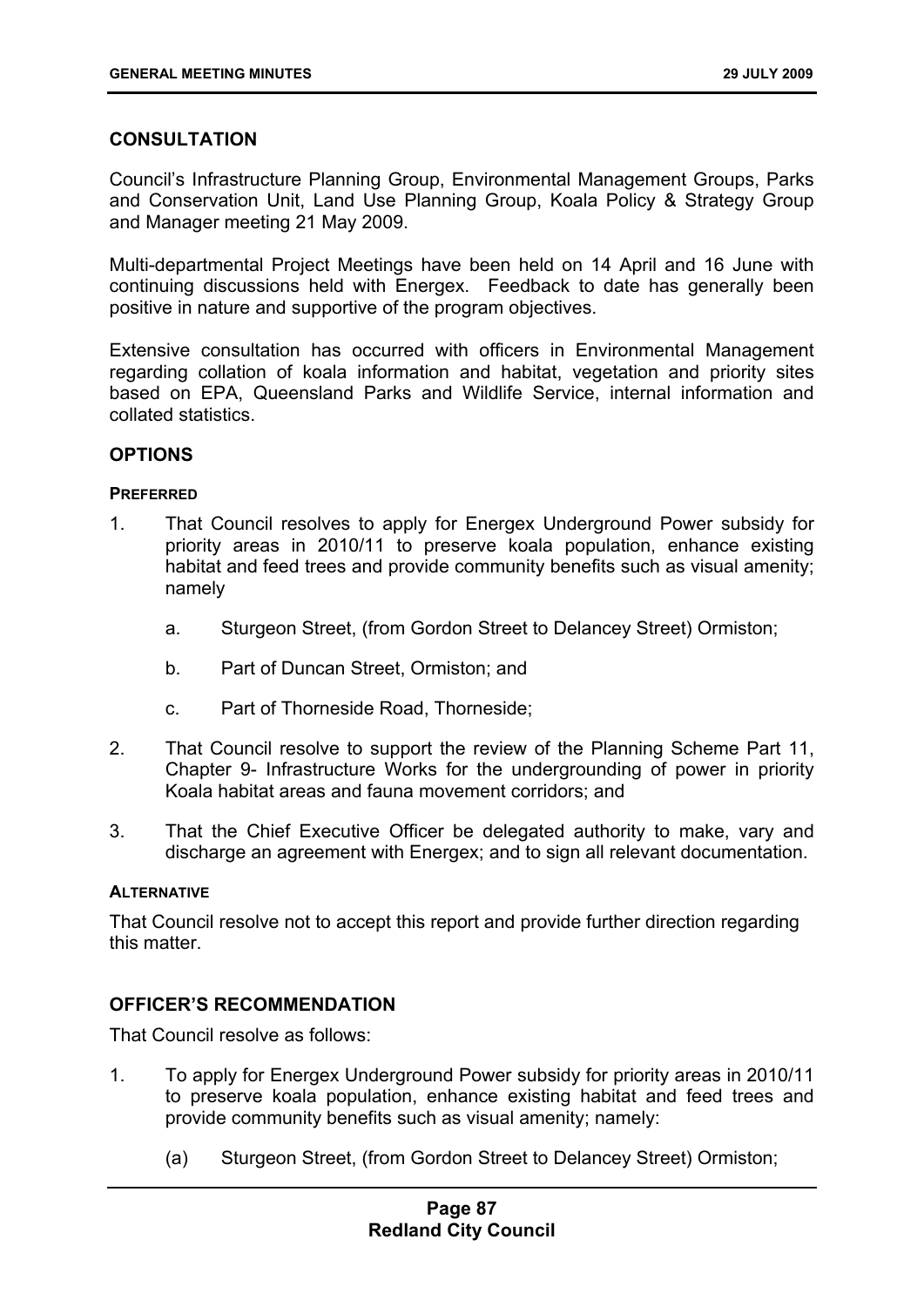## CONSULTATION

Council's Infrastructure Planning Group, Environmental Management Groups, Parks and Conservation Unit, Land Use Planning Group, Koala Policy & Strategy Group and Manager meeting 21 May 2009.

Multi-departmental Project Meetings have been held on 14 April and 16 June with continuing discussions held with Energex. Feedback to date has generally been positive in nature and supportive of the program objectives.

Extensive consultation has occurred with officers in Environmental Management regarding collation of koala information and habitat, vegetation and priority sites based on EPA, Queensland Parks and Wildlife Service, internal information and collated statistics.

## OPTIONS

#### PREFERRED

1. That Council resolves to apply for Energex Underground Power subsidy for priority areas in 2010/11 to preserve koala population, enhance existing habitat and feed trees and provide community benefits such as visual amenity; namely

   a. Sturgeon Street, (from Gordon Street to Delancey Street) Ormiston;

   b. Part of Duncan Street, Ormiston; and

   c. Part of Thorneside Road, Thorneside;

2. That Council resolve to support the review of the Planning Scheme Part 11, Chapter 9- Infrastructure Works for the undergrounding of power in priority Koala habitat areas and fauna movement corridors; and

3. That the Chief Executive Officer be delegated authority to make, vary and discharge an agreement with Energex; and to sign all relevant documentation.

#### ALTERNATIVE

That Council resolve not to accept this report and provide further direction regarding this matter.

## OFFICER'S RECOMMENDATION

That Council resolve as follows:

1. To apply for Energex Underground Power subsidy for priority areas in 2010/11 to preserve koala population, enhance existing habitat and feed trees and provide community benefits such as visual amenity; namely:

   (a) Sturgeon Street, (from Gordon Street to Delancey Street) Ormiston;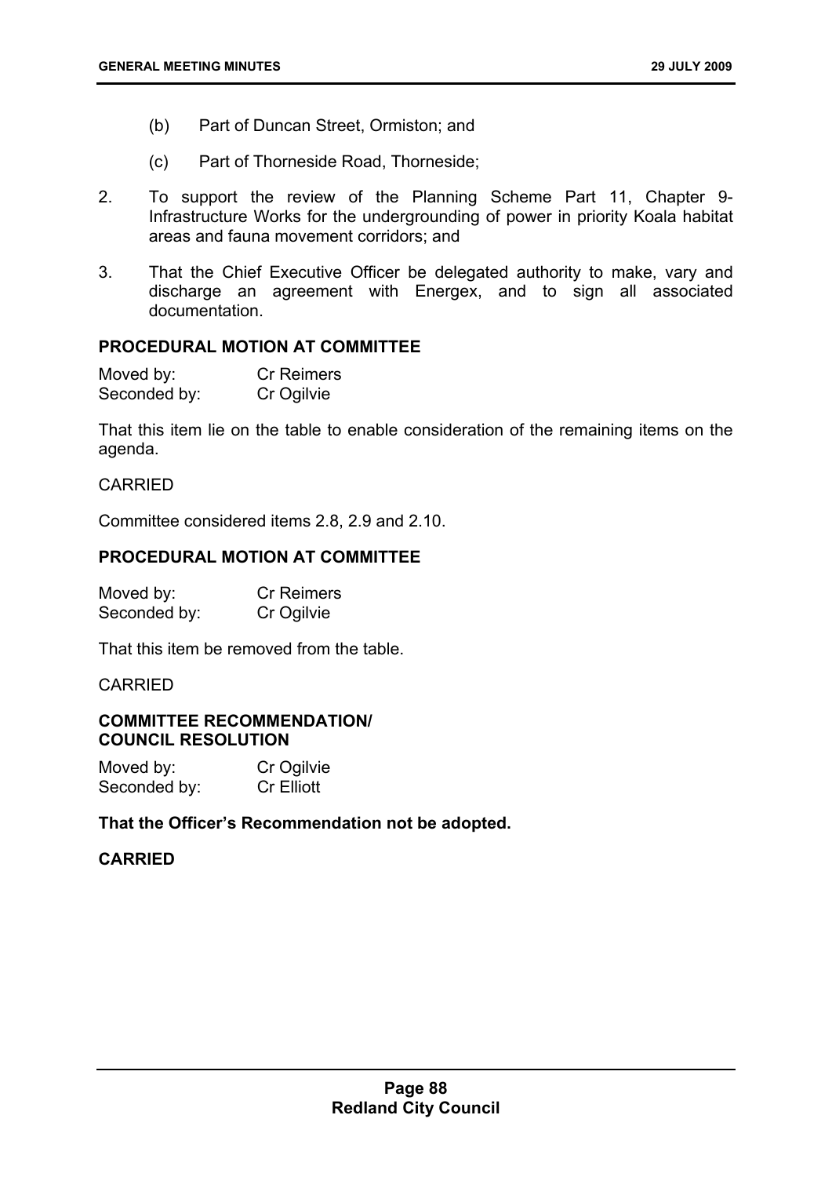(b) Part of Duncan Street, Ormiston; and

(c) Part of Thorneside Road, Thorneside;

2. To support the review of the Planning Scheme Part 11, Chapter 9- Infrastructure Works for the undergrounding of power in priority Koala habitat areas and fauna movement corridors; and

3. That the Chief Executive Officer be delegated authority to make, vary and discharge an agreement with Energex, and to sign all associated documentation.

**PROCEDURAL MOTION AT COMMITTEE**

Moved by: Cr Reimers
Seconded by: Cr Ogilvie

That this item lie on the table to enable consideration of the remaining items on the agenda.

CARRIED

Committee considered items 2.8, 2.9 and 2.10.

**PROCEDURAL MOTION AT COMMITTEE**

Moved by: Cr Reimers
Seconded by: Cr Ogilvie

That this item be removed from the table.

CARRIED

**COMMITTEE RECOMMENDATION/ COUNCIL RESOLUTION**

Moved by: Cr Ogilvie
Seconded by: Cr Elliott

**That the Officer's Recommendation not be adopted.**

**CARRIED**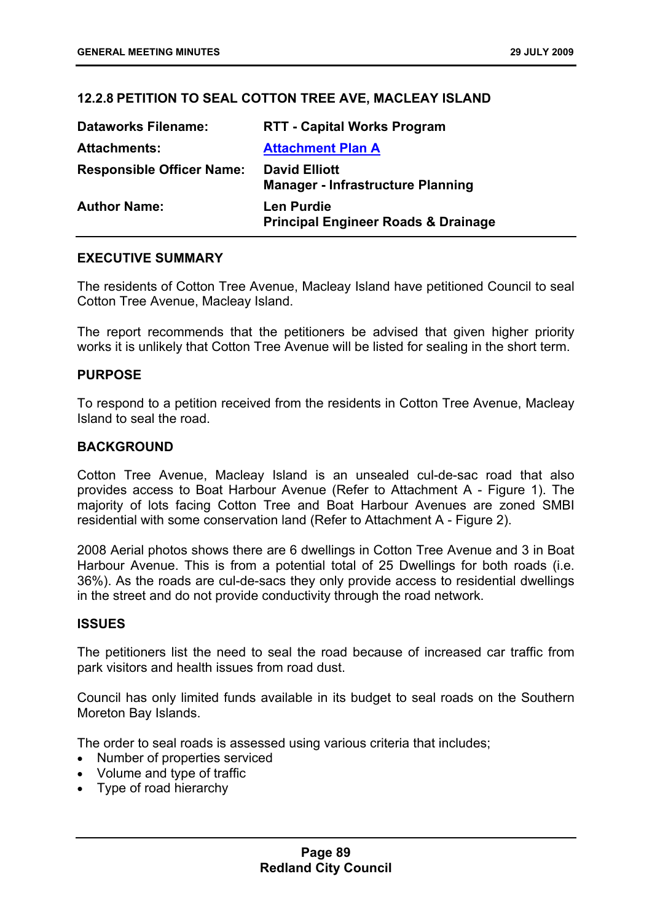## 12.2.8 PETITION TO SEAL COTTON TREE AVE, MACLEAY ISLAND

| | |
|---|---|
| **Dataworks Filename:** | **RTT - Capital Works Program** |
| **Attachments:** | **Attachment Plan A** |
| **Responsible Officer Name:** | **David Elliott**<br>**Manager - Infrastructure Planning** |
| **Author Name:** | **Len Purdie**<br>**Principal Engineer Roads & Drainage** |

### EXECUTIVE SUMMARY

The residents of Cotton Tree Avenue, Macleay Island have petitioned Council to seal Cotton Tree Avenue, Macleay Island.

The report recommends that the petitioners be advised that given higher priority works it is unlikely that Cotton Tree Avenue will be listed for sealing in the short term.

### PURPOSE

To respond to a petition received from the residents in Cotton Tree Avenue, Macleay Island to seal the road.

### BACKGROUND

Cotton Tree Avenue, Macleay Island is an unsealed cul-de-sac road that also provides access to Boat Harbour Avenue (Refer to Attachment A - Figure 1). The majority of lots facing Cotton Tree and Boat Harbour Avenues are zoned SMBI residential with some conservation land (Refer to Attachment A - Figure 2).

2008 Aerial photos shows there are 6 dwellings in Cotton Tree Avenue and 3 in Boat Harbour Avenue. This is from a potential total of 25 Dwellings for both roads (i.e. 36%). As the roads are cul-de-sacs they only provide access to residential dwellings in the street and do not provide conductivity through the road network.

### ISSUES

The petitioners list the need to seal the road because of increased car traffic from park visitors and health issues from road dust.

Council has only limited funds available in its budget to seal roads on the Southern Moreton Bay Islands.

The order to seal roads is assessed using various criteria that includes;

- Number of properties serviced
- Volume and type of traffic
- Type of road hierarchy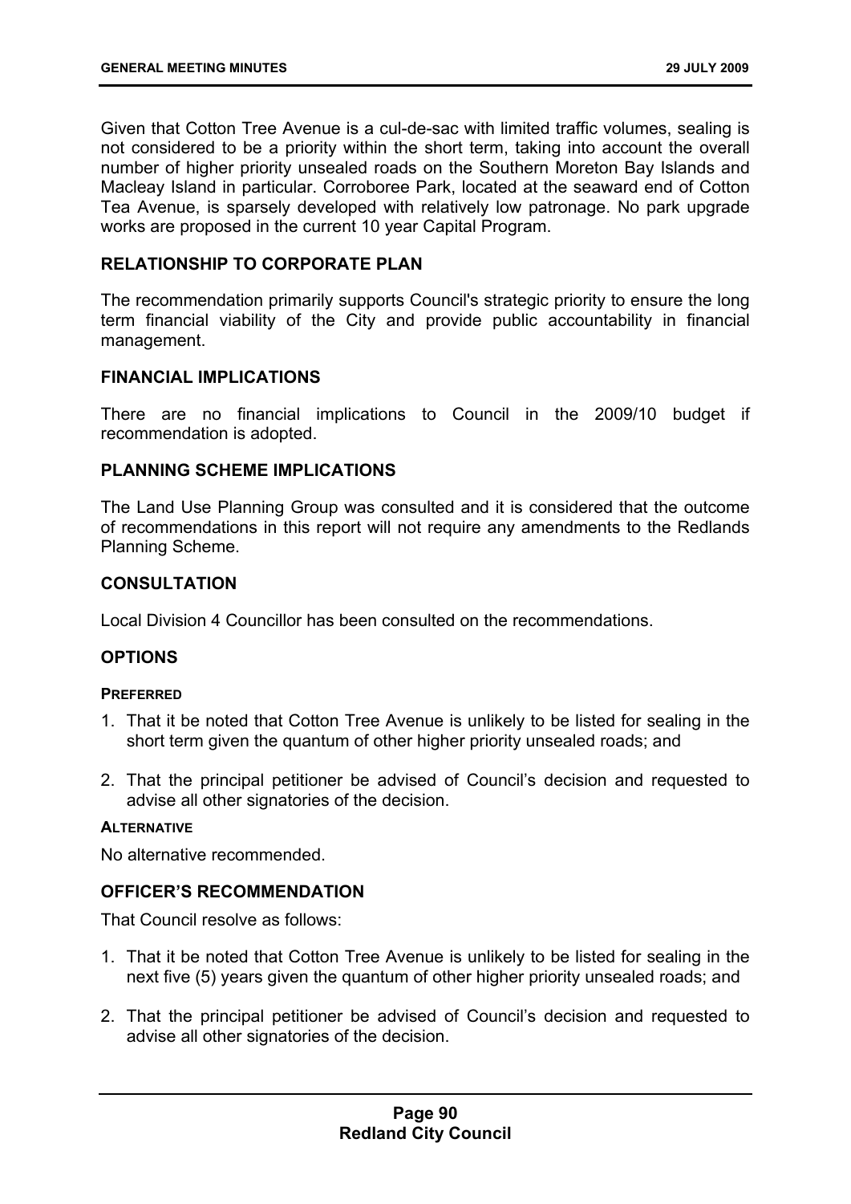Given that Cotton Tree Avenue is a cul-de-sac with limited traffic volumes, sealing is not considered to be a priority within the short term, taking into account the overall number of higher priority unsealed roads on the Southern Moreton Bay Islands and Macleay Island in particular. Corroboree Park, located at the seaward end of Cotton Tea Avenue, is sparsely developed with relatively low patronage. No park upgrade works are proposed in the current 10 year Capital Program.

## RELATIONSHIP TO CORPORATE PLAN

The recommendation primarily supports Council's strategic priority to ensure the long term financial viability of the City and provide public accountability in financial management.

## FINANCIAL IMPLICATIONS

There are no financial implications to Council in the 2009/10 budget if recommendation is adopted.

## PLANNING SCHEME IMPLICATIONS

The Land Use Planning Group was consulted and it is considered that the outcome of recommendations in this report will not require any amendments to the Redlands Planning Scheme.

## CONSULTATION

Local Division 4 Councillor has been consulted on the recommendations.

## OPTIONS

### PREFERRED

1. That it be noted that Cotton Tree Avenue is unlikely to be listed for sealing in the short term given the quantum of other higher priority unsealed roads; and
2. That the principal petitioner be advised of Council's decision and requested to advise all other signatories of the decision.

### ALTERNATIVE

No alternative recommended.

## OFFICER'S RECOMMENDATION

That Council resolve as follows:

1. That it be noted that Cotton Tree Avenue is unlikely to be listed for sealing in the next five (5) years given the quantum of other higher priority unsealed roads; and
2. That the principal petitioner be advised of Council's decision and requested to advise all other signatories of the decision.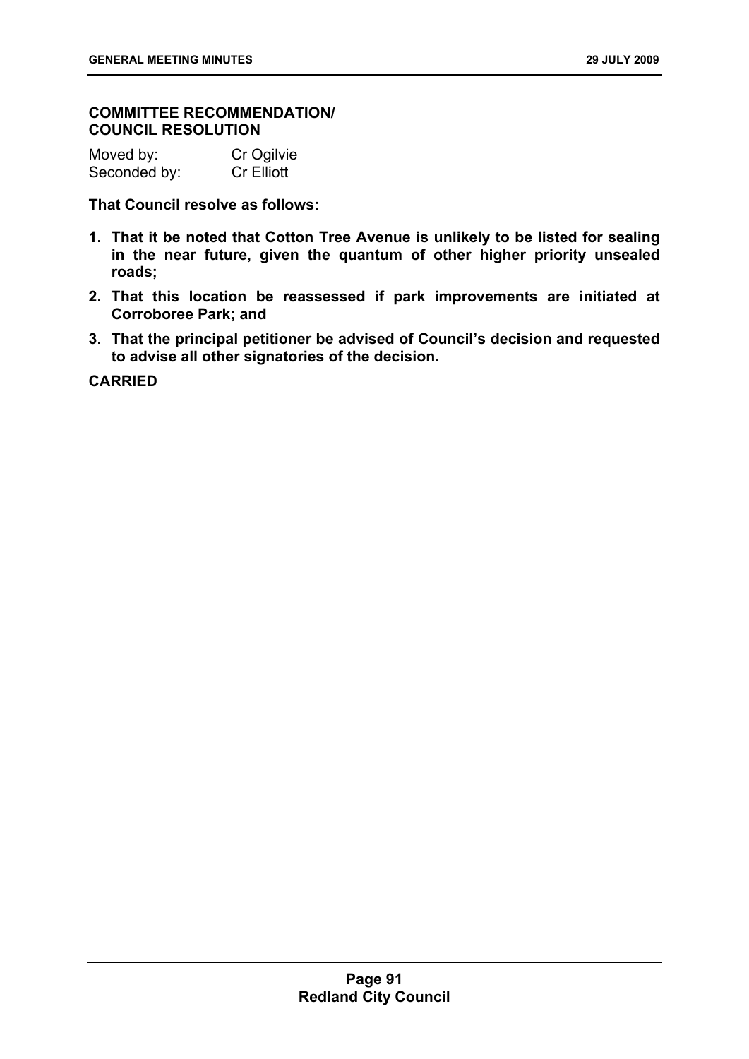**COMMITTEE RECOMMENDATION/ COUNCIL RESOLUTION**

Moved by: Cr Ogilvie
Seconded by: Cr Elliott

**That Council resolve as follows:**

1. **That it be noted that Cotton Tree Avenue is unlikely to be listed for sealing in the near future, given the quantum of other higher priority unsealed roads;**
2. **That this location be reassessed if park improvements are initiated at Corroboree Park; and**
3. **That the principal petitioner be advised of Council's decision and requested to advise all other signatories of the decision.**

**CARRIED**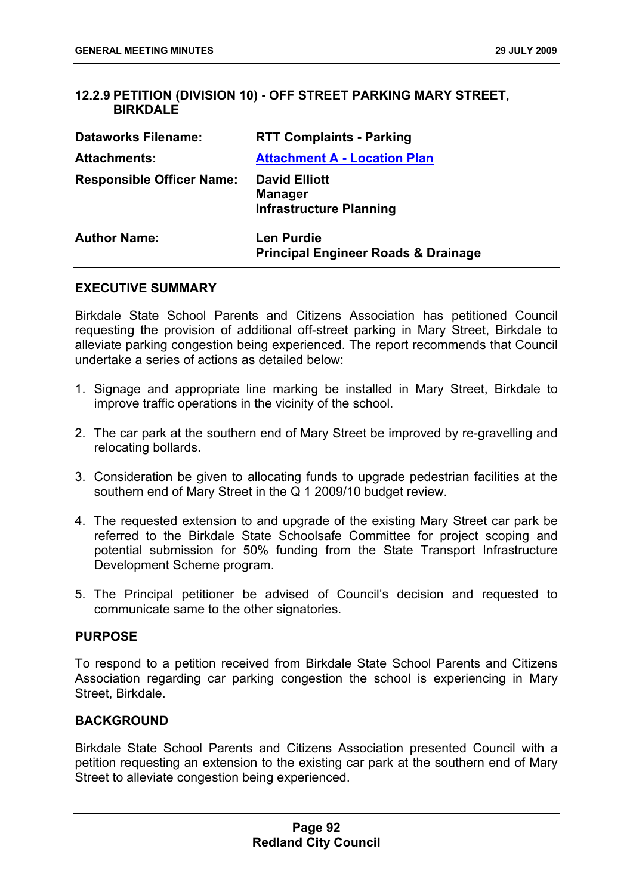### 12.2.9 PETITION (DIVISION 10) - OFF STREET PARKING MARY STREET, BIRKDALE

| | |
|---|---|
| **Dataworks Filename:** | **RTT Complaints - Parking** |
| **Attachments:** | **Attachment A - Location Plan** |
| **Responsible Officer Name:** | **David Elliott**<br>**Manager**<br>**Infrastructure Planning** |
| **Author Name:** | **Len Purdie**<br>**Principal Engineer Roads & Drainage** |

#### EXECUTIVE SUMMARY

Birkdale State School Parents and Citizens Association has petitioned Council requesting the provision of additional off-street parking in Mary Street, Birkdale to alleviate parking congestion being experienced. The report recommends that Council undertake a series of actions as detailed below:

1. Signage and appropriate line marking be installed in Mary Street, Birkdale to improve traffic operations in the vicinity of the school.
2. The car park at the southern end of Mary Street be improved by re-gravelling and relocating bollards.
3. Consideration be given to allocating funds to upgrade pedestrian facilities at the southern end of Mary Street in the Q 1 2009/10 budget review.
4. The requested extension to and upgrade of the existing Mary Street car park be referred to the Birkdale State Schoolsafe Committee for project scoping and potential submission for 50% funding from the State Transport Infrastructure Development Scheme program.
5. The Principal petitioner be advised of Council's decision and requested to communicate same to the other signatories.

#### PURPOSE

To respond to a petition received from Birkdale State School Parents and Citizens Association regarding car parking congestion the school is experiencing in Mary Street, Birkdale.

#### BACKGROUND

Birkdale State School Parents and Citizens Association presented Council with a petition requesting an extension to the existing car park at the southern end of Mary Street to alleviate congestion being experienced.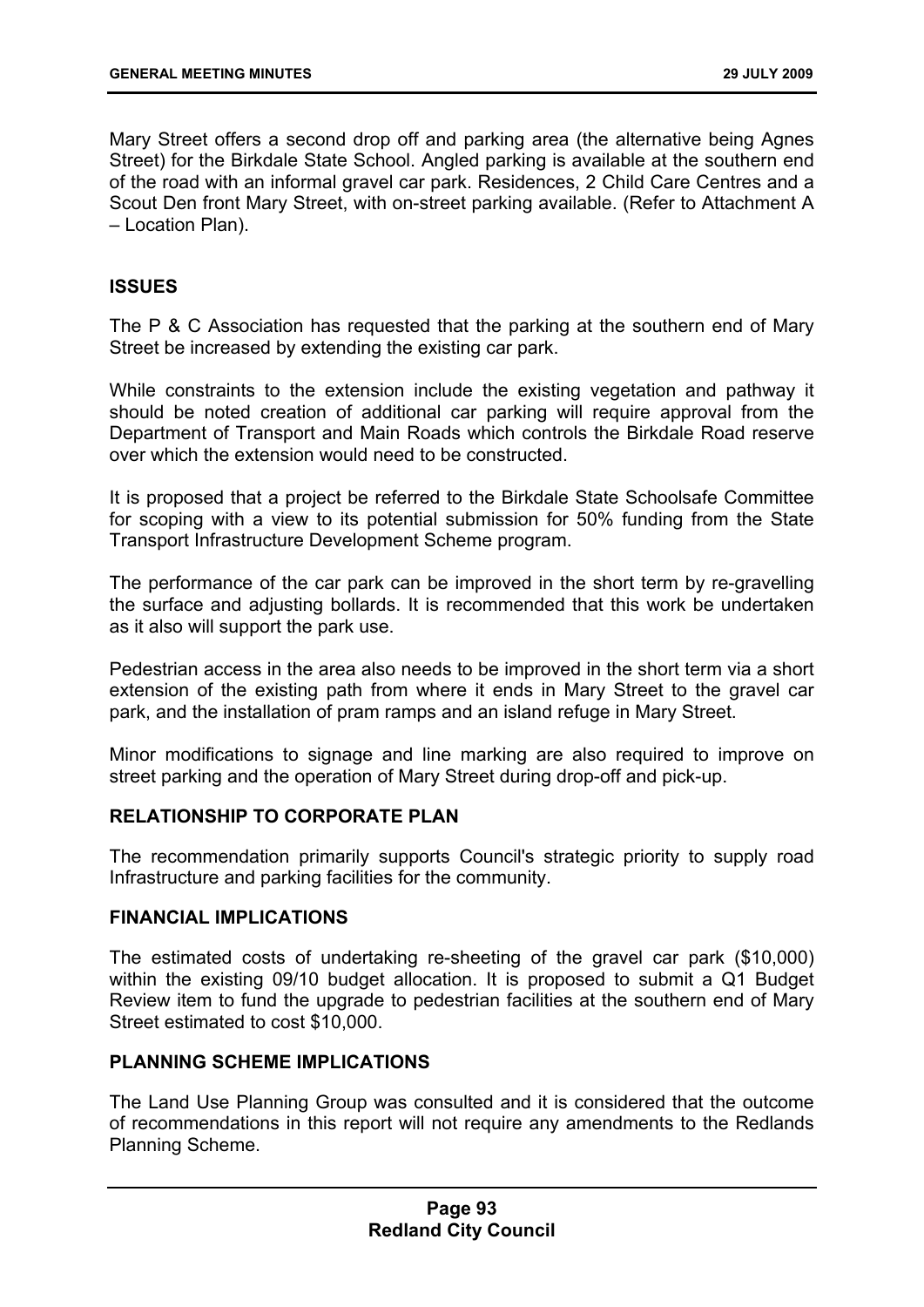Mary Street offers a second drop off and parking area (the alternative being Agnes Street) for the Birkdale State School. Angled parking is available at the southern end of the road with an informal gravel car park. Residences, 2 Child Care Centres and a Scout Den front Mary Street, with on-street parking available. (Refer to Attachment A – Location Plan).

## ISSUES

The P & C Association has requested that the parking at the southern end of Mary Street be increased by extending the existing car park.

While constraints to the extension include the existing vegetation and pathway it should be noted creation of additional car parking will require approval from the Department of Transport and Main Roads which controls the Birkdale Road reserve over which the extension would need to be constructed.

It is proposed that a project be referred to the Birkdale State Schoolsafe Committee for scoping with a view to its potential submission for 50% funding from the State Transport Infrastructure Development Scheme program.

The performance of the car park can be improved in the short term by re-gravelling the surface and adjusting bollards. It is recommended that this work be undertaken as it also will support the park use.

Pedestrian access in the area also needs to be improved in the short term via a short extension of the existing path from where it ends in Mary Street to the gravel car park, and the installation of pram ramps and an island refuge in Mary Street.

Minor modifications to signage and line marking are also required to improve on street parking and the operation of Mary Street during drop-off and pick-up.

## RELATIONSHIP TO CORPORATE PLAN

The recommendation primarily supports Council's strategic priority to supply road Infrastructure and parking facilities for the community.

## FINANCIAL IMPLICATIONS

The estimated costs of undertaking re-sheeting of the gravel car park ($10,000) within the existing 09/10 budget allocation. It is proposed to submit a Q1 Budget Review item to fund the upgrade to pedestrian facilities at the southern end of Mary Street estimated to cost $10,000.

## PLANNING SCHEME IMPLICATIONS

The Land Use Planning Group was consulted and it is considered that the outcome of recommendations in this report will not require any amendments to the Redlands Planning Scheme.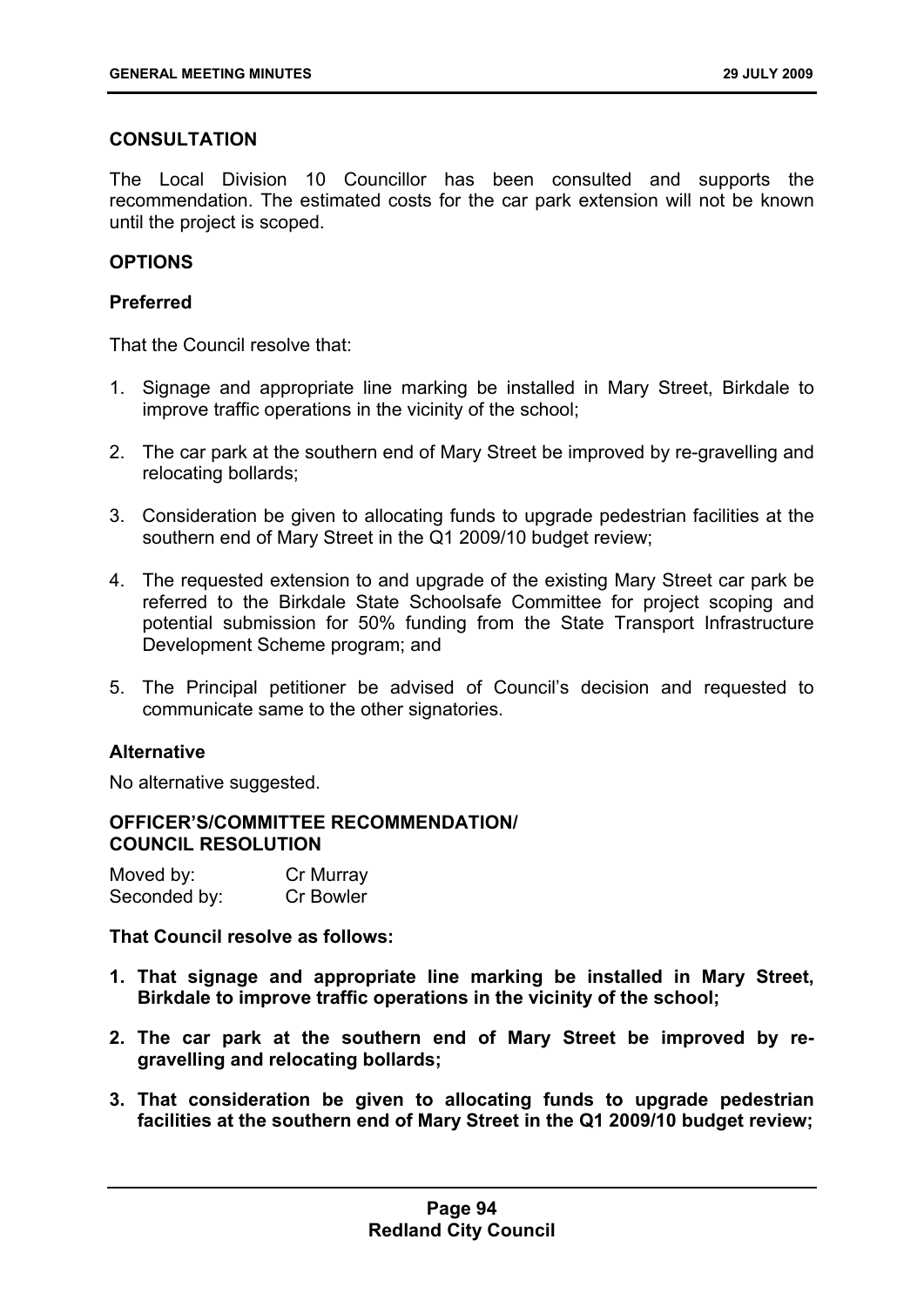## CONSULTATION

The Local Division 10 Councillor has been consulted and supports the recommendation. The estimated costs for the car park extension will not be known until the project is scoped.

## OPTIONS

### Preferred

That the Council resolve that:

1. Signage and appropriate line marking be installed in Mary Street, Birkdale to improve traffic operations in the vicinity of the school;

2. The car park at the southern end of Mary Street be improved by re-gravelling and relocating bollards;

3. Consideration be given to allocating funds to upgrade pedestrian facilities at the southern end of Mary Street in the Q1 2009/10 budget review;

4. The requested extension to and upgrade of the existing Mary Street car park be referred to the Birkdale State Schoolsafe Committee for project scoping and potential submission for 50% funding from the State Transport Infrastructure Development Scheme program; and

5. The Principal petitioner be advised of Council's decision and requested to communicate same to the other signatories.

### Alternative

No alternative suggested.

## OFFICER'S/COMMITTEE RECOMMENDATION/ COUNCIL RESOLUTION

| Moved by: | Cr Murray |
|---|---|
| Seconded by: | Cr Bowler |

**That Council resolve as follows:**

1. **That signage and appropriate line marking be installed in Mary Street, Birkdale to improve traffic operations in the vicinity of the school;**

2. **The car park at the southern end of Mary Street be improved by re-gravelling and relocating bollards;**

3. **That consideration be given to allocating funds to upgrade pedestrian facilities at the southern end of Mary Street in the Q1 2009/10 budget review;**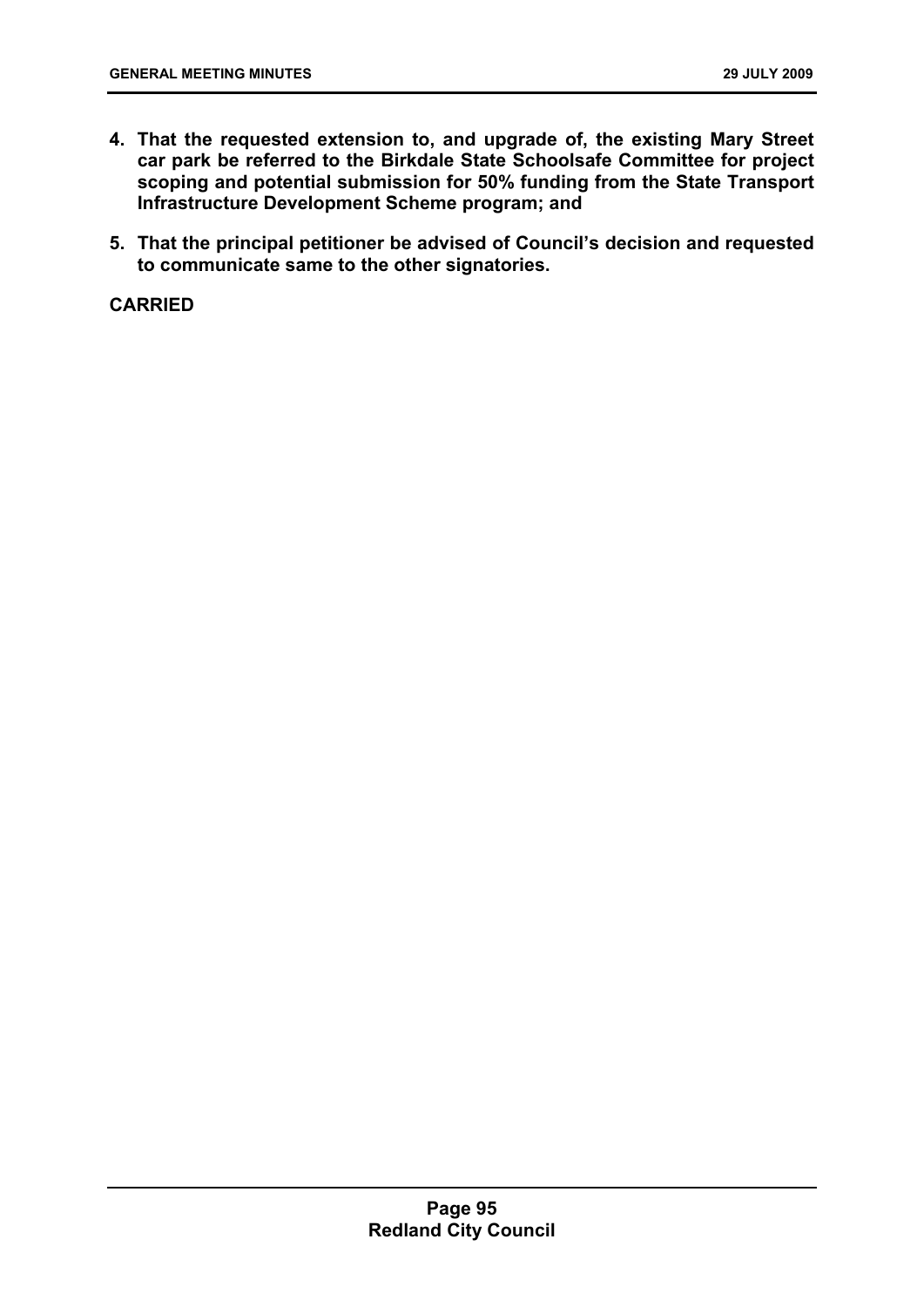**4. That the requested extension to, and upgrade of, the existing Mary Street car park be referred to the Birkdale State Schoolsafe Committee for project scoping and potential submission for 50% funding from the State Transport Infrastructure Development Scheme program; and**

**5. That the principal petitioner be advised of Council's decision and requested to communicate same to the other signatories.**

**CARRIED**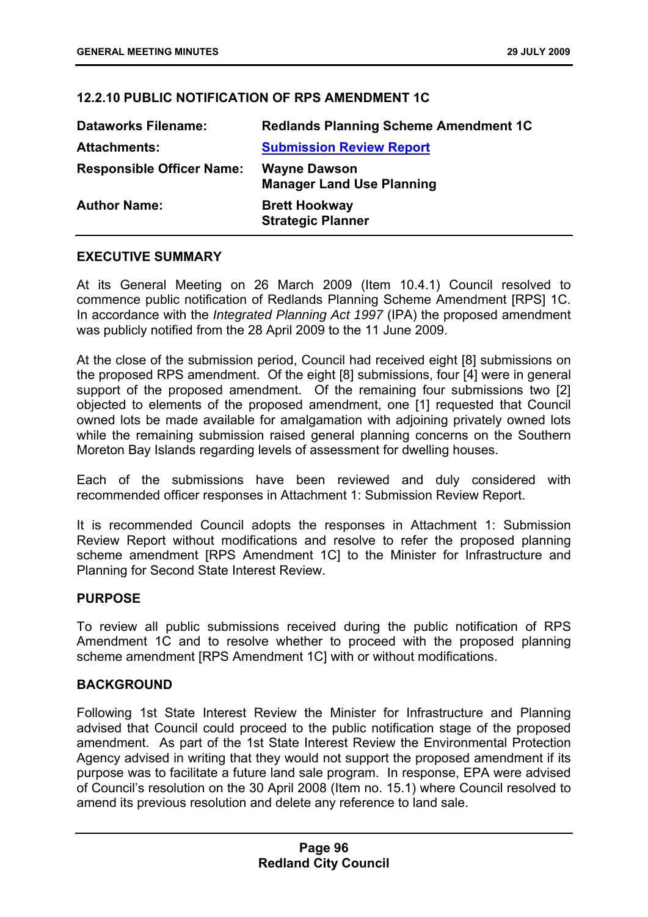### 12.2.10 PUBLIC NOTIFICATION OF RPS AMENDMENT 1C

| | |
|---|---|
| **Dataworks Filename:** | **Redlands Planning Scheme Amendment 1C** |
| **Attachments:** | **Submission Review Report** |
| **Responsible Officer Name:** | **Wayne Dawson**<br>**Manager Land Use Planning** |
| **Author Name:** | **Brett Hookway**<br>**Strategic Planner** |

#### EXECUTIVE SUMMARY

At its General Meeting on 26 March 2009 (Item 10.4.1) Council resolved to commence public notification of Redlands Planning Scheme Amendment [RPS] 1C. In accordance with the *Integrated Planning Act 1997* (IPA) the proposed amendment was publicly notified from the 28 April 2009 to the 11 June 2009.

At the close of the submission period, Council had received eight [8] submissions on the proposed RPS amendment. Of the eight [8] submissions, four [4] were in general support of the proposed amendment. Of the remaining four submissions two [2] objected to elements of the proposed amendment, one [1] requested that Council owned lots be made available for amalgamation with adjoining privately owned lots while the remaining submission raised general planning concerns on the Southern Moreton Bay Islands regarding levels of assessment for dwelling houses.

Each of the submissions have been reviewed and duly considered with recommended officer responses in Attachment 1: Submission Review Report.

It is recommended Council adopts the responses in Attachment 1: Submission Review Report without modifications and resolve to refer the proposed planning scheme amendment [RPS Amendment 1C] to the Minister for Infrastructure and Planning for Second State Interest Review.

#### PURPOSE

To review all public submissions received during the public notification of RPS Amendment 1C and to resolve whether to proceed with the proposed planning scheme amendment [RPS Amendment 1C] with or without modifications.

#### BACKGROUND

Following 1st State Interest Review the Minister for Infrastructure and Planning advised that Council could proceed to the public notification stage of the proposed amendment. As part of the 1st State Interest Review the Environmental Protection Agency advised in writing that they would not support the proposed amendment if its purpose was to facilitate a future land sale program. In response, EPA were advised of Council's resolution on the 30 April 2008 (Item no. 15.1) where Council resolved to amend its previous resolution and delete any reference to land sale.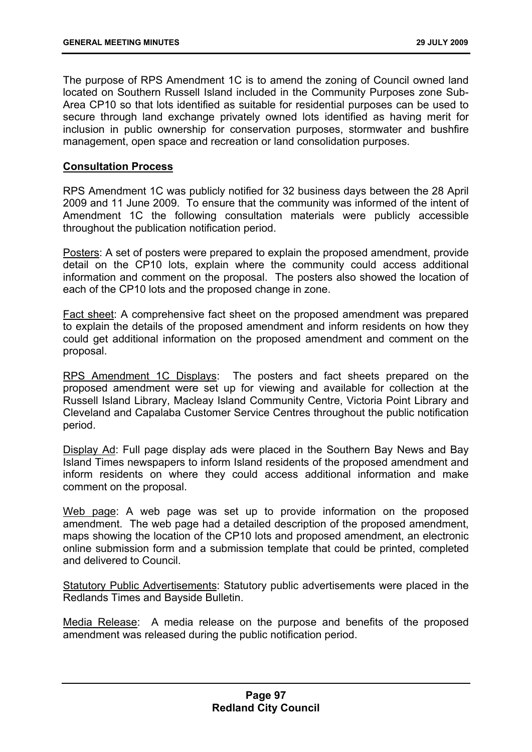The purpose of RPS Amendment 1C is to amend the zoning of Council owned land located on Southern Russell Island included in the Community Purposes zone Sub-Area CP10 so that lots identified as suitable for residential purposes can be used to secure through land exchange privately owned lots identified as having merit for inclusion in public ownership for conservation purposes, stormwater and bushfire management, open space and recreation or land consolidation purposes.

**Consultation Process**

RPS Amendment 1C was publicly notified for 32 business days between the 28 April 2009 and 11 June 2009. To ensure that the community was informed of the intent of Amendment 1C the following consultation materials were publicly accessible throughout the publication notification period.

Posters: A set of posters were prepared to explain the proposed amendment, provide detail on the CP10 lots, explain where the community could access additional information and comment on the proposal. The posters also showed the location of each of the CP10 lots and the proposed change in zone.

Fact sheet: A comprehensive fact sheet on the proposed amendment was prepared to explain the details of the proposed amendment and inform residents on how they could get additional information on the proposed amendment and comment on the proposal.

RPS Amendment 1C Displays: The posters and fact sheets prepared on the proposed amendment were set up for viewing and available for collection at the Russell Island Library, Macleay Island Community Centre, Victoria Point Library and Cleveland and Capalaba Customer Service Centres throughout the public notification period.

Display Ad: Full page display ads were placed in the Southern Bay News and Bay Island Times newspapers to inform Island residents of the proposed amendment and inform residents on where they could access additional information and make comment on the proposal.

Web page: A web page was set up to provide information on the proposed amendment. The web page had a detailed description of the proposed amendment, maps showing the location of the CP10 lots and proposed amendment, an electronic online submission form and a submission template that could be printed, completed and delivered to Council.

Statutory Public Advertisements: Statutory public advertisements were placed in the Redlands Times and Bayside Bulletin.

Media Release: A media release on the purpose and benefits of the proposed amendment was released during the public notification period.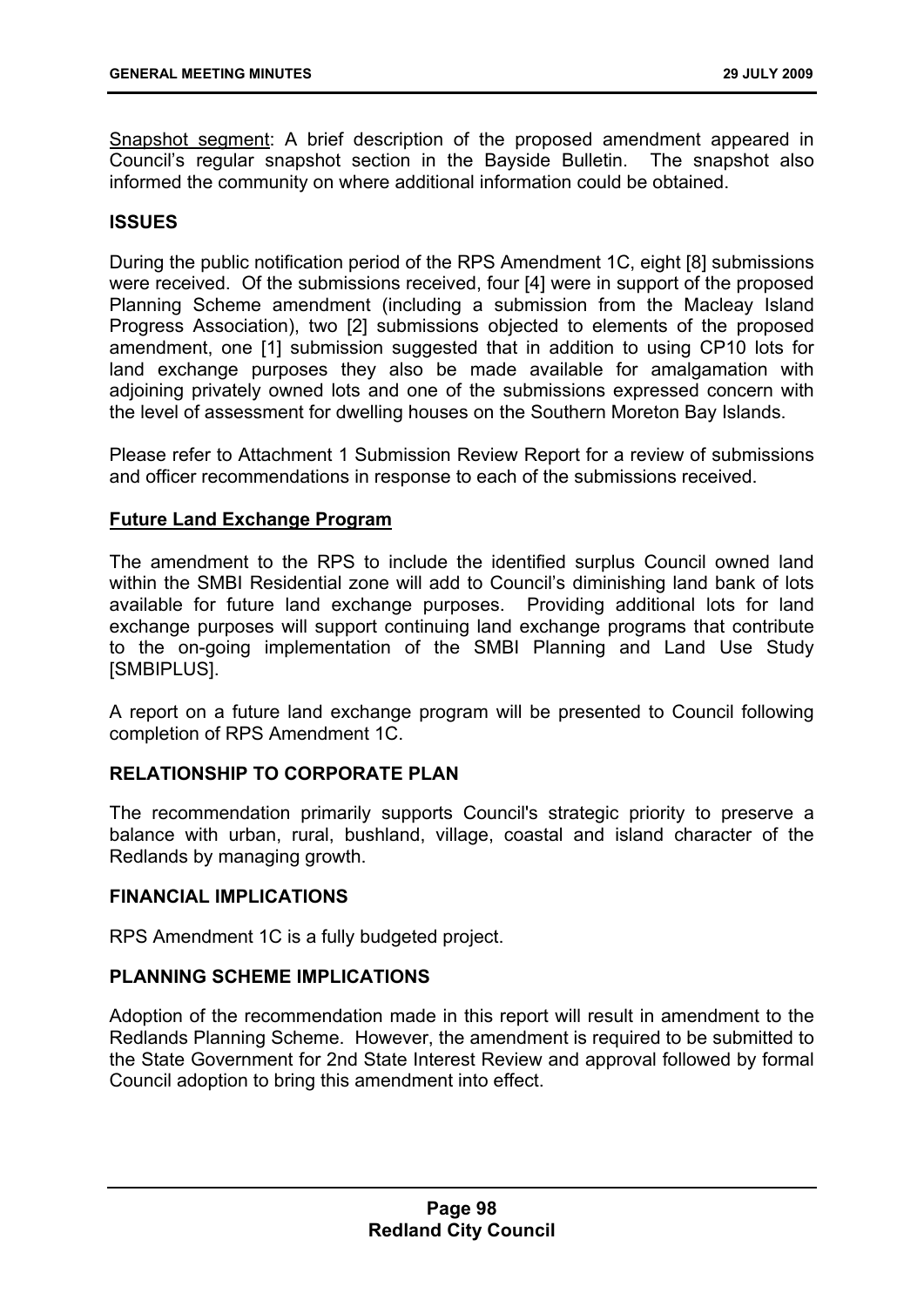Snapshot segment: A brief description of the proposed amendment appeared in Council's regular snapshot section in the Bayside Bulletin. The snapshot also informed the community on where additional information could be obtained.

## ISSUES

During the public notification period of the RPS Amendment 1C, eight [8] submissions were received. Of the submissions received, four [4] were in support of the proposed Planning Scheme amendment (including a submission from the Macleay Island Progress Association), two [2] submissions objected to elements of the proposed amendment, one [1] submission suggested that in addition to using CP10 lots for land exchange purposes they also be made available for amalgamation with adjoining privately owned lots and one of the submissions expressed concern with the level of assessment for dwelling houses on the Southern Moreton Bay Islands.

Please refer to Attachment 1 Submission Review Report for a review of submissions and officer recommendations in response to each of the submissions received.

### Future Land Exchange Program

The amendment to the RPS to include the identified surplus Council owned land within the SMBI Residential zone will add to Council's diminishing land bank of lots available for future land exchange purposes. Providing additional lots for land exchange purposes will support continuing land exchange programs that contribute to the on-going implementation of the SMBI Planning and Land Use Study [SMBIPLUS].

A report on a future land exchange program will be presented to Council following completion of RPS Amendment 1C.

## RELATIONSHIP TO CORPORATE PLAN

The recommendation primarily supports Council's strategic priority to preserve a balance with urban, rural, bushland, village, coastal and island character of the Redlands by managing growth.

## FINANCIAL IMPLICATIONS

RPS Amendment 1C is a fully budgeted project.

## PLANNING SCHEME IMPLICATIONS

Adoption of the recommendation made in this report will result in amendment to the Redlands Planning Scheme. However, the amendment is required to be submitted to the State Government for 2nd State Interest Review and approval followed by formal Council adoption to bring this amendment into effect.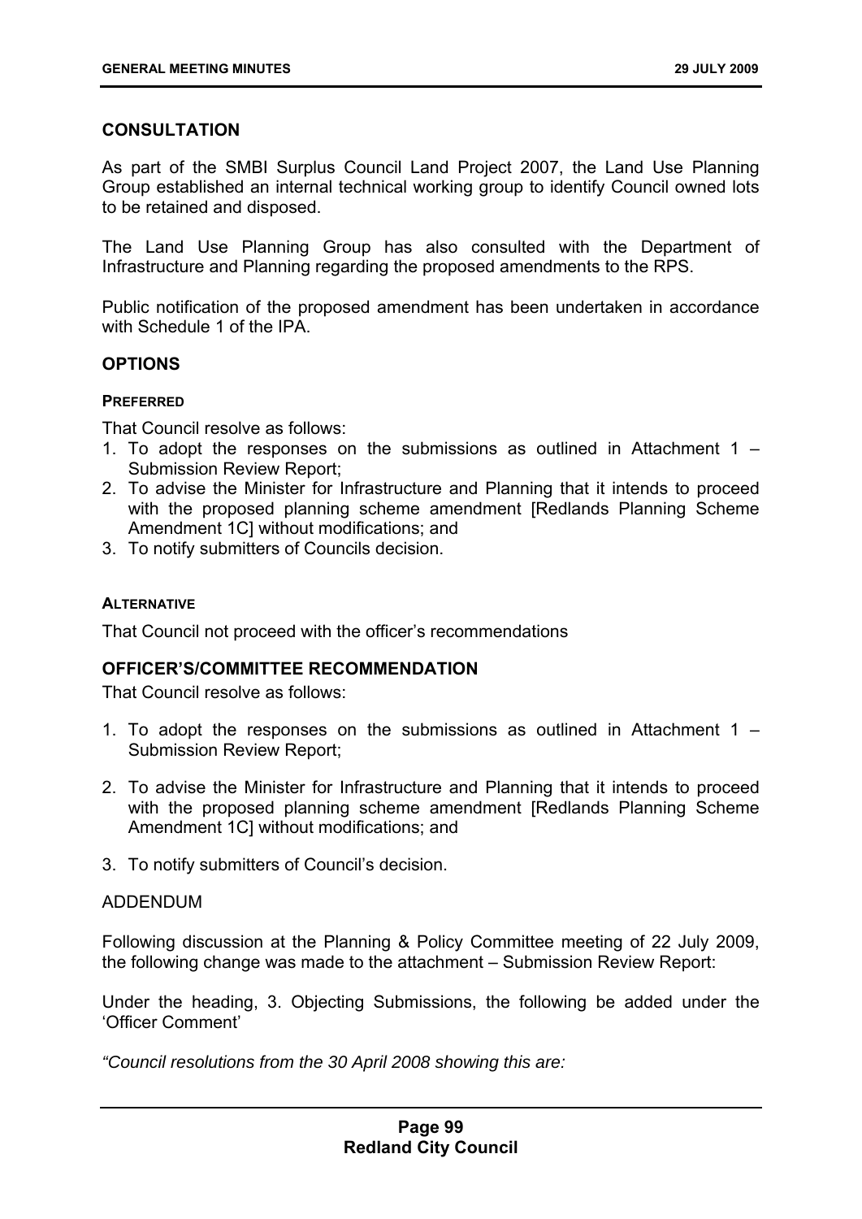## CONSULTATION

As part of the SMBI Surplus Council Land Project 2007, the Land Use Planning Group established an internal technical working group to identify Council owned lots to be retained and disposed.

The Land Use Planning Group has also consulted with the Department of Infrastructure and Planning regarding the proposed amendments to the RPS.

Public notification of the proposed amendment has been undertaken in accordance with Schedule 1 of the IPA.

## OPTIONS

#### PREFERRED

That Council resolve as follows:

1. To adopt the responses on the submissions as outlined in Attachment 1 – Submission Review Report;
2. To advise the Minister for Infrastructure and Planning that it intends to proceed with the proposed planning scheme amendment [Redlands Planning Scheme Amendment 1C] without modifications; and
3. To notify submitters of Councils decision.

#### ALTERNATIVE

That Council not proceed with the officer's recommendations

## OFFICER'S/COMMITTEE RECOMMENDATION

That Council resolve as follows:

1. To adopt the responses on the submissions as outlined in Attachment 1 – Submission Review Report;

2. To advise the Minister for Infrastructure and Planning that it intends to proceed with the proposed planning scheme amendment [Redlands Planning Scheme Amendment 1C] without modifications; and

3. To notify submitters of Council's decision.

ADDENDUM

Following discussion at the Planning & Policy Committee meeting of 22 July 2009, the following change was made to the attachment – Submission Review Report:

Under the heading, 3. Objecting Submissions, the following be added under the 'Officer Comment'

*"Council resolutions from the 30 April 2008 showing this are:*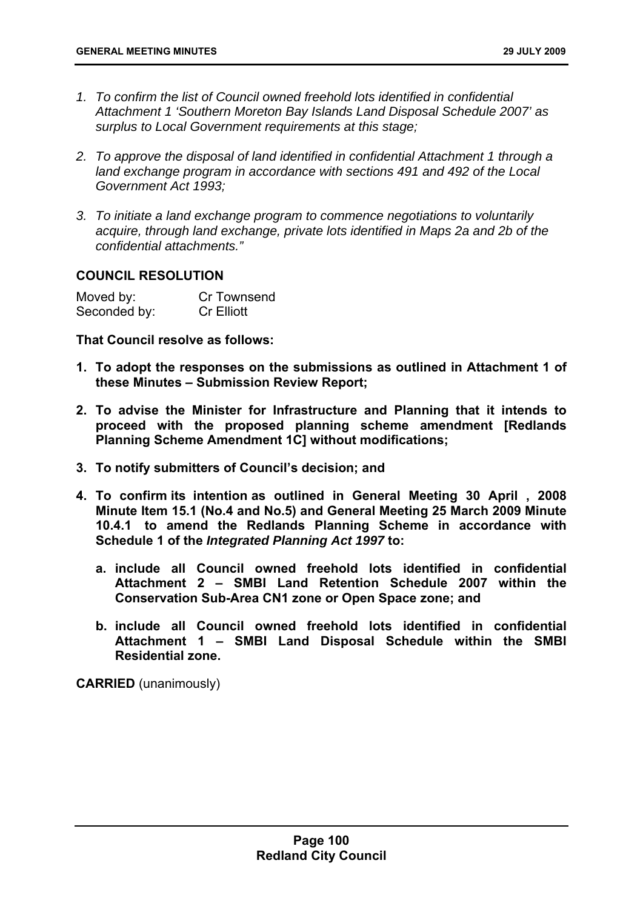*1. To confirm the list of Council owned freehold lots identified in confidential Attachment 1 'Southern Moreton Bay Islands Land Disposal Schedule 2007' as surplus to Local Government requirements at this stage;*

*2. To approve the disposal of land identified in confidential Attachment 1 through a land exchange program in accordance with sections 491 and 492 of the Local Government Act 1993;*

*3. To initiate a land exchange program to commence negotiations to voluntarily acquire, through land exchange, private lots identified in Maps 2a and 2b of the confidential attachments."*

**COUNCIL RESOLUTION**

| | |
|---|---|
| Moved by: | Cr Townsend |
| Seconded by: | Cr Elliott |

**That Council resolve as follows:**

**1. To adopt the responses on the submissions as outlined in Attachment 1 of these Minutes – Submission Review Report;**

**2. To advise the Minister for Infrastructure and Planning that it intends to proceed with the proposed planning scheme amendment [Redlands Planning Scheme Amendment 1C] without modifications;**

**3. To notify submitters of Council's decision; and**

**4. To confirm its intention as outlined in General Meeting 30 April , 2008 Minute Item 15.1 (No.4 and No.5) and General Meeting 25 March 2009 Minute 10.4.1 to amend the Redlands Planning Scheme in accordance with Schedule 1 of the *Integrated Planning Act 1997* to:**

   **a. include all Council owned freehold lots identified in confidential Attachment 2 – SMBI Land Retention Schedule 2007 within the Conservation Sub-Area CN1 zone or Open Space zone; and**

   **b. include all Council owned freehold lots identified in confidential Attachment 1 – SMBI Land Disposal Schedule within the SMBI Residential zone.**

**CARRIED** (unanimously)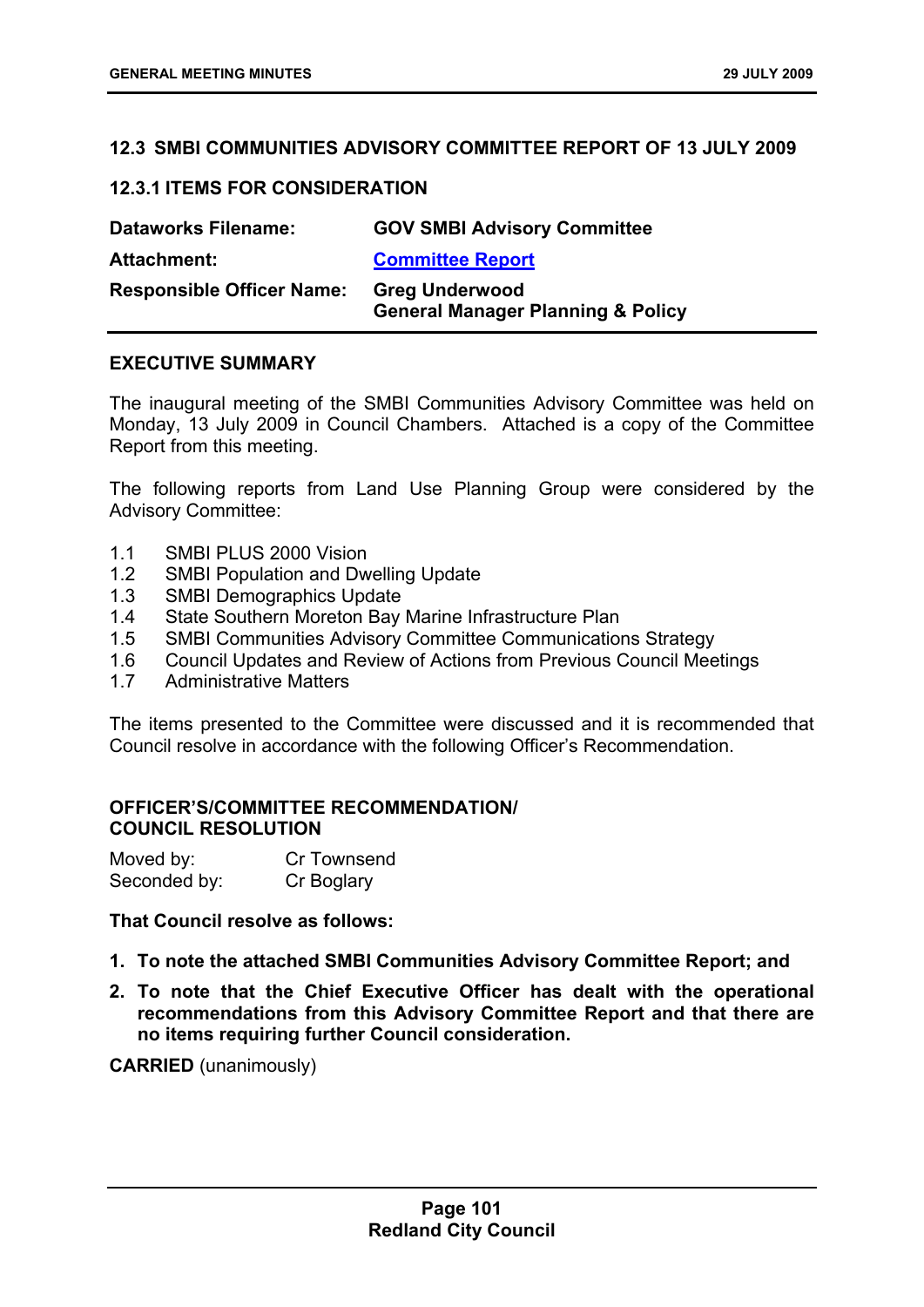## 12.3 SMBI COMMUNITIES ADVISORY COMMITTEE REPORT OF 13 JULY 2009

### 12.3.1 ITEMS FOR CONSIDERATION

| | |
|---|---|
| **Dataworks Filename:** | **GOV SMBI Advisory Committee** |
| **Attachment:** | **Committee Report** |
| **Responsible Officer Name:** | **Greg Underwood**<br>**General Manager Planning & Policy** |

### EXECUTIVE SUMMARY

The inaugural meeting of the SMBI Communities Advisory Committee was held on Monday, 13 July 2009 in Council Chambers. Attached is a copy of the Committee Report from this meeting.

The following reports from Land Use Planning Group were considered by the Advisory Committee:

1.1 SMBI PLUS 2000 Vision
1.2 SMBI Population and Dwelling Update
1.3 SMBI Demographics Update
1.4 State Southern Moreton Bay Marine Infrastructure Plan
1.5 SMBI Communities Advisory Committee Communications Strategy
1.6 Council Updates and Review of Actions from Previous Council Meetings
1.7 Administrative Matters

The items presented to the Committee were discussed and it is recommended that Council resolve in accordance with the following Officer's Recommendation.

### OFFICER'S/COMMITTEE RECOMMENDATION/ COUNCIL RESOLUTION

Moved by: Cr Townsend
Seconded by: Cr Boglary

**That Council resolve as follows:**

1. **To note the attached SMBI Communities Advisory Committee Report; and**
2. **To note that the Chief Executive Officer has dealt with the operational recommendations from this Advisory Committee Report and that there are no items requiring further Council consideration.**

**CARRIED** (unanimously)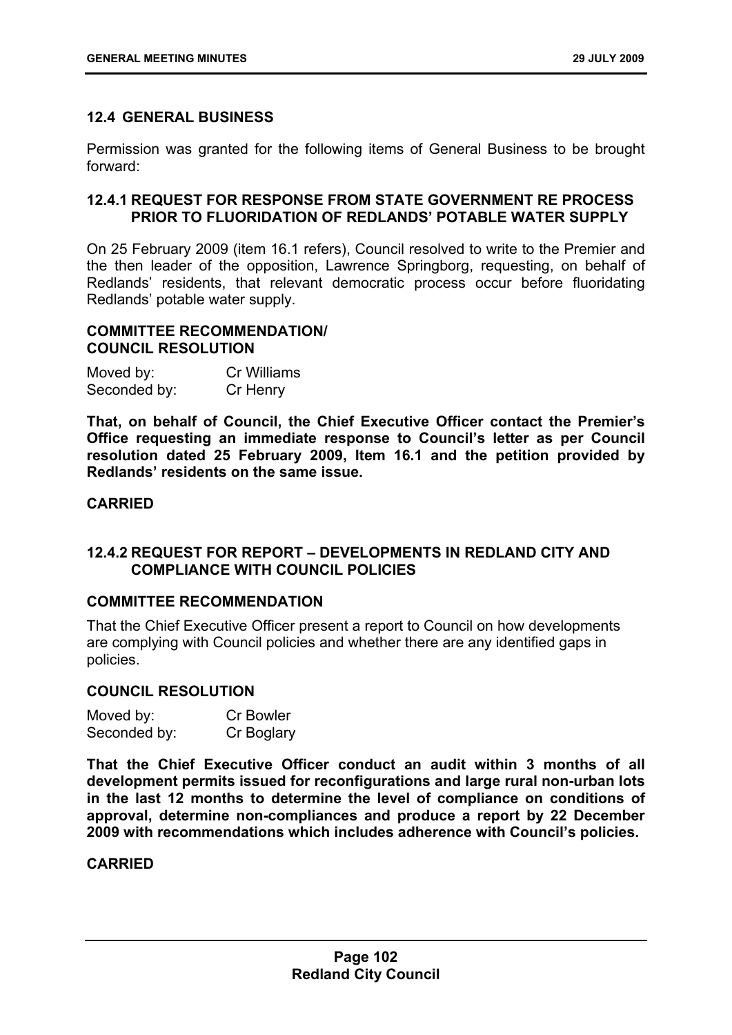## 12.4 GENERAL BUSINESS

Permission was granted for the following items of General Business to be brought forward:

### 12.4.1 REQUEST FOR RESPONSE FROM STATE GOVERNMENT RE PROCESS PRIOR TO FLUORIDATION OF REDLANDS' POTABLE WATER SUPPLY

On 25 February 2009 (item 16.1 refers), Council resolved to write to the Premier and the then leader of the opposition, Lawrence Springborg, requesting, on behalf of Redlands' residents, that relevant democratic process occur before fluoridating Redlands' potable water supply.

**COMMITTEE RECOMMENDATION/**
**COUNCIL RESOLUTION**

Moved by: Cr Williams
Seconded by: Cr Henry

**That, on behalf of Council, the Chief Executive Officer contact the Premier's Office requesting an immediate response to Council's letter as per Council resolution dated 25 February 2009, Item 16.1 and the petition provided by Redlands' residents on the same issue.**

**CARRIED**

### 12.4.2 REQUEST FOR REPORT – DEVELOPMENTS IN REDLAND CITY AND COMPLIANCE WITH COUNCIL POLICIES

**COMMITTEE RECOMMENDATION**

That the Chief Executive Officer present a report to Council on how developments are complying with Council policies and whether there are any identified gaps in policies.

**COUNCIL RESOLUTION**

Moved by: Cr Bowler
Seconded by: Cr Boglary

**That the Chief Executive Officer conduct an audit within 3 months of all development permits issued for reconfigurations and large rural non-urban lots in the last 12 months to determine the level of compliance on conditions of approval, determine non-compliances and produce a report by 22 December 2009 with recommendations which includes adherence with Council's policies.**

**CARRIED**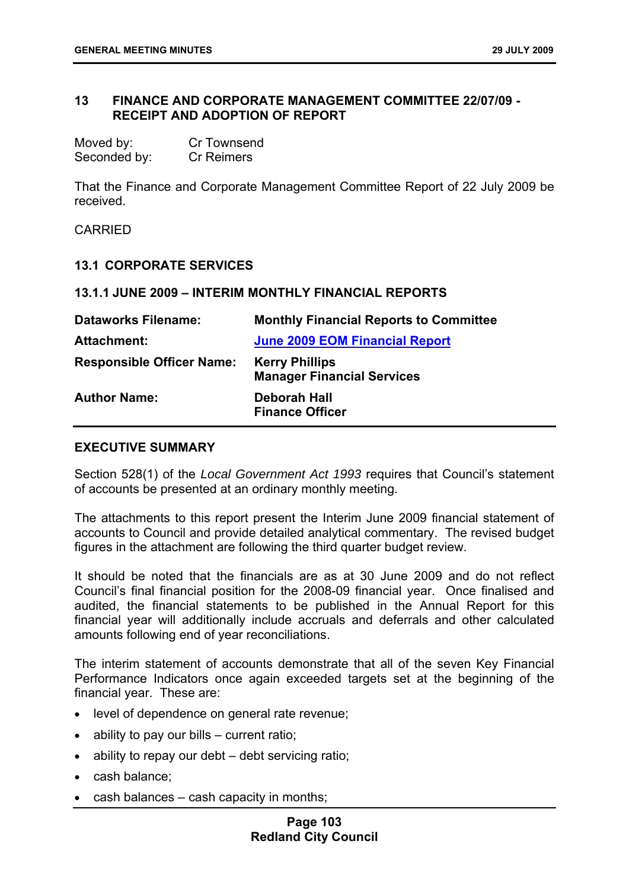## 13 FINANCE AND CORPORATE MANAGEMENT COMMITTEE 22/07/09 - RECEIPT AND ADOPTION OF REPORT

Moved by: Cr Townsend
Seconded by: Cr Reimers

That the Finance and Corporate Management Committee Report of 22 July 2009 be received.

CARRIED

### 13.1 CORPORATE SERVICES

#### 13.1.1 JUNE 2009 – INTERIM MONTHLY FINANCIAL REPORTS

| | |
|---|---|
| **Dataworks Filename:** | **Monthly Financial Reports to Committee** |
| **Attachment:** | **June 2009 EOM Financial Report** |
| **Responsible Officer Name:** | **Kerry Phillips**<br>**Manager Financial Services** |
| **Author Name:** | **Deborah Hall**<br>**Finance Officer** |

**EXECUTIVE SUMMARY**

Section 528(1) of the *Local Government Act 1993* requires that Council's statement of accounts be presented at an ordinary monthly meeting.

The attachments to this report present the Interim June 2009 financial statement of accounts to Council and provide detailed analytical commentary. The revised budget figures in the attachment are following the third quarter budget review.

It should be noted that the financials are as at 30 June 2009 and do not reflect Council's final financial position for the 2008-09 financial year. Once finalised and audited, the financial statements to be published in the Annual Report for this financial year will additionally include accruals and deferrals and other calculated amounts following end of year reconciliations.

The interim statement of accounts demonstrate that all of the seven Key Financial Performance Indicators once again exceeded targets set at the beginning of the financial year. These are:

- level of dependence on general rate revenue;
- ability to pay our bills – current ratio;
- ability to repay our debt – debt servicing ratio;
- cash balance;
- cash balances – cash capacity in months;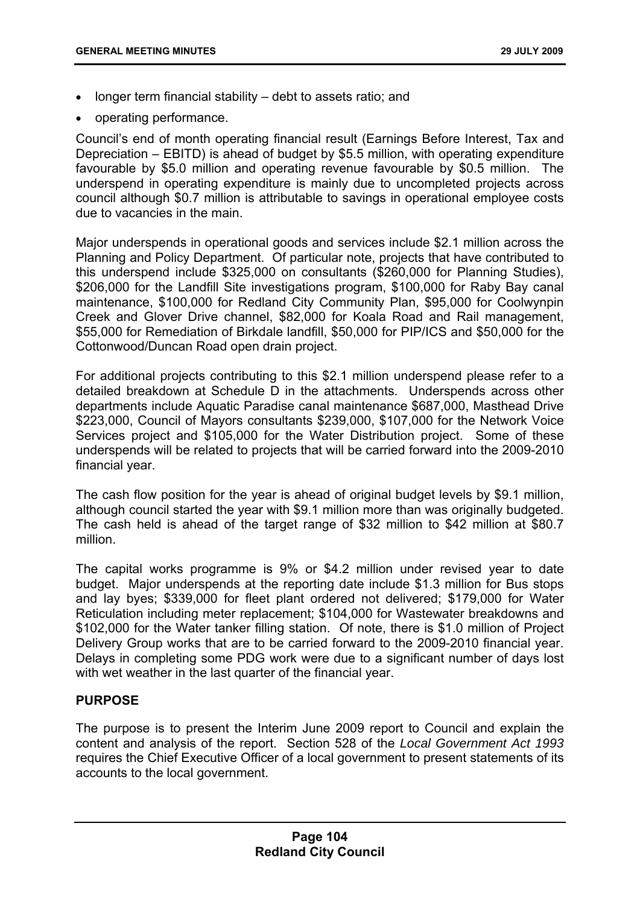- longer term financial stability – debt to assets ratio; and
- operating performance.

Council's end of month operating financial result (Earnings Before Interest, Tax and Depreciation – EBITD) is ahead of budget by $5.5 million, with operating expenditure favourable by $5.0 million and operating revenue favourable by $0.5 million. The underspend in operating expenditure is mainly due to uncompleted projects across council although $0.7 million is attributable to savings in operational employee costs due to vacancies in the main.

Major underspends in operational goods and services include $2.1 million across the Planning and Policy Department. Of particular note, projects that have contributed to this underspend include $325,000 on consultants ($260,000 for Planning Studies), $206,000 for the Landfill Site investigations program, $100,000 for Raby Bay canal maintenance, $100,000 for Redland City Community Plan, $95,000 for Coolwynpin Creek and Glover Drive channel, $82,000 for Koala Road and Rail management, $55,000 for Remediation of Birkdale landfill, $50,000 for PIP/ICS and $50,000 for the Cottonwood/Duncan Road open drain project.

For additional projects contributing to this $2.1 million underspend please refer to a detailed breakdown at Schedule D in the attachments. Underspends across other departments include Aquatic Paradise canal maintenance $687,000, Masthead Drive $223,000, Council of Mayors consultants $239,000, $107,000 for the Network Voice Services project and $105,000 for the Water Distribution project. Some of these underspends will be related to projects that will be carried forward into the 2009-2010 financial year.

The cash flow position for the year is ahead of original budget levels by $9.1 million, although council started the year with $9.1 million more than was originally budgeted. The cash held is ahead of the target range of $32 million to $42 million at $80.7 million.

The capital works programme is 9% or $4.2 million under revised year to date budget. Major underspends at the reporting date include $1.3 million for Bus stops and lay byes; $339,000 for fleet plant ordered not delivered; $179,000 for Water Reticulation including meter replacement; $104,000 for Wastewater breakdowns and $102,000 for the Water tanker filling station. Of note, there is $1.0 million of Project Delivery Group works that are to be carried forward to the 2009-2010 financial year. Delays in completing some PDG work were due to a significant number of days lost with wet weather in the last quarter of the financial year.

## PURPOSE

The purpose is to present the Interim June 2009 report to Council and explain the content and analysis of the report. Section 528 of the *Local Government Act 1993* requires the Chief Executive Officer of a local government to present statements of its accounts to the local government.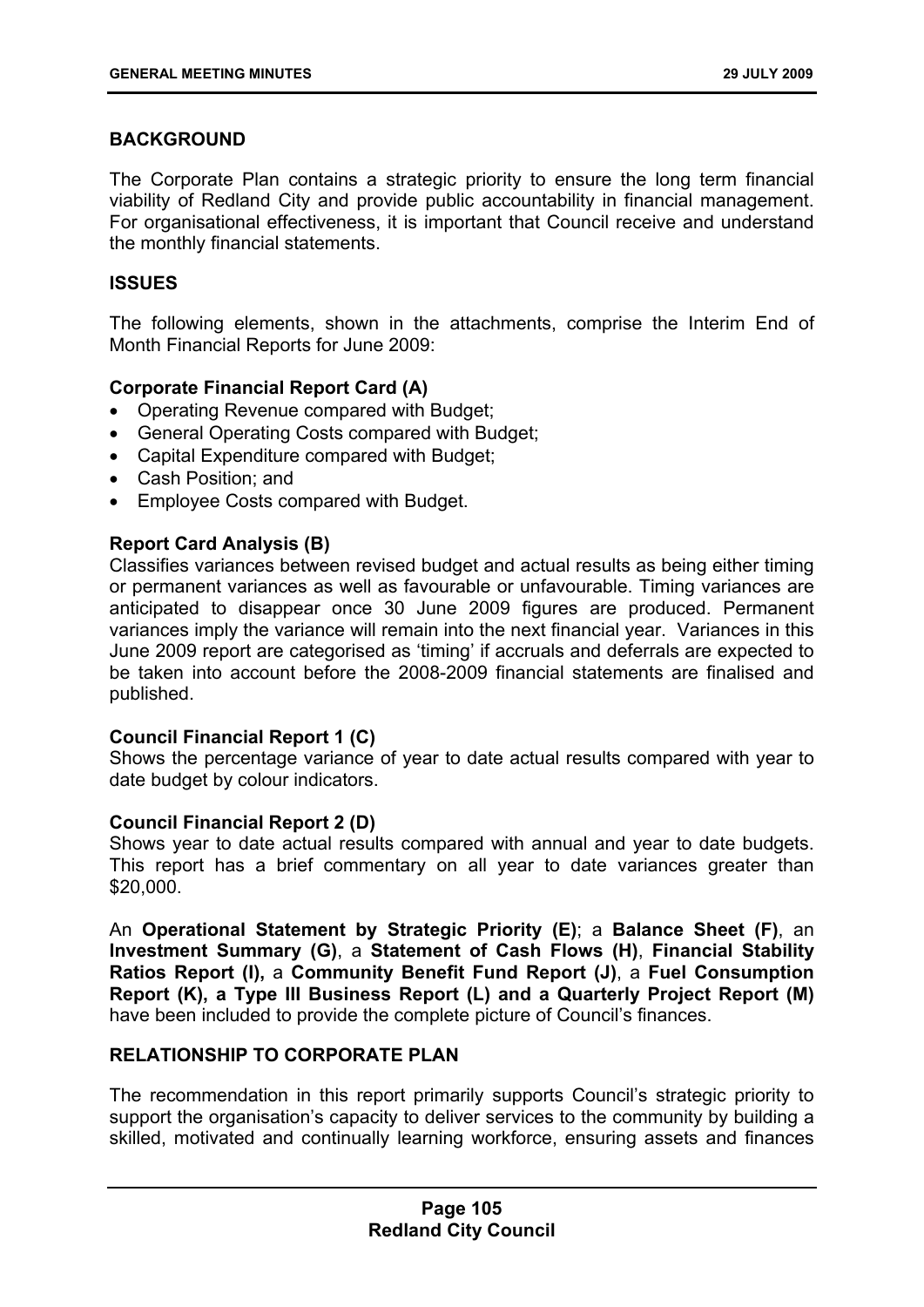## BACKGROUND

The Corporate Plan contains a strategic priority to ensure the long term financial viability of Redland City and provide public accountability in financial management. For organisational effectiveness, it is important that Council receive and understand the monthly financial statements.

## ISSUES

The following elements, shown in the attachments, comprise the Interim End of Month Financial Reports for June 2009:

**Corporate Financial Report Card (A)**

- Operating Revenue compared with Budget;
- General Operating Costs compared with Budget;
- Capital Expenditure compared with Budget;
- Cash Position; and
- Employee Costs compared with Budget.

**Report Card Analysis (B)**
Classifies variances between revised budget and actual results as being either timing or permanent variances as well as favourable or unfavourable. Timing variances are anticipated to disappear once 30 June 2009 figures are produced. Permanent variances imply the variance will remain into the next financial year. Variances in this June 2009 report are categorised as 'timing' if accruals and deferrals are expected to be taken into account before the 2008-2009 financial statements are finalised and published.

**Council Financial Report 1 (C)**
Shows the percentage variance of year to date actual results compared with year to date budget by colour indicators.

**Council Financial Report 2 (D)**
Shows year to date actual results compared with annual and year to date budgets. This report has a brief commentary on all year to date variances greater than \$20,000.

An **Operational Statement by Strategic Priority (E)**; a **Balance Sheet (F)**, an **Investment Summary (G)**, a **Statement of Cash Flows (H)**, **Financial Stability Ratios Report (I),** a **Community Benefit Fund Report (J)**, a **Fuel Consumption Report (K), a Type III Business Report (L) and a Quarterly Project Report (M)** have been included to provide the complete picture of Council's finances.

## RELATIONSHIP TO CORPORATE PLAN

The recommendation in this report primarily supports Council's strategic priority to support the organisation's capacity to deliver services to the community by building a skilled, motivated and continually learning workforce, ensuring assets and finances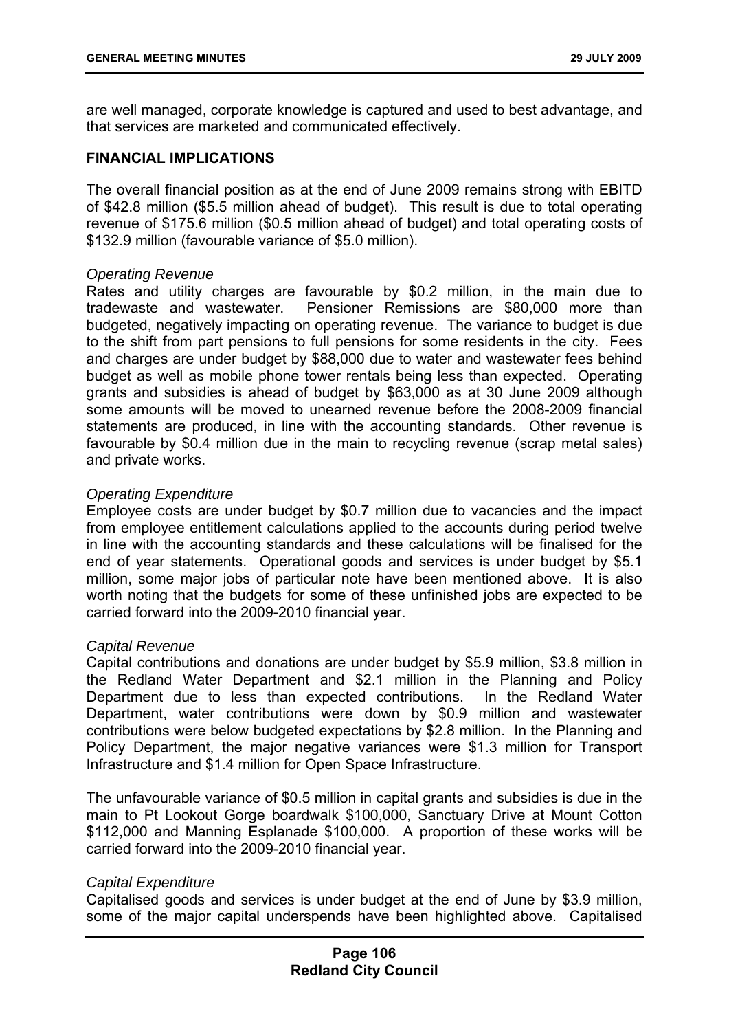are well managed, corporate knowledge is captured and used to best advantage, and that services are marketed and communicated effectively.

## FINANCIAL IMPLICATIONS

The overall financial position as at the end of June 2009 remains strong with EBITD of $42.8 million ($5.5 million ahead of budget). This result is due to total operating revenue of $175.6 million ($0.5 million ahead of budget) and total operating costs of $132.9 million (favourable variance of $5.0 million).

*Operating Revenue*
Rates and utility charges are favourable by $0.2 million, in the main due to tradewaste and wastewater. Pensioner Remissions are $80,000 more than budgeted, negatively impacting on operating revenue. The variance to budget is due to the shift from part pensions to full pensions for some residents in the city. Fees and charges are under budget by $88,000 due to water and wastewater fees behind budget as well as mobile phone tower rentals being less than expected. Operating grants and subsidies is ahead of budget by $63,000 as at 30 June 2009 although some amounts will be moved to unearned revenue before the 2008-2009 financial statements are produced, in line with the accounting standards. Other revenue is favourable by $0.4 million due in the main to recycling revenue (scrap metal sales) and private works.

*Operating Expenditure*
Employee costs are under budget by $0.7 million due to vacancies and the impact from employee entitlement calculations applied to the accounts during period twelve in line with the accounting standards and these calculations will be finalised for the end of year statements. Operational goods and services is under budget by $5.1 million, some major jobs of particular note have been mentioned above. It is also worth noting that the budgets for some of these unfinished jobs are expected to be carried forward into the 2009-2010 financial year.

*Capital Revenue*
Capital contributions and donations are under budget by $5.9 million, $3.8 million in the Redland Water Department and $2.1 million in the Planning and Policy Department due to less than expected contributions. In the Redland Water Department, water contributions were down by $0.9 million and wastewater contributions were below budgeted expectations by $2.8 million. In the Planning and Policy Department, the major negative variances were $1.3 million for Transport Infrastructure and $1.4 million for Open Space Infrastructure.

The unfavourable variance of $0.5 million in capital grants and subsidies is due in the main to Pt Lookout Gorge boardwalk $100,000, Sanctuary Drive at Mount Cotton $112,000 and Manning Esplanade $100,000. A proportion of these works will be carried forward into the 2009-2010 financial year.

*Capital Expenditure*
Capitalised goods and services is under budget at the end of June by $3.9 million, some of the major capital underspends have been highlighted above. Capitalised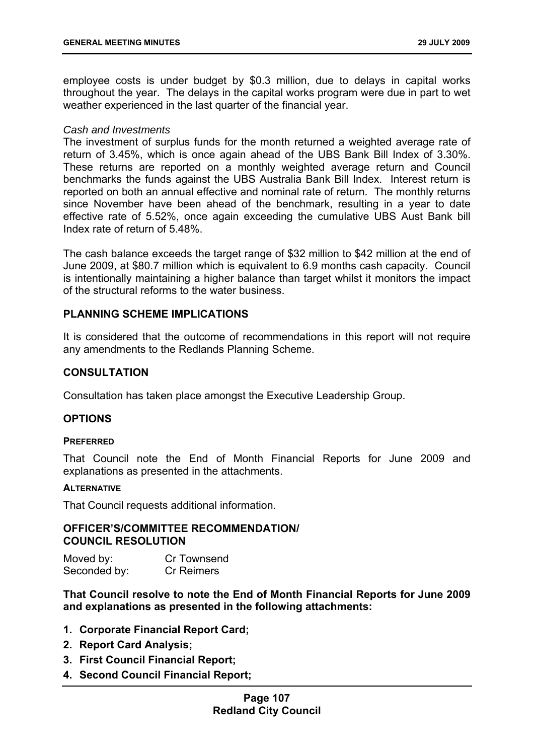employee costs is under budget by $0.3 million, due to delays in capital works throughout the year. The delays in the capital works program were due in part to wet weather experienced in the last quarter of the financial year.

*Cash and Investments*

The investment of surplus funds for the month returned a weighted average rate of return of 3.45%, which is once again ahead of the UBS Bank Bill Index of 3.30%. These returns are reported on a monthly weighted average return and Council benchmarks the funds against the UBS Australia Bank Bill Index. Interest return is reported on both an annual effective and nominal rate of return. The monthly returns since November have been ahead of the benchmark, resulting in a year to date effective rate of 5.52%, once again exceeding the cumulative UBS Aust Bank bill Index rate of return of 5.48%.

The cash balance exceeds the target range of $32 million to $42 million at the end of June 2009, at $80.7 million which is equivalent to 6.9 months cash capacity. Council is intentionally maintaining a higher balance than target whilst it monitors the impact of the structural reforms to the water business.

## PLANNING SCHEME IMPLICATIONS

It is considered that the outcome of recommendations in this report will not require any amendments to the Redlands Planning Scheme.

## CONSULTATION

Consultation has taken place amongst the Executive Leadership Group.

## OPTIONS

### PREFERRED

That Council note the End of Month Financial Reports for June 2009 and explanations as presented in the attachments.

### ALTERNATIVE

That Council requests additional information.

## OFFICER'S/COMMITTEE RECOMMENDATION/ COUNCIL RESOLUTION

| Moved by: | Cr Townsend |
|---|---|
| Seconded by: | Cr Reimers |

**That Council resolve to note the End of Month Financial Reports for June 2009 and explanations as presented in the following attachments:**

1. **Corporate Financial Report Card;**
2. **Report Card Analysis;**
3. **First Council Financial Report;**
4. **Second Council Financial Report;**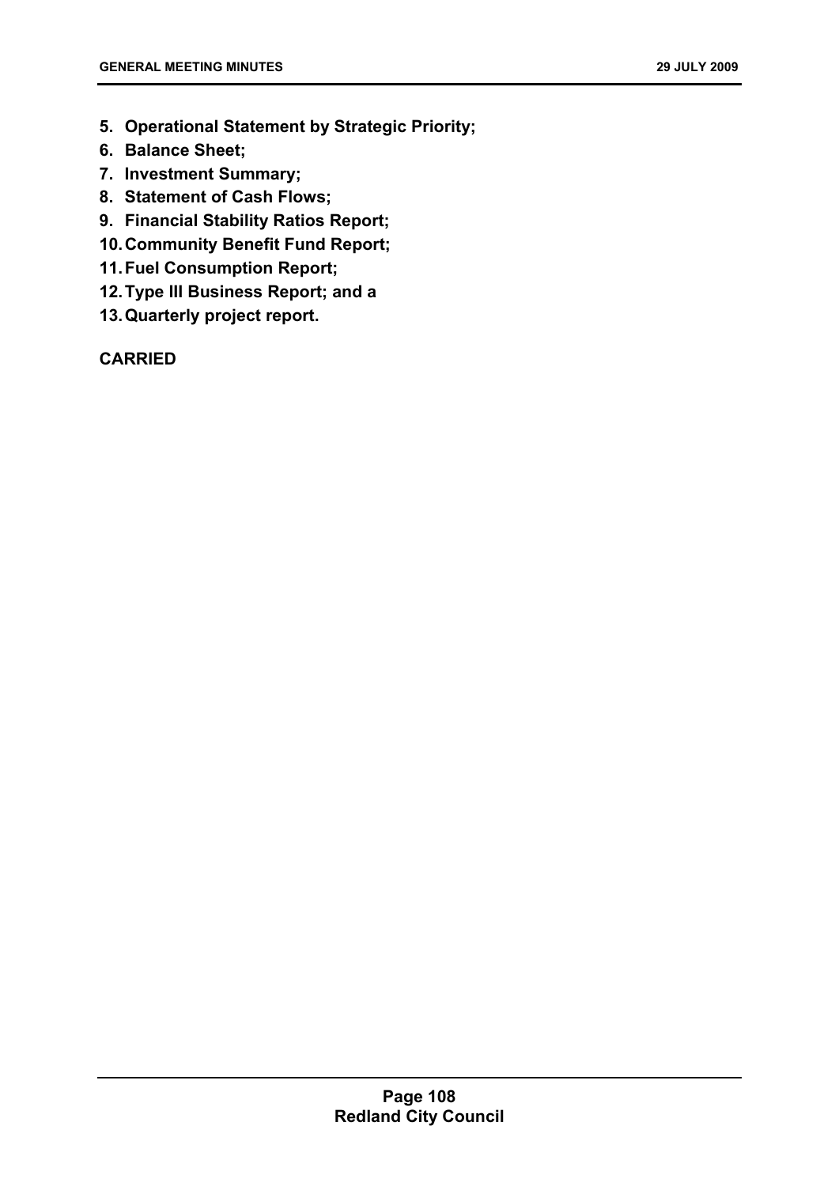5. **Operational Statement by Strategic Priority;**
6. **Balance Sheet;**
7. **Investment Summary;**
8. **Statement of Cash Flows;**
9. **Financial Stability Ratios Report;**
10. **Community Benefit Fund Report;**
11. **Fuel Consumption Report;**
12. **Type III Business Report; and a**
13. **Quarterly project report.**

**CARRIED**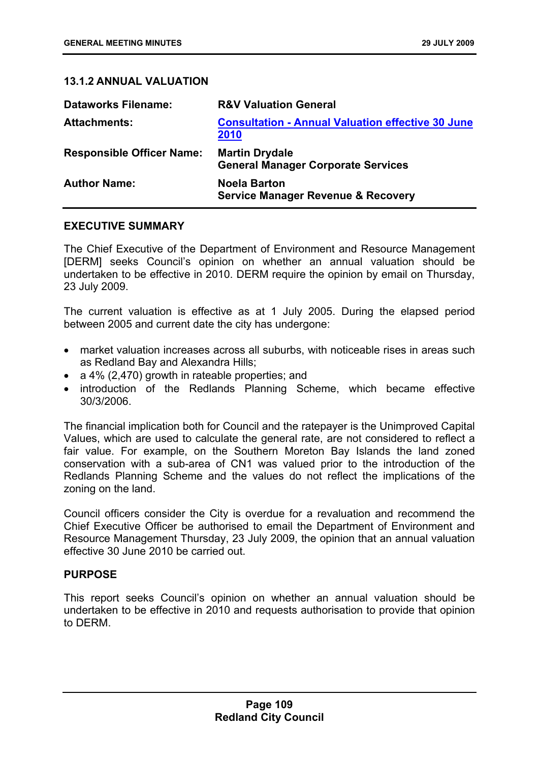### 13.1.2 ANNUAL VALUATION

| | |
|---|---|
| **Dataworks Filename:** | **R&V Valuation General** |
| **Attachments:** | **Consultation - Annual Valuation effective 30 June 2010** |
| **Responsible Officer Name:** | **Martin Drydale**<br>**General Manager Corporate Services** |
| **Author Name:** | **Noela Barton**<br>**Service Manager Revenue & Recovery** |

#### EXECUTIVE SUMMARY

The Chief Executive of the Department of Environment and Resource Management [DERM] seeks Council's opinion on whether an annual valuation should be undertaken to be effective in 2010. DERM require the opinion by email on Thursday, 23 July 2009.

The current valuation is effective as at 1 July 2005. During the elapsed period between 2005 and current date the city has undergone:

- market valuation increases across all suburbs, with noticeable rises in areas such as Redland Bay and Alexandra Hills;
- a 4% (2,470) growth in rateable properties; and
- introduction of the Redlands Planning Scheme, which became effective 30/3/2006.

The financial implication both for Council and the ratepayer is the Unimproved Capital Values, which are used to calculate the general rate, are not considered to reflect a fair value. For example, on the Southern Moreton Bay Islands the land zoned conservation with a sub-area of CN1 was valued prior to the introduction of the Redlands Planning Scheme and the values do not reflect the implications of the zoning on the land.

Council officers consider the City is overdue for a revaluation and recommend the Chief Executive Officer be authorised to email the Department of Environment and Resource Management Thursday, 23 July 2009, the opinion that an annual valuation effective 30 June 2010 be carried out.

#### PURPOSE

This report seeks Council's opinion on whether an annual valuation should be undertaken to be effective in 2010 and requests authorisation to provide that opinion to DERM.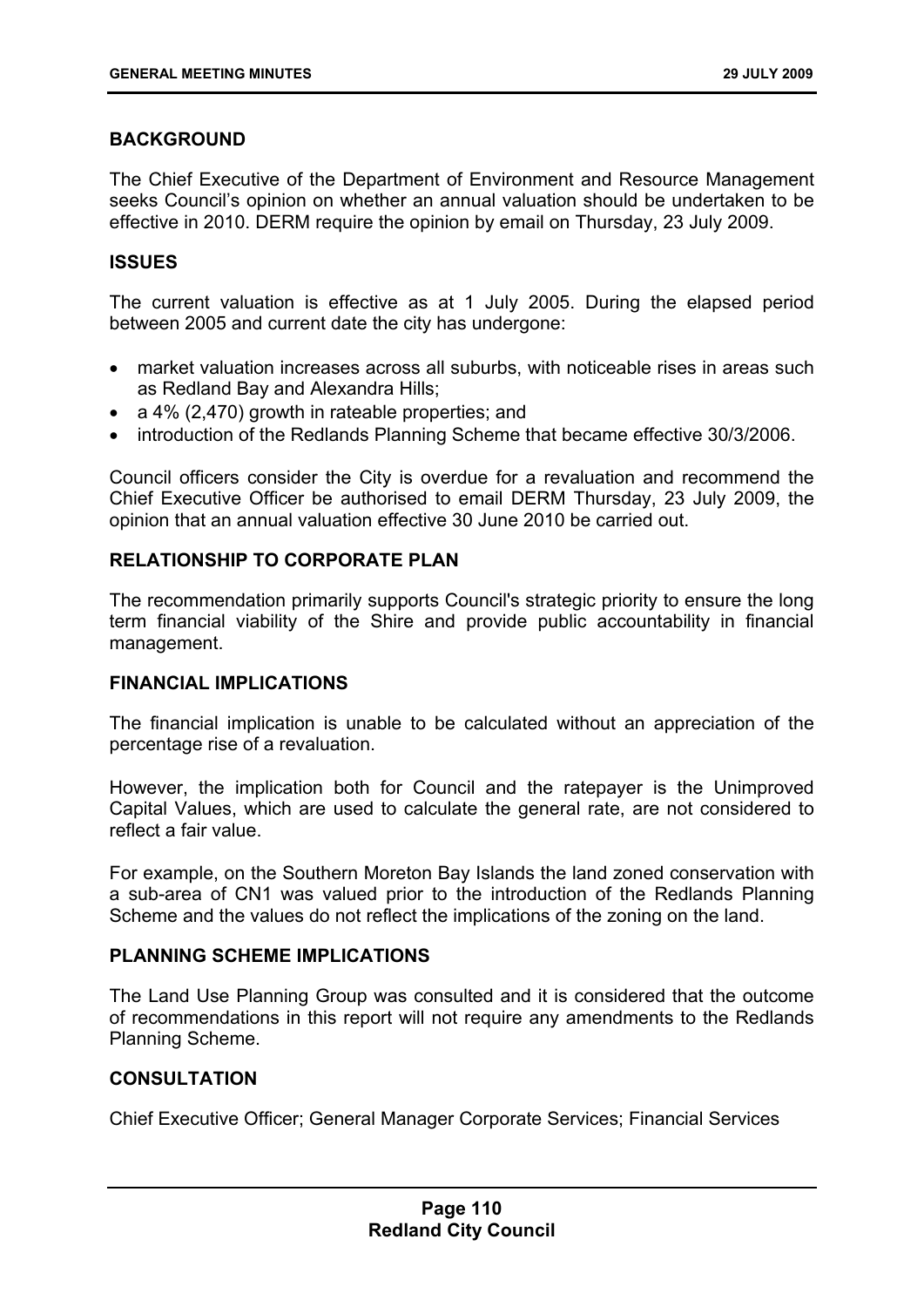## BACKGROUND

The Chief Executive of the Department of Environment and Resource Management seeks Council's opinion on whether an annual valuation should be undertaken to be effective in 2010. DERM require the opinion by email on Thursday, 23 July 2009.

## ISSUES

The current valuation is effective as at 1 July 2005. During the elapsed period between 2005 and current date the city has undergone:

- market valuation increases across all suburbs, with noticeable rises in areas such as Redland Bay and Alexandra Hills;
- a 4% (2,470) growth in rateable properties; and
- introduction of the Redlands Planning Scheme that became effective 30/3/2006.

Council officers consider the City is overdue for a revaluation and recommend the Chief Executive Officer be authorised to email DERM Thursday, 23 July 2009, the opinion that an annual valuation effective 30 June 2010 be carried out.

## RELATIONSHIP TO CORPORATE PLAN

The recommendation primarily supports Council's strategic priority to ensure the long term financial viability of the Shire and provide public accountability in financial management.

## FINANCIAL IMPLICATIONS

The financial implication is unable to be calculated without an appreciation of the percentage rise of a revaluation.

However, the implication both for Council and the ratepayer is the Unimproved Capital Values, which are used to calculate the general rate, are not considered to reflect a fair value.

For example, on the Southern Moreton Bay Islands the land zoned conservation with a sub-area of CN1 was valued prior to the introduction of the Redlands Planning Scheme and the values do not reflect the implications of the zoning on the land.

## PLANNING SCHEME IMPLICATIONS

The Land Use Planning Group was consulted and it is considered that the outcome of recommendations in this report will not require any amendments to the Redlands Planning Scheme.

## CONSULTATION

Chief Executive Officer; General Manager Corporate Services; Financial Services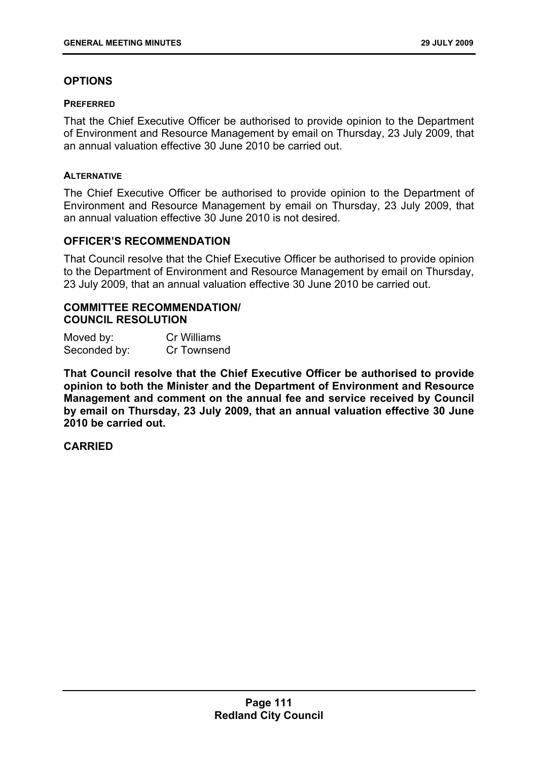## OPTIONS

### PREFERRED

That the Chief Executive Officer be authorised to provide opinion to the Department of Environment and Resource Management by email on Thursday, 23 July 2009, that an annual valuation effective 30 June 2010 be carried out.

### ALTERNATIVE

The Chief Executive Officer be authorised to provide opinion to the Department of Environment and Resource Management by email on Thursday, 23 July 2009, that an annual valuation effective 30 June 2010 is not desired.

## OFFICER'S RECOMMENDATION

That Council resolve that the Chief Executive Officer be authorised to provide opinion to the Department of Environment and Resource Management by email on Thursday, 23 July 2009, that an annual valuation effective 30 June 2010 be carried out.

## COMMITTEE RECOMMENDATION/ COUNCIL RESOLUTION

Moved by: Cr Williams
Seconded by: Cr Townsend

**That Council resolve that the Chief Executive Officer be authorised to provide opinion to both the Minister and the Department of Environment and Resource Management and comment on the annual fee and service received by Council by email on Thursday, 23 July 2009, that an annual valuation effective 30 June 2010 be carried out.**

**CARRIED**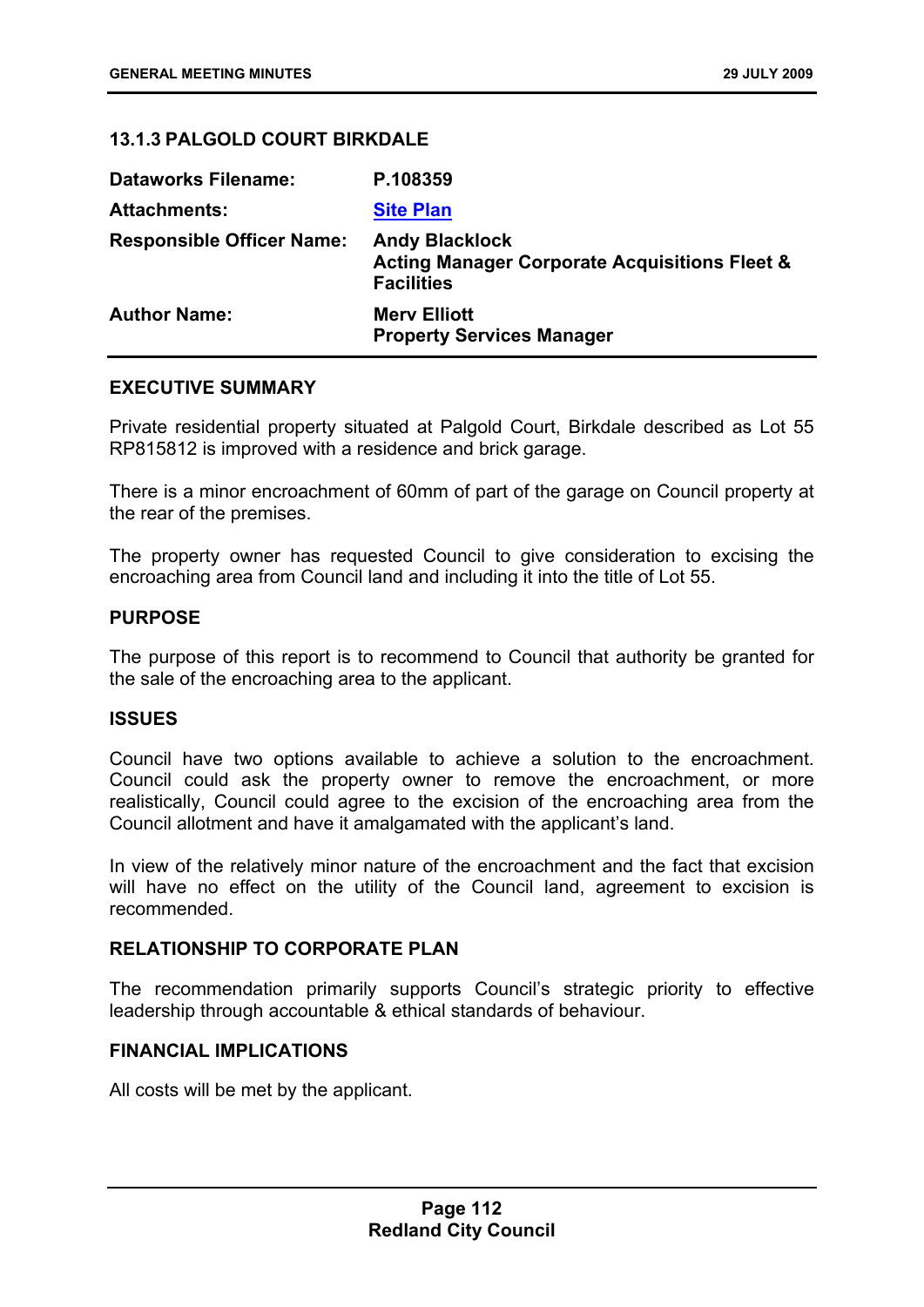### 13.1.3 PALGOLD COURT BIRKDALE

| | |
|---|---|
| **Dataworks Filename:** | **P.108359** |
| **Attachments:** | **Site Plan** |
| **Responsible Officer Name:** | **Andy Blacklock**<br>**Acting Manager Corporate Acquisitions Fleet & Facilities** |
| **Author Name:** | **Merv Elliott**<br>**Property Services Manager** |

#### EXECUTIVE SUMMARY

Private residential property situated at Palgold Court, Birkdale described as Lot 55 RP815812 is improved with a residence and brick garage.

There is a minor encroachment of 60mm of part of the garage on Council property at the rear of the premises.

The property owner has requested Council to give consideration to excising the encroaching area from Council land and including it into the title of Lot 55.

#### PURPOSE

The purpose of this report is to recommend to Council that authority be granted for the sale of the encroaching area to the applicant.

#### ISSUES

Council have two options available to achieve a solution to the encroachment. Council could ask the property owner to remove the encroachment, or more realistically, Council could agree to the excision of the encroaching area from the Council allotment and have it amalgamated with the applicant's land.

In view of the relatively minor nature of the encroachment and the fact that excision will have no effect on the utility of the Council land, agreement to excision is recommended.

#### RELATIONSHIP TO CORPORATE PLAN

The recommendation primarily supports Council's strategic priority to effective leadership through accountable & ethical standards of behaviour.

#### FINANCIAL IMPLICATIONS

All costs will be met by the applicant.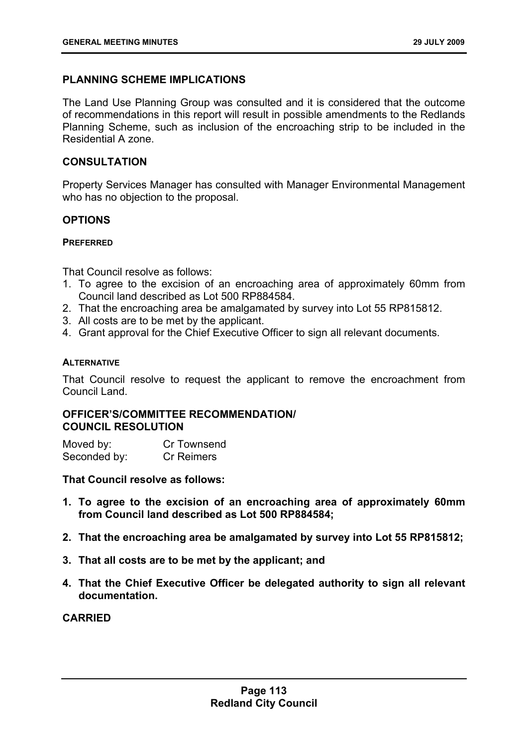## PLANNING SCHEME IMPLICATIONS

The Land Use Planning Group was consulted and it is considered that the outcome of recommendations in this report will result in possible amendments to the Redlands Planning Scheme, such as inclusion of the encroaching strip to be included in the Residential A zone.

## CONSULTATION

Property Services Manager has consulted with Manager Environmental Management who has no objection to the proposal.

## OPTIONS

#### PREFERRED

That Council resolve as follows:

1. To agree to the excision of an encroaching area of approximately 60mm from Council land described as Lot 500 RP884584.
2. That the encroaching area be amalgamated by survey into Lot 55 RP815812.
3. All costs are to be met by the applicant.
4. Grant approval for the Chief Executive Officer to sign all relevant documents.

#### ALTERNATIVE

That Council resolve to request the applicant to remove the encroachment from Council Land.

## OFFICER'S/COMMITTEE RECOMMENDATION/ COUNCIL RESOLUTION

Moved by: Cr Townsend
Seconded by: Cr Reimers

**That Council resolve as follows:**

1. **To agree to the excision of an encroaching area of approximately 60mm from Council land described as Lot 500 RP884584;**
2. **That the encroaching area be amalgamated by survey into Lot 55 RP815812;**
3. **That all costs are to be met by the applicant; and**
4. **That the Chief Executive Officer be delegated authority to sign all relevant documentation.**

**CARRIED**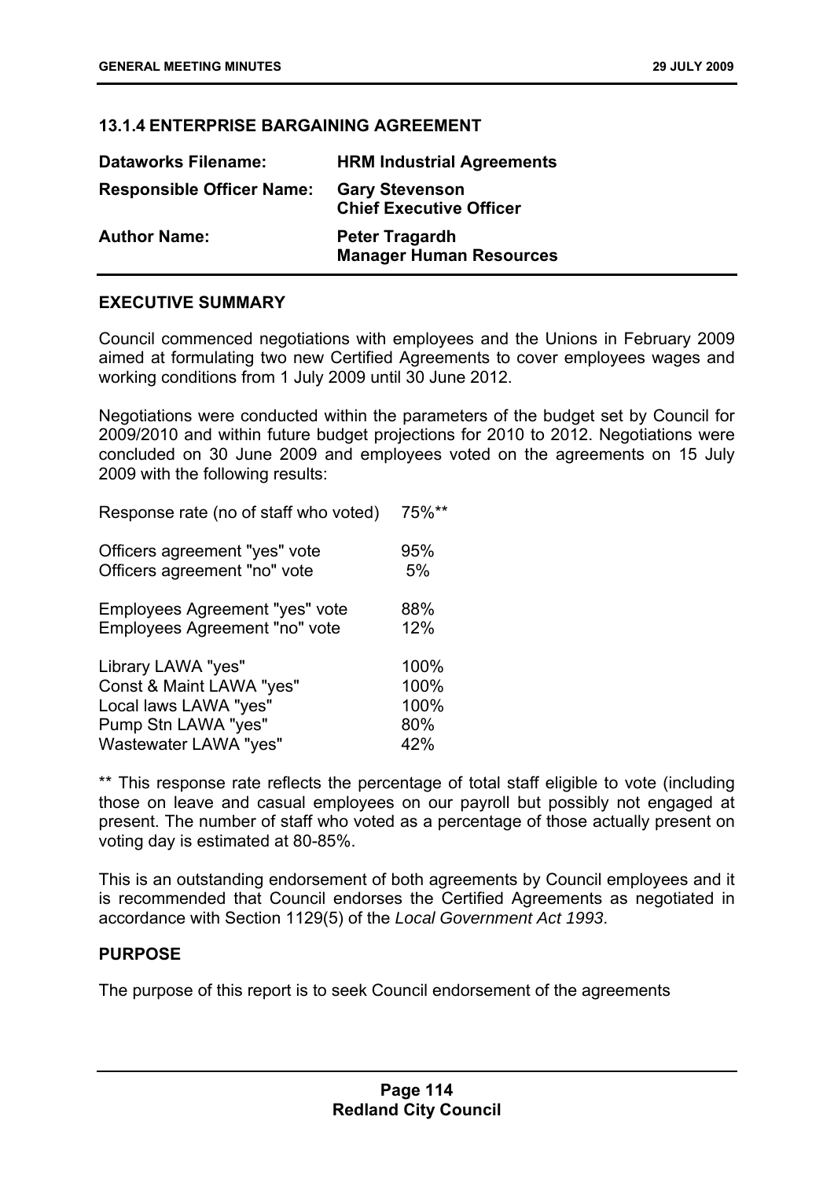### 13.1.4 ENTERPRISE BARGAINING AGREEMENT

| | |
|---|---|
| **Dataworks Filename:** | **HRM Industrial Agreements** |
| **Responsible Officer Name:** | **Gary Stevenson**<br>**Chief Executive Officer** |
| **Author Name:** | **Peter Tragardh**<br>**Manager Human Resources** |

#### EXECUTIVE SUMMARY

Council commenced negotiations with employees and the Unions in February 2009 aimed at formulating two new Certified Agreements to cover employees wages and working conditions from 1 July 2009 until 30 June 2012.

Negotiations were conducted within the parameters of the budget set by Council for 2009/2010 and within future budget projections for 2010 to 2012. Negotiations were concluded on 30 June 2009 and employees voted on the agreements on 15 July 2009 with the following results:

| | |
|---|---|
| Response rate (no of staff who voted) | 75%** |
| Officers agreement "yes" vote | 95% |
| Officers agreement "no" vote | 5% |
| Employees Agreement "yes" vote | 88% |
| Employees Agreement "no" vote | 12% |
| Library LAWA "yes" | 100% |
| Const & Maint LAWA "yes" | 100% |
| Local laws LAWA "yes" | 100% |
| Pump Stn LAWA "yes" | 80% |
| Wastewater LAWA "yes" | 42% |

** This response rate reflects the percentage of total staff eligible to vote (including those on leave and casual employees on our payroll but possibly not engaged at present. The number of staff who voted as a percentage of those actually present on voting day is estimated at 80-85%.

This is an outstanding endorsement of both agreements by Council employees and it is recommended that Council endorses the Certified Agreements as negotiated in accordance with Section 1129(5) of the *Local Government Act 1993*.

#### PURPOSE

The purpose of this report is to seek Council endorsement of the agreements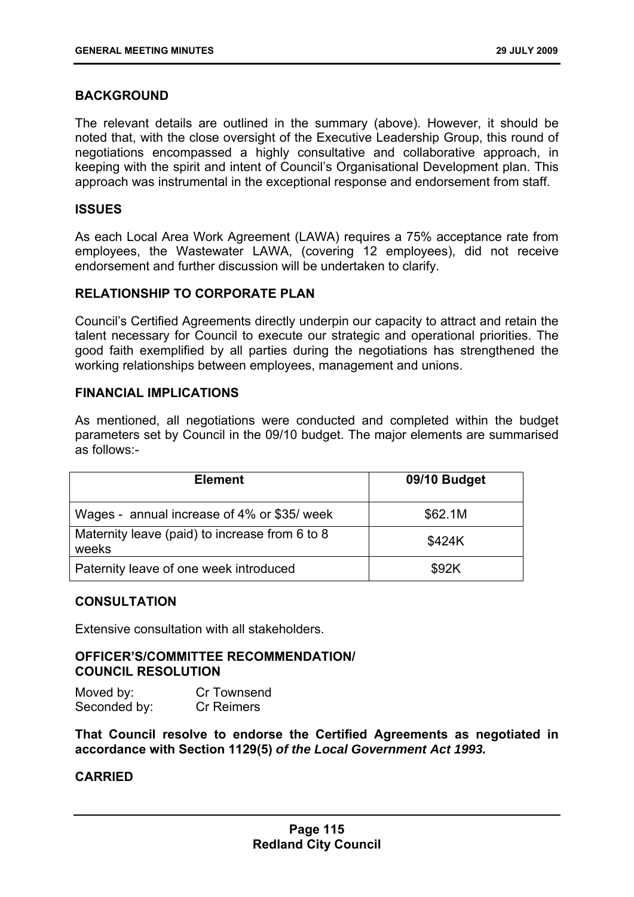## BACKGROUND

The relevant details are outlined in the summary (above). However, it should be noted that, with the close oversight of the Executive Leadership Group, this round of negotiations encompassed a highly consultative and collaborative approach, in keeping with the spirit and intent of Council's Organisational Development plan. This approach was instrumental in the exceptional response and endorsement from staff.

## ISSUES

As each Local Area Work Agreement (LAWA) requires a 75% acceptance rate from employees, the Wastewater LAWA, (covering 12 employees), did not receive endorsement and further discussion will be undertaken to clarify.

## RELATIONSHIP TO CORPORATE PLAN

Council's Certified Agreements directly underpin our capacity to attract and retain the talent necessary for Council to execute our strategic and operational priorities. The good faith exemplified by all parties during the negotiations has strengthened the working relationships between employees, management and unions.

## FINANCIAL IMPLICATIONS

As mentioned, all negotiations were conducted and completed within the budget parameters set by Council in the 09/10 budget. The major elements are summarised as follows:-

| Element | 09/10 Budget |
|---|---|
| Wages - annual increase of 4% or $35/ week | $62.1M |
| Maternity leave (paid) to increase from 6 to 8 weeks | $424K |
| Paternity leave of one week introduced | $92K |

## CONSULTATION

Extensive consultation with all stakeholders.

## OFFICER'S/COMMITTEE RECOMMENDATION/ COUNCIL RESOLUTION

Moved by: Cr Townsend
Seconded by: Cr Reimers

**That Council resolve to endorse the Certified Agreements as negotiated in accordance with Section 1129(5) *of the Local Government Act 1993.***

**CARRIED**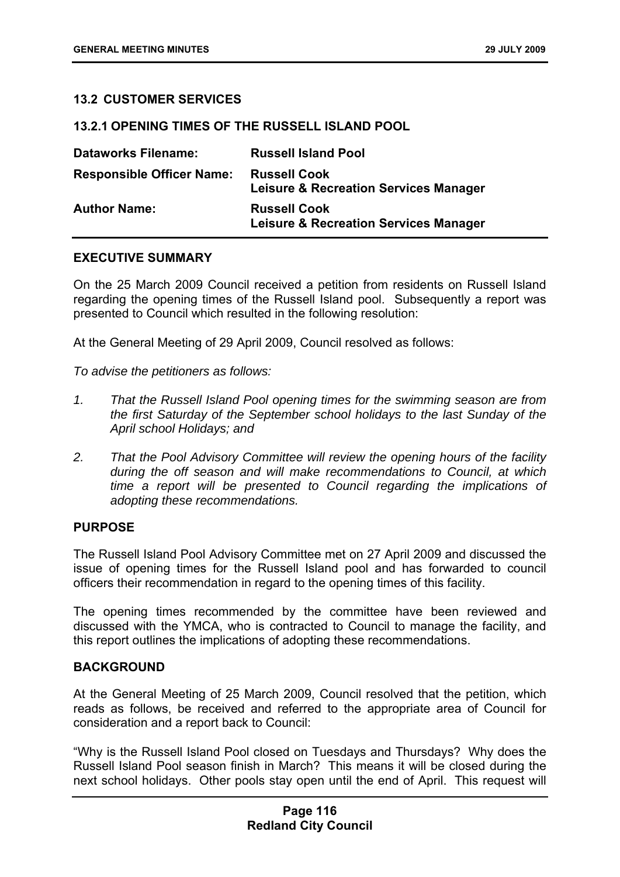### 13.2 CUSTOMER SERVICES

### 13.2.1 OPENING TIMES OF THE RUSSELL ISLAND POOL

| | |
|---|---|
| **Dataworks Filename:** | **Russell Island Pool** |
| **Responsible Officer Name:** | **Russell Cook**<br>**Leisure & Recreation Services Manager** |
| **Author Name:** | **Russell Cook**<br>**Leisure & Recreation Services Manager** |

#### EXECUTIVE SUMMARY

On the 25 March 2009 Council received a petition from residents on Russell Island regarding the opening times of the Russell Island pool. Subsequently a report was presented to Council which resulted in the following resolution:

At the General Meeting of 29 April 2009, Council resolved as follows:

*To advise the petitioners as follows:*

1. *That the Russell Island Pool opening times for the swimming season are from the first Saturday of the September school holidays to the last Sunday of the April school Holidays; and*
2. *That the Pool Advisory Committee will review the opening hours of the facility during the off season and will make recommendations to Council, at which time a report will be presented to Council regarding the implications of adopting these recommendations.*

#### PURPOSE

The Russell Island Pool Advisory Committee met on 27 April 2009 and discussed the issue of opening times for the Russell Island pool and has forwarded to council officers their recommendation in regard to the opening times of this facility.

The opening times recommended by the committee have been reviewed and discussed with the YMCA, who is contracted to Council to manage the facility, and this report outlines the implications of adopting these recommendations.

#### BACKGROUND

At the General Meeting of 25 March 2009, Council resolved that the petition, which reads as follows, be received and referred to the appropriate area of Council for consideration and a report back to Council:

"Why is the Russell Island Pool closed on Tuesdays and Thursdays? Why does the Russell Island Pool season finish in March? This means it will be closed during the next school holidays. Other pools stay open until the end of April. This request will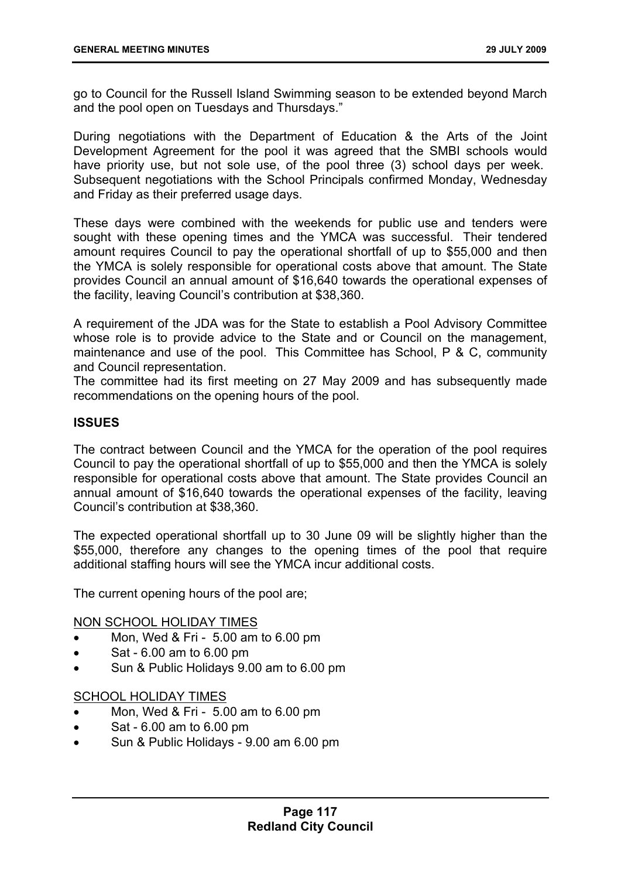go to Council for the Russell Island Swimming season to be extended beyond March and the pool open on Tuesdays and Thursdays."

During negotiations with the Department of Education & the Arts of the Joint Development Agreement for the pool it was agreed that the SMBI schools would have priority use, but not sole use, of the pool three (3) school days per week. Subsequent negotiations with the School Principals confirmed Monday, Wednesday and Friday as their preferred usage days.

These days were combined with the weekends for public use and tenders were sought with these opening times and the YMCA was successful. Their tendered amount requires Council to pay the operational shortfall of up to $55,000 and then the YMCA is solely responsible for operational costs above that amount. The State provides Council an annual amount of $16,640 towards the operational expenses of the facility, leaving Council's contribution at $38,360.

A requirement of the JDA was for the State to establish a Pool Advisory Committee whose role is to provide advice to the State and or Council on the management, maintenance and use of the pool. This Committee has School, P & C, community and Council representation.
The committee had its first meeting on 27 May 2009 and has subsequently made recommendations on the opening hours of the pool.

**ISSUES**

The contract between Council and the YMCA for the operation of the pool requires Council to pay the operational shortfall of up to $55,000 and then the YMCA is solely responsible for operational costs above that amount. The State provides Council an annual amount of $16,640 towards the operational expenses of the facility, leaving Council's contribution at $38,360.

The expected operational shortfall up to 30 June 09 will be slightly higher than the $55,000, therefore any changes to the opening times of the pool that require additional staffing hours will see the YMCA incur additional costs.

The current opening hours of the pool are;

<u>NON SCHOOL HOLIDAY TIMES</u>

- Mon, Wed & Fri - 5.00 am to 6.00 pm
- Sat - 6.00 am to 6.00 pm
- Sun & Public Holidays 9.00 am to 6.00 pm

<u>SCHOOL HOLIDAY TIMES</u>

- Mon, Wed & Fri - 5.00 am to 6.00 pm
- Sat - 6.00 am to 6.00 pm
- Sun & Public Holidays - 9.00 am 6.00 pm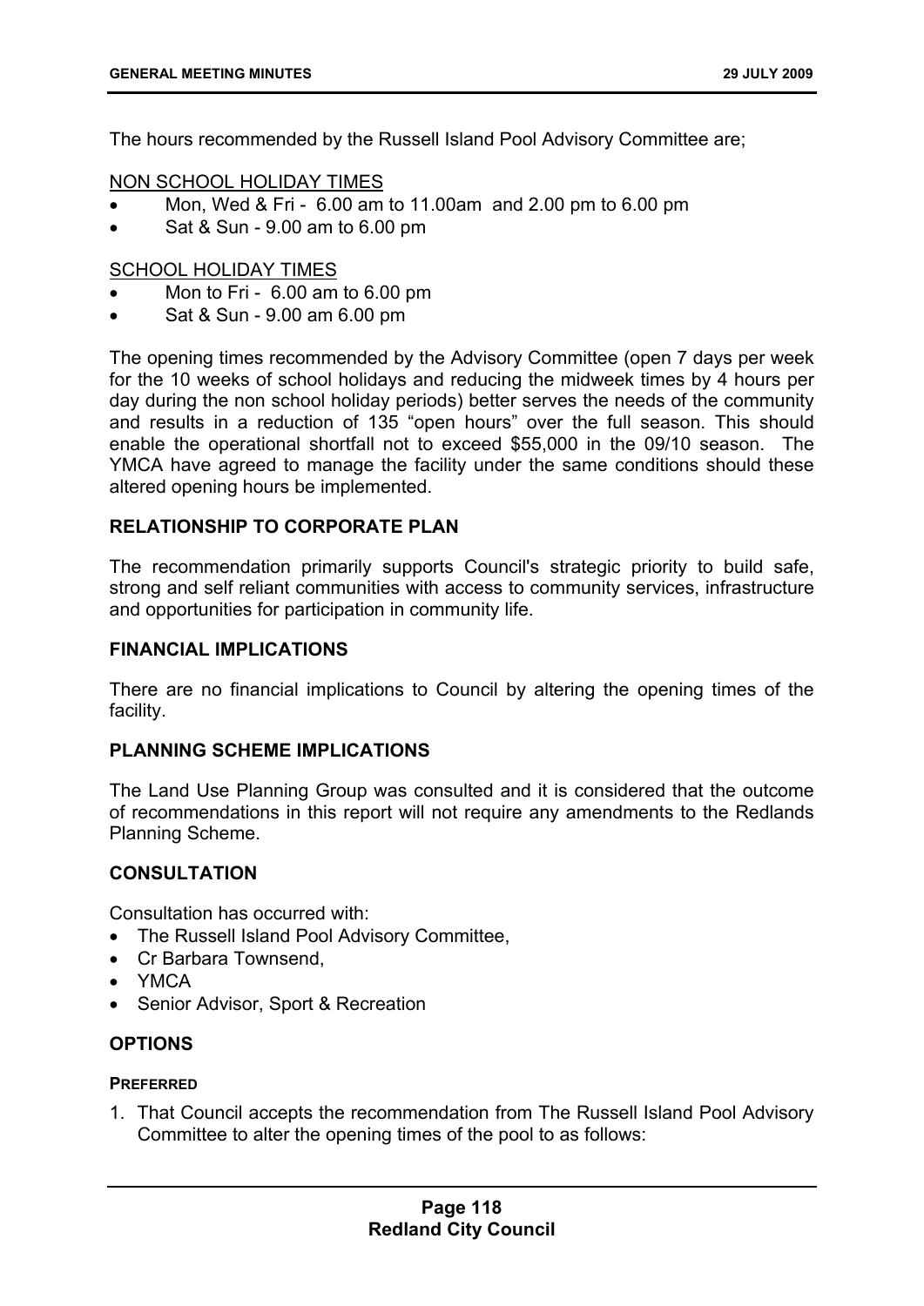The hours recommended by the Russell Island Pool Advisory Committee are;

<u>NON SCHOOL HOLIDAY TIMES</u>

- Mon, Wed & Fri - 6.00 am to 11.00am and 2.00 pm to 6.00 pm
- Sat & Sun - 9.00 am to 6.00 pm

<u>SCHOOL HOLIDAY TIMES</u>

- Mon to Fri - 6.00 am to 6.00 pm
- Sat & Sun - 9.00 am 6.00 pm

The opening times recommended by the Advisory Committee (open 7 days per week for the 10 weeks of school holidays and reducing the midweek times by 4 hours per day during the non school holiday periods) better serves the needs of the community and results in a reduction of 135 "open hours" over the full season. This should enable the operational shortfall not to exceed $55,000 in the 09/10 season. The YMCA have agreed to manage the facility under the same conditions should these altered opening hours be implemented.

## RELATIONSHIP TO CORPORATE PLAN

The recommendation primarily supports Council's strategic priority to build safe, strong and self reliant communities with access to community services, infrastructure and opportunities for participation in community life.

## FINANCIAL IMPLICATIONS

There are no financial implications to Council by altering the opening times of the facility.

## PLANNING SCHEME IMPLICATIONS

The Land Use Planning Group was consulted and it is considered that the outcome of recommendations in this report will not require any amendments to the Redlands Planning Scheme.

## CONSULTATION

Consultation has occurred with:

- The Russell Island Pool Advisory Committee,
- Cr Barbara Townsend,
- YMCA
- Senior Advisor, Sport & Recreation

## OPTIONS

### PREFERRED

1. That Council accepts the recommendation from The Russell Island Pool Advisory Committee to alter the opening times of the pool to as follows: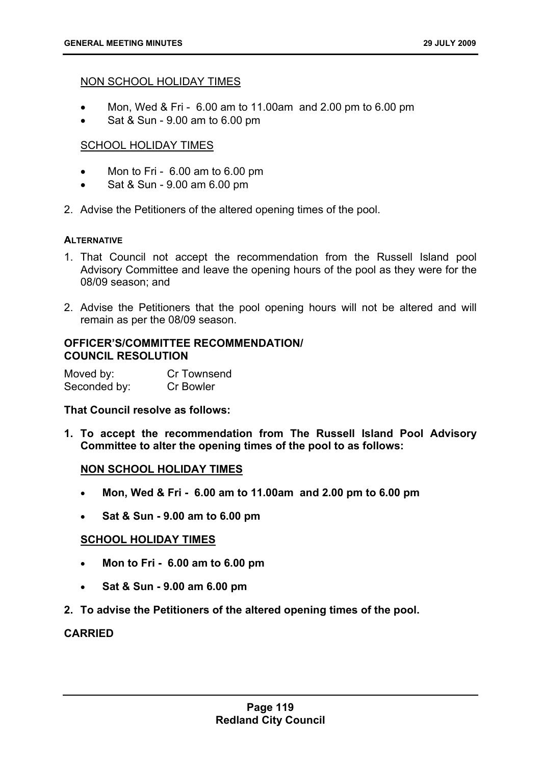NON SCHOOL HOLIDAY TIMES

- Mon, Wed & Fri - 6.00 am to 11.00am and 2.00 pm to 6.00 pm
- Sat & Sun - 9.00 am to 6.00 pm

SCHOOL HOLIDAY TIMES

- Mon to Fri - 6.00 am to 6.00 pm
- Sat & Sun - 9.00 am 6.00 pm

2. Advise the Petitioners of the altered opening times of the pool.

**ALTERNATIVE**

1. That Council not accept the recommendation from the Russell Island pool Advisory Committee and leave the opening hours of the pool as they were for the 08/09 season; and

2. Advise the Petitioners that the pool opening hours will not be altered and will remain as per the 08/09 season.

**OFFICER'S/COMMITTEE RECOMMENDATION/ COUNCIL RESOLUTION**

Moved by: Cr Townsend
Seconded by: Cr Bowler

**That Council resolve as follows:**

**1. To accept the recommendation from The Russell Island Pool Advisory Committee to alter the opening times of the pool to as follows:**

**NON SCHOOL HOLIDAY TIMES**

- **Mon, Wed & Fri - 6.00 am to 11.00am and 2.00 pm to 6.00 pm**
- **Sat & Sun - 9.00 am to 6.00 pm**

**SCHOOL HOLIDAY TIMES**

- **Mon to Fri - 6.00 am to 6.00 pm**
- **Sat & Sun - 9.00 am 6.00 pm**

**2. To advise the Petitioners of the altered opening times of the pool.**

**CARRIED**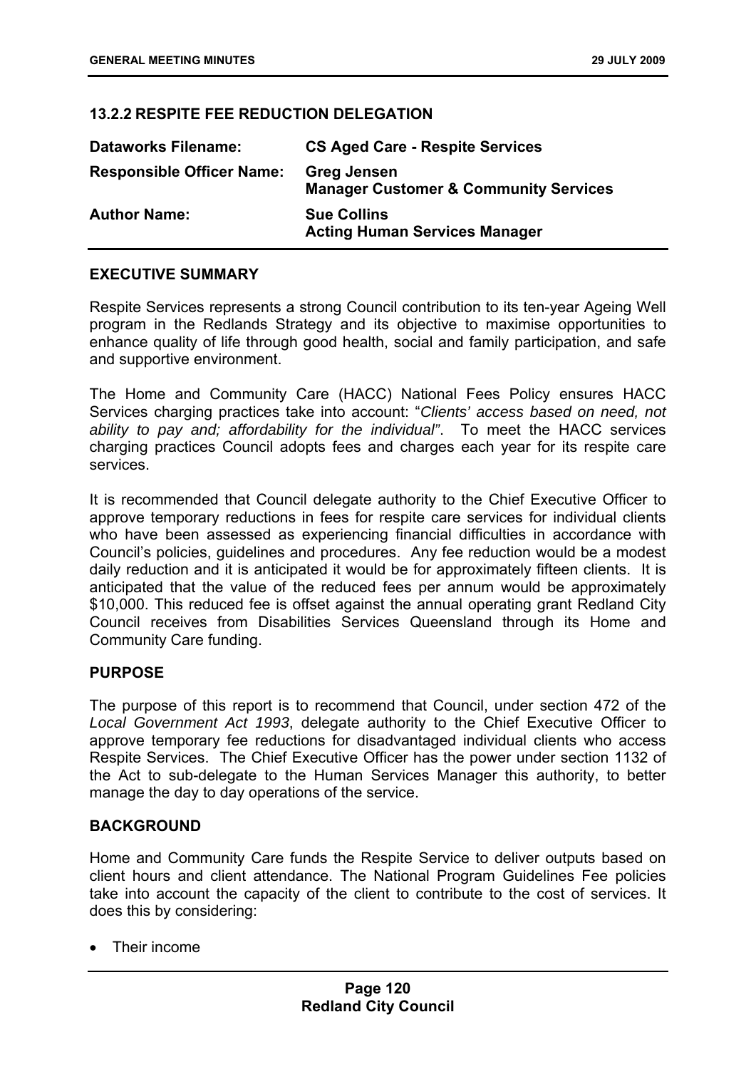### 13.2.2 RESPITE FEE REDUCTION DELEGATION

| | |
|---|---|
| **Dataworks Filename:** | **CS Aged Care - Respite Services** |
| **Responsible Officer Name:** | **Greg Jensen**<br>**Manager Customer & Community Services** |
| **Author Name:** | **Sue Collins**<br>**Acting Human Services Manager** |

#### EXECUTIVE SUMMARY

Respite Services represents a strong Council contribution to its ten-year Ageing Well program in the Redlands Strategy and its objective to maximise opportunities to enhance quality of life through good health, social and family participation, and safe and supportive environment.

The Home and Community Care (HACC) National Fees Policy ensures HACC Services charging practices take into account: "*Clients' access based on need, not ability to pay and; affordability for the individual"*. To meet the HACC services charging practices Council adopts fees and charges each year for its respite care services.

It is recommended that Council delegate authority to the Chief Executive Officer to approve temporary reductions in fees for respite care services for individual clients who have been assessed as experiencing financial difficulties in accordance with Council's policies, guidelines and procedures. Any fee reduction would be a modest daily reduction and it is anticipated it would be for approximately fifteen clients. It is anticipated that the value of the reduced fees per annum would be approximately $10,000. This reduced fee is offset against the annual operating grant Redland City Council receives from Disabilities Services Queensland through its Home and Community Care funding.

#### PURPOSE

The purpose of this report is to recommend that Council, under section 472 of the *Local Government Act 1993*, delegate authority to the Chief Executive Officer to approve temporary fee reductions for disadvantaged individual clients who access Respite Services. The Chief Executive Officer has the power under section 1132 of the Act to sub-delegate to the Human Services Manager this authority, to better manage the day to day operations of the service.

#### BACKGROUND

Home and Community Care funds the Respite Service to deliver outputs based on client hours and client attendance. The National Program Guidelines Fee policies take into account the capacity of the client to contribute to the cost of services. It does this by considering:

- Their income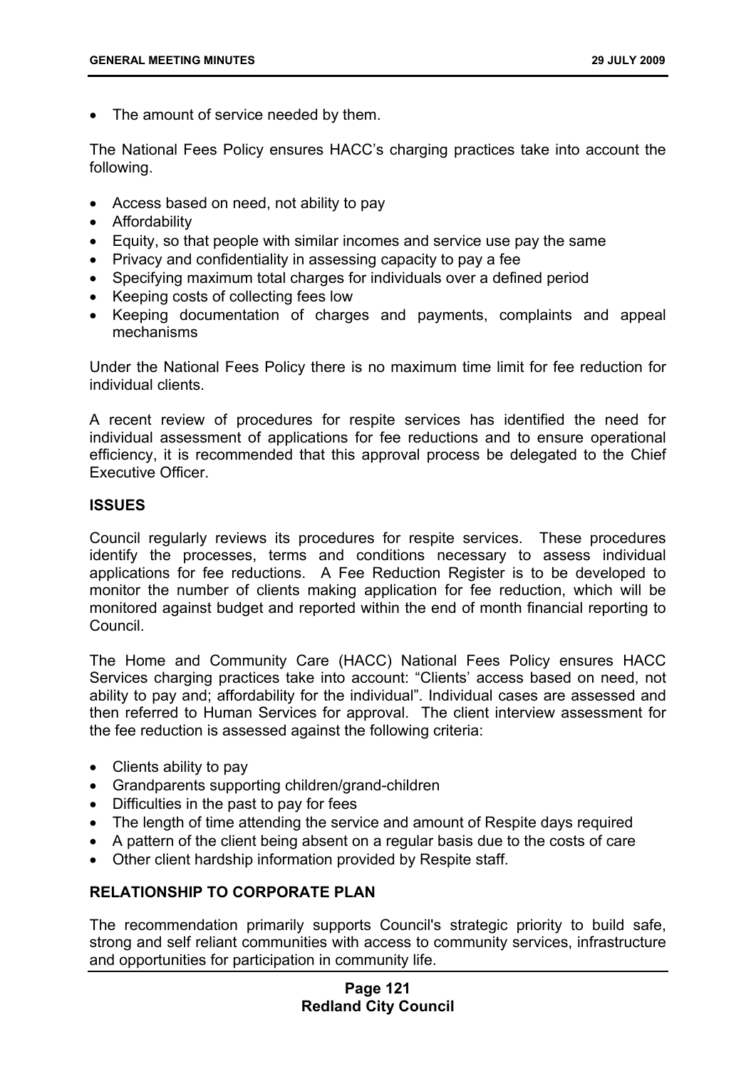- The amount of service needed by them.

The National Fees Policy ensures HACC's charging practices take into account the following.

- Access based on need, not ability to pay
- Affordability
- Equity, so that people with similar incomes and service use pay the same
- Privacy and confidentiality in assessing capacity to pay a fee
- Specifying maximum total charges for individuals over a defined period
- Keeping costs of collecting fees low
- Keeping documentation of charges and payments, complaints and appeal mechanisms

Under the National Fees Policy there is no maximum time limit for fee reduction for individual clients.

A recent review of procedures for respite services has identified the need for individual assessment of applications for fee reductions and to ensure operational efficiency, it is recommended that this approval process be delegated to the Chief Executive Officer.

## ISSUES

Council regularly reviews its procedures for respite services. These procedures identify the processes, terms and conditions necessary to assess individual applications for fee reductions. A Fee Reduction Register is to be developed to monitor the number of clients making application for fee reduction, which will be monitored against budget and reported within the end of month financial reporting to Council.

The Home and Community Care (HACC) National Fees Policy ensures HACC Services charging practices take into account: "Clients' access based on need, not ability to pay and; affordability for the individual". Individual cases are assessed and then referred to Human Services for approval. The client interview assessment for the fee reduction is assessed against the following criteria:

- Clients ability to pay
- Grandparents supporting children/grand-children
- Difficulties in the past to pay for fees
- The length of time attending the service and amount of Respite days required
- A pattern of the client being absent on a regular basis due to the costs of care
- Other client hardship information provided by Respite staff.

## RELATIONSHIP TO CORPORATE PLAN

The recommendation primarily supports Council's strategic priority to build safe, strong and self reliant communities with access to community services, infrastructure and opportunities for participation in community life.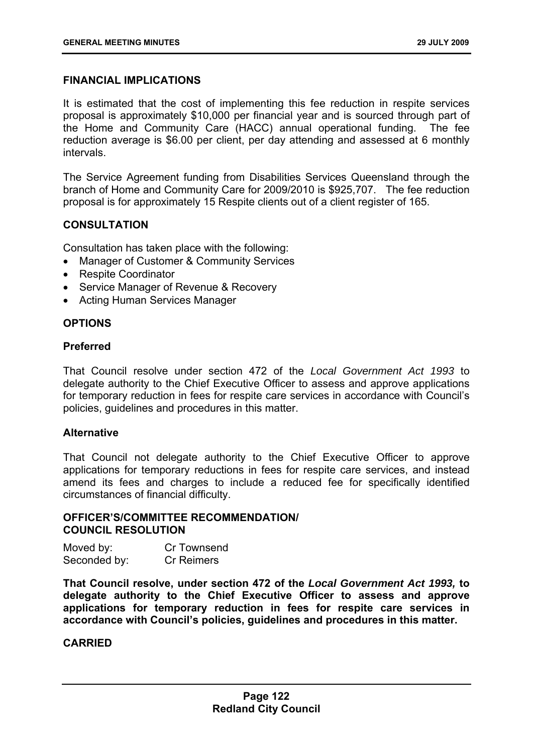## FINANCIAL IMPLICATIONS

It is estimated that the cost of implementing this fee reduction in respite services proposal is approximately $10,000 per financial year and is sourced through part of the Home and Community Care (HACC) annual operational funding. The fee reduction average is $6.00 per client, per day attending and assessed at 6 monthly intervals.

The Service Agreement funding from Disabilities Services Queensland through the branch of Home and Community Care for 2009/2010 is $925,707. The fee reduction proposal is for approximately 15 Respite clients out of a client register of 165.

## CONSULTATION

Consultation has taken place with the following:

- Manager of Customer & Community Services
- Respite Coordinator
- Service Manager of Revenue & Recovery
- Acting Human Services Manager

## OPTIONS

### Preferred

That Council resolve under section 472 of the *Local Government Act 1993* to delegate authority to the Chief Executive Officer to assess and approve applications for temporary reduction in fees for respite care services in accordance with Council's policies, guidelines and procedures in this matter.

### Alternative

That Council not delegate authority to the Chief Executive Officer to approve applications for temporary reductions in fees for respite care services, and instead amend its fees and charges to include a reduced fee for specifically identified circumstances of financial difficulty.

## OFFICER'S/COMMITTEE RECOMMENDATION/ COUNCIL RESOLUTION

Moved by: Cr Townsend
Seconded by: Cr Reimers

**That Council resolve, under section 472 of the *Local Government Act 1993,* to delegate authority to the Chief Executive Officer to assess and approve applications for temporary reduction in fees for respite care services in accordance with Council's policies, guidelines and procedures in this matter.**

**CARRIED**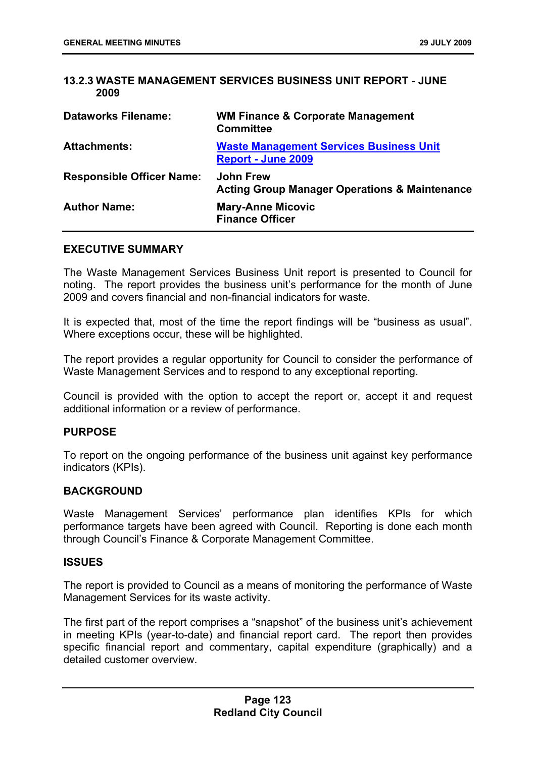### 13.2.3 WASTE MANAGEMENT SERVICES BUSINESS UNIT REPORT - JUNE 2009

| | |
|---|---|
| **Dataworks Filename:** | **WM Finance & Corporate Management Committee** |
| **Attachments:** | **Waste Management Services Business Unit Report - June 2009** |
| **Responsible Officer Name:** | **John Frew**<br>**Acting Group Manager Operations & Maintenance** |
| **Author Name:** | **Mary-Anne Micovic**<br>**Finance Officer** |

#### EXECUTIVE SUMMARY

The Waste Management Services Business Unit report is presented to Council for noting. The report provides the business unit's performance for the month of June 2009 and covers financial and non-financial indicators for waste.

It is expected that, most of the time the report findings will be "business as usual". Where exceptions occur, these will be highlighted.

The report provides a regular opportunity for Council to consider the performance of Waste Management Services and to respond to any exceptional reporting.

Council is provided with the option to accept the report or, accept it and request additional information or a review of performance.

#### PURPOSE

To report on the ongoing performance of the business unit against key performance indicators (KPIs).

#### BACKGROUND

Waste Management Services' performance plan identifies KPIs for which performance targets have been agreed with Council. Reporting is done each month through Council's Finance & Corporate Management Committee.

#### ISSUES

The report is provided to Council as a means of monitoring the performance of Waste Management Services for its waste activity.

The first part of the report comprises a "snapshot" of the business unit's achievement in meeting KPIs (year-to-date) and financial report card. The report then provides specific financial report and commentary, capital expenditure (graphically) and a detailed customer overview.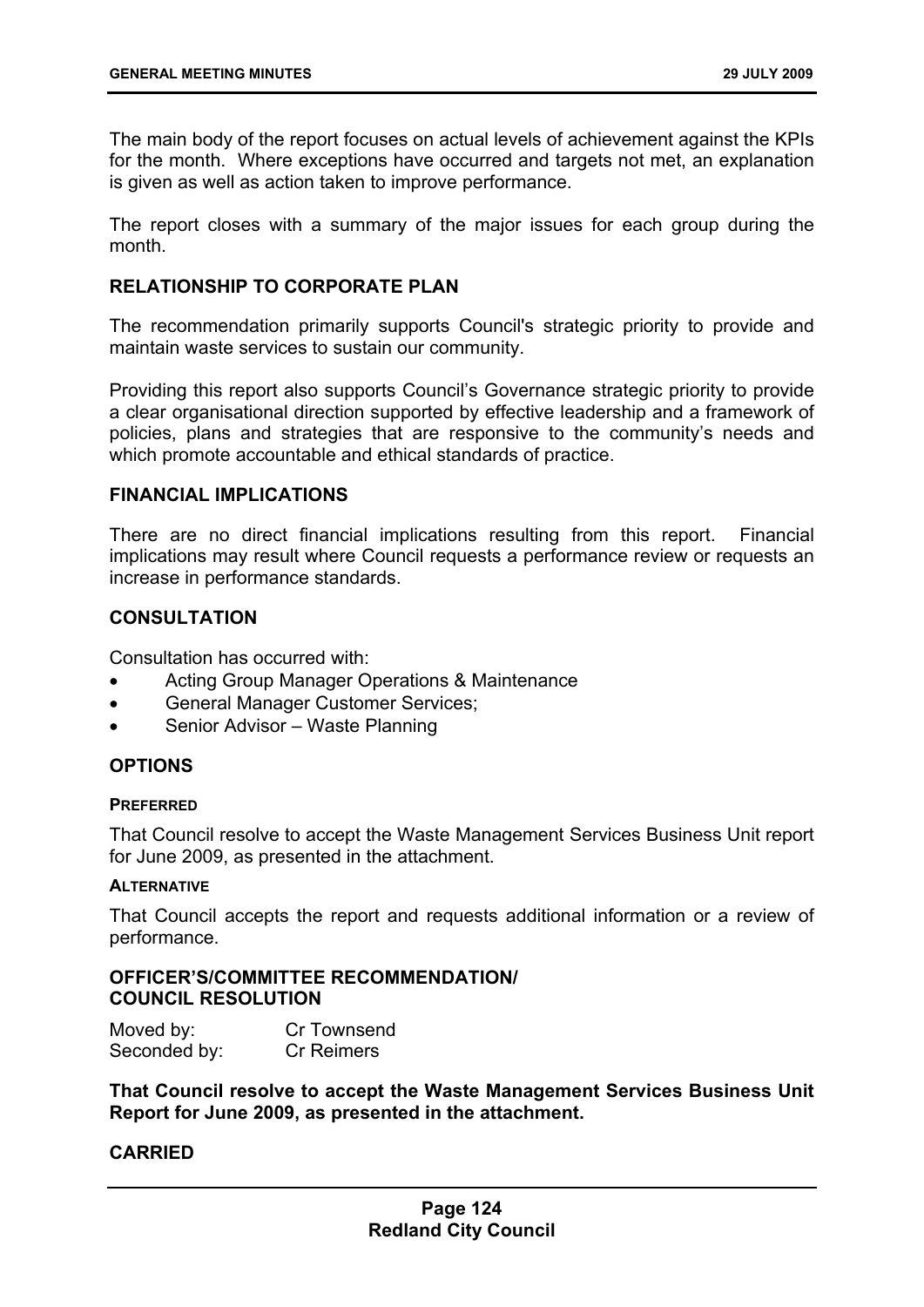The main body of the report focuses on actual levels of achievement against the KPIs for the month. Where exceptions have occurred and targets not met, an explanation is given as well as action taken to improve performance.

The report closes with a summary of the major issues for each group during the month.

## RELATIONSHIP TO CORPORATE PLAN

The recommendation primarily supports Council's strategic priority to provide and maintain waste services to sustain our community.

Providing this report also supports Council's Governance strategic priority to provide a clear organisational direction supported by effective leadership and a framework of policies, plans and strategies that are responsive to the community's needs and which promote accountable and ethical standards of practice.

## FINANCIAL IMPLICATIONS

There are no direct financial implications resulting from this report. Financial implications may result where Council requests a performance review or requests an increase in performance standards.

## CONSULTATION

Consultation has occurred with:

- Acting Group Manager Operations & Maintenance
- General Manager Customer Services;
- Senior Advisor – Waste Planning

## OPTIONS

### PREFERRED

That Council resolve to accept the Waste Management Services Business Unit report for June 2009, as presented in the attachment.

### ALTERNATIVE

That Council accepts the report and requests additional information or a review of performance.

## OFFICER'S/COMMITTEE RECOMMENDATION/ COUNCIL RESOLUTION

Moved by: Cr Townsend
Seconded by: Cr Reimers

**That Council resolve to accept the Waste Management Services Business Unit Report for June 2009, as presented in the attachment.**

**CARRIED**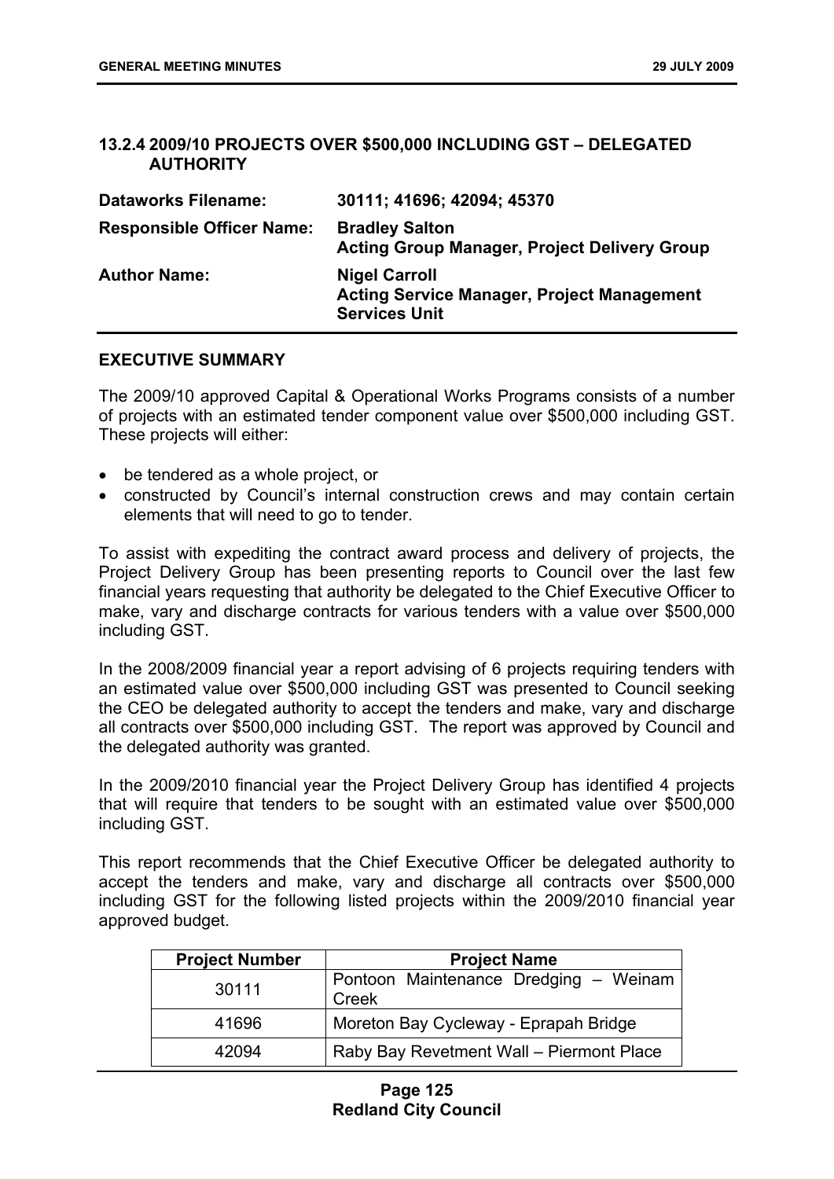## 13.2.4 2009/10 PROJECTS OVER $500,000 INCLUDING GST – DELEGATED AUTHORITY

| | |
|---|---|
| **Dataworks Filename:** | **30111; 41696; 42094; 45370** |
| **Responsible Officer Name:** | **Bradley Salton**<br>**Acting Group Manager, Project Delivery Group** |
| **Author Name:** | **Nigel Carroll**<br>**Acting Service Manager, Project Management Services Unit** |

### EXECUTIVE SUMMARY

The 2009/10 approved Capital & Operational Works Programs consists of a number of projects with an estimated tender component value over $500,000 including GST. These projects will either:

- be tendered as a whole project, or
- constructed by Council's internal construction crews and may contain certain elements that will need to go to tender.

To assist with expediting the contract award process and delivery of projects, the Project Delivery Group has been presenting reports to Council over the last few financial years requesting that authority be delegated to the Chief Executive Officer to make, vary and discharge contracts for various tenders with a value over $500,000 including GST.

In the 2008/2009 financial year a report advising of 6 projects requiring tenders with an estimated value over $500,000 including GST was presented to Council seeking the CEO be delegated authority to accept the tenders and make, vary and discharge all contracts over $500,000 including GST. The report was approved by Council and the delegated authority was granted.

In the 2009/2010 financial year the Project Delivery Group has identified 4 projects that will require that tenders to be sought with an estimated value over $500,000 including GST.

This report recommends that the Chief Executive Officer be delegated authority to accept the tenders and make, vary and discharge all contracts over $500,000 including GST for the following listed projects within the 2009/2010 financial year approved budget.

| Project Number | Project Name |
|---|---|
| 30111 | Pontoon Maintenance Dredging – Weinam Creek |
| 41696 | Moreton Bay Cycleway - Eprapah Bridge |
| 42094 | Raby Bay Revetment Wall – Piermont Place |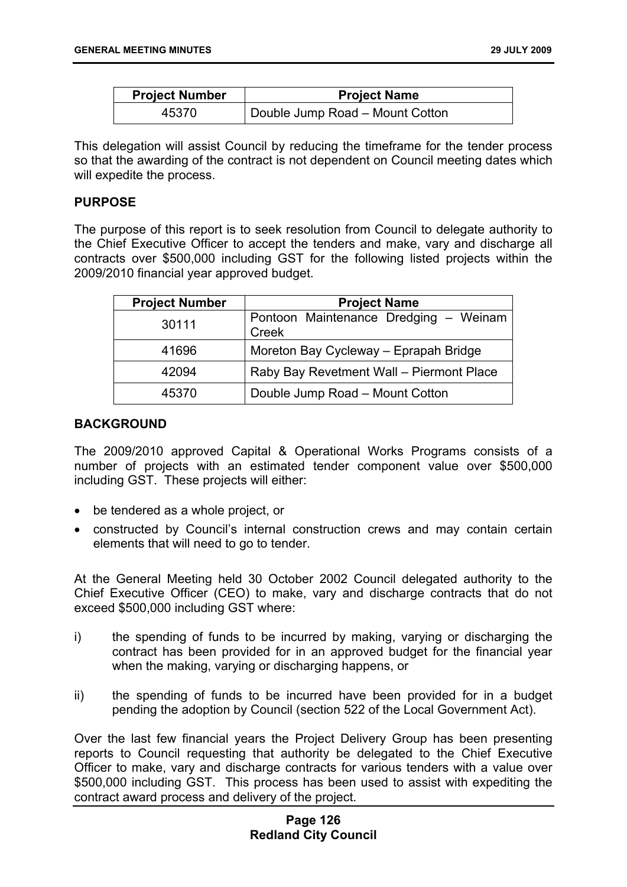| Project Number | Project Name |
| --- | --- |
| 45370 | Double Jump Road – Mount Cotton |

This delegation will assist Council by reducing the timeframe for the tender process so that the awarding of the contract is not dependent on Council meeting dates which will expedite the process.

## PURPOSE

The purpose of this report is to seek resolution from Council to delegate authority to the Chief Executive Officer to accept the tenders and make, vary and discharge all contracts over $500,000 including GST for the following listed projects within the 2009/2010 financial year approved budget.

| Project Number | Project Name |
| --- | --- |
| 30111 | Pontoon Maintenance Dredging – Weinam Creek |
| 41696 | Moreton Bay Cycleway – Eprapah Bridge |
| 42094 | Raby Bay Revetment Wall – Piermont Place |
| 45370 | Double Jump Road – Mount Cotton |

## BACKGROUND

The 2009/2010 approved Capital & Operational Works Programs consists of a number of projects with an estimated tender component value over $500,000 including GST. These projects will either:

- be tendered as a whole project, or
- constructed by Council's internal construction crews and may contain certain elements that will need to go to tender.

At the General Meeting held 30 October 2002 Council delegated authority to the Chief Executive Officer (CEO) to make, vary and discharge contracts that do not exceed $500,000 including GST where:

i) the spending of funds to be incurred by making, varying or discharging the contract has been provided for in an approved budget for the financial year when the making, varying or discharging happens, or

ii) the spending of funds to be incurred have been provided for in a budget pending the adoption by Council (section 522 of the Local Government Act).

Over the last few financial years the Project Delivery Group has been presenting reports to Council requesting that authority be delegated to the Chief Executive Officer to make, vary and discharge contracts for various tenders with a value over $500,000 including GST. This process has been used to assist with expediting the contract award process and delivery of the project.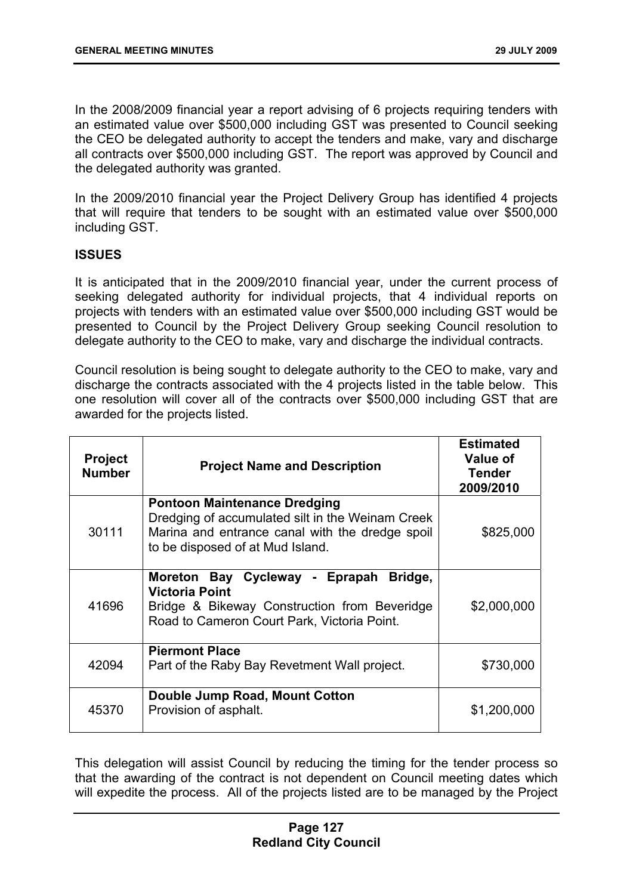In the 2008/2009 financial year a report advising of 6 projects requiring tenders with an estimated value over $500,000 including GST was presented to Council seeking the CEO be delegated authority to accept the tenders and make, vary and discharge all contracts over $500,000 including GST. The report was approved by Council and the delegated authority was granted.

In the 2009/2010 financial year the Project Delivery Group has identified 4 projects that will require that tenders to be sought with an estimated value over $500,000 including GST.

## ISSUES

It is anticipated that in the 2009/2010 financial year, under the current process of seeking delegated authority for individual projects, that 4 individual reports on projects with tenders with an estimated value over $500,000 including GST would be presented to Council by the Project Delivery Group seeking Council resolution to delegate authority to the CEO to make, vary and discharge the individual contracts.

Council resolution is being sought to delegate authority to the CEO to make, vary and discharge the contracts associated with the 4 projects listed in the table below. This one resolution will cover all of the contracts over $500,000 including GST that are awarded for the projects listed.

| Project Number | Project Name and Description | Estimated Value of Tender 2009/2010 |
|---|---|---|
| 30111 | **Pontoon Maintenance Dredging** Dredging of accumulated silt in the Weinam Creek Marina and entrance canal with the dredge spoil to be disposed of at Mud Island. | $825,000 |
| 41696 | **Moreton Bay Cycleway - Eprapah Bridge, Victoria Point** Bridge & Bikeway Construction from Beveridge Road to Cameron Court Park, Victoria Point. | $2,000,000 |
| 42094 | **Piermont Place** Part of the Raby Bay Revetment Wall project. | $730,000 |
| 45370 | **Double Jump Road, Mount Cotton** Provision of asphalt. | $1,200,000 |

This delegation will assist Council by reducing the timing for the tender process so that the awarding of the contract is not dependent on Council meeting dates which will expedite the process. All of the projects listed are to be managed by the Project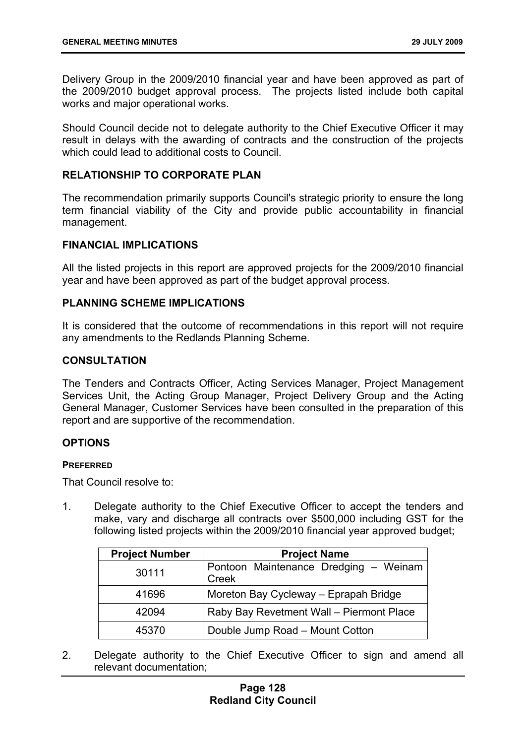Delivery Group in the 2009/2010 financial year and have been approved as part of the 2009/2010 budget approval process. The projects listed include both capital works and major operational works.

Should Council decide not to delegate authority to the Chief Executive Officer it may result in delays with the awarding of contracts and the construction of the projects which could lead to additional costs to Council.

## RELATIONSHIP TO CORPORATE PLAN

The recommendation primarily supports Council's strategic priority to ensure the long term financial viability of the City and provide public accountability in financial management.

## FINANCIAL IMPLICATIONS

All the listed projects in this report are approved projects for the 2009/2010 financial year and have been approved as part of the budget approval process.

## PLANNING SCHEME IMPLICATIONS

It is considered that the outcome of recommendations in this report will not require any amendments to the Redlands Planning Scheme.

## CONSULTATION

The Tenders and Contracts Officer, Acting Services Manager, Project Management Services Unit, the Acting Group Manager, Project Delivery Group and the Acting General Manager, Customer Services have been consulted in the preparation of this report and are supportive of the recommendation.

## OPTIONS

### PREFERRED

That Council resolve to:

1. Delegate authority to the Chief Executive Officer to accept the tenders and make, vary and discharge all contracts over $500,000 including GST for the following listed projects within the 2009/2010 financial year approved budget;

| Project Number | Project Name |
|---|---|
| 30111 | Pontoon Maintenance Dredging – Weinam Creek |
| 41696 | Moreton Bay Cycleway – Eprapah Bridge |
| 42094 | Raby Bay Revetment Wall – Piermont Place |
| 45370 | Double Jump Road – Mount Cotton |

2. Delegate authority to the Chief Executive Officer to sign and amend all relevant documentation;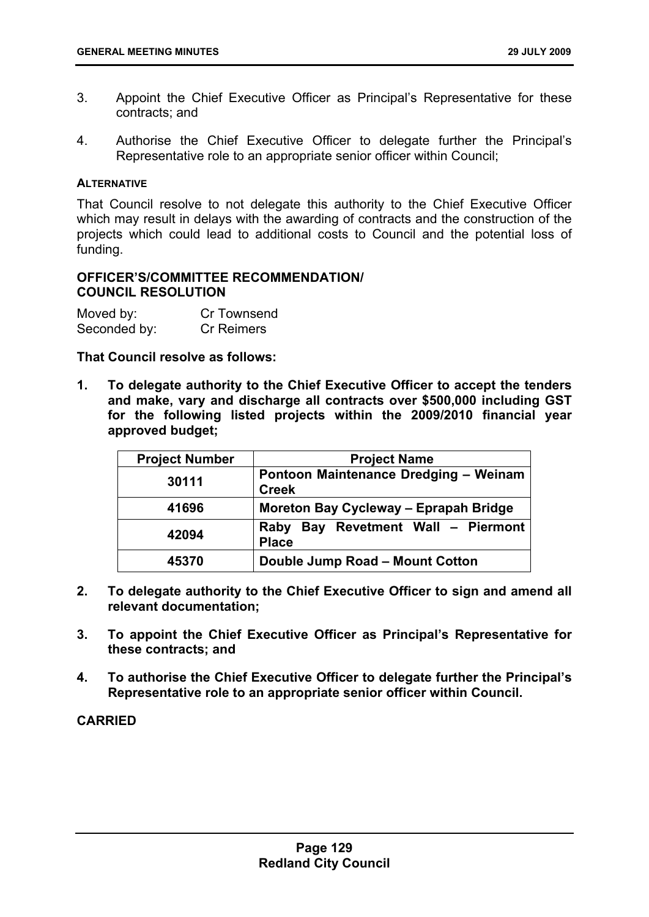3. Appoint the Chief Executive Officer as Principal's Representative for these contracts; and

4. Authorise the Chief Executive Officer to delegate further the Principal's Representative role to an appropriate senior officer within Council;

**ALTERNATIVE**

That Council resolve to not delegate this authority to the Chief Executive Officer which may result in delays with the awarding of contracts and the construction of the projects which could lead to additional costs to Council and the potential loss of funding.

**OFFICER'S/COMMITTEE RECOMMENDATION/ COUNCIL RESOLUTION**

Moved by: Cr Townsend
Seconded by: Cr Reimers

**That Council resolve as follows:**

1. **To delegate authority to the Chief Executive Officer to accept the tenders and make, vary and discharge all contracts over $500,000 including GST for the following listed projects within the 2009/2010 financial year approved budget;**

| Project Number | Project Name |
|---|---|
| 30111 | Pontoon Maintenance Dredging – Weinam Creek |
| 41696 | Moreton Bay Cycleway – Eprapah Bridge |
| 42094 | Raby Bay Revetment Wall – Piermont Place |
| 45370 | Double Jump Road – Mount Cotton |

2. **To delegate authority to the Chief Executive Officer to sign and amend all relevant documentation;**

3. **To appoint the Chief Executive Officer as Principal's Representative for these contracts; and**

4. **To authorise the Chief Executive Officer to delegate further the Principal's Representative role to an appropriate senior officer within Council.**

**CARRIED**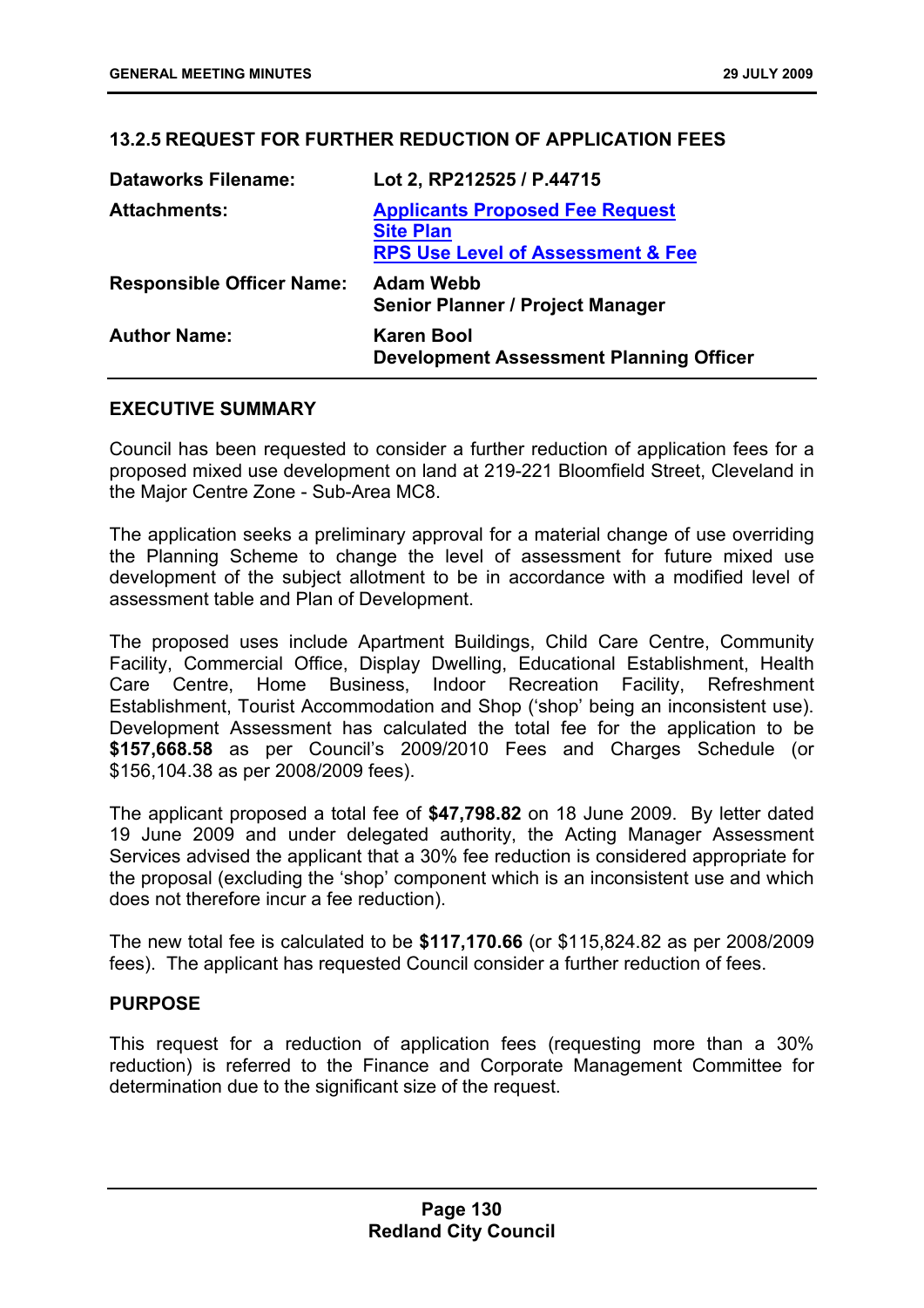### 13.2.5 REQUEST FOR FURTHER REDUCTION OF APPLICATION FEES

| | |
|---|---|
| **Dataworks Filename:** | **Lot 2, RP212525 / P.44715** |
| **Attachments:** | **Applicants Proposed Fee Request**<br>**Site Plan**<br>**RPS Use Level of Assessment & Fee** |
| **Responsible Officer Name:** | **Adam Webb**<br>**Senior Planner / Project Manager** |
| **Author Name:** | **Karen Bool**<br>**Development Assessment Planning Officer** |

#### EXECUTIVE SUMMARY

Council has been requested to consider a further reduction of application fees for a proposed mixed use development on land at 219-221 Bloomfield Street, Cleveland in the Major Centre Zone - Sub-Area MC8.

The application seeks a preliminary approval for a material change of use overriding the Planning Scheme to change the level of assessment for future mixed use development of the subject allotment to be in accordance with a modified level of assessment table and Plan of Development.

The proposed uses include Apartment Buildings, Child Care Centre, Community Facility, Commercial Office, Display Dwelling, Educational Establishment, Health Care Centre, Home Business, Indoor Recreation Facility, Refreshment Establishment, Tourist Accommodation and Shop ('shop' being an inconsistent use). Development Assessment has calculated the total fee for the application to be **$157,668.58** as per Council's 2009/2010 Fees and Charges Schedule (or $156,104.38 as per 2008/2009 fees).

The applicant proposed a total fee of **$47,798.82** on 18 June 2009. By letter dated 19 June 2009 and under delegated authority, the Acting Manager Assessment Services advised the applicant that a 30% fee reduction is considered appropriate for the proposal (excluding the 'shop' component which is an inconsistent use and which does not therefore incur a fee reduction).

The new total fee is calculated to be **$117,170.66** (or $115,824.82 as per 2008/2009 fees). The applicant has requested Council consider a further reduction of fees.

#### PURPOSE

This request for a reduction of application fees (requesting more than a 30% reduction) is referred to the Finance and Corporate Management Committee for determination due to the significant size of the request.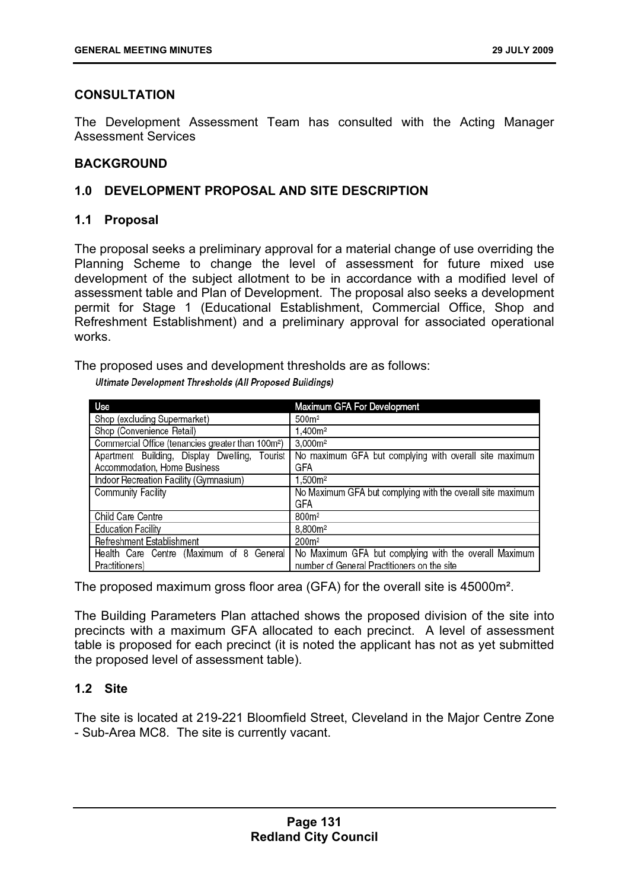## CONSULTATION

The Development Assessment Team has consulted with the Acting Manager Assessment Services

## BACKGROUND

### 1.0 DEVELOPMENT PROPOSAL AND SITE DESCRIPTION

#### 1.1 Proposal

The proposal seeks a preliminary approval for a material change of use overriding the Planning Scheme to change the level of assessment for future mixed use development of the subject allotment to be in accordance with a modified level of assessment table and Plan of Development. The proposal also seeks a development permit for Stage 1 (Educational Establishment, Commercial Office, Shop and Refreshment Establishment) and a preliminary approval for associated operational works.

The proposed uses and development thresholds are as follows:

*Ultimate Development Thresholds (All Proposed Buildings)*

| Use | Maximum GFA For Development |
|---|---|
| Shop (excluding Supermarket) | 500m² |
| Shop (Convenience Retail) | 1,400m² |
| Commercial Office (tenancies greater than 100m²) | 3,000m² |
| Apartment Building, Display Dwelling, Tourist Accommodation, Home Business | No maximum GFA but complying with overall site maximum GFA |
| Indoor Recreation Facility (Gymnasium) | 1,500m² |
| Community Facility | No Maximum GFA but complying with the overall site maximum GFA |
| Child Care Centre | 800m² |
| Education Facility | 8,800m² |
| Refreshment Establishment | 200m² |
| Health Care Centre (Maximum of 8 General Practitioners) | No Maximum GFA but complying with the overall Maximum number of General Practitioners on the site |

The proposed maximum gross floor area (GFA) for the overall site is 45000m².

The Building Parameters Plan attached shows the proposed division of the site into precincts with a maximum GFA allocated to each precinct. A level of assessment table is proposed for each precinct (it is noted the applicant has not as yet submitted the proposed level of assessment table).

#### 1.2 Site

The site is located at 219-221 Bloomfield Street, Cleveland in the Major Centre Zone - Sub-Area MC8. The site is currently vacant.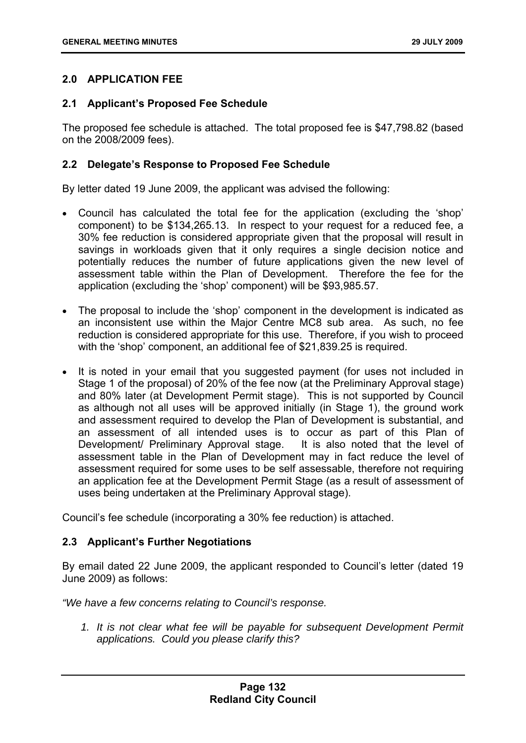## 2.0 APPLICATION FEE

### 2.1 Applicant's Proposed Fee Schedule

The proposed fee schedule is attached. The total proposed fee is $47,798.82 (based on the 2008/2009 fees).

### 2.2 Delegate's Response to Proposed Fee Schedule

By letter dated 19 June 2009, the applicant was advised the following:

- Council has calculated the total fee for the application (excluding the 'shop' component) to be $134,265.13. In respect to your request for a reduced fee, a 30% fee reduction is considered appropriate given that the proposal will result in savings in workloads given that it only requires a single decision notice and potentially reduces the number of future applications given the new level of assessment table within the Plan of Development. Therefore the fee for the application (excluding the 'shop' component) will be $93,985.57.
- The proposal to include the 'shop' component in the development is indicated as an inconsistent use within the Major Centre MC8 sub area. As such, no fee reduction is considered appropriate for this use. Therefore, if you wish to proceed with the 'shop' component, an additional fee of $21,839.25 is required.
- It is noted in your email that you suggested payment (for uses not included in Stage 1 of the proposal) of 20% of the fee now (at the Preliminary Approval stage) and 80% later (at Development Permit stage). This is not supported by Council as although not all uses will be approved initially (in Stage 1), the ground work and assessment required to develop the Plan of Development is substantial, and an assessment of all intended uses is to occur as part of this Plan of Development/ Preliminary Approval stage. It is also noted that the level of assessment table in the Plan of Development may in fact reduce the level of assessment required for some uses to be self assessable, therefore not requiring an application fee at the Development Permit Stage (as a result of assessment of uses being undertaken at the Preliminary Approval stage).

Council's fee schedule (incorporating a 30% fee reduction) is attached.

### 2.3 Applicant's Further Negotiations

By email dated 22 June 2009, the applicant responded to Council's letter (dated 19 June 2009) as follows:

*"We have a few concerns relating to Council's response.*

1. *It is not clear what fee will be payable for subsequent Development Permit applications. Could you please clarify this?*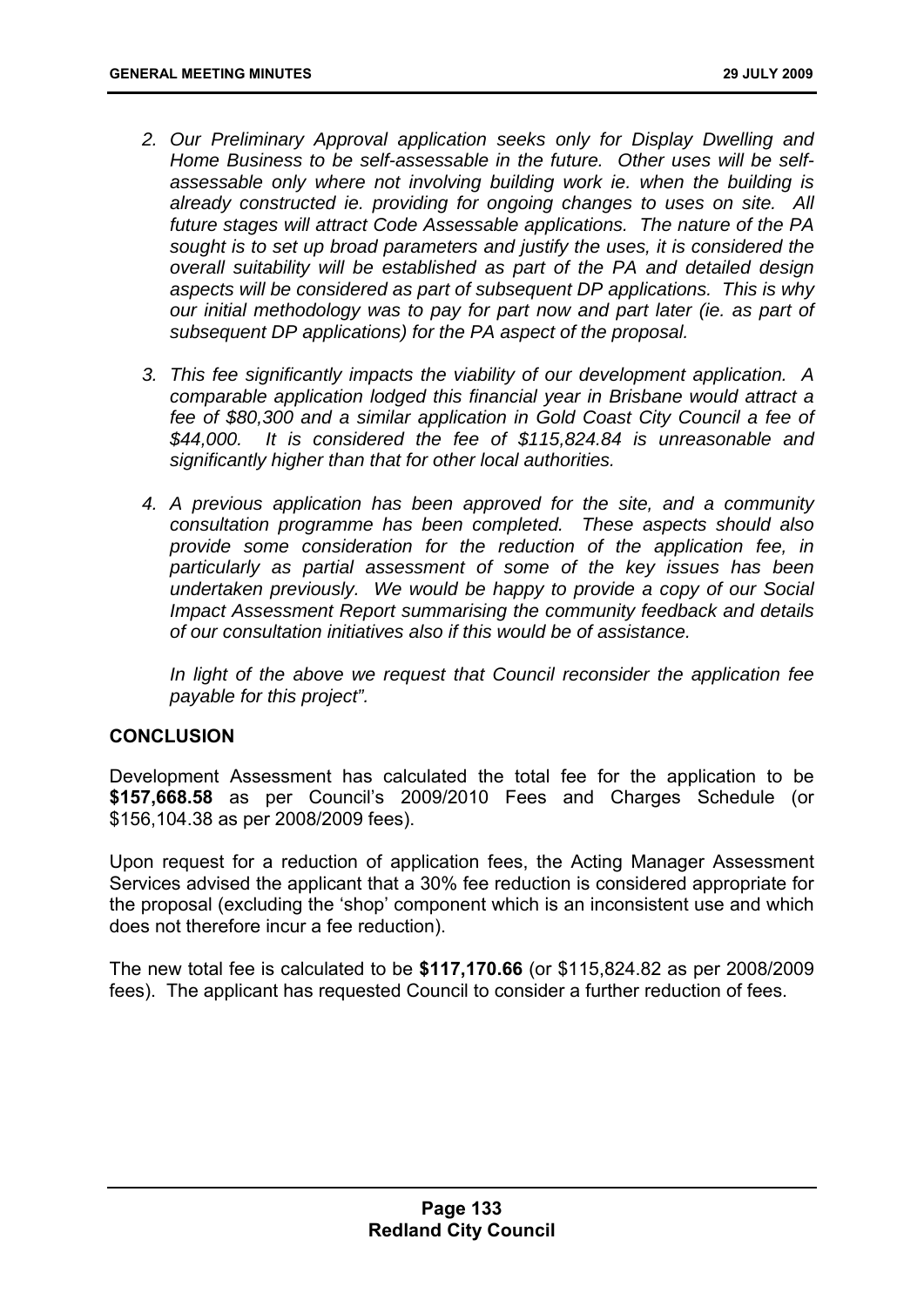2. *Our Preliminary Approval application seeks only for Display Dwelling and Home Business to be self-assessable in the future. Other uses will be self-assessable only where not involving building work ie. when the building is already constructed ie. providing for ongoing changes to uses on site. All future stages will attract Code Assessable applications. The nature of the PA sought is to set up broad parameters and justify the uses, it is considered the overall suitability will be established as part of the PA and detailed design aspects will be considered as part of subsequent DP applications. This is why our initial methodology was to pay for part now and part later (ie. as part of subsequent DP applications) for the PA aspect of the proposal.*

3. *This fee significantly impacts the viability of our development application. A comparable application lodged this financial year in Brisbane would attract a fee of $80,300 and a similar application in Gold Coast City Council a fee of $44,000. It is considered the fee of $115,824.84 is unreasonable and significantly higher than that for other local authorities.*

4. *A previous application has been approved for the site, and a community consultation programme has been completed. These aspects should also provide some consideration for the reduction of the application fee, in particularly as partial assessment of some of the key issues has been undertaken previously. We would be happy to provide a copy of our Social Impact Assessment Report summarising the community feedback and details of our consultation initiatives also if this would be of assistance.*

   *In light of the above we request that Council reconsider the application fee payable for this project".*

## CONCLUSION

Development Assessment has calculated the total fee for the application to be **$157,668.58** as per Council's 2009/2010 Fees and Charges Schedule (or $156,104.38 as per 2008/2009 fees).

Upon request for a reduction of application fees, the Acting Manager Assessment Services advised the applicant that a 30% fee reduction is considered appropriate for the proposal (excluding the 'shop' component which is an inconsistent use and which does not therefore incur a fee reduction).

The new total fee is calculated to be **$117,170.66** (or $115,824.82 as per 2008/2009 fees). The applicant has requested Council to consider a further reduction of fees.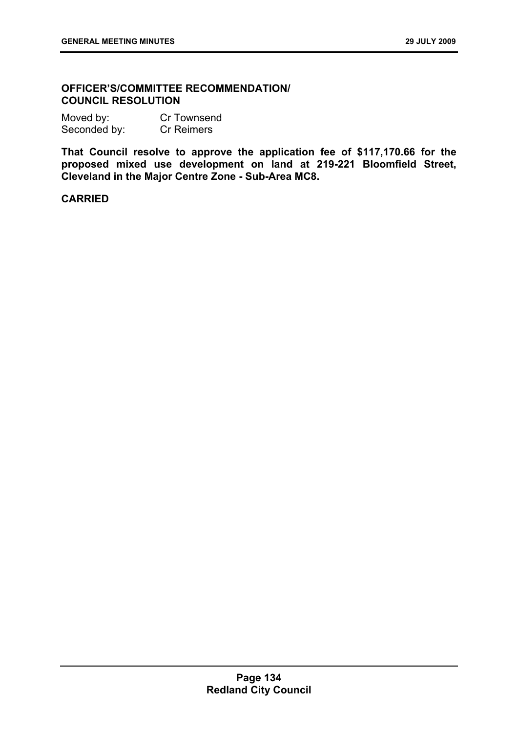**OFFICER'S/COMMITTEE RECOMMENDATION/ COUNCIL RESOLUTION**

Moved by: Cr Townsend
Seconded by: Cr Reimers

**That Council resolve to approve the application fee of $117,170.66 for the proposed mixed use development on land at 219-221 Bloomfield Street, Cleveland in the Major Centre Zone - Sub-Area MC8.**

**CARRIED**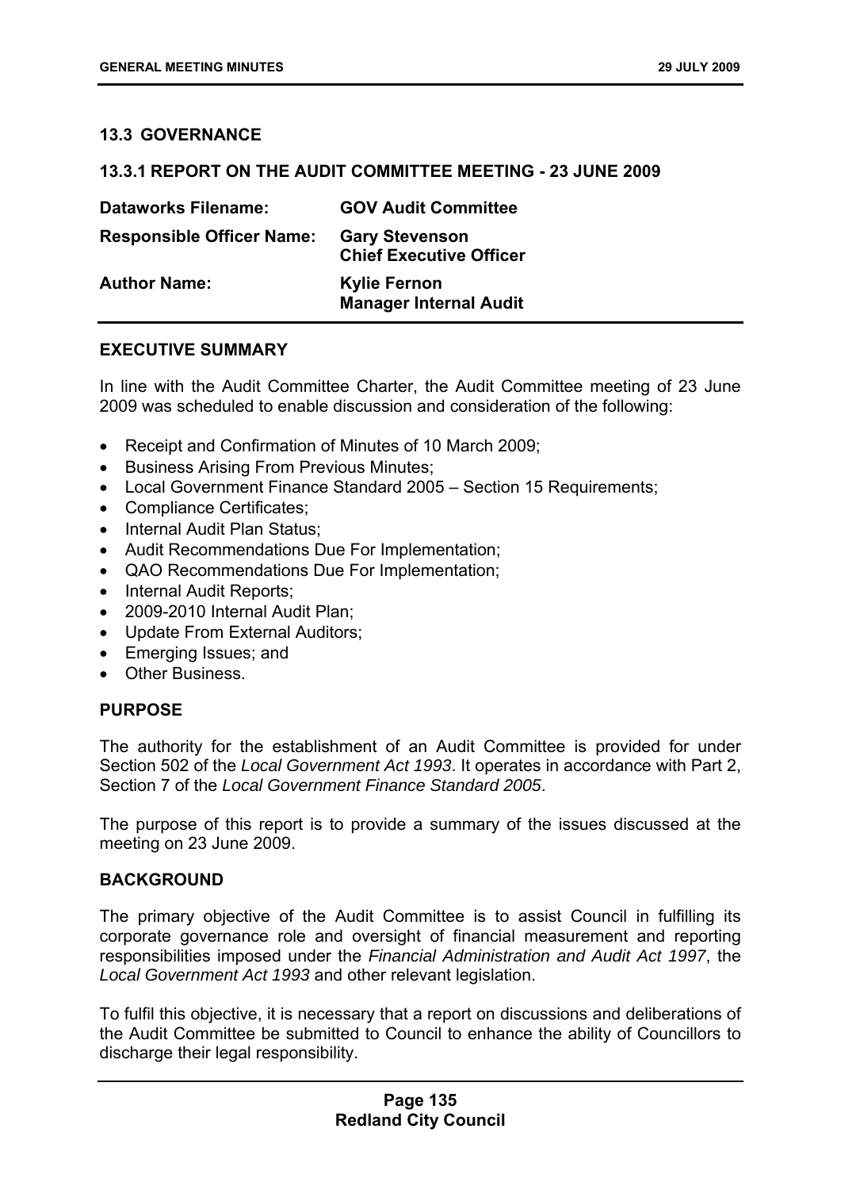## 13.3 GOVERNANCE

### 13.3.1 REPORT ON THE AUDIT COMMITTEE MEETING - 23 JUNE 2009

| | |
|---|---|
| **Dataworks Filename:** | **GOV Audit Committee** |
| **Responsible Officer Name:** | **Gary Stevenson**<br>**Chief Executive Officer** |
| **Author Name:** | **Kylie Fernon**<br>**Manager Internal Audit** |

### EXECUTIVE SUMMARY

In line with the Audit Committee Charter, the Audit Committee meeting of 23 June 2009 was scheduled to enable discussion and consideration of the following:

- Receipt and Confirmation of Minutes of 10 March 2009;
- Business Arising From Previous Minutes;
- Local Government Finance Standard 2005 – Section 15 Requirements;
- Compliance Certificates;
- Internal Audit Plan Status;
- Audit Recommendations Due For Implementation;
- QAO Recommendations Due For Implementation;
- Internal Audit Reports;
- 2009-2010 Internal Audit Plan;
- Update From External Auditors;
- Emerging Issues; and
- Other Business.

### PURPOSE

The authority for the establishment of an Audit Committee is provided for under Section 502 of the *Local Government Act 1993*. It operates in accordance with Part 2, Section 7 of the *Local Government Finance Standard 2005*.

The purpose of this report is to provide a summary of the issues discussed at the meeting on 23 June 2009.

### BACKGROUND

The primary objective of the Audit Committee is to assist Council in fulfilling its corporate governance role and oversight of financial measurement and reporting responsibilities imposed under the *Financial Administration and Audit Act 1997*, the *Local Government Act 1993* and other relevant legislation.

To fulfil this objective, it is necessary that a report on discussions and deliberations of the Audit Committee be submitted to Council to enhance the ability of Councillors to discharge their legal responsibility.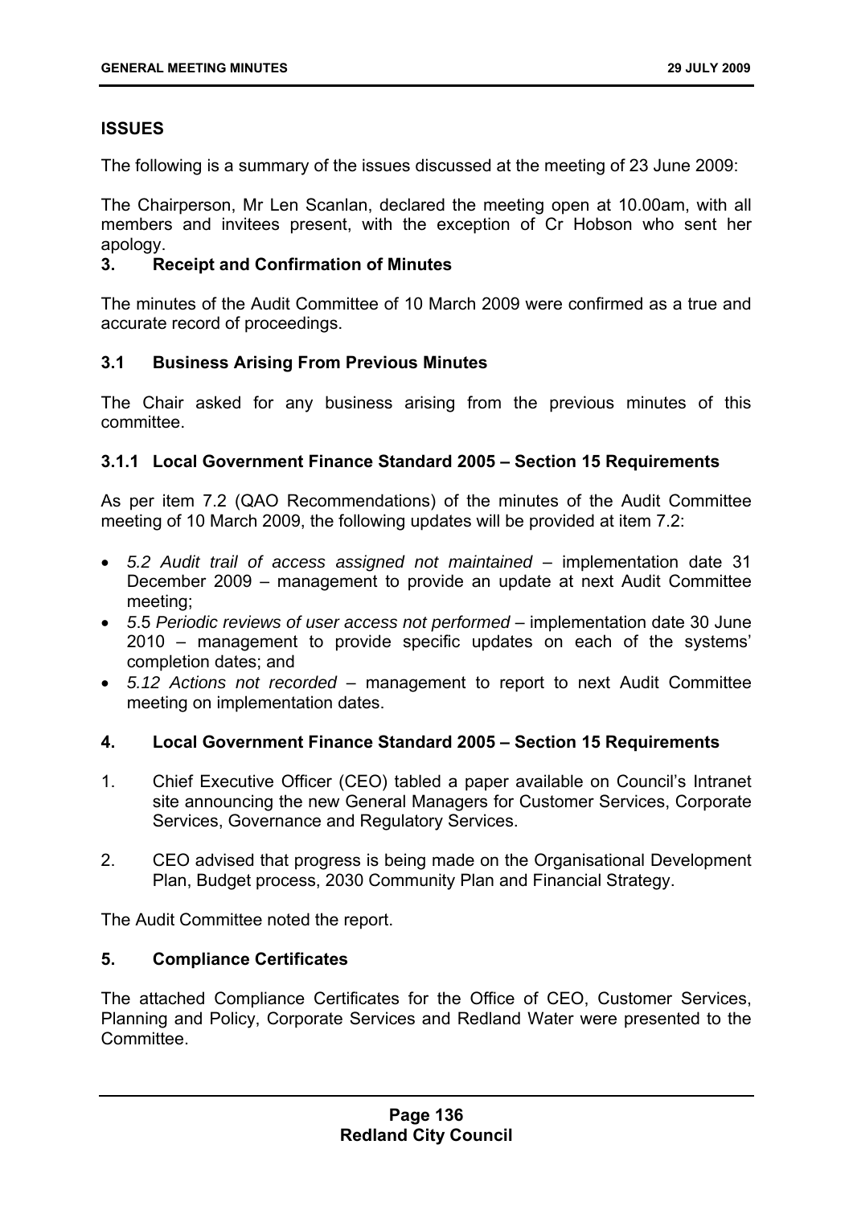## ISSUES

The following is a summary of the issues discussed at the meeting of 23 June 2009:

The Chairperson, Mr Len Scanlan, declared the meeting open at 10.00am, with all members and invitees present, with the exception of Cr Hobson who sent her apology.

### 3. Receipt and Confirmation of Minutes

The minutes of the Audit Committee of 10 March 2009 were confirmed as a true and accurate record of proceedings.

### 3.1 Business Arising From Previous Minutes

The Chair asked for any business arising from the previous minutes of this committee.

#### 3.1.1 Local Government Finance Standard 2005 – Section 15 Requirements

As per item 7.2 (QAO Recommendations) of the minutes of the Audit Committee meeting of 10 March 2009, the following updates will be provided at item 7.2:

- *5.2 Audit trail of access assigned not maintained* – implementation date 31 December 2009 – management to provide an update at next Audit Committee meeting;
- *5.5 Periodic reviews of user access not performed* – implementation date 30 June 2010 – management to provide specific updates on each of the systems' completion dates; and
- *5.12 Actions not recorded* – management to report to next Audit Committee meeting on implementation dates.

### 4. Local Government Finance Standard 2005 – Section 15 Requirements

1. Chief Executive Officer (CEO) tabled a paper available on Council's Intranet site announcing the new General Managers for Customer Services, Corporate Services, Governance and Regulatory Services.

2. CEO advised that progress is being made on the Organisational Development Plan, Budget process, 2030 Community Plan and Financial Strategy.

The Audit Committee noted the report.

### 5. Compliance Certificates

The attached Compliance Certificates for the Office of CEO, Customer Services, Planning and Policy, Corporate Services and Redland Water were presented to the Committee.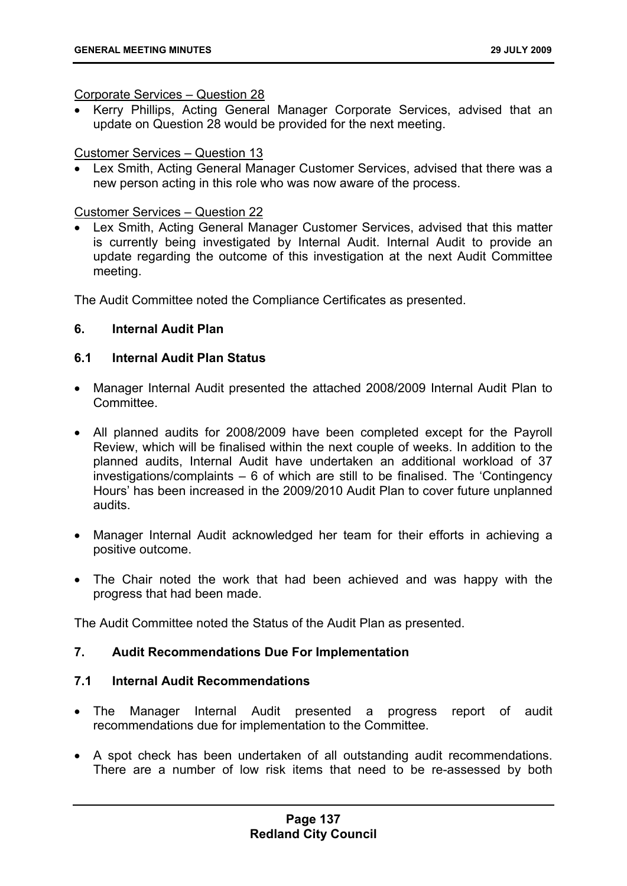Corporate Services – Question 28

- Kerry Phillips, Acting General Manager Corporate Services, advised that an update on Question 28 would be provided for the next meeting.

Customer Services – Question 13

- Lex Smith, Acting General Manager Customer Services, advised that there was a new person acting in this role who was now aware of the process.

Customer Services – Question 22

- Lex Smith, Acting General Manager Customer Services, advised that this matter is currently being investigated by Internal Audit. Internal Audit to provide an update regarding the outcome of this investigation at the next Audit Committee meeting.

The Audit Committee noted the Compliance Certificates as presented.

### 6. Internal Audit Plan

### 6.1 Internal Audit Plan Status

- Manager Internal Audit presented the attached 2008/2009 Internal Audit Plan to Committee.
- All planned audits for 2008/2009 have been completed except for the Payroll Review, which will be finalised within the next couple of weeks. In addition to the planned audits, Internal Audit have undertaken an additional workload of 37 investigations/complaints – 6 of which are still to be finalised. The 'Contingency Hours' has been increased in the 2009/2010 Audit Plan to cover future unplanned audits.
- Manager Internal Audit acknowledged her team for their efforts in achieving a positive outcome.
- The Chair noted the work that had been achieved and was happy with the progress that had been made.

The Audit Committee noted the Status of the Audit Plan as presented.

### 7. Audit Recommendations Due For Implementation

### 7.1 Internal Audit Recommendations

- The Manager Internal Audit presented a progress report of audit recommendations due for implementation to the Committee.
- A spot check has been undertaken of all outstanding audit recommendations. There are a number of low risk items that need to be re-assessed by both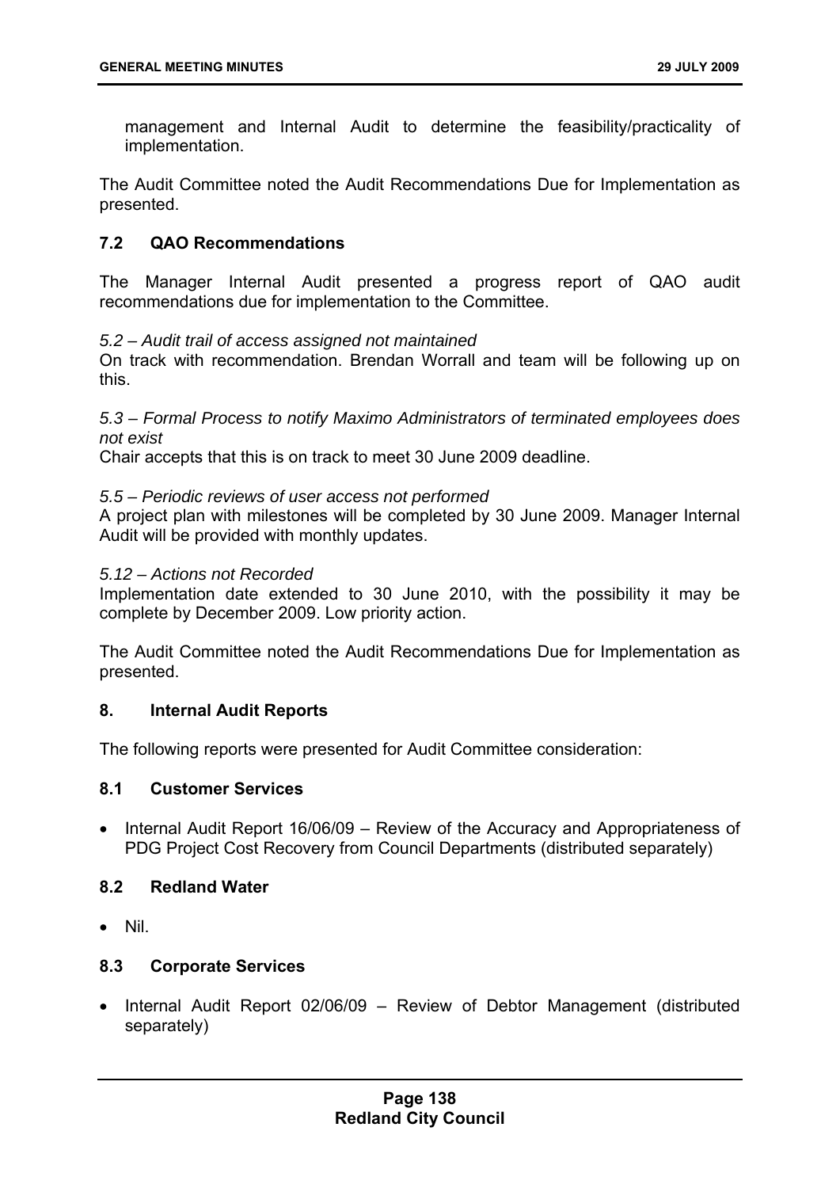management and Internal Audit to determine the feasibility/practicality of implementation.

The Audit Committee noted the Audit Recommendations Due for Implementation as presented.

### 7.2 QAO Recommendations

The Manager Internal Audit presented a progress report of QAO audit recommendations due for implementation to the Committee.

*5.2 – Audit trail of access assigned not maintained*
On track with recommendation. Brendan Worrall and team will be following up on this.

*5.3 – Formal Process to notify Maximo Administrators of terminated employees does not exist*
Chair accepts that this is on track to meet 30 June 2009 deadline.

*5.5 – Periodic reviews of user access not performed*
A project plan with milestones will be completed by 30 June 2009. Manager Internal Audit will be provided with monthly updates.

*5.12 – Actions not Recorded*
Implementation date extended to 30 June 2010, with the possibility it may be complete by December 2009. Low priority action.

The Audit Committee noted the Audit Recommendations Due for Implementation as presented.

## 8. Internal Audit Reports

The following reports were presented for Audit Committee consideration:

### 8.1 Customer Services

- Internal Audit Report 16/06/09 – Review of the Accuracy and Appropriateness of PDG Project Cost Recovery from Council Departments (distributed separately)

### 8.2 Redland Water

- Nil.

### 8.3 Corporate Services

- Internal Audit Report 02/06/09 – Review of Debtor Management (distributed separately)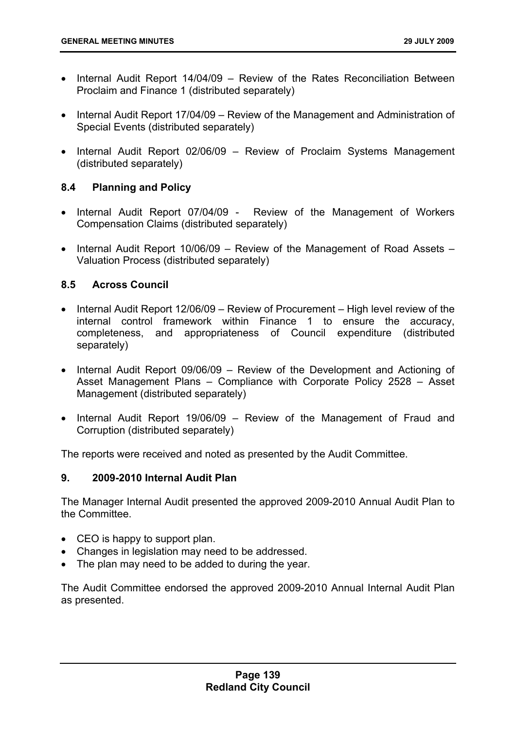- Internal Audit Report 14/04/09 – Review of the Rates Reconciliation Between Proclaim and Finance 1 (distributed separately)

- Internal Audit Report 17/04/09 – Review of the Management and Administration of Special Events (distributed separately)

- Internal Audit Report 02/06/09 – Review of Proclaim Systems Management (distributed separately)

### 8.4 Planning and Policy

- Internal Audit Report 07/04/09 - Review of the Management of Workers Compensation Claims (distributed separately)

- Internal Audit Report 10/06/09 – Review of the Management of Road Assets – Valuation Process (distributed separately)

### 8.5 Across Council

- Internal Audit Report 12/06/09 – Review of Procurement – High level review of the internal control framework within Finance 1 to ensure the accuracy, completeness, and appropriateness of Council expenditure (distributed separately)

- Internal Audit Report 09/06/09 – Review of the Development and Actioning of Asset Management Plans – Compliance with Corporate Policy 2528 – Asset Management (distributed separately)

- Internal Audit Report 19/06/09 – Review of the Management of Fraud and Corruption (distributed separately)

The reports were received and noted as presented by the Audit Committee.

## 9. 2009-2010 Internal Audit Plan

The Manager Internal Audit presented the approved 2009-2010 Annual Audit Plan to the Committee.

- CEO is happy to support plan.
- Changes in legislation may need to be addressed.
- The plan may need to be added to during the year.

The Audit Committee endorsed the approved 2009-2010 Annual Internal Audit Plan as presented.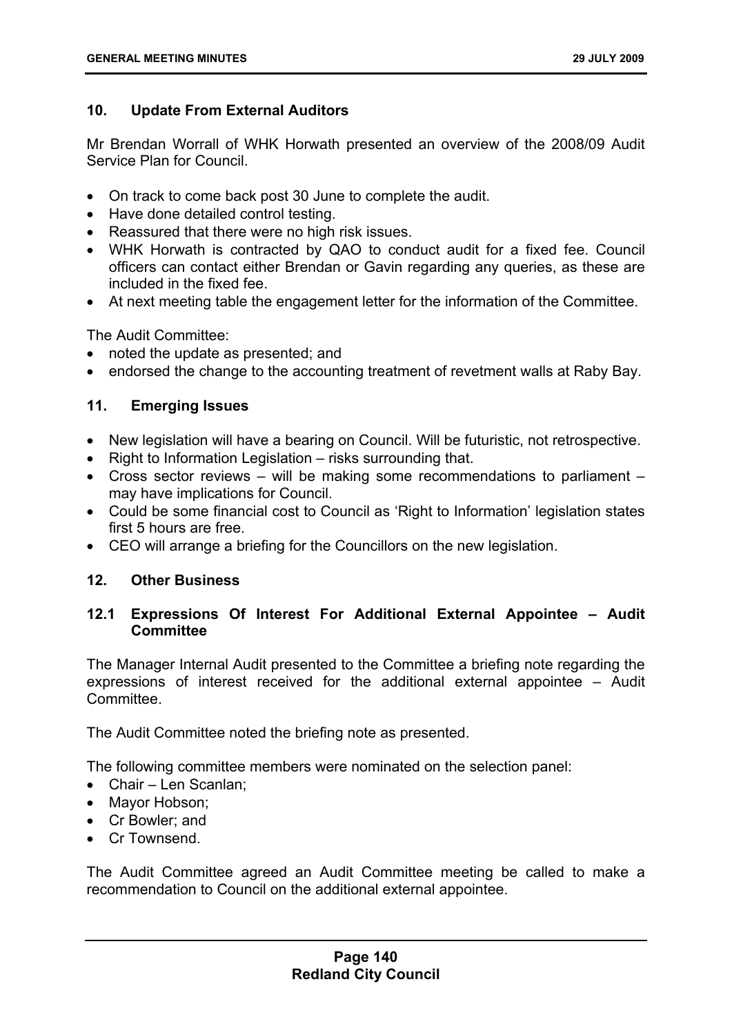## 10. Update From External Auditors

Mr Brendan Worrall of WHK Horwath presented an overview of the 2008/09 Audit Service Plan for Council.

- On track to come back post 30 June to complete the audit.
- Have done detailed control testing.
- Reassured that there were no high risk issues.
- WHK Horwath is contracted by QAO to conduct audit for a fixed fee. Council officers can contact either Brendan or Gavin regarding any queries, as these are included in the fixed fee.
- At next meeting table the engagement letter for the information of the Committee.

The Audit Committee:

- noted the update as presented; and
- endorsed the change to the accounting treatment of revetment walls at Raby Bay.

## 11. Emerging Issues

- New legislation will have a bearing on Council. Will be futuristic, not retrospective.
- Right to Information Legislation – risks surrounding that.
- Cross sector reviews – will be making some recommendations to parliament – may have implications for Council.
- Could be some financial cost to Council as 'Right to Information' legislation states first 5 hours are free.
- CEO will arrange a briefing for the Councillors on the new legislation.

## 12. Other Business

### 12.1 Expressions Of Interest For Additional External Appointee – Audit Committee

The Manager Internal Audit presented to the Committee a briefing note regarding the expressions of interest received for the additional external appointee – Audit Committee.

The Audit Committee noted the briefing note as presented.

The following committee members were nominated on the selection panel:

- Chair – Len Scanlan;
- Mayor Hobson;
- Cr Bowler; and
- Cr Townsend.

The Audit Committee agreed an Audit Committee meeting be called to make a recommendation to Council on the additional external appointee.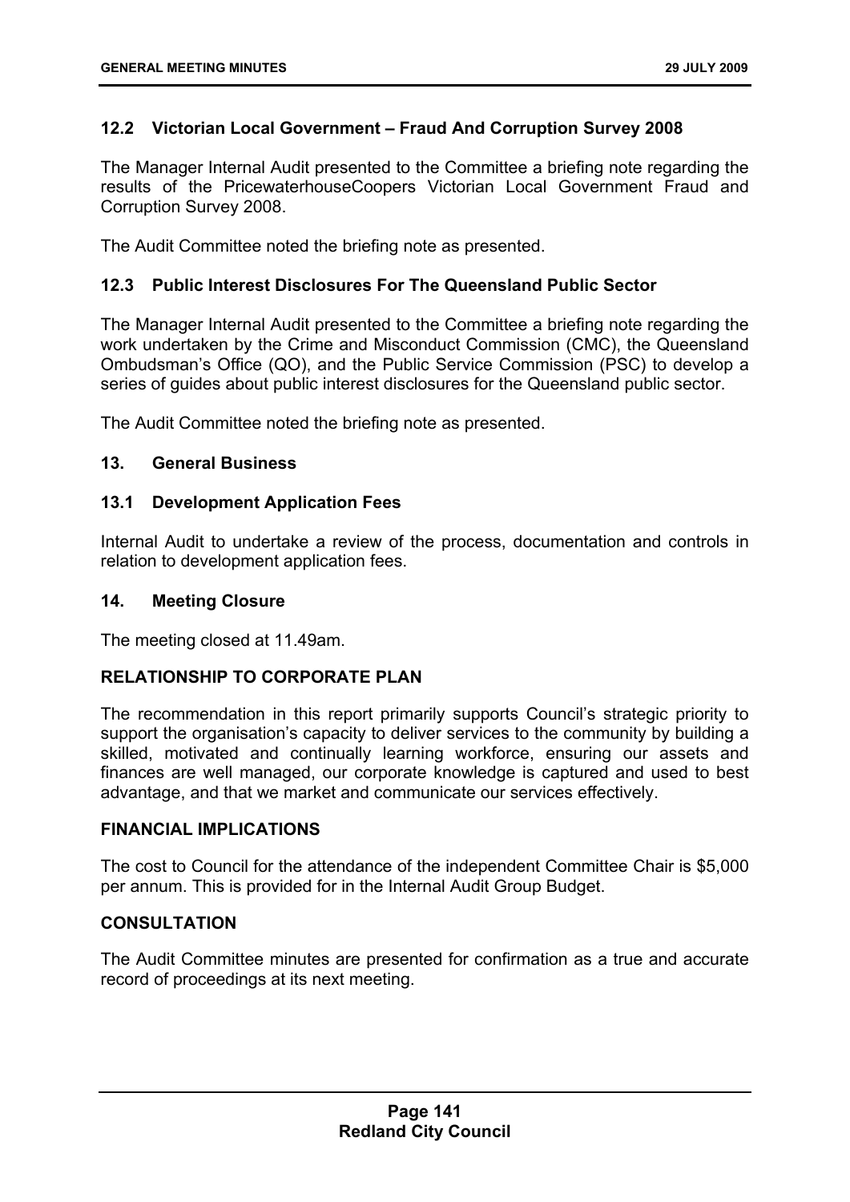### 12.2 Victorian Local Government – Fraud And Corruption Survey 2008

The Manager Internal Audit presented to the Committee a briefing note regarding the results of the PricewaterhouseCoopers Victorian Local Government Fraud and Corruption Survey 2008.

The Audit Committee noted the briefing note as presented.

### 12.3 Public Interest Disclosures For The Queensland Public Sector

The Manager Internal Audit presented to the Committee a briefing note regarding the work undertaken by the Crime and Misconduct Commission (CMC), the Queensland Ombudsman's Office (QO), and the Public Service Commission (PSC) to develop a series of guides about public interest disclosures for the Queensland public sector.

The Audit Committee noted the briefing note as presented.

### 13. General Business

### 13.1 Development Application Fees

Internal Audit to undertake a review of the process, documentation and controls in relation to development application fees.

### 14. Meeting Closure

The meeting closed at 11.49am.

## RELATIONSHIP TO CORPORATE PLAN

The recommendation in this report primarily supports Council's strategic priority to support the organisation's capacity to deliver services to the community by building a skilled, motivated and continually learning workforce, ensuring our assets and finances are well managed, our corporate knowledge is captured and used to best advantage, and that we market and communicate our services effectively.

## FINANCIAL IMPLICATIONS

The cost to Council for the attendance of the independent Committee Chair is $5,000 per annum. This is provided for in the Internal Audit Group Budget.

## CONSULTATION

The Audit Committee minutes are presented for confirmation as a true and accurate record of proceedings at its next meeting.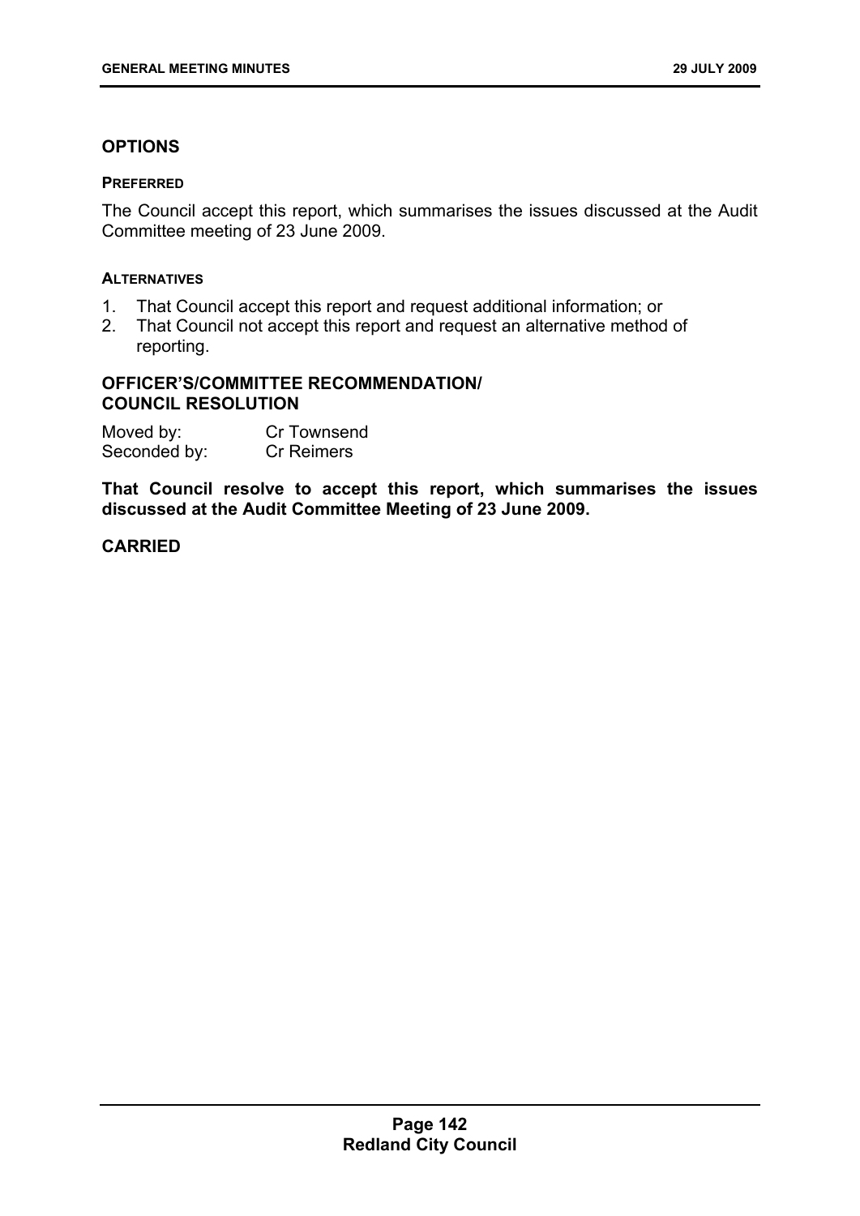## OPTIONS

### PREFERRED

The Council accept this report, which summarises the issues discussed at the Audit Committee meeting of 23 June 2009.

### ALTERNATIVES

1. That Council accept this report and request additional information; or
2. That Council not accept this report and request an alternative method of reporting.

## OFFICER'S/COMMITTEE RECOMMENDATION/ COUNCIL RESOLUTION

Moved by: Cr Townsend
Seconded by: Cr Reimers

**That Council resolve to accept this report, which summarises the issues discussed at the Audit Committee Meeting of 23 June 2009.**

**CARRIED**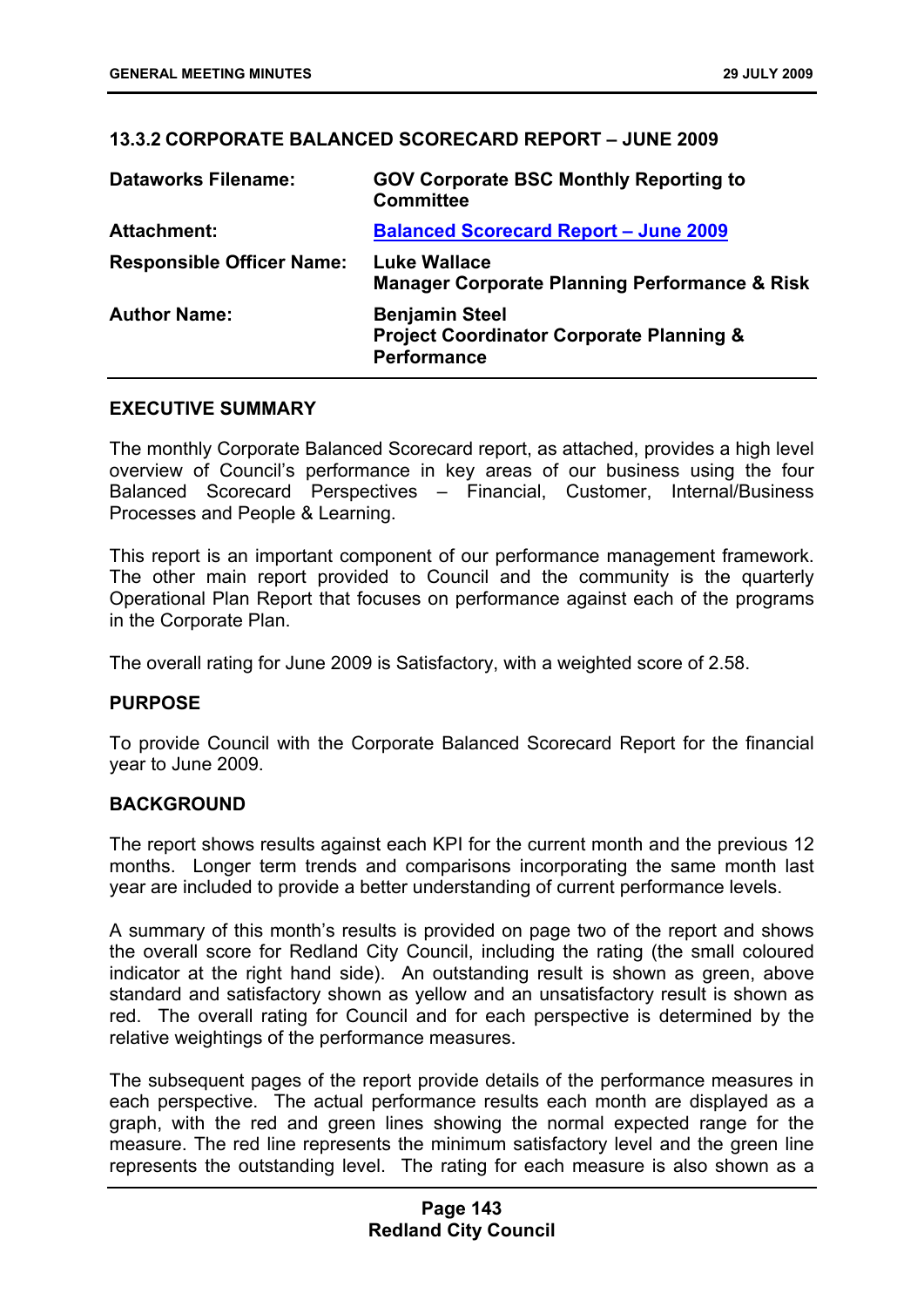## 13.3.2 CORPORATE BALANCED SCORECARD REPORT – JUNE 2009

| | |
|---|---|
| **Dataworks Filename:** | **GOV Corporate BSC Monthly Reporting to Committee** |
| **Attachment:** | **Balanced Scorecard Report – June 2009** |
| **Responsible Officer Name:** | **Luke Wallace**<br>**Manager Corporate Planning Performance & Risk** |
| **Author Name:** | **Benjamin Steel**<br>**Project Coordinator Corporate Planning & Performance** |

### EXECUTIVE SUMMARY

The monthly Corporate Balanced Scorecard report, as attached, provides a high level overview of Council's performance in key areas of our business using the four Balanced Scorecard Perspectives – Financial, Customer, Internal/Business Processes and People & Learning.

This report is an important component of our performance management framework. The other main report provided to Council and the community is the quarterly Operational Plan Report that focuses on performance against each of the programs in the Corporate Plan.

The overall rating for June 2009 is Satisfactory, with a weighted score of 2.58.

### PURPOSE

To provide Council with the Corporate Balanced Scorecard Report for the financial year to June 2009.

### BACKGROUND

The report shows results against each KPI for the current month and the previous 12 months. Longer term trends and comparisons incorporating the same month last year are included to provide a better understanding of current performance levels.

A summary of this month's results is provided on page two of the report and shows the overall score for Redland City Council, including the rating (the small coloured indicator at the right hand side). An outstanding result is shown as green, above standard and satisfactory shown as yellow and an unsatisfactory result is shown as red. The overall rating for Council and for each perspective is determined by the relative weightings of the performance measures.

The subsequent pages of the report provide details of the performance measures in each perspective. The actual performance results each month are displayed as a graph, with the red and green lines showing the normal expected range for the measure. The red line represents the minimum satisfactory level and the green line represents the outstanding level. The rating for each measure is also shown as a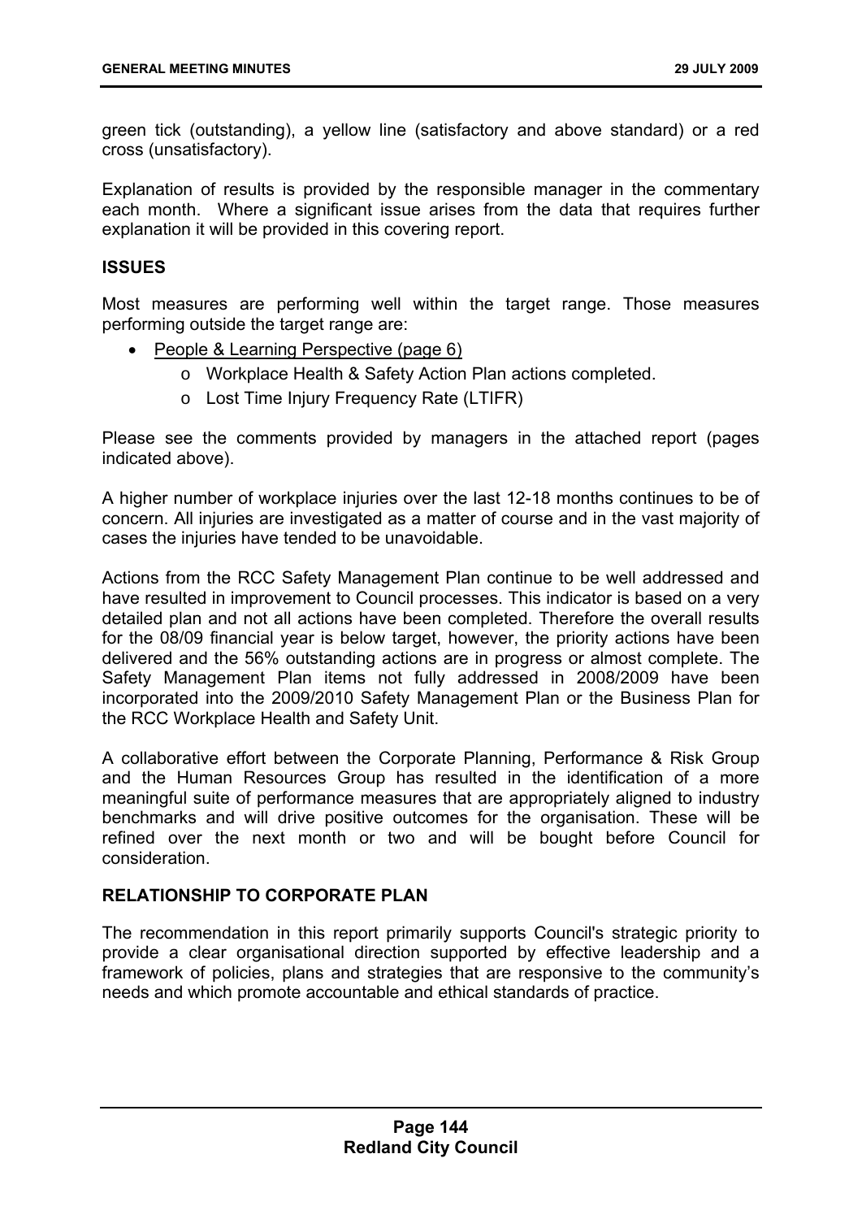green tick (outstanding), a yellow line (satisfactory and above standard) or a red cross (unsatisfactory).

Explanation of results is provided by the responsible manager in the commentary each month. Where a significant issue arises from the data that requires further explanation it will be provided in this covering report.

## ISSUES

Most measures are performing well within the target range. Those measures performing outside the target range are:

- People & Learning Perspective (page 6)
    - Workplace Health & Safety Action Plan actions completed.
    - Lost Time Injury Frequency Rate (LTIFR)

Please see the comments provided by managers in the attached report (pages indicated above).

A higher number of workplace injuries over the last 12-18 months continues to be of concern. All injuries are investigated as a matter of course and in the vast majority of cases the injuries have tended to be unavoidable.

Actions from the RCC Safety Management Plan continue to be well addressed and have resulted in improvement to Council processes. This indicator is based on a very detailed plan and not all actions have been completed. Therefore the overall results for the 08/09 financial year is below target, however, the priority actions have been delivered and the 56% outstanding actions are in progress or almost complete. The Safety Management Plan items not fully addressed in 2008/2009 have been incorporated into the 2009/2010 Safety Management Plan or the Business Plan for the RCC Workplace Health and Safety Unit.

A collaborative effort between the Corporate Planning, Performance & Risk Group and the Human Resources Group has resulted in the identification of a more meaningful suite of performance measures that are appropriately aligned to industry benchmarks and will drive positive outcomes for the organisation. These will be refined over the next month or two and will be bought before Council for consideration.

## RELATIONSHIP TO CORPORATE PLAN

The recommendation in this report primarily supports Council's strategic priority to provide a clear organisational direction supported by effective leadership and a framework of policies, plans and strategies that are responsive to the community's needs and which promote accountable and ethical standards of practice.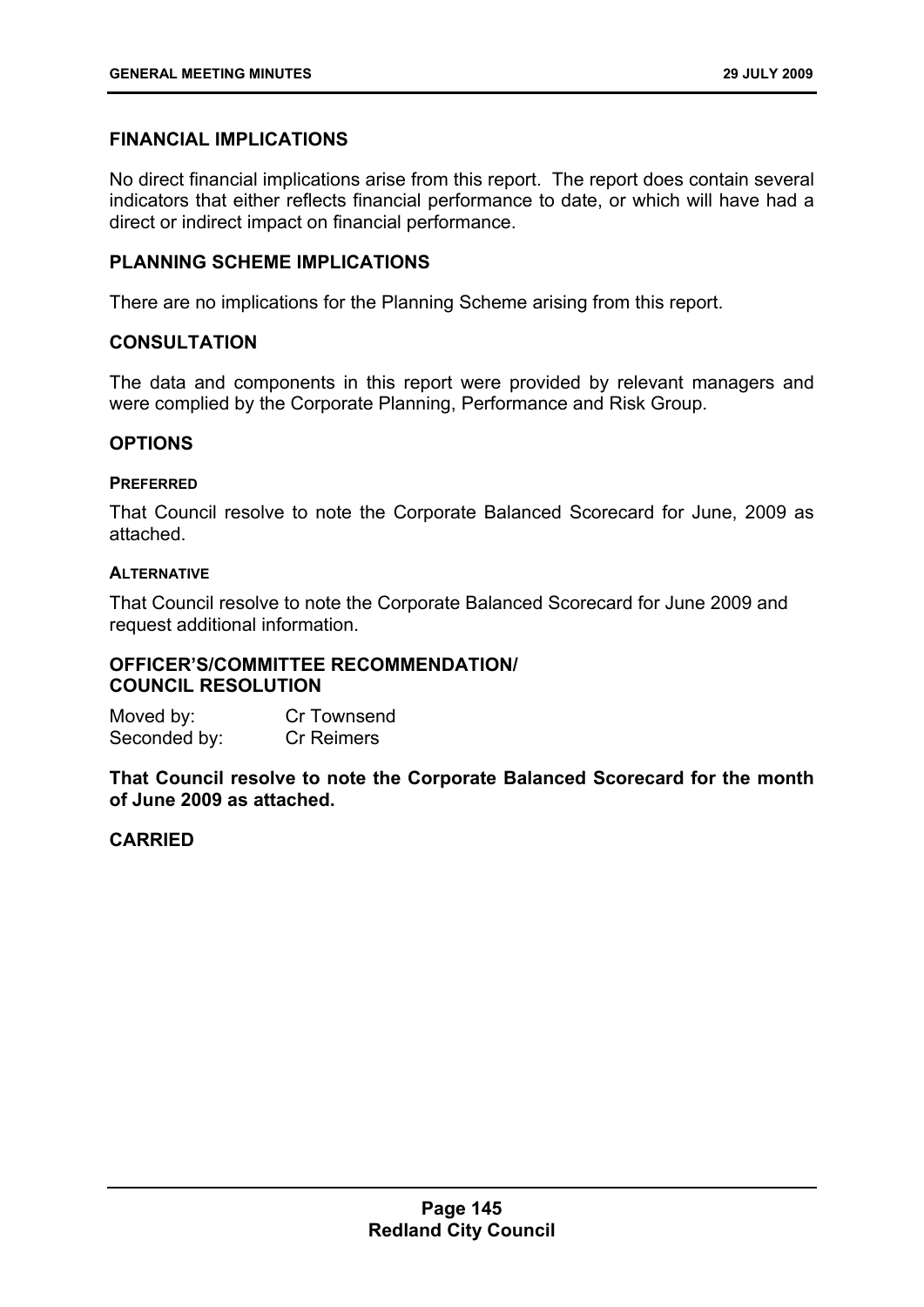## FINANCIAL IMPLICATIONS

No direct financial implications arise from this report. The report does contain several indicators that either reflects financial performance to date, or which will have had a direct or indirect impact on financial performance.

## PLANNING SCHEME IMPLICATIONS

There are no implications for the Planning Scheme arising from this report.

## CONSULTATION

The data and components in this report were provided by relevant managers and were complied by the Corporate Planning, Performance and Risk Group.

## OPTIONS

### PREFERRED

That Council resolve to note the Corporate Balanced Scorecard for June, 2009 as attached.

### ALTERNATIVE

That Council resolve to note the Corporate Balanced Scorecard for June 2009 and request additional information.

## OFFICER'S/COMMITTEE RECOMMENDATION/ COUNCIL RESOLUTION

Moved by: Cr Townsend
Seconded by: Cr Reimers

**That Council resolve to note the Corporate Balanced Scorecard for the month of June 2009 as attached.**

**CARRIED**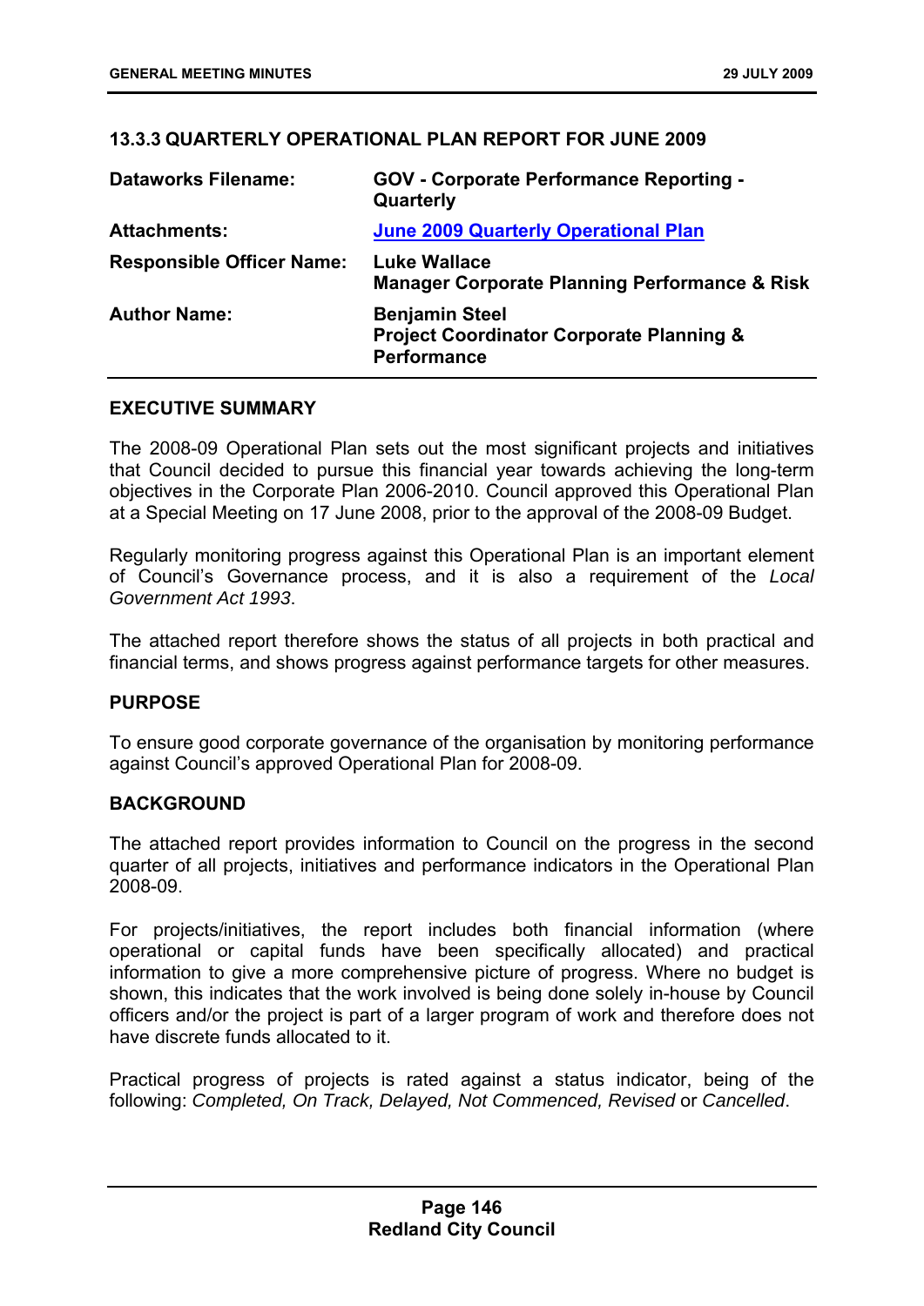### 13.3.3 QUARTERLY OPERATIONAL PLAN REPORT FOR JUNE 2009

| | |
|---|---|
| **Dataworks Filename:** | **GOV - Corporate Performance Reporting - Quarterly** |
| **Attachments:** | **June 2009 Quarterly Operational Plan** |
| **Responsible Officer Name:** | **Luke Wallace**<br>**Manager Corporate Planning Performance & Risk** |
| **Author Name:** | **Benjamin Steel**<br>**Project Coordinator Corporate Planning & Performance** |

**EXECUTIVE SUMMARY**

The 2008-09 Operational Plan sets out the most significant projects and initiatives that Council decided to pursue this financial year towards achieving the long-term objectives in the Corporate Plan 2006-2010. Council approved this Operational Plan at a Special Meeting on 17 June 2008, prior to the approval of the 2008-09 Budget.

Regularly monitoring progress against this Operational Plan is an important element of Council's Governance process, and it is also a requirement of the *Local Government Act 1993*.

The attached report therefore shows the status of all projects in both practical and financial terms, and shows progress against performance targets for other measures.

**PURPOSE**

To ensure good corporate governance of the organisation by monitoring performance against Council's approved Operational Plan for 2008-09.

**BACKGROUND**

The attached report provides information to Council on the progress in the second quarter of all projects, initiatives and performance indicators in the Operational Plan 2008-09.

For projects/initiatives, the report includes both financial information (where operational or capital funds have been specifically allocated) and practical information to give a more comprehensive picture of progress. Where no budget is shown, this indicates that the work involved is being done solely in-house by Council officers and/or the project is part of a larger program of work and therefore does not have discrete funds allocated to it.

Practical progress of projects is rated against a status indicator, being of the following: *Completed, On Track, Delayed, Not Commenced, Revised* or *Cancelled*.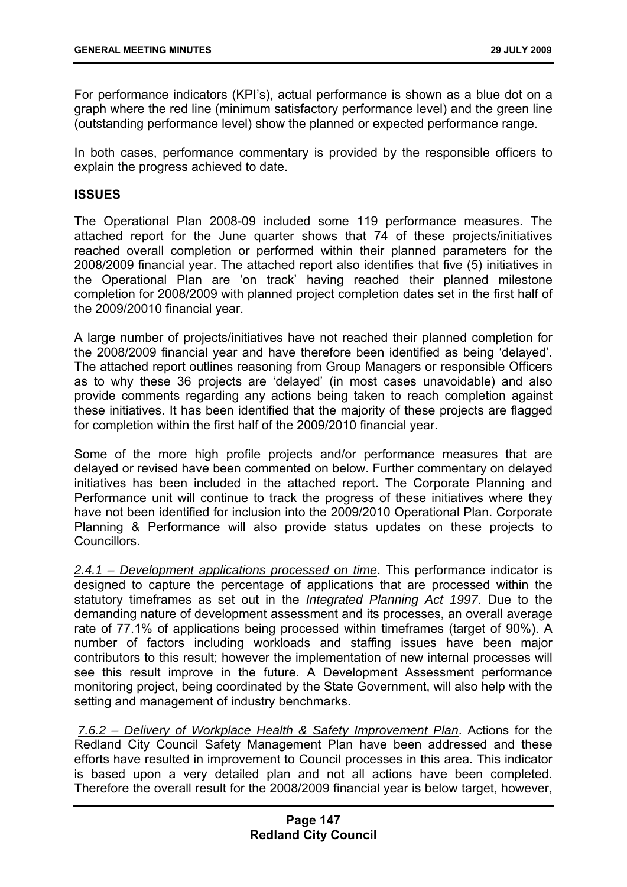For performance indicators (KPI's), actual performance is shown as a blue dot on a graph where the red line (minimum satisfactory performance level) and the green line (outstanding performance level) show the planned or expected performance range.

In both cases, performance commentary is provided by the responsible officers to explain the progress achieved to date.

**ISSUES**

The Operational Plan 2008-09 included some 119 performance measures. The attached report for the June quarter shows that 74 of these projects/initiatives reached overall completion or performed within their planned parameters for the 2008/2009 financial year. The attached report also identifies that five (5) initiatives in the Operational Plan are 'on track' having reached their planned milestone completion for 2008/2009 with planned project completion dates set in the first half of the 2009/20010 financial year.

A large number of projects/initiatives have not reached their planned completion for the 2008/2009 financial year and have therefore been identified as being 'delayed'. The attached report outlines reasoning from Group Managers or responsible Officers as to why these 36 projects are 'delayed' (in most cases unavoidable) and also provide comments regarding any actions being taken to reach completion against these initiatives. It has been identified that the majority of these projects are flagged for completion within the first half of the 2009/2010 financial year.

Some of the more high profile projects and/or performance measures that are delayed or revised have been commented on below. Further commentary on delayed initiatives has been included in the attached report. The Corporate Planning and Performance unit will continue to track the progress of these initiatives where they have not been identified for inclusion into the 2009/2010 Operational Plan. Corporate Planning & Performance will also provide status updates on these projects to Councillors.

<u>*2.4.1 – Development applications processed on time*</u>. This performance indicator is designed to capture the percentage of applications that are processed within the statutory timeframes as set out in the *Integrated Planning Act 1997*. Due to the demanding nature of development assessment and its processes, an overall average rate of 77.1% of applications being processed within timeframes (target of 90%). A number of factors including workloads and staffing issues have been major contributors to this result; however the implementation of new internal processes will see this result improve in the future. A Development Assessment performance monitoring project, being coordinated by the State Government, will also help with the setting and management of industry benchmarks.

<u>*7.6.2 – Delivery of Workplace Health & Safety Improvement Plan*</u>. Actions for the Redland City Council Safety Management Plan have been addressed and these efforts have resulted in improvement to Council processes in this area. This indicator is based upon a very detailed plan and not all actions have been completed. Therefore the overall result for the 2008/2009 financial year is below target, however,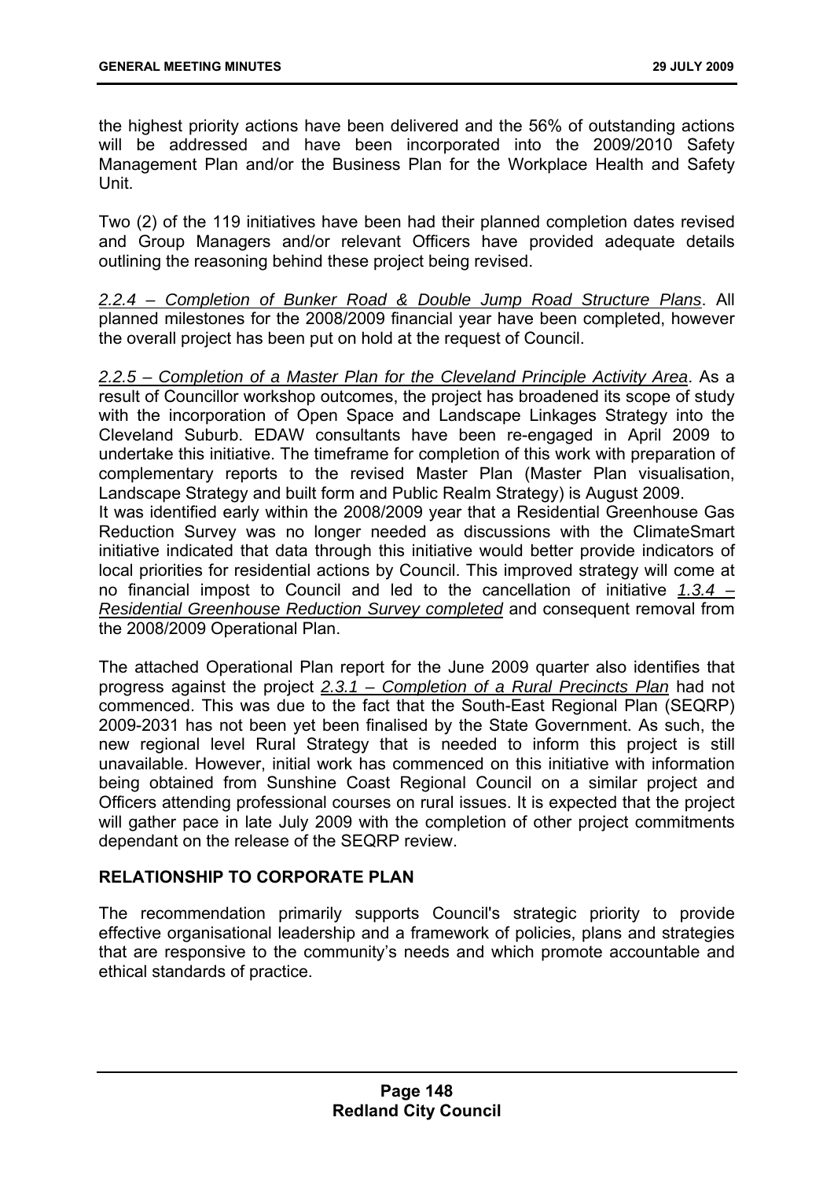the highest priority actions have been delivered and the 56% of outstanding actions will be addressed and have been incorporated into the 2009/2010 Safety Management Plan and/or the Business Plan for the Workplace Health and Safety Unit.

Two (2) of the 119 initiatives have been had their planned completion dates revised and Group Managers and/or relevant Officers have provided adequate details outlining the reasoning behind these project being revised.

*2.2.4 – Completion of Bunker Road & Double Jump Road Structure Plans*. All planned milestones for the 2008/2009 financial year have been completed, however the overall project has been put on hold at the request of Council.

*2.2.5 – Completion of a Master Plan for the Cleveland Principle Activity Area*. As a result of Councillor workshop outcomes, the project has broadened its scope of study with the incorporation of Open Space and Landscape Linkages Strategy into the Cleveland Suburb. EDAW consultants have been re-engaged in April 2009 to undertake this initiative. The timeframe for completion of this work with preparation of complementary reports to the revised Master Plan (Master Plan visualisation, Landscape Strategy and built form and Public Realm Strategy) is August 2009.

It was identified early within the 2008/2009 year that a Residential Greenhouse Gas Reduction Survey was no longer needed as discussions with the ClimateSmart initiative indicated that data through this initiative would better provide indicators of local priorities for residential actions by Council. This improved strategy will come at no financial impost to Council and led to the cancellation of initiative *1.3.4 – Residential Greenhouse Reduction Survey completed* and consequent removal from the 2008/2009 Operational Plan.

The attached Operational Plan report for the June 2009 quarter also identifies that progress against the project *2.3.1 – Completion of a Rural Precincts Plan* had not commenced. This was due to the fact that the South-East Regional Plan (SEQRP) 2009-2031 has not been yet been finalised by the State Government. As such, the new regional level Rural Strategy that is needed to inform this project is still unavailable. However, initial work has commenced on this initiative with information being obtained from Sunshine Coast Regional Council on a similar project and Officers attending professional courses on rural issues. It is expected that the project will gather pace in late July 2009 with the completion of other project commitments dependant on the release of the SEQRP review.

## RELATIONSHIP TO CORPORATE PLAN

The recommendation primarily supports Council's strategic priority to provide effective organisational leadership and a framework of policies, plans and strategies that are responsive to the community's needs and which promote accountable and ethical standards of practice.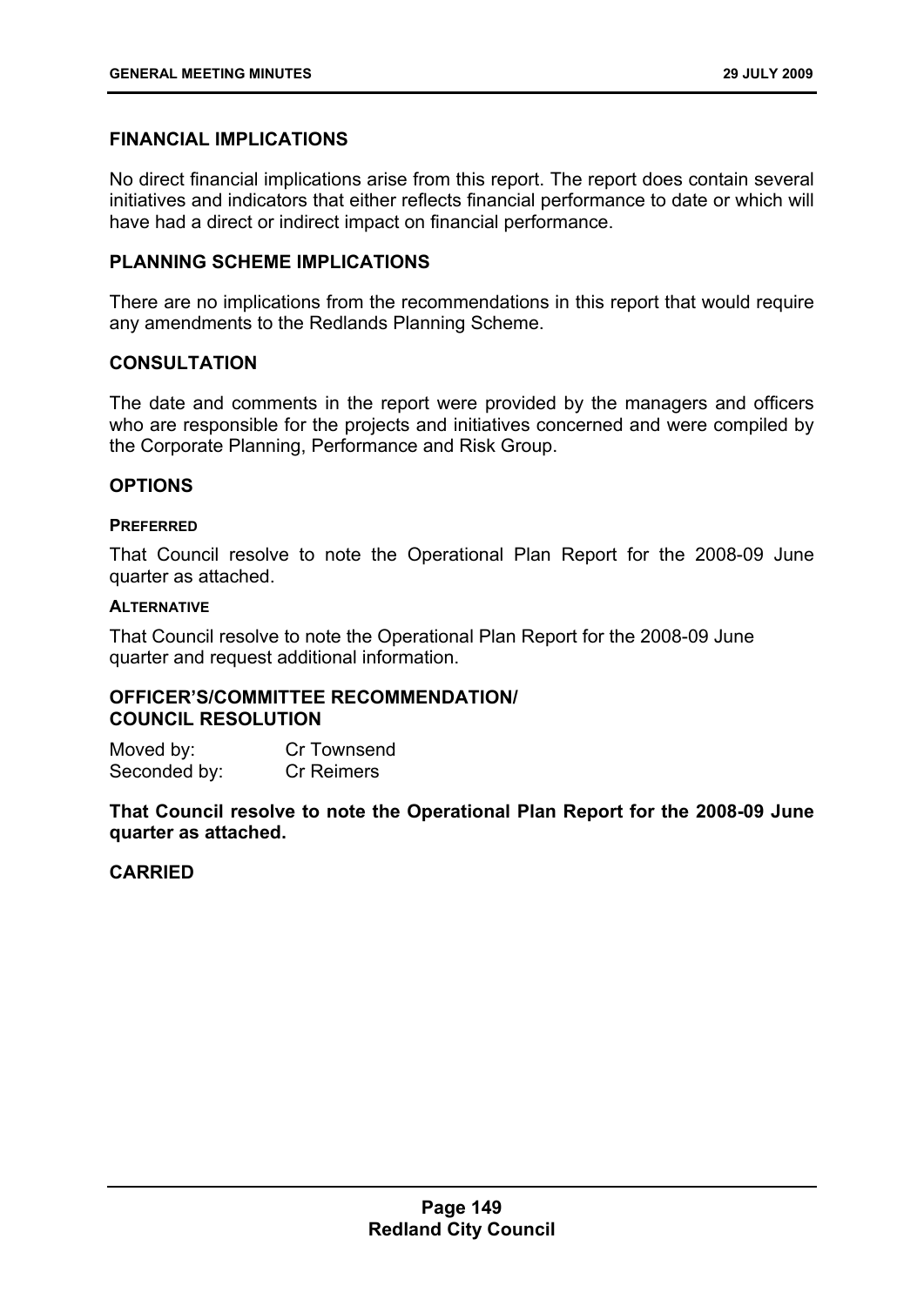## FINANCIAL IMPLICATIONS

No direct financial implications arise from this report. The report does contain several initiatives and indicators that either reflects financial performance to date or which will have had a direct or indirect impact on financial performance.

## PLANNING SCHEME IMPLICATIONS

There are no implications from the recommendations in this report that would require any amendments to the Redlands Planning Scheme.

## CONSULTATION

The date and comments in the report were provided by the managers and officers who are responsible for the projects and initiatives concerned and were compiled by the Corporate Planning, Performance and Risk Group.

## OPTIONS

#### PREFERRED

That Council resolve to note the Operational Plan Report for the 2008-09 June quarter as attached.

#### ALTERNATIVE

That Council resolve to note the Operational Plan Report for the 2008-09 June quarter and request additional information.

## OFFICER'S/COMMITTEE RECOMMENDATION/ COUNCIL RESOLUTION

Moved by: Cr Townsend
Seconded by: Cr Reimers

**That Council resolve to note the Operational Plan Report for the 2008-09 June quarter as attached.**

**CARRIED**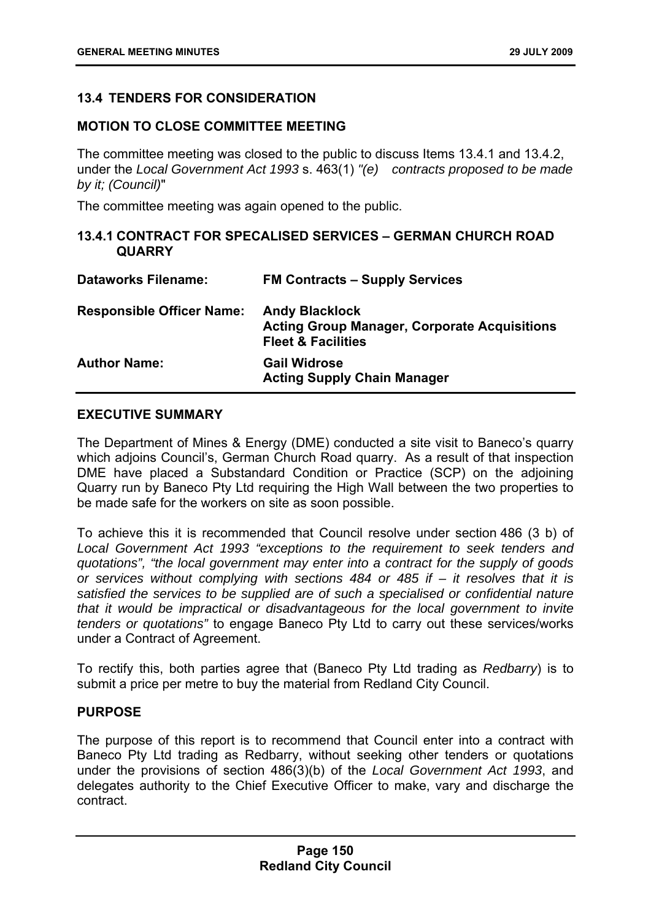## 13.4 TENDERS FOR CONSIDERATION

### MOTION TO CLOSE COMMITTEE MEETING

The committee meeting was closed to the public to discuss Items 13.4.1 and 13.4.2, under the *Local Government Act 1993* s. 463(1) *"(e) contracts proposed to be made by it; (Council)"*

The committee meeting was again opened to the public.

### 13.4.1 CONTRACT FOR SPECALISED SERVICES – GERMAN CHURCH ROAD QUARRY

| | |
|---|---|
| **Dataworks Filename:** | **FM Contracts – Supply Services** |
| **Responsible Officer Name:** | **Andy Blacklock**<br>**Acting Group Manager, Corporate Acquisitions Fleet & Facilities** |
| **Author Name:** | **Gail Widrose**<br>**Acting Supply Chain Manager** |

#### EXECUTIVE SUMMARY

The Department of Mines & Energy (DME) conducted a site visit to Baneco's quarry which adjoins Council's, German Church Road quarry. As a result of that inspection DME have placed a Substandard Condition or Practice (SCP) on the adjoining Quarry run by Baneco Pty Ltd requiring the High Wall between the two properties to be made safe for the workers on site as soon possible.

To achieve this it is recommended that Council resolve under section 486 (3 b) of *Local Government Act 1993 "exceptions to the requirement to seek tenders and quotations", "the local government may enter into a contract for the supply of goods or services without complying with sections 484 or 485 if – it resolves that it is satisfied the services to be supplied are of such a specialised or confidential nature that it would be impractical or disadvantageous for the local government to invite tenders or quotations"* to engage Baneco Pty Ltd to carry out these services/works under a Contract of Agreement.

To rectify this, both parties agree that (Baneco Pty Ltd trading as *Redbarry*) is to submit a price per metre to buy the material from Redland City Council.

#### PURPOSE

The purpose of this report is to recommend that Council enter into a contract with Baneco Pty Ltd trading as Redbarry, without seeking other tenders or quotations under the provisions of section 486(3)(b) of the *Local Government Act 1993*, and delegates authority to the Chief Executive Officer to make, vary and discharge the contract.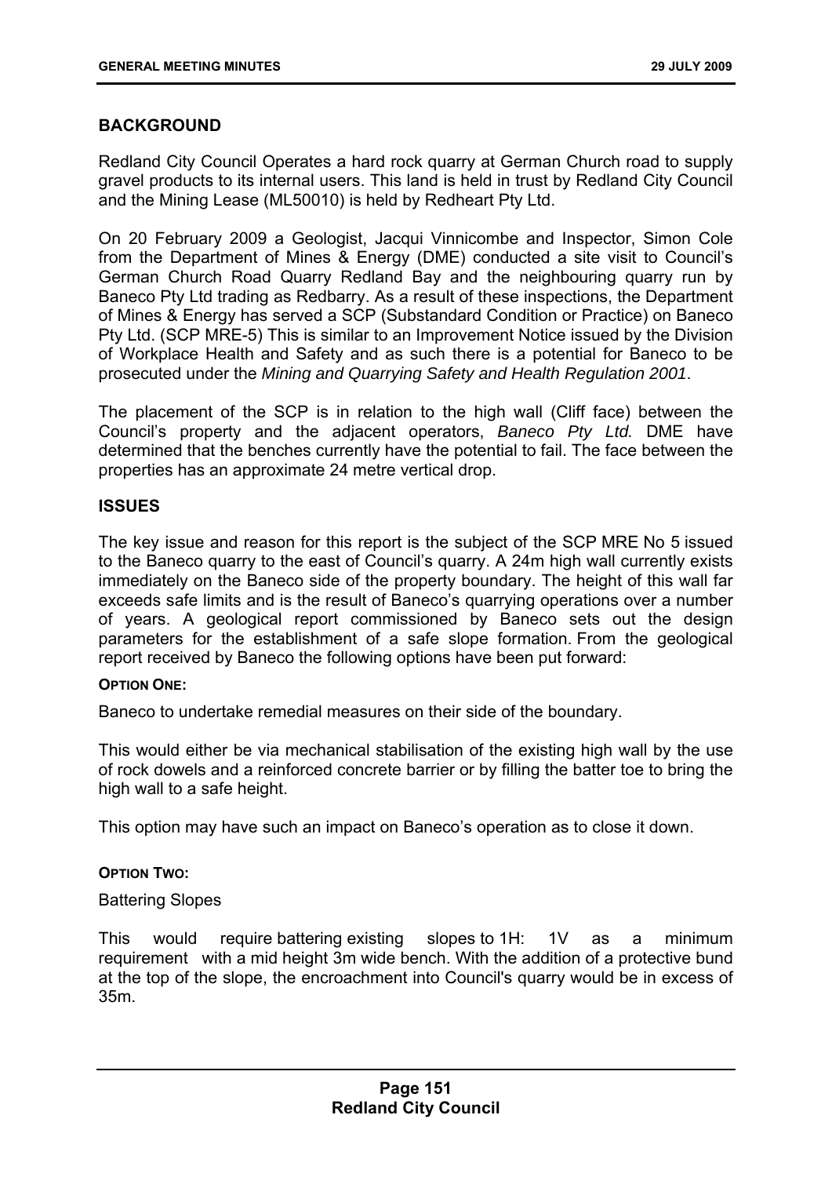## BACKGROUND

Redland City Council Operates a hard rock quarry at German Church road to supply gravel products to its internal users. This land is held in trust by Redland City Council and the Mining Lease (ML50010) is held by Redheart Pty Ltd.

On 20 February 2009 a Geologist, Jacqui Vinnicombe and Inspector, Simon Cole from the Department of Mines & Energy (DME) conducted a site visit to Council's German Church Road Quarry Redland Bay and the neighbouring quarry run by Baneco Pty Ltd trading as Redbarry. As a result of these inspections, the Department of Mines & Energy has served a SCP (Substandard Condition or Practice) on Baneco Pty Ltd. (SCP MRE-5) This is similar to an Improvement Notice issued by the Division of Workplace Health and Safety and as such there is a potential for Baneco to be prosecuted under the *Mining and Quarrying Safety and Health Regulation 2001*.

The placement of the SCP is in relation to the high wall (Cliff face) between the Council's property and the adjacent operators, *Baneco Pty Ltd.* DME have determined that the benches currently have the potential to fail. The face between the properties has an approximate 24 metre vertical drop.

## ISSUES

The key issue and reason for this report is the subject of the SCP MRE No 5 issued to the Baneco quarry to the east of Council's quarry. A 24m high wall currently exists immediately on the Baneco side of the property boundary. The height of this wall far exceeds safe limits and is the result of Baneco's quarrying operations over a number of years. A geological report commissioned by Baneco sets out the design parameters for the establishment of a safe slope formation. From the geological report received by Baneco the following options have been put forward:

**OPTION ONE:**

Baneco to undertake remedial measures on their side of the boundary.

This would either be via mechanical stabilisation of the existing high wall by the use of rock dowels and a reinforced concrete barrier or by filling the batter toe to bring the high wall to a safe height.

This option may have such an impact on Baneco's operation as to close it down.

**OPTION TWO:**

Battering Slopes

This would require battering existing slopes to 1H: 1V as a minimum requirement with a mid height 3m wide bench. With the addition of a protective bund at the top of the slope, the encroachment into Council's quarry would be in excess of 35m.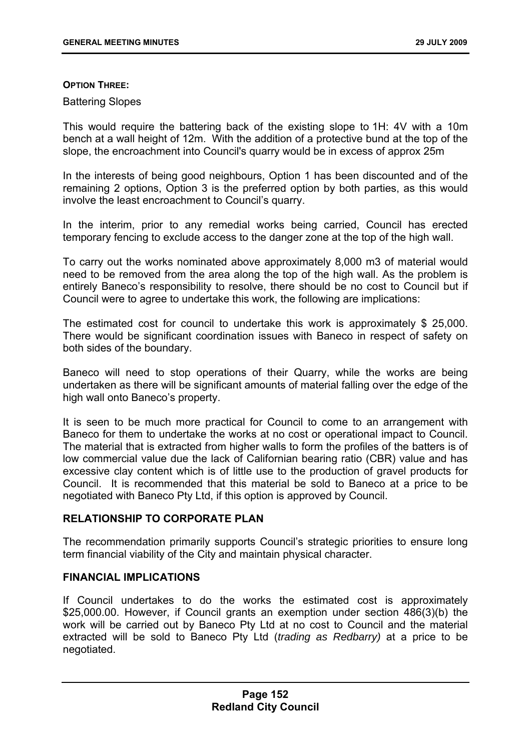**OPTION THREE:**

Battering Slopes

This would require the battering back of the existing slope to 1H: 4V with a 10m bench at a wall height of 12m. With the addition of a protective bund at the top of the slope, the encroachment into Council's quarry would be in excess of approx 25m

In the interests of being good neighbours, Option 1 has been discounted and of the remaining 2 options, Option 3 is the preferred option by both parties, as this would involve the least encroachment to Council's quarry.

In the interim, prior to any remedial works being carried, Council has erected temporary fencing to exclude access to the danger zone at the top of the high wall.

To carry out the works nominated above approximately 8,000 m3 of material would need to be removed from the area along the top of the high wall. As the problem is entirely Baneco's responsibility to resolve, there should be no cost to Council but if Council were to agree to undertake this work, the following are implications:

The estimated cost for council to undertake this work is approximately $ 25,000. There would be significant coordination issues with Baneco in respect of safety on both sides of the boundary.

Baneco will need to stop operations of their Quarry, while the works are being undertaken as there will be significant amounts of material falling over the edge of the high wall onto Baneco's property.

It is seen to be much more practical for Council to come to an arrangement with Baneco for them to undertake the works at no cost or operational impact to Council. The material that is extracted from higher walls to form the profiles of the batters is of low commercial value due the lack of Californian bearing ratio (CBR) value and has excessive clay content which is of little use to the production of gravel products for Council. It is recommended that this material be sold to Baneco at a price to be negotiated with Baneco Pty Ltd, if this option is approved by Council.

## RELATIONSHIP TO CORPORATE PLAN

The recommendation primarily supports Council's strategic priorities to ensure long term financial viability of the City and maintain physical character.

## FINANCIAL IMPLICATIONS

If Council undertakes to do the works the estimated cost is approximately $25,000.00. However, if Council grants an exemption under section 486(3)(b) the work will be carried out by Baneco Pty Ltd at no cost to Council and the material extracted will be sold to Baneco Pty Ltd (*trading as Redbarry)* at a price to be negotiated.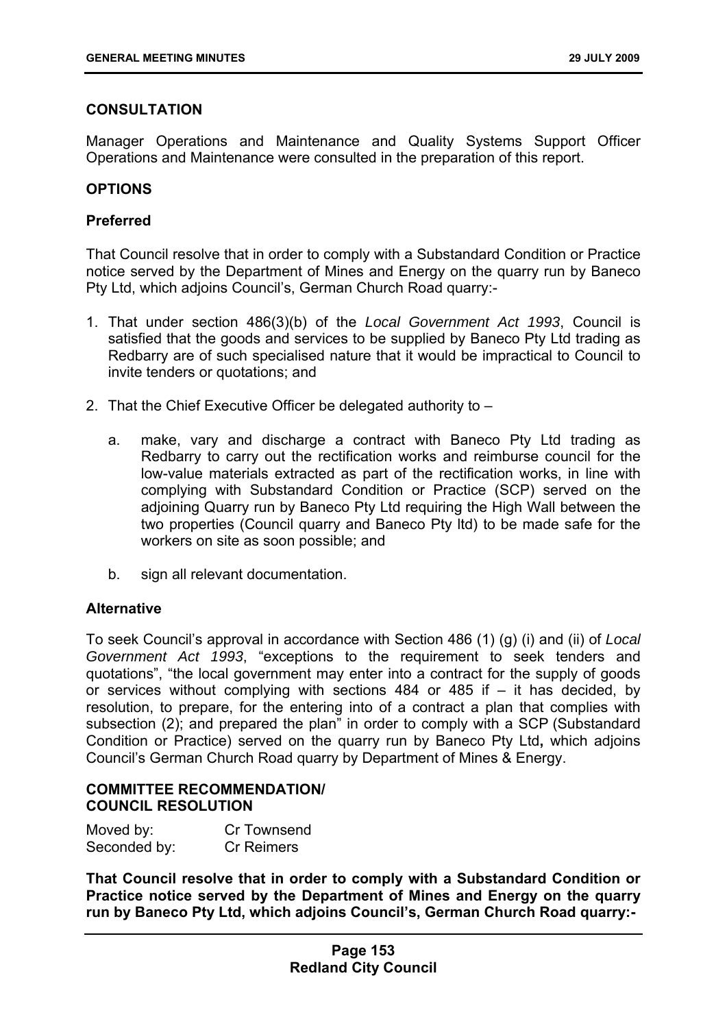**CONSULTATION**

Manager Operations and Maintenance and Quality Systems Support Officer Operations and Maintenance were consulted in the preparation of this report.

**OPTIONS**

**Preferred**

That Council resolve that in order to comply with a Substandard Condition or Practice notice served by the Department of Mines and Energy on the quarry run by Baneco Pty Ltd, which adjoins Council's, German Church Road quarry:-

1. That under section 486(3)(b) of the *Local Government Act 1993*, Council is satisfied that the goods and services to be supplied by Baneco Pty Ltd trading as Redbarry are of such specialised nature that it would be impractical to Council to invite tenders or quotations; and

2. That the Chief Executive Officer be delegated authority to –

   a. make, vary and discharge a contract with Baneco Pty Ltd trading as Redbarry to carry out the rectification works and reimburse council for the low-value materials extracted as part of the rectification works, in line with complying with Substandard Condition or Practice (SCP) served on the adjoining Quarry run by Baneco Pty Ltd requiring the High Wall between the two properties (Council quarry and Baneco Pty ltd) to be made safe for the workers on site as soon possible; and

   b. sign all relevant documentation.

**Alternative**

To seek Council's approval in accordance with Section 486 (1) (g) (i) and (ii) of *Local Government Act 1993*, "exceptions to the requirement to seek tenders and quotations", "the local government may enter into a contract for the supply of goods or services without complying with sections 484 or 485 if – it has decided, by resolution, to prepare, for the entering into of a contract a plan that complies with subsection (2); and prepared the plan" in order to comply with a SCP (Substandard Condition or Practice) served on the quarry run by Baneco Pty Ltd**,** which adjoins Council's German Church Road quarry by Department of Mines & Energy.

**COMMITTEE RECOMMENDATION/**
**COUNCIL RESOLUTION**

Moved by: Cr Townsend
Seconded by: Cr Reimers

**That Council resolve that in order to comply with a Substandard Condition or Practice notice served by the Department of Mines and Energy on the quarry run by Baneco Pty Ltd, which adjoins Council's, German Church Road quarry:-**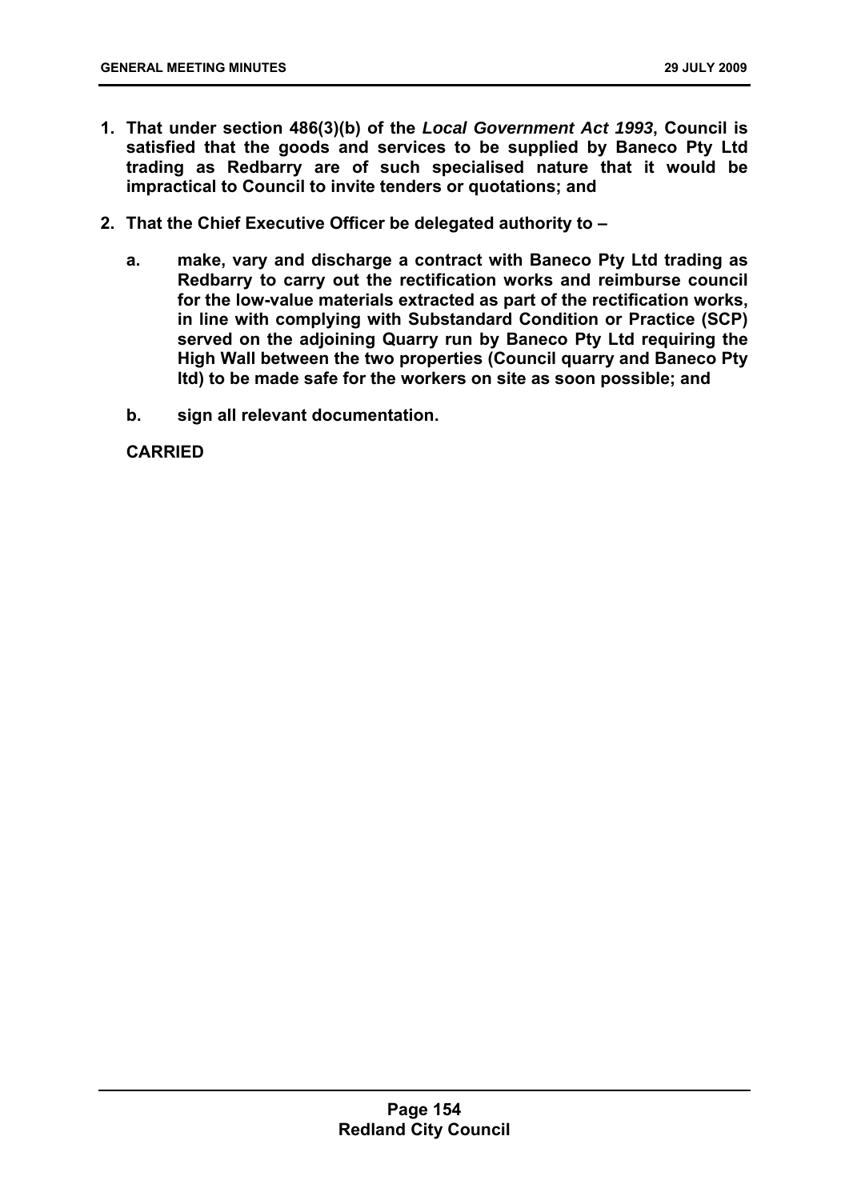1. **That under section 486(3)(b) of the *Local Government Act 1993*, Council is satisfied that the goods and services to be supplied by Baneco Pty Ltd trading as Redbarry are of such specialised nature that it would be impractical to Council to invite tenders or quotations; and**

2. **That the Chief Executive Officer be delegated authority to –**

   a. **make, vary and discharge a contract with Baneco Pty Ltd trading as Redbarry to carry out the rectification works and reimburse council for the low-value materials extracted as part of the rectification works, in line with complying with Substandard Condition or Practice (SCP) served on the adjoining Quarry run by Baneco Pty Ltd requiring the High Wall between the two properties (Council quarry and Baneco Pty ltd) to be made safe for the workers on site as soon possible; and**

   b. **sign all relevant documentation.**

**CARRIED**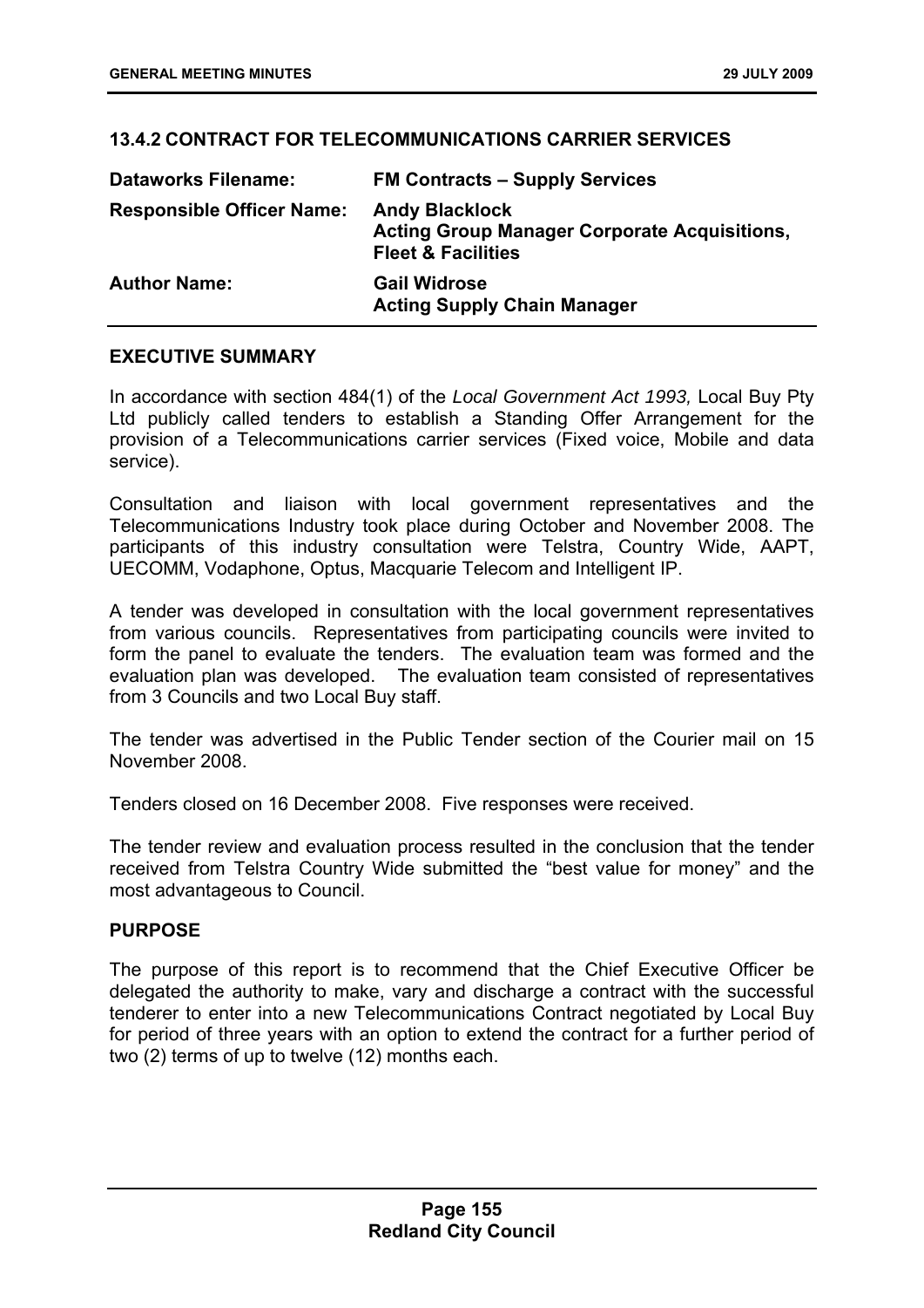## 13.4.2 CONTRACT FOR TELECOMMUNICATIONS CARRIER SERVICES

| | |
|---|---|
| **Dataworks Filename:** | **FM Contracts – Supply Services** |
| **Responsible Officer Name:** | **Andy Blacklock**<br>**Acting Group Manager Corporate Acquisitions, Fleet & Facilities** |
| **Author Name:** | **Gail Widrose**<br>**Acting Supply Chain Manager** |

### EXECUTIVE SUMMARY

In accordance with section 484(1) of the *Local Government Act 1993,* Local Buy Pty Ltd publicly called tenders to establish a Standing Offer Arrangement for the provision of a Telecommunications carrier services (Fixed voice, Mobile and data service).

Consultation and liaison with local government representatives and the Telecommunications Industry took place during October and November 2008. The participants of this industry consultation were Telstra, Country Wide, AAPT, UECOMM, Vodaphone, Optus, Macquarie Telecom and Intelligent IP.

A tender was developed in consultation with the local government representatives from various councils. Representatives from participating councils were invited to form the panel to evaluate the tenders. The evaluation team was formed and the evaluation plan was developed. The evaluation team consisted of representatives from 3 Councils and two Local Buy staff.

The tender was advertised in the Public Tender section of the Courier mail on 15 November 2008.

Tenders closed on 16 December 2008. Five responses were received.

The tender review and evaluation process resulted in the conclusion that the tender received from Telstra Country Wide submitted the "best value for money" and the most advantageous to Council.

### PURPOSE

The purpose of this report is to recommend that the Chief Executive Officer be delegated the authority to make, vary and discharge a contract with the successful tenderer to enter into a new Telecommunications Contract negotiated by Local Buy for period of three years with an option to extend the contract for a further period of two (2) terms of up to twelve (12) months each.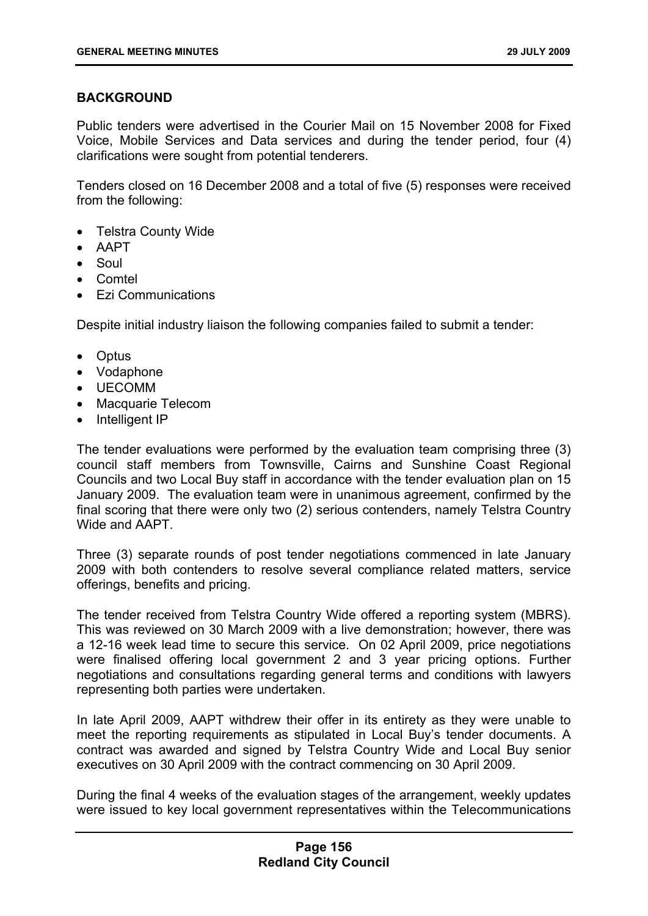## BACKGROUND

Public tenders were advertised in the Courier Mail on 15 November 2008 for Fixed Voice, Mobile Services and Data services and during the tender period, four (4) clarifications were sought from potential tenderers.

Tenders closed on 16 December 2008 and a total of five (5) responses were received from the following:

- Telstra County Wide
- AAPT
- Soul
- Comtel
- Ezi Communications

Despite initial industry liaison the following companies failed to submit a tender:

- Optus
- Vodaphone
- UECOMM
- Macquarie Telecom
- Intelligent IP

The tender evaluations were performed by the evaluation team comprising three (3) council staff members from Townsville, Cairns and Sunshine Coast Regional Councils and two Local Buy staff in accordance with the tender evaluation plan on 15 January 2009. The evaluation team were in unanimous agreement, confirmed by the final scoring that there were only two (2) serious contenders, namely Telstra Country Wide and AAPT.

Three (3) separate rounds of post tender negotiations commenced in late January 2009 with both contenders to resolve several compliance related matters, service offerings, benefits and pricing.

The tender received from Telstra Country Wide offered a reporting system (MBRS). This was reviewed on 30 March 2009 with a live demonstration; however, there was a 12-16 week lead time to secure this service. On 02 April 2009, price negotiations were finalised offering local government 2 and 3 year pricing options. Further negotiations and consultations regarding general terms and conditions with lawyers representing both parties were undertaken.

In late April 2009, AAPT withdrew their offer in its entirety as they were unable to meet the reporting requirements as stipulated in Local Buy's tender documents. A contract was awarded and signed by Telstra Country Wide and Local Buy senior executives on 30 April 2009 with the contract commencing on 30 April 2009.

During the final 4 weeks of the evaluation stages of the arrangement, weekly updates were issued to key local government representatives within the Telecommunications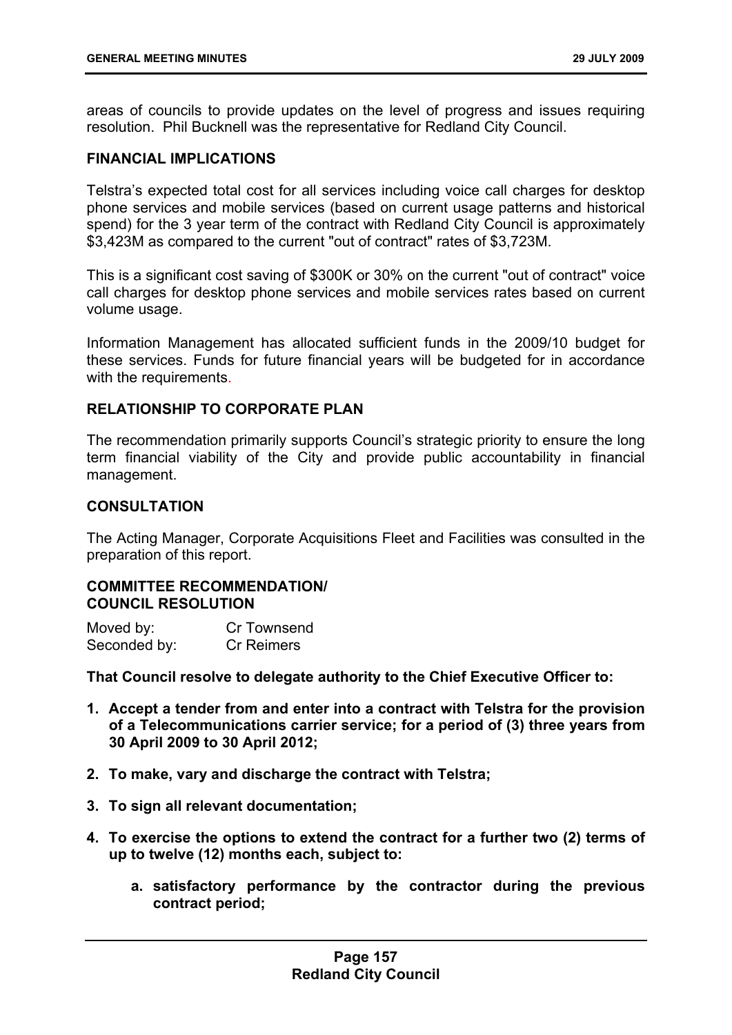areas of councils to provide updates on the level of progress and issues requiring resolution. Phil Bucknell was the representative for Redland City Council.

## FINANCIAL IMPLICATIONS

Telstra's expected total cost for all services including voice call charges for desktop phone services and mobile services (based on current usage patterns and historical spend) for the 3 year term of the contract with Redland City Council is approximately $3,423M as compared to the current "out of contract" rates of $3,723M.

This is a significant cost saving of $300K or 30% on the current "out of contract" voice call charges for desktop phone services and mobile services rates based on current volume usage.

Information Management has allocated sufficient funds in the 2009/10 budget for these services. Funds for future financial years will be budgeted for in accordance with the requirements.

## RELATIONSHIP TO CORPORATE PLAN

The recommendation primarily supports Council's strategic priority to ensure the long term financial viability of the City and provide public accountability in financial management.

## CONSULTATION

The Acting Manager, Corporate Acquisitions Fleet and Facilities was consulted in the preparation of this report.

## COMMITTEE RECOMMENDATION/ COUNCIL RESOLUTION

Moved by: Cr Townsend
Seconded by: Cr Reimers

**That Council resolve to delegate authority to the Chief Executive Officer to:**

1. **Accept a tender from and enter into a contract with Telstra for the provision of a Telecommunications carrier service; for a period of (3) three years from 30 April 2009 to 30 April 2012;**
2. **To make, vary and discharge the contract with Telstra;**
3. **To sign all relevant documentation;**
4. **To exercise the options to extend the contract for a further two (2) terms of up to twelve (12) months each, subject to:**
    a. **satisfactory performance by the contractor during the previous contract period;**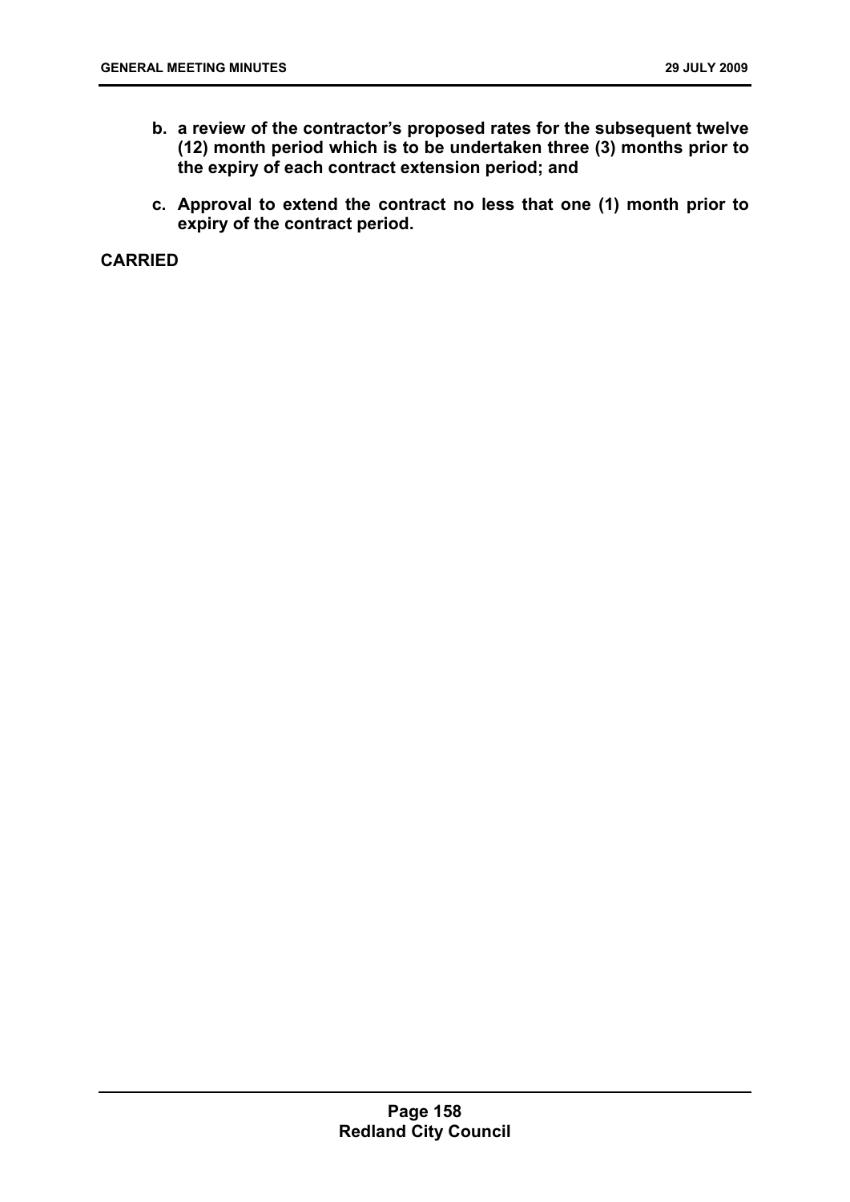**b. a review of the contractor's proposed rates for the subsequent twelve (12) month period which is to be undertaken three (3) months prior to the expiry of each contract extension period; and**

**c. Approval to extend the contract no less that one (1) month prior to expiry of the contract period.**

**CARRIED**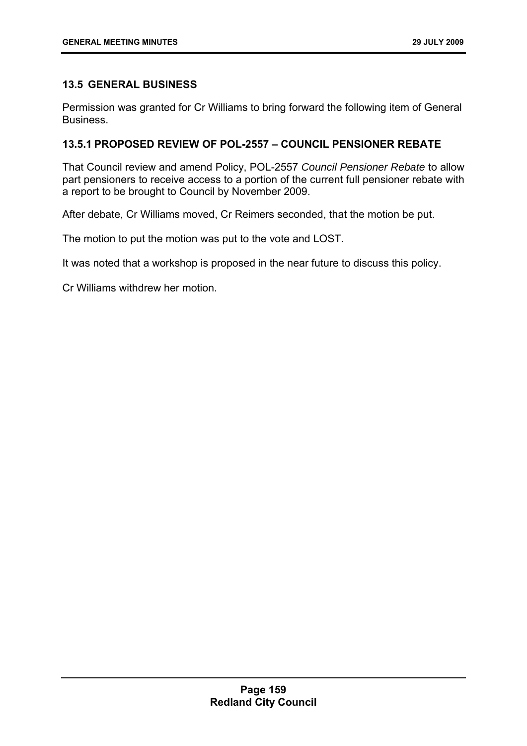## 13.5 GENERAL BUSINESS

Permission was granted for Cr Williams to bring forward the following item of General Business.

### 13.5.1 PROPOSED REVIEW OF POL-2557 – COUNCIL PENSIONER REBATE

That Council review and amend Policy, POL-2557 *Council Pensioner Rebate* to allow part pensioners to receive access to a portion of the current full pensioner rebate with a report to be brought to Council by November 2009.

After debate, Cr Williams moved, Cr Reimers seconded, that the motion be put.

The motion to put the motion was put to the vote and LOST.

It was noted that a workshop is proposed in the near future to discuss this policy.

Cr Williams withdrew her motion.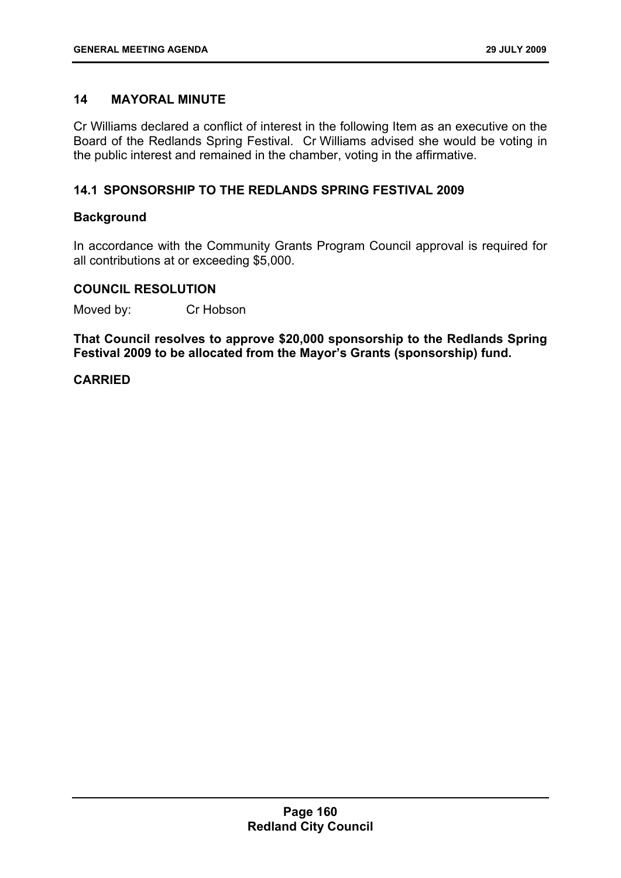## 14 MAYORAL MINUTE

Cr Williams declared a conflict of interest in the following Item as an executive on the Board of the Redlands Spring Festival. Cr Williams advised she would be voting in the public interest and remained in the chamber, voting in the affirmative.

### 14.1 SPONSORSHIP TO THE REDLANDS SPRING FESTIVAL 2009

#### Background

In accordance with the Community Grants Program Council approval is required for all contributions at or exceeding $5,000.

#### COUNCIL RESOLUTION

Moved by: Cr Hobson

**That Council resolves to approve $20,000 sponsorship to the Redlands Spring Festival 2009 to be allocated from the Mayor's Grants (sponsorship) fund.**

**CARRIED**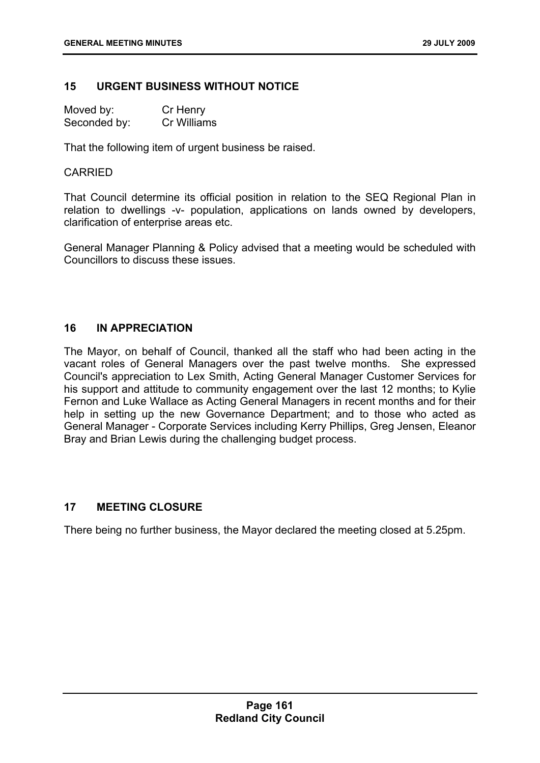## 15 URGENT BUSINESS WITHOUT NOTICE

| | |
|---|---|
| Moved by: | Cr Henry |
| Seconded by: | Cr Williams |

That the following item of urgent business be raised.

CARRIED

That Council determine its official position in relation to the SEQ Regional Plan in relation to dwellings -v- population, applications on lands owned by developers, clarification of enterprise areas etc.

General Manager Planning & Policy advised that a meeting would be scheduled with Councillors to discuss these issues.

## 16 IN APPRECIATION

The Mayor, on behalf of Council, thanked all the staff who had been acting in the vacant roles of General Managers over the past twelve months. She expressed Council's appreciation to Lex Smith, Acting General Manager Customer Services for his support and attitude to community engagement over the last 12 months; to Kylie Fernon and Luke Wallace as Acting General Managers in recent months and for their help in setting up the new Governance Department; and to those who acted as General Manager - Corporate Services including Kerry Phillips, Greg Jensen, Eleanor Bray and Brian Lewis during the challenging budget process.

## 17 MEETING CLOSURE

There being no further business, the Mayor declared the meeting closed at 5.25pm.